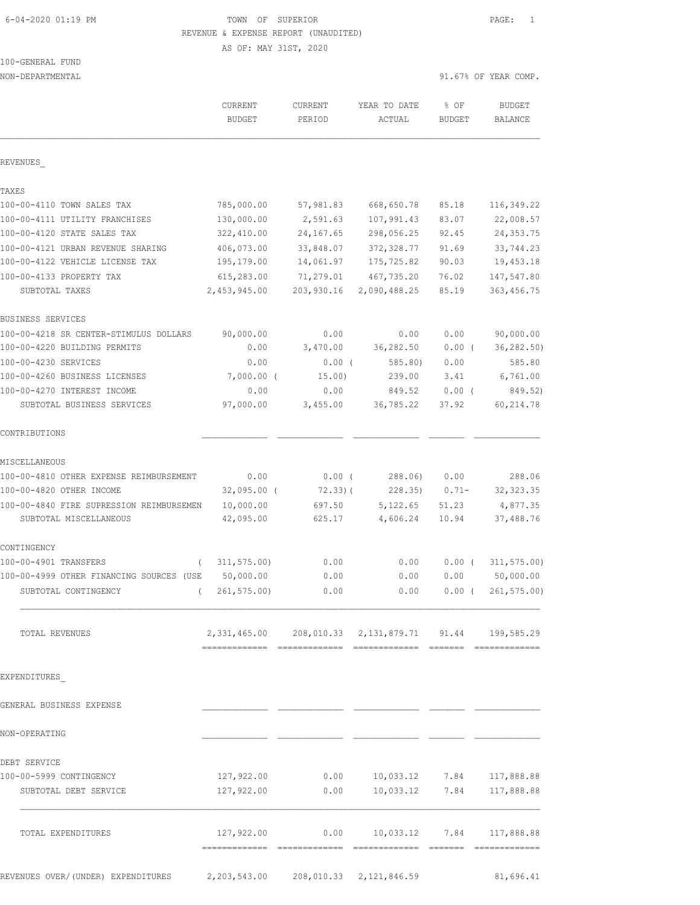6-04-2020 01:19 PM

# TOWN OF SUPERIOR

## REVENUE & EXPENSE REPORT (UNAUDITED)

AS OF: MAY 31ST, 2020

100-GENERAL FUND

NON-DEPARTMENTAL

91.67% OF YEAR COMP.

| | CURRENT BUDGET | CURRENT PERIOD | YEAR TO DATE ACTUAL | % OF BUDGET | BUDGET BALANCE |
|---|---|---|---|---|---|
| **REVENUES_** | | | | | |
| **TAXES** | | | | | |
| 100-00-4110 TOWN SALES TAX | 785,000.00 | 57,981.83 | 668,650.78 | 85.18 | 116,349.22 |
| 100-00-4111 UTILITY FRANCHISES | 130,000.00 | 2,591.63 | 107,991.43 | 83.07 | 22,008.57 |
| 100-00-4120 STATE SALES TAX | 322,410.00 | 24,167.65 | 298,056.25 | 92.45 | 24,353.75 |
| 100-00-4121 URBAN REVENUE SHARING | 406,073.00 | 33,848.07 | 372,328.77 | 91.69 | 33,744.23 |
| 100-00-4122 VEHICLE LICENSE TAX | 195,179.00 | 14,061.97 | 175,725.82 | 90.03 | 19,453.18 |
| 100-00-4133 PROPERTY TAX | 615,283.00 | 71,279.01 | 467,735.20 | 76.02 | 147,547.80 |
| SUBTOTAL TAXES | 2,453,945.00 | 203,930.16 | 2,090,488.25 | 85.19 | 363,456.75 |
| **BUSINESS SERVICES** | | | | | |
| 100-00-4218 SR CENTER-STIMULUS DOLLARS | 90,000.00 | 0.00 | 0.00 | 0.00 | 90,000.00 |
| 100-00-4220 BUILDING PERMITS | 0.00 | 3,470.00 | 36,282.50 | 0.00 ( | 36,282.50) |
| 100-00-4230 SERVICES | 0.00 | 0.00 ( | 585.80) | 0.00 | 585.80 |
| 100-00-4260 BUSINESS LICENSES | 7,000.00 ( | 15.00) | 239.00 | 3.41 | 6,761.00 |
| 100-00-4270 INTEREST INCOME | 0.00 | 0.00 | 849.52 | 0.00 ( | 849.52) |
| SUBTOTAL BUSINESS SERVICES | 97,000.00 | 3,455.00 | 36,785.22 | 37.92 | 60,214.78 |
| **CONTRIBUTIONS** | | | | | |
| **MISCELLANEOUS** | | | | | |
| 100-00-4810 OTHER EXPENSE REIMBURSEMENT | 0.00 | 0.00 ( | 288.06) | 0.00 | 288.06 |
| 100-00-4820 OTHER INCOME | 32,095.00 ( | 72.33)( | 228.35) | 0.71- | 32,323.35 |
| 100-00-4840 FIRE SUPRESSION REIMBURSEMEN | 10,000.00 | 697.50 | 5,122.65 | 51.23 | 4,877.35 |
| SUBTOTAL MISCELLANEOUS | 42,095.00 | 625.17 | 4,606.24 | 10.94 | 37,488.76 |
| **CONTINGENCY** | | | | | |
| 100-00-4901 TRANSFERS | ( 311,575.00) | 0.00 | 0.00 | 0.00 ( | 311,575.00) |
| 100-00-4999 OTHER FINANCING SOURCES (USE | 50,000.00 | 0.00 | 0.00 | 0.00 | 50,000.00 |
| SUBTOTAL CONTINGENCY | ( 261,575.00) | 0.00 | 0.00 | 0.00 ( | 261,575.00) |
| TOTAL REVENUES | 2,331,465.00 | 208,010.33 | 2,131,879.71 | 91.44 | 199,585.29 |
| **EXPENDITURES_** | | | | | |
| **GENERAL BUSINESS EXPENSE** | | | | | |
| **NON-OPERATING** | | | | | |
| **DEBT SERVICE** | | | | | |
| 100-00-5999 CONTINGENCY | 127,922.00 | 0.00 | 10,033.12 | 7.84 | 117,888.88 |
| SUBTOTAL DEBT SERVICE | 127,922.00 | 0.00 | 10,033.12 | 7.84 | 117,888.88 |
| TOTAL EXPENDITURES | 127,922.00 | 0.00 | 10,033.12 | 7.84 | 117,888.88 |
| REVENUES OVER/(UNDER) EXPENDITURES | 2,203,543.00 | 208,010.33 | 2,121,846.59 | | 81,696.41 |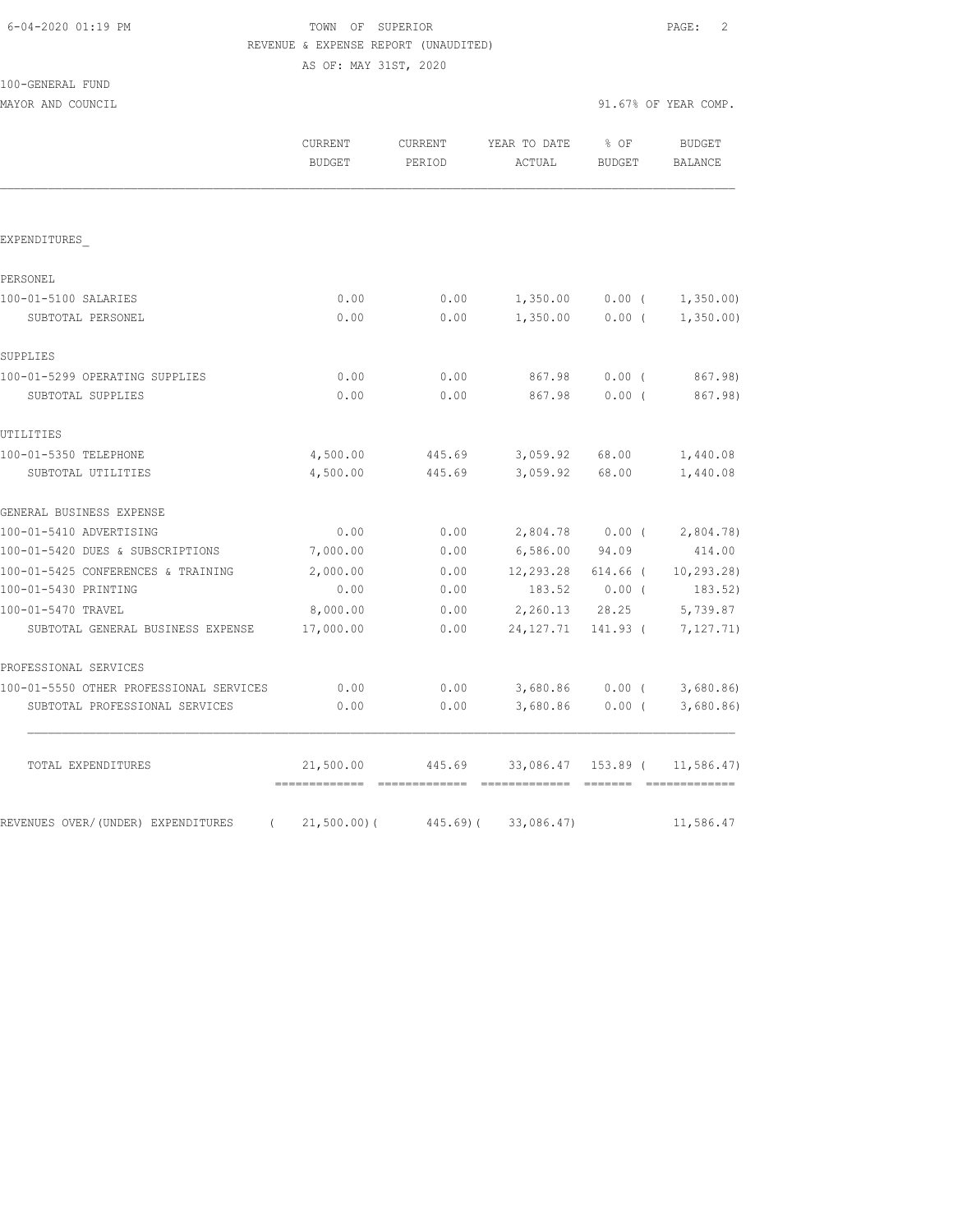TOWN OF SUPERIOR

REVENUE & EXPENSE REPORT (UNAUDITED)

AS OF: MAY 31ST, 2020

100-GENERAL FUND

MAYOR AND COUNCIL — 91.67% OF YEAR COMP.

| | CURRENT BUDGET | CURRENT PERIOD | YEAR TO DATE ACTUAL | % OF BUDGET | BUDGET BALANCE |
|---|---|---|---|---|---|
| **EXPENDITURES** | | | | | |
| PERSONEL | | | | | |
| 100-01-5100 SALARIES | 0.00 | 0.00 | 1,350.00 | 0.00 | ( 1,350.00) |
| SUBTOTAL PERSONEL | 0.00 | 0.00 | 1,350.00 | 0.00 | ( 1,350.00) |
| SUPPLIES | | | | | |
| 100-01-5299 OPERATING SUPPLIES | 0.00 | 0.00 | 867.98 | 0.00 | ( 867.98) |
| SUBTOTAL SUPPLIES | 0.00 | 0.00 | 867.98 | 0.00 | ( 867.98) |
| UTILITIES | | | | | |
| 100-01-5350 TELEPHONE | 4,500.00 | 445.69 | 3,059.92 | 68.00 | 1,440.08 |
| SUBTOTAL UTILITIES | 4,500.00 | 445.69 | 3,059.92 | 68.00 | 1,440.08 |
| GENERAL BUSINESS EXPENSE | | | | | |
| 100-01-5410 ADVERTISING | 0.00 | 0.00 | 2,804.78 | 0.00 | ( 2,804.78) |
| 100-01-5420 DUES & SUBSCRIPTIONS | 7,000.00 | 0.00 | 6,586.00 | 94.09 | 414.00 |
| 100-01-5425 CONFERENCES & TRAINING | 2,000.00 | 0.00 | 12,293.28 | 614.66 | ( 10,293.28) |
| 100-01-5430 PRINTING | 0.00 | 0.00 | 183.52 | 0.00 | ( 183.52) |
| 100-01-5470 TRAVEL | 8,000.00 | 0.00 | 2,260.13 | 28.25 | 5,739.87 |
| SUBTOTAL GENERAL BUSINESS EXPENSE | 17,000.00 | 0.00 | 24,127.71 | 141.93 | ( 7,127.71) |
| PROFESSIONAL SERVICES | | | | | |
| 100-01-5550 OTHER PROFESSIONAL SERVICES | 0.00 | 0.00 | 3,680.86 | 0.00 | ( 3,680.86) |
| SUBTOTAL PROFESSIONAL SERVICES | 0.00 | 0.00 | 3,680.86 | 0.00 | ( 3,680.86) |
| TOTAL EXPENDITURES | 21,500.00 | 445.69 | 33,086.47 | 153.89 | ( 11,586.47) |
| REVENUES OVER/(UNDER) EXPENDITURES | ( 21,500.00) | ( 445.69) | ( 33,086.47) | | 11,586.47 |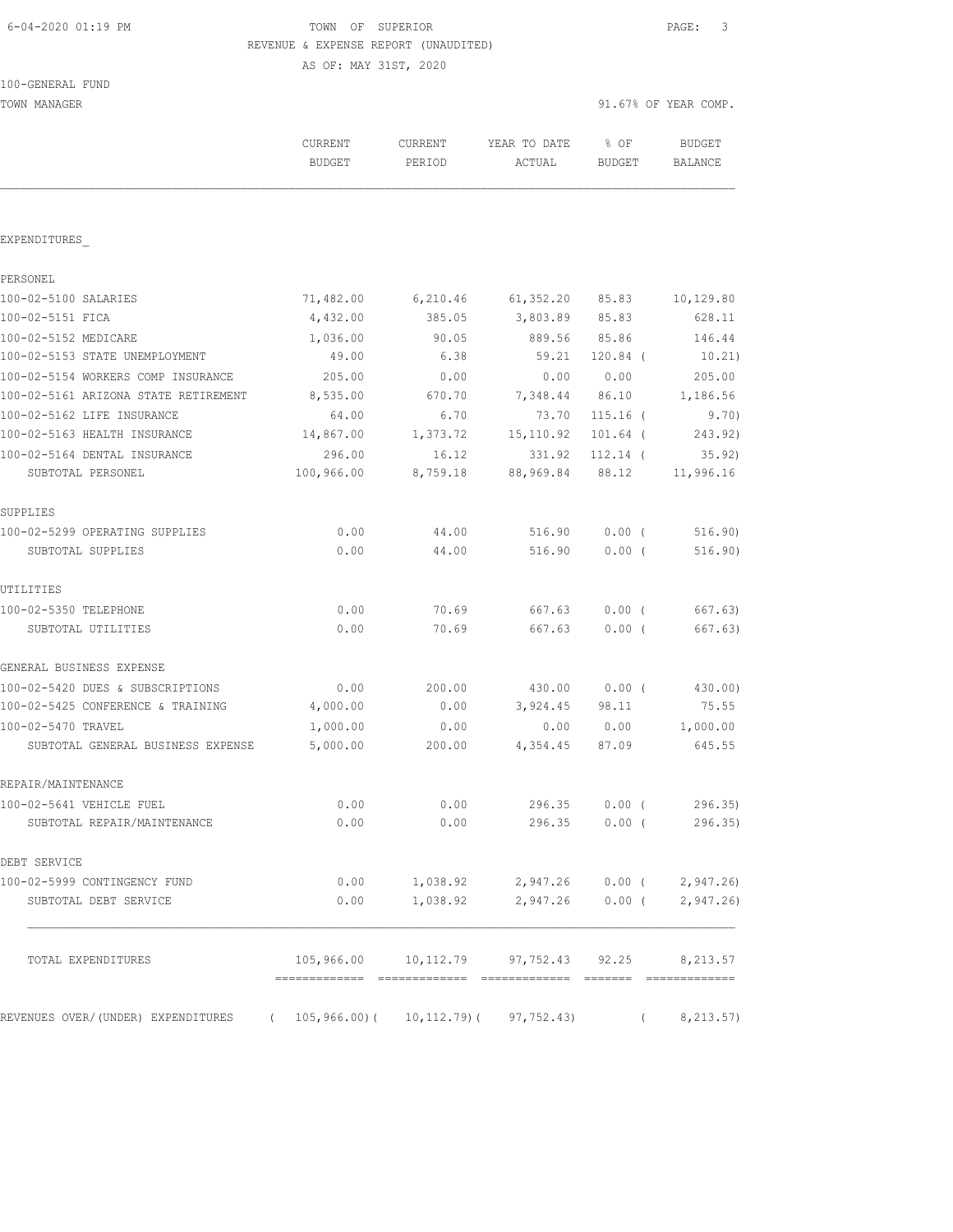6-04-2020 01:19 PM

TOWN OF SUPERIOR

REVENUE & EXPENSE REPORT (UNAUDITED)

AS OF: MAY 31ST, 2020

100-GENERAL FUND

TOWN MANAGER — 91.67% OF YEAR COMP.

| | CURRENT BUDGET | CURRENT PERIOD | YEAR TO DATE ACTUAL | % OF BUDGET | BUDGET BALANCE |
|---|---|---|---|---|---|
| EXPENDITURES_ | | | | | |
| PERSONEL | | | | | |
| 100-02-5100 SALARIES | 71,482.00 | 6,210.46 | 61,352.20 | 85.83 | 10,129.80 |
| 100-02-5151 FICA | 4,432.00 | 385.05 | 3,803.89 | 85.83 | 628.11 |
| 100-02-5152 MEDICARE | 1,036.00 | 90.05 | 889.56 | 85.86 | 146.44 |
| 100-02-5153 STATE UNEMPLOYMENT | 49.00 | 6.38 | 59.21 | 120.84 | ( 10.21) |
| 100-02-5154 WORKERS COMP INSURANCE | 205.00 | 0.00 | 0.00 | 0.00 | 205.00 |
| 100-02-5161 ARIZONA STATE RETIREMENT | 8,535.00 | 670.70 | 7,348.44 | 86.10 | 1,186.56 |
| 100-02-5162 LIFE INSURANCE | 64.00 | 6.70 | 73.70 | 115.16 | ( 9.70) |
| 100-02-5163 HEALTH INSURANCE | 14,867.00 | 1,373.72 | 15,110.92 | 101.64 | ( 243.92) |
| 100-02-5164 DENTAL INSURANCE | 296.00 | 16.12 | 331.92 | 112.14 | ( 35.92) |
| SUBTOTAL PERSONEL | 100,966.00 | 8,759.18 | 88,969.84 | 88.12 | 11,996.16 |
| SUPPLIES | | | | | |
| 100-02-5299 OPERATING SUPPLIES | 0.00 | 44.00 | 516.90 | 0.00 | ( 516.90) |
| SUBTOTAL SUPPLIES | 0.00 | 44.00 | 516.90 | 0.00 | ( 516.90) |
| UTILITIES | | | | | |
| 100-02-5350 TELEPHONE | 0.00 | 70.69 | 667.63 | 0.00 | ( 667.63) |
| SUBTOTAL UTILITIES | 0.00 | 70.69 | 667.63 | 0.00 | ( 667.63) |
| GENERAL BUSINESS EXPENSE | | | | | |
| 100-02-5420 DUES & SUBSCRIPTIONS | 0.00 | 200.00 | 430.00 | 0.00 | ( 430.00) |
| 100-02-5425 CONFERENCE & TRAINING | 4,000.00 | 0.00 | 3,924.45 | 98.11 | 75.55 |
| 100-02-5470 TRAVEL | 1,000.00 | 0.00 | 0.00 | 0.00 | 1,000.00 |
| SUBTOTAL GENERAL BUSINESS EXPENSE | 5,000.00 | 200.00 | 4,354.45 | 87.09 | 645.55 |
| REPAIR/MAINTENANCE | | | | | |
| 100-02-5641 VEHICLE FUEL | 0.00 | 0.00 | 296.35 | 0.00 | ( 296.35) |
| SUBTOTAL REPAIR/MAINTENANCE | 0.00 | 0.00 | 296.35 | 0.00 | ( 296.35) |
| DEBT SERVICE | | | | | |
| 100-02-5999 CONTINGENCY FUND | 0.00 | 1,038.92 | 2,947.26 | 0.00 | ( 2,947.26) |
| SUBTOTAL DEBT SERVICE | 0.00 | 1,038.92 | 2,947.26 | 0.00 | ( 2,947.26) |
| TOTAL EXPENDITURES | 105,966.00 | 10,112.79 | 97,752.43 | 92.25 | 8,213.57 |
| REVENUES OVER/(UNDER) EXPENDITURES | ( 105,966.00) | ( 10,112.79) | ( 97,752.43) | | ( 8,213.57) |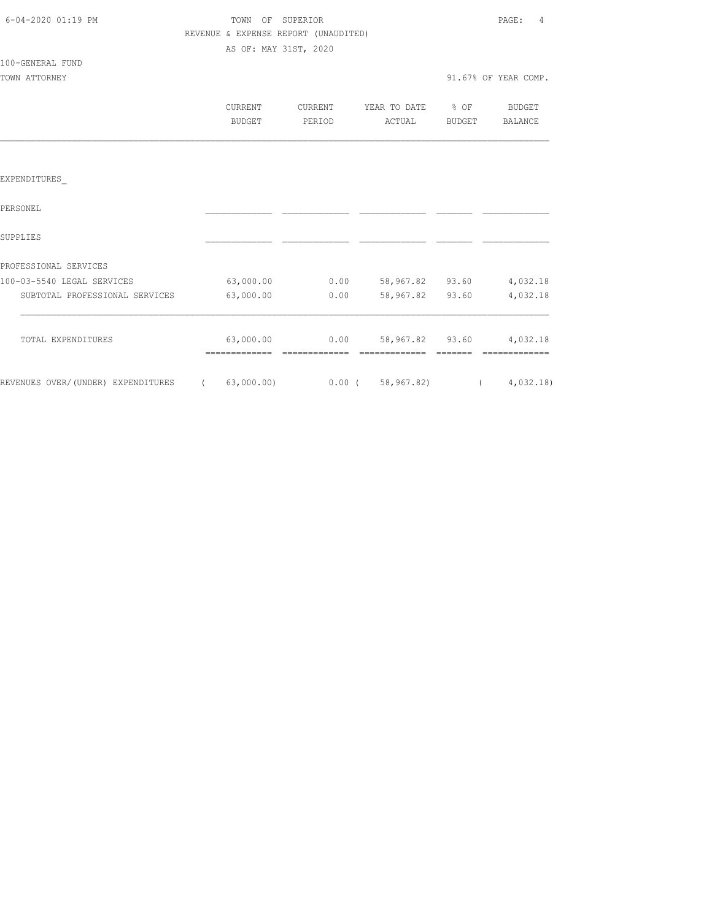TOWN OF SUPERIOR

REVENUE & EXPENSE REPORT (UNAUDITED)

AS OF: MAY 31ST, 2020

100-GENERAL FUND

TOWN ATTORNEY

91.67% OF YEAR COMP.

| | CURRENT BUDGET | CURRENT PERIOD | YEAR TO DATE ACTUAL | % OF BUDGET | BUDGET BALANCE |
|---|---|---|---|---|---|
| EXPENDITURES_ | | | | | |
| PERSONEL | | | | | |
| SUPPLIES | | | | | |
| PROFESSIONAL SERVICES | | | | | |
| 100-03-5540 LEGAL SERVICES | 63,000.00 | 0.00 | 58,967.82 | 93.60 | 4,032.18 |
| SUBTOTAL PROFESSIONAL SERVICES | 63,000.00 | 0.00 | 58,967.82 | 93.60 | 4,032.18 |
| TOTAL EXPENDITURES | 63,000.00 | 0.00 | 58,967.82 | 93.60 | 4,032.18 |
| REVENUES OVER/(UNDER) EXPENDITURES | ( 63,000.00) | 0.00 | ( 58,967.82) | | ( 4,032.18) |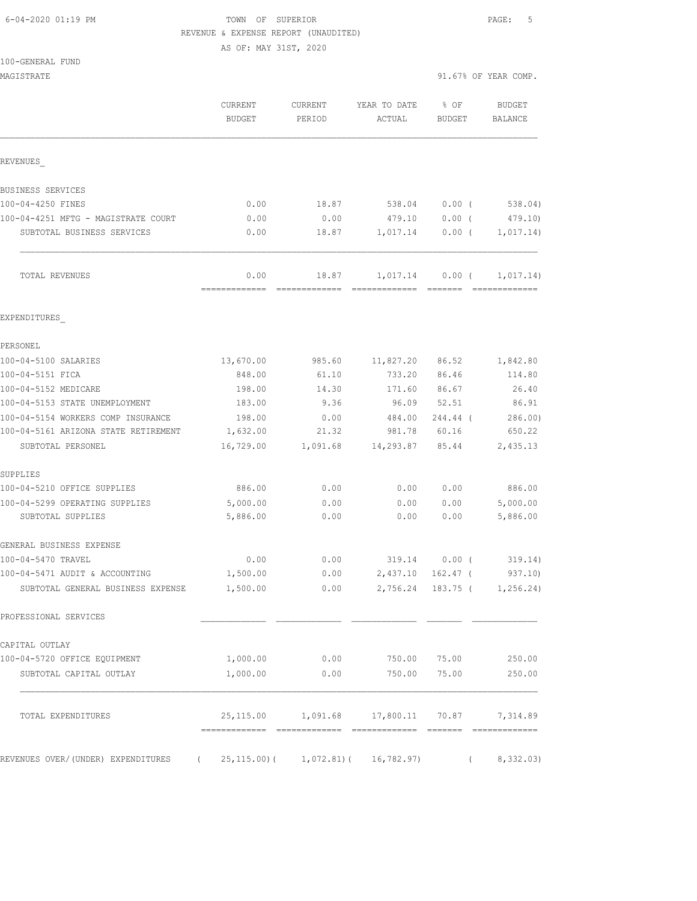6-04-2020 01:19 PM

TOWN OF SUPERIOR

REVENUE & EXPENSE REPORT (UNAUDITED)

AS OF: MAY 31ST, 2020

100-GENERAL FUND

MAGISTRATE — 91.67% OF YEAR COMP.

| | CURRENT BUDGET | CURRENT PERIOD | YEAR TO DATE ACTUAL | % OF BUDGET | BUDGET BALANCE |
|---|---|---|---|---|---|
| **REVENUES_** | | | | | |
| BUSINESS SERVICES | | | | | |
| 100-04-4250 FINES | 0.00 | 18.87 | 538.04 | 0.00 ( | 538.04) |
| 100-04-4251 MFTG - MAGISTRATE COURT | 0.00 | 0.00 | 479.10 | 0.00 ( | 479.10) |
| SUBTOTAL BUSINESS SERVICES | 0.00 | 18.87 | 1,017.14 | 0.00 ( | 1,017.14) |
| TOTAL REVENUES | 0.00 | 18.87 | 1,017.14 | 0.00 ( | 1,017.14) |
| **EXPENDITURES_** | | | | | |
| PERSONEL | | | | | |
| 100-04-5100 SALARIES | 13,670.00 | 985.60 | 11,827.20 | 86.52 | 1,842.80 |
| 100-04-5151 FICA | 848.00 | 61.10 | 733.20 | 86.46 | 114.80 |
| 100-04-5152 MEDICARE | 198.00 | 14.30 | 171.60 | 86.67 | 26.40 |
| 100-04-5153 STATE UNEMPLOYMENT | 183.00 | 9.36 | 96.09 | 52.51 | 86.91 |
| 100-04-5154 WORKERS COMP INSURANCE | 198.00 | 0.00 | 484.00 | 244.44 ( | 286.00) |
| 100-04-5161 ARIZONA STATE RETIREMENT | 1,632.00 | 21.32 | 981.78 | 60.16 | 650.22 |
| SUBTOTAL PERSONEL | 16,729.00 | 1,091.68 | 14,293.87 | 85.44 | 2,435.13 |
| SUPPLIES | | | | | |
| 100-04-5210 OFFICE SUPPLIES | 886.00 | 0.00 | 0.00 | 0.00 | 886.00 |
| 100-04-5299 OPERATING SUPPLIES | 5,000.00 | 0.00 | 0.00 | 0.00 | 5,000.00 |
| SUBTOTAL SUPPLIES | 5,886.00 | 0.00 | 0.00 | 0.00 | 5,886.00 |
| GENERAL BUSINESS EXPENSE | | | | | |
| 100-04-5470 TRAVEL | 0.00 | 0.00 | 319.14 | 0.00 ( | 319.14) |
| 100-04-5471 AUDIT & ACCOUNTING | 1,500.00 | 0.00 | 2,437.10 | 162.47 ( | 937.10) |
| SUBTOTAL GENERAL BUSINESS EXPENSE | 1,500.00 | 0.00 | 2,756.24 | 183.75 ( | 1,256.24) |
| PROFESSIONAL SERVICES | | | | | |
| CAPITAL OUTLAY | | | | | |
| 100-04-5720 OFFICE EQUIPMENT | 1,000.00 | 0.00 | 750.00 | 75.00 | 250.00 |
| SUBTOTAL CAPITAL OUTLAY | 1,000.00 | 0.00 | 750.00 | 75.00 | 250.00 |
| TOTAL EXPENDITURES | 25,115.00 | 1,091.68 | 17,800.11 | 70.87 | 7,314.89 |
| REVENUES OVER/(UNDER) EXPENDITURES | ( 25,115.00)( | 1,072.81)( | 16,782.97) | ( | 8,332.03) |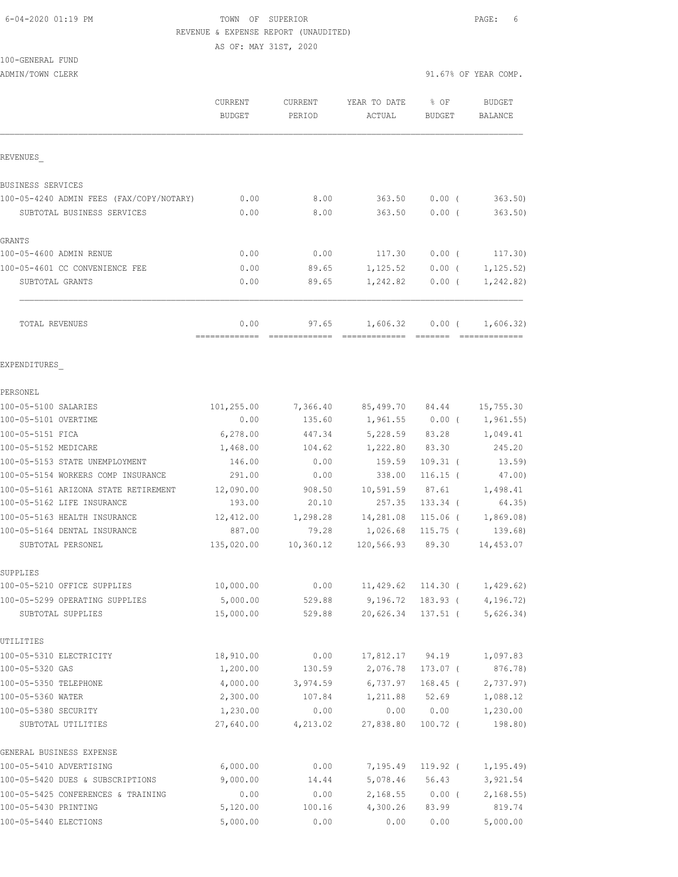TOWN OF SUPERIOR
REVENUE & EXPENSE REPORT (UNAUDITED)
AS OF: MAY 31ST, 2020

100-GENERAL FUND
ADMIN/TOWN CLERK

91.67% OF YEAR COMP.

| | CURRENT BUDGET | CURRENT PERIOD | YEAR TO DATE ACTUAL | % OF BUDGET | BUDGET BALANCE |
|---|---|---|---|---|---|
| **REVENUES** | | | | | |
| **BUSINESS SERVICES** | | | | | |
| 100-05-4240 ADMIN FEES (FAX/COPY/NOTARY) | 0.00 | 8.00 | 363.50 | 0.00 ( | 363.50) |
| SUBTOTAL BUSINESS SERVICES | 0.00 | 8.00 | 363.50 | 0.00 ( | 363.50) |
| **GRANTS** | | | | | |
| 100-05-4600 ADMIN RENUE | 0.00 | 0.00 | 117.30 | 0.00 ( | 117.30) |
| 100-05-4601 CC CONVENIENCE FEE | 0.00 | 89.65 | 1,125.52 | 0.00 ( | 1,125.52) |
| SUBTOTAL GRANTS | 0.00 | 89.65 | 1,242.82 | 0.00 ( | 1,242.82) |
| TOTAL REVENUES | 0.00 | 97.65 | 1,606.32 | 0.00 ( | 1,606.32) |
| **EXPENDITURES** | | | | | |
| **PERSONEL** | | | | | |
| 100-05-5100 SALARIES | 101,255.00 | 7,366.40 | 85,499.70 | 84.44 | 15,755.30 |
| 100-05-5101 OVERTIME | 0.00 | 135.60 | 1,961.55 | 0.00 ( | 1,961.55) |
| 100-05-5151 FICA | 6,278.00 | 447.34 | 5,228.59 | 83.28 | 1,049.41 |
| 100-05-5152 MEDICARE | 1,468.00 | 104.62 | 1,222.80 | 83.30 | 245.20 |
| 100-05-5153 STATE UNEMPLOYMENT | 146.00 | 0.00 | 159.59 | 109.31 ( | 13.59) |
| 100-05-5154 WORKERS COMP INSURANCE | 291.00 | 0.00 | 338.00 | 116.15 ( | 47.00) |
| 100-05-5161 ARIZONA STATE RETIREMENT | 12,090.00 | 908.50 | 10,591.59 | 87.61 | 1,498.41 |
| 100-05-5162 LIFE INSURANCE | 193.00 | 20.10 | 257.35 | 133.34 ( | 64.35) |
| 100-05-5163 HEALTH INSURANCE | 12,412.00 | 1,298.28 | 14,281.08 | 115.06 ( | 1,869.08) |
| 100-05-5164 DENTAL INSURANCE | 887.00 | 79.28 | 1,026.68 | 115.75 ( | 139.68) |
| SUBTOTAL PERSONEL | 135,020.00 | 10,360.12 | 120,566.93 | 89.30 | 14,453.07 |
| **SUPPLIES** | | | | | |
| 100-05-5210 OFFICE SUPPLIES | 10,000.00 | 0.00 | 11,429.62 | 114.30 ( | 1,429.62) |
| 100-05-5299 OPERATING SUPPLIES | 5,000.00 | 529.88 | 9,196.72 | 183.93 ( | 4,196.72) |
| SUBTOTAL SUPPLIES | 15,000.00 | 529.88 | 20,626.34 | 137.51 ( | 5,626.34) |
| **UTILITIES** | | | | | |
| 100-05-5310 ELECTRICITY | 18,910.00 | 0.00 | 17,812.17 | 94.19 | 1,097.83 |
| 100-05-5320 GAS | 1,200.00 | 130.59 | 2,076.78 | 173.07 ( | 876.78) |
| 100-05-5350 TELEPHONE | 4,000.00 | 3,974.59 | 6,737.97 | 168.45 ( | 2,737.97) |
| 100-05-5360 WATER | 2,300.00 | 107.84 | 1,211.88 | 52.69 | 1,088.12 |
| 100-05-5380 SECURITY | 1,230.00 | 0.00 | 0.00 | 0.00 | 1,230.00 |
| SUBTOTAL UTILITIES | 27,640.00 | 4,213.02 | 27,838.80 | 100.72 ( | 198.80) |
| **GENERAL BUSINESS EXPENSE** | | | | | |
| 100-05-5410 ADVERTISING | 6,000.00 | 0.00 | 7,195.49 | 119.92 ( | 1,195.49) |
| 100-05-5420 DUES & SUBSCRIPTIONS | 9,000.00 | 14.44 | 5,078.46 | 56.43 | 3,921.54 |
| 100-05-5425 CONFERENCES & TRAINING | 0.00 | 0.00 | 2,168.55 | 0.00 ( | 2,168.55) |
| 100-05-5430 PRINTING | 5,120.00 | 100.16 | 4,300.26 | 83.99 | 819.74 |
| 100-05-5440 ELECTIONS | 5,000.00 | 0.00 | 0.00 | 0.00 | 5,000.00 |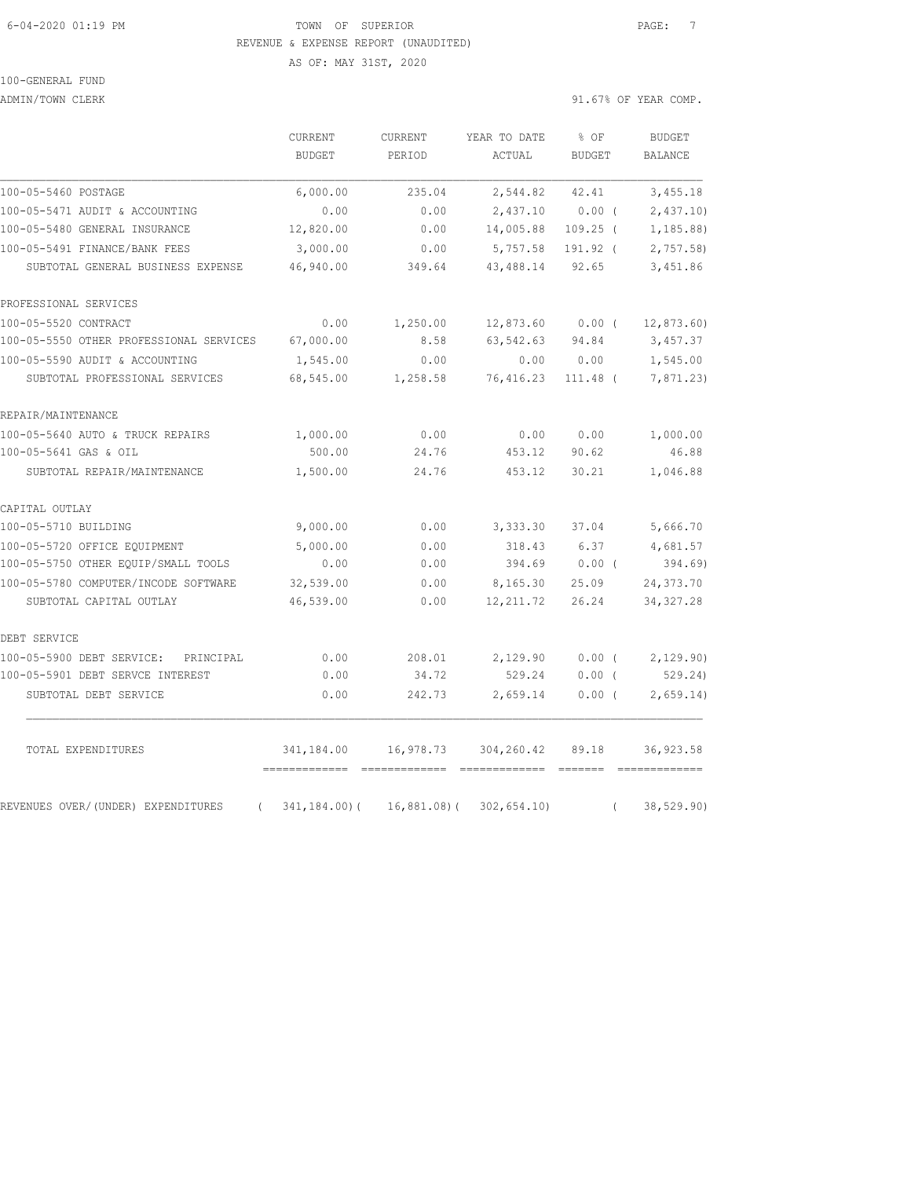TOWN OF SUPERIOR

REVENUE & EXPENSE REPORT (UNAUDITED)

AS OF: MAY 31ST, 2020

100-GENERAL FUND

ADMIN/TOWN CLERK

91.67% OF YEAR COMP.

| | CURRENT BUDGET | CURRENT PERIOD | YEAR TO DATE ACTUAL | % OF BUDGET | BUDGET BALANCE |
|---|---|---|---|---|---|
| 100-05-5460 POSTAGE | 6,000.00 | 235.04 | 2,544.82 | 42.41 | 3,455.18 |
| 100-05-5471 AUDIT & ACCOUNTING | 0.00 | 0.00 | 2,437.10 | 0.00 ( | 2,437.10) |
| 100-05-5480 GENERAL INSURANCE | 12,820.00 | 0.00 | 14,005.88 | 109.25 ( | 1,185.88) |
| 100-05-5491 FINANCE/BANK FEES | 3,000.00 | 0.00 | 5,757.58 | 191.92 ( | 2,757.58) |
| SUBTOTAL GENERAL BUSINESS EXPENSE | 46,940.00 | 349.64 | 43,488.14 | 92.65 | 3,451.86 |
| PROFESSIONAL SERVICES | | | | | |
| 100-05-5520 CONTRACT | 0.00 | 1,250.00 | 12,873.60 | 0.00 ( | 12,873.60) |
| 100-05-5550 OTHER PROFESSIONAL SERVICES | 67,000.00 | 8.58 | 63,542.63 | 94.84 | 3,457.37 |
| 100-05-5590 AUDIT & ACCOUNTING | 1,545.00 | 0.00 | 0.00 | 0.00 | 1,545.00 |
| SUBTOTAL PROFESSIONAL SERVICES | 68,545.00 | 1,258.58 | 76,416.23 | 111.48 ( | 7,871.23) |
| REPAIR/MAINTENANCE | | | | | |
| 100-05-5640 AUTO & TRUCK REPAIRS | 1,000.00 | 0.00 | 0.00 | 0.00 | 1,000.00 |
| 100-05-5641 GAS & OIL | 500.00 | 24.76 | 453.12 | 90.62 | 46.88 |
| SUBTOTAL REPAIR/MAINTENANCE | 1,500.00 | 24.76 | 453.12 | 30.21 | 1,046.88 |
| CAPITAL OUTLAY | | | | | |
| 100-05-5710 BUILDING | 9,000.00 | 0.00 | 3,333.30 | 37.04 | 5,666.70 |
| 100-05-5720 OFFICE EQUIPMENT | 5,000.00 | 0.00 | 318.43 | 6.37 | 4,681.57 |
| 100-05-5750 OTHER EQUIP/SMALL TOOLS | 0.00 | 0.00 | 394.69 | 0.00 ( | 394.69) |
| 100-05-5780 COMPUTER/INCODE SOFTWARE | 32,539.00 | 0.00 | 8,165.30 | 25.09 | 24,373.70 |
| SUBTOTAL CAPITAL OUTLAY | 46,539.00 | 0.00 | 12,211.72 | 26.24 | 34,327.28 |
| DEBT SERVICE | | | | | |
| 100-05-5900 DEBT SERVICE: PRINCIPAL | 0.00 | 208.01 | 2,129.90 | 0.00 ( | 2,129.90) |
| 100-05-5901 DEBT SERVCE INTEREST | 0.00 | 34.72 | 529.24 | 0.00 ( | 529.24) |
| SUBTOTAL DEBT SERVICE | 0.00 | 242.73 | 2,659.14 | 0.00 ( | 2,659.14) |
| TOTAL EXPENDITURES | 341,184.00 | 16,978.73 | 304,260.42 | 89.18 | 36,923.58 |
| REVENUES OVER/(UNDER) EXPENDITURES | ( 341,184.00)( | 16,881.08)( | 302,654.10) | ( | 38,529.90) |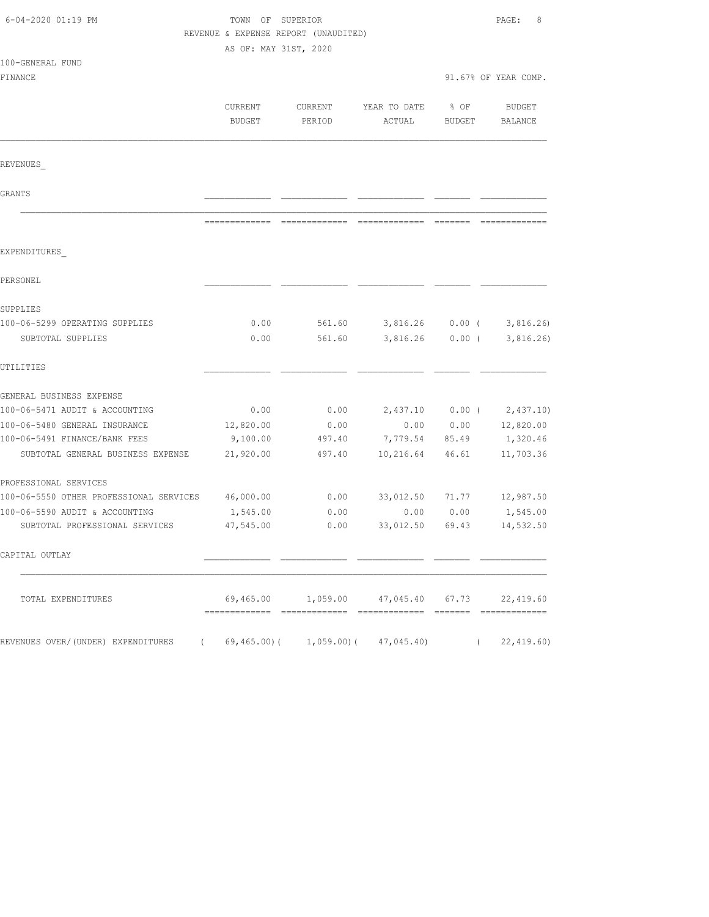6-04-2020 01:19 PM

TOWN OF SUPERIOR

REVENUE & EXPENSE REPORT (UNAUDITED)

AS OF: MAY 31ST, 2020

100-GENERAL FUND

FINANCE — 91.67% OF YEAR COMP.

| | CURRENT BUDGET | CURRENT PERIOD | YEAR TO DATE ACTUAL | % OF BUDGET | BUDGET BALANCE |
|---|---|---|---|---|---|
| REVENUES_ | | | | | |
| GRANTS | | | | | |
| EXPENDITURES_ | | | | | |
| PERSONEL | | | | | |
| SUPPLIES | | | | | |
| 100-06-5299 OPERATING SUPPLIES | 0.00 | 561.60 | 3,816.26 | 0.00 | ( 3,816.26) |
| SUBTOTAL SUPPLIES | 0.00 | 561.60 | 3,816.26 | 0.00 | ( 3,816.26) |
| UTILITIES | | | | | |
| GENERAL BUSINESS EXPENSE | | | | | |
| 100-06-5471 AUDIT & ACCOUNTING | 0.00 | 0.00 | 2,437.10 | 0.00 | ( 2,437.10) |
| 100-06-5480 GENERAL INSURANCE | 12,820.00 | 0.00 | 0.00 | 0.00 | 12,820.00 |
| 100-06-5491 FINANCE/BANK FEES | 9,100.00 | 497.40 | 7,779.54 | 85.49 | 1,320.46 |
| SUBTOTAL GENERAL BUSINESS EXPENSE | 21,920.00 | 497.40 | 10,216.64 | 46.61 | 11,703.36 |
| PROFESSIONAL SERVICES | | | | | |
| 100-06-5550 OTHER PROFESSIONAL SERVICES | 46,000.00 | 0.00 | 33,012.50 | 71.77 | 12,987.50 |
| 100-06-5590 AUDIT & ACCOUNTING | 1,545.00 | 0.00 | 0.00 | 0.00 | 1,545.00 |
| SUBTOTAL PROFESSIONAL SERVICES | 47,545.00 | 0.00 | 33,012.50 | 69.43 | 14,532.50 |
| CAPITAL OUTLAY | | | | | |
| TOTAL EXPENDITURES | 69,465.00 | 1,059.00 | 47,045.40 | 67.73 | 22,419.60 |
| REVENUES OVER/(UNDER) EXPENDITURES | ( 69,465.00) | ( 1,059.00) | ( 47,045.40) | | ( 22,419.60) |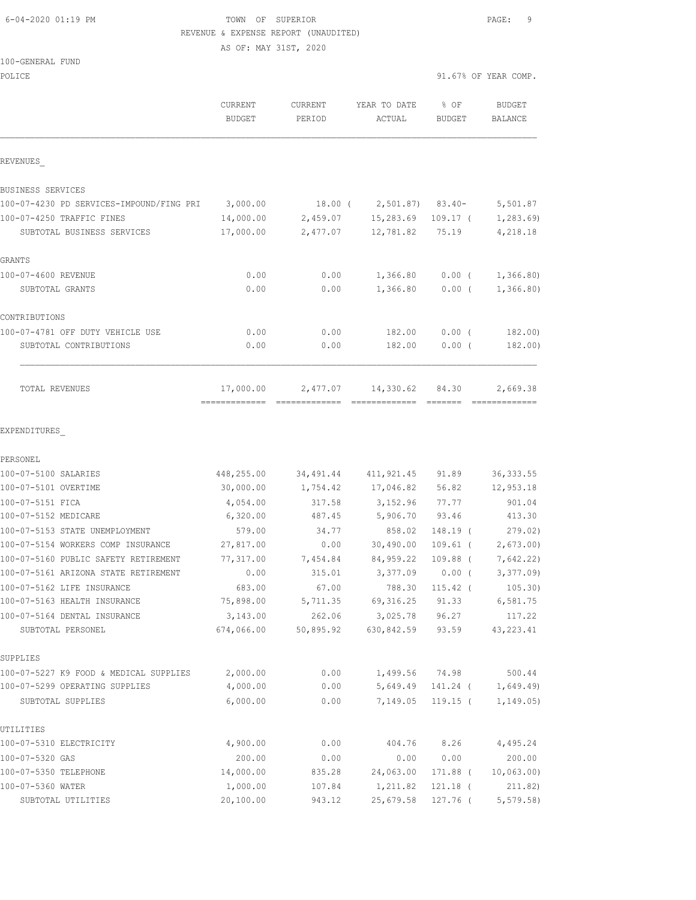TOWN OF SUPERIOR

REVENUE & EXPENSE REPORT (UNAUDITED)

AS OF: MAY 31ST, 2020

100-GENERAL FUND

POLICE — 91.67% OF YEAR COMP.

| | CURRENT BUDGET | CURRENT PERIOD | YEAR TO DATE ACTUAL | % OF BUDGET | BUDGET BALANCE |
|---|---|---|---|---|---|
| **REVENUES** | | | | | |
| BUSINESS SERVICES | | | | | |
| 100-07-4230 PD SERVICES-IMPOUND/FING PRI | 3,000.00 | 18.00 | ( 2,501.87) | 83.40- | 5,501.87 |
| 100-07-4250 TRAFFIC FINES | 14,000.00 | 2,459.07 | 15,283.69 | 109.17 | ( 1,283.69) |
| SUBTOTAL BUSINESS SERVICES | 17,000.00 | 2,477.07 | 12,781.82 | 75.19 | 4,218.18 |
| GRANTS | | | | | |
| 100-07-4600 REVENUE | 0.00 | 0.00 | 1,366.80 | 0.00 | ( 1,366.80) |
| SUBTOTAL GRANTS | 0.00 | 0.00 | 1,366.80 | 0.00 | ( 1,366.80) |
| CONTRIBUTIONS | | | | | |
| 100-07-4781 OFF DUTY VEHICLE USE | 0.00 | 0.00 | 182.00 | 0.00 | ( 182.00) |
| SUBTOTAL CONTRIBUTIONS | 0.00 | 0.00 | 182.00 | 0.00 | ( 182.00) |
| TOTAL REVENUES | 17,000.00 | 2,477.07 | 14,330.62 | 84.30 | 2,669.38 |
| **EXPENDITURES** | | | | | |
| PERSONEL | | | | | |
| 100-07-5100 SALARIES | 448,255.00 | 34,491.44 | 411,921.45 | 91.89 | 36,333.55 |
| 100-07-5101 OVERTIME | 30,000.00 | 1,754.42 | 17,046.82 | 56.82 | 12,953.18 |
| 100-07-5151 FICA | 4,054.00 | 317.58 | 3,152.96 | 77.77 | 901.04 |
| 100-07-5152 MEDICARE | 6,320.00 | 487.45 | 5,906.70 | 93.46 | 413.30 |
| 100-07-5153 STATE UNEMPLOYMENT | 579.00 | 34.77 | 858.02 | 148.19 | ( 279.02) |
| 100-07-5154 WORKERS COMP INSURANCE | 27,817.00 | 0.00 | 30,490.00 | 109.61 | ( 2,673.00) |
| 100-07-5160 PUBLIC SAFETY RETIREMENT | 77,317.00 | 7,454.84 | 84,959.22 | 109.88 | ( 7,642.22) |
| 100-07-5161 ARIZONA STATE RETIREMENT | 0.00 | 315.01 | 3,377.09 | 0.00 | ( 3,377.09) |
| 100-07-5162 LIFE INSURANCE | 683.00 | 67.00 | 788.30 | 115.42 | ( 105.30) |
| 100-07-5163 HEALTH INSURANCE | 75,898.00 | 5,711.35 | 69,316.25 | 91.33 | 6,581.75 |
| 100-07-5164 DENTAL INSURANCE | 3,143.00 | 262.06 | 3,025.78 | 96.27 | 117.22 |
| SUBTOTAL PERSONEL | 674,066.00 | 50,895.92 | 630,842.59 | 93.59 | 43,223.41 |
| SUPPLIES | | | | | |
| 100-07-5227 K9 FOOD & MEDICAL SUPPLIES | 2,000.00 | 0.00 | 1,499.56 | 74.98 | 500.44 |
| 100-07-5299 OPERATING SUPPLIES | 4,000.00 | 0.00 | 5,649.49 | 141.24 | ( 1,649.49) |
| SUBTOTAL SUPPLIES | 6,000.00 | 0.00 | 7,149.05 | 119.15 | ( 1,149.05) |
| UTILITIES | | | | | |
| 100-07-5310 ELECTRICITY | 4,900.00 | 0.00 | 404.76 | 8.26 | 4,495.24 |
| 100-07-5320 GAS | 200.00 | 0.00 | 0.00 | 0.00 | 200.00 |
| 100-07-5350 TELEPHONE | 14,000.00 | 835.28 | 24,063.00 | 171.88 | ( 10,063.00) |
| 100-07-5360 WATER | 1,000.00 | 107.84 | 1,211.82 | 121.18 | ( 211.82) |
| SUBTOTAL UTILITIES | 20,100.00 | 943.12 | 25,679.58 | 127.76 | ( 5,579.58) |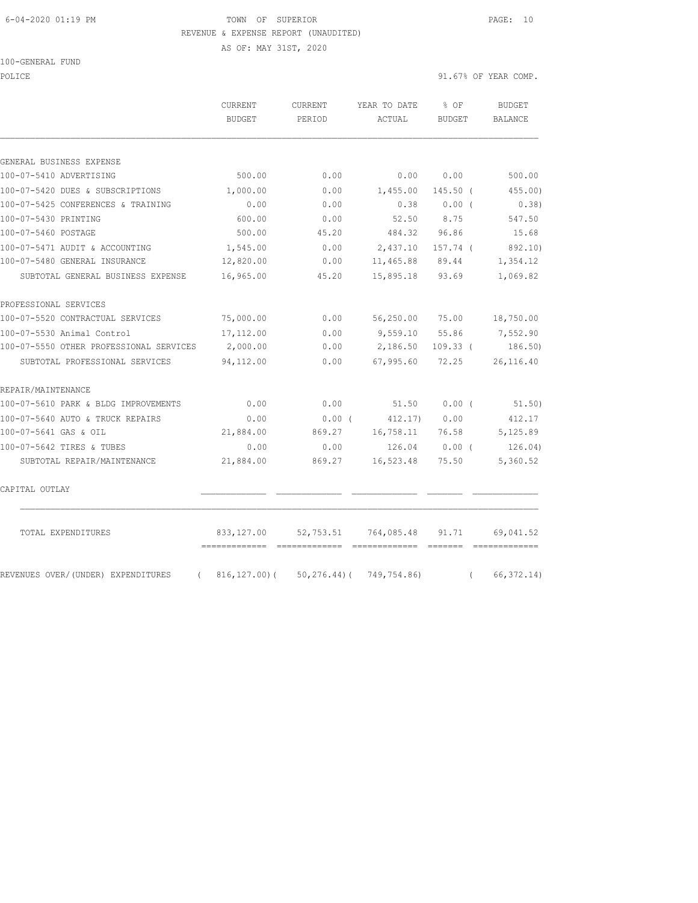6-04-2020 01:19 PM TOWN OF SUPERIOR

REVENUE & EXPENSE REPORT (UNAUDITED)

AS OF: MAY 31ST, 2020

100-GENERAL FUND

POLICE — 91.67% OF YEAR COMP.

| | CURRENT BUDGET | CURRENT PERIOD | YEAR TO DATE ACTUAL | % OF BUDGET | BUDGET BALANCE |
|---|---|---|---|---|---|
| GENERAL BUSINESS EXPENSE | | | | | |
| 100-07-5410 ADVERTISING | 500.00 | 0.00 | 0.00 | 0.00 | 500.00 |
| 100-07-5420 DUES & SUBSCRIPTIONS | 1,000.00 | 0.00 | 1,455.00 | 145.50 | ( 455.00) |
| 100-07-5425 CONFERENCES & TRAINING | 0.00 | 0.00 | 0.38 | 0.00 | ( 0.38) |
| 100-07-5430 PRINTING | 600.00 | 0.00 | 52.50 | 8.75 | 547.50 |
| 100-07-5460 POSTAGE | 500.00 | 45.20 | 484.32 | 96.86 | 15.68 |
| 100-07-5471 AUDIT & ACCOUNTING | 1,545.00 | 0.00 | 2,437.10 | 157.74 | ( 892.10) |
| 100-07-5480 GENERAL INSURANCE | 12,820.00 | 0.00 | 11,465.88 | 89.44 | 1,354.12 |
| SUBTOTAL GENERAL BUSINESS EXPENSE | 16,965.00 | 45.20 | 15,895.18 | 93.69 | 1,069.82 |
| PROFESSIONAL SERVICES | | | | | |
| 100-07-5520 CONTRACTUAL SERVICES | 75,000.00 | 0.00 | 56,250.00 | 75.00 | 18,750.00 |
| 100-07-5530 Animal Control | 17,112.00 | 0.00 | 9,559.10 | 55.86 | 7,552.90 |
| 100-07-5550 OTHER PROFESSIONAL SERVICES | 2,000.00 | 0.00 | 2,186.50 | 109.33 | ( 186.50) |
| SUBTOTAL PROFESSIONAL SERVICES | 94,112.00 | 0.00 | 67,995.60 | 72.25 | 26,116.40 |
| REPAIR/MAINTENANCE | | | | | |
| 100-07-5610 PARK & BLDG IMPROVEMENTS | 0.00 | 0.00 | 51.50 | 0.00 | ( 51.50) |
| 100-07-5640 AUTO & TRUCK REPAIRS | 0.00 | 0.00 | ( 412.17) | 0.00 | 412.17 |
| 100-07-5641 GAS & OIL | 21,884.00 | 869.27 | 16,758.11 | 76.58 | 5,125.89 |
| 100-07-5642 TIRES & TUBES | 0.00 | 0.00 | 126.04 | 0.00 | ( 126.04) |
| SUBTOTAL REPAIR/MAINTENANCE | 21,884.00 | 869.27 | 16,523.48 | 75.50 | 5,360.52 |
| CAPITAL OUTLAY | | | | | |
| TOTAL EXPENDITURES | 833,127.00 | 52,753.51 | 764,085.48 | 91.71 | 69,041.52 |
| REVENUES OVER/(UNDER) EXPENDITURES | ( 816,127.00) | ( 50,276.44) | ( 749,754.86) | | ( 66,372.14) |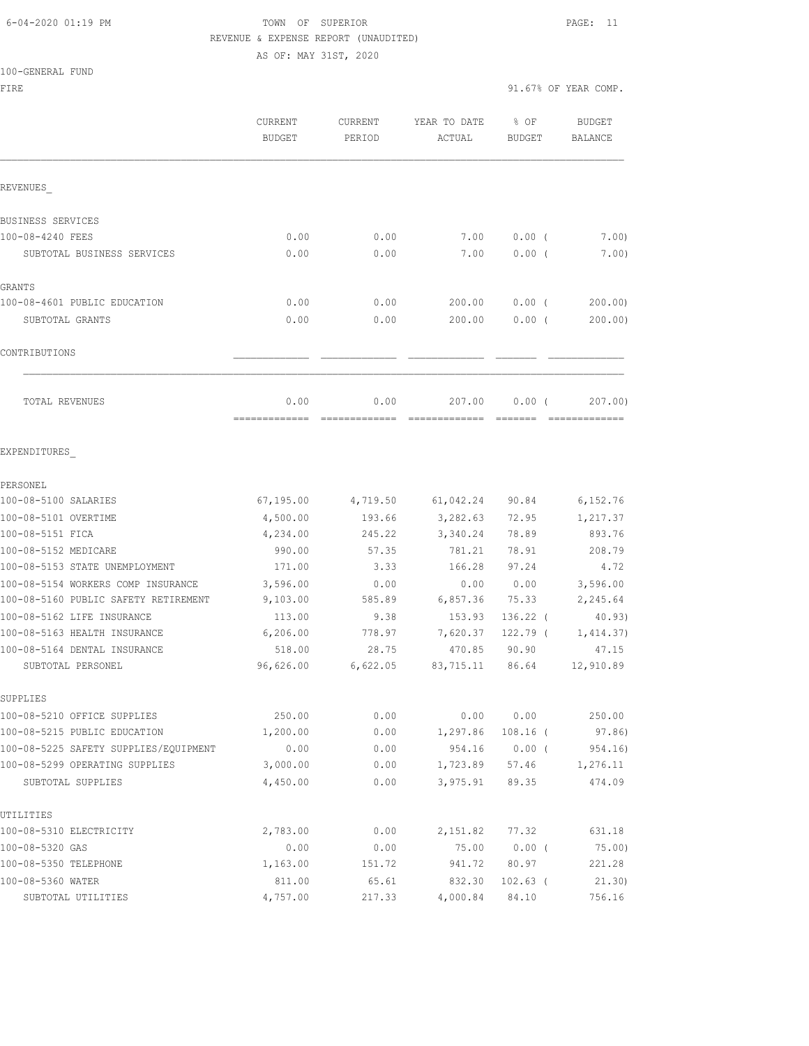6-04-2020 01:19 PM

TOWN OF SUPERIOR

REVENUE & EXPENSE REPORT (UNAUDITED)

AS OF: MAY 31ST, 2020

100-GENERAL FUND

FIRE — 91.67% OF YEAR COMP.

| | CURRENT BUDGET | CURRENT PERIOD | YEAR TO DATE ACTUAL | % OF BUDGET | BUDGET BALANCE |
|---|---|---|---|---|---|
| **REVENUES** | | | | | |
| BUSINESS SERVICES | | | | | |
| 100-08-4240 FEES | 0.00 | 0.00 | 7.00 | 0.00 ( | 7.00) |
| SUBTOTAL BUSINESS SERVICES | 0.00 | 0.00 | 7.00 | 0.00 ( | 7.00) |
| GRANTS | | | | | |
| 100-08-4601 PUBLIC EDUCATION | 0.00 | 0.00 | 200.00 | 0.00 ( | 200.00) |
| SUBTOTAL GRANTS | 0.00 | 0.00 | 200.00 | 0.00 ( | 200.00) |
| CONTRIBUTIONS | | | | | |
| TOTAL REVENUES | 0.00 | 0.00 | 207.00 | 0.00 ( | 207.00) |
| **EXPENDITURES** | | | | | |
| PERSONEL | | | | | |
| 100-08-5100 SALARIES | 67,195.00 | 4,719.50 | 61,042.24 | 90.84 | 6,152.76 |
| 100-08-5101 OVERTIME | 4,500.00 | 193.66 | 3,282.63 | 72.95 | 1,217.37 |
| 100-08-5151 FICA | 4,234.00 | 245.22 | 3,340.24 | 78.89 | 893.76 |
| 100-08-5152 MEDICARE | 990.00 | 57.35 | 781.21 | 78.91 | 208.79 |
| 100-08-5153 STATE UNEMPLOYMENT | 171.00 | 3.33 | 166.28 | 97.24 | 4.72 |
| 100-08-5154 WORKERS COMP INSURANCE | 3,596.00 | 0.00 | 0.00 | 0.00 | 3,596.00 |
| 100-08-5160 PUBLIC SAFETY RETIREMENT | 9,103.00 | 585.89 | 6,857.36 | 75.33 | 2,245.64 |
| 100-08-5162 LIFE INSURANCE | 113.00 | 9.38 | 153.93 | 136.22 ( | 40.93) |
| 100-08-5163 HEALTH INSURANCE | 6,206.00 | 778.97 | 7,620.37 | 122.79 ( | 1,414.37) |
| 100-08-5164 DENTAL INSURANCE | 518.00 | 28.75 | 470.85 | 90.90 | 47.15 |
| SUBTOTAL PERSONEL | 96,626.00 | 6,622.05 | 83,715.11 | 86.64 | 12,910.89 |
| SUPPLIES | | | | | |
| 100-08-5210 OFFICE SUPPLIES | 250.00 | 0.00 | 0.00 | 0.00 | 250.00 |
| 100-08-5215 PUBLIC EDUCATION | 1,200.00 | 0.00 | 1,297.86 | 108.16 ( | 97.86) |
| 100-08-5225 SAFETY SUPPLIES/EQUIPMENT | 0.00 | 0.00 | 954.16 | 0.00 ( | 954.16) |
| 100-08-5299 OPERATING SUPPLIES | 3,000.00 | 0.00 | 1,723.89 | 57.46 | 1,276.11 |
| SUBTOTAL SUPPLIES | 4,450.00 | 0.00 | 3,975.91 | 89.35 | 474.09 |
| UTILITIES | | | | | |
| 100-08-5310 ELECTRICITY | 2,783.00 | 0.00 | 2,151.82 | 77.32 | 631.18 |
| 100-08-5320 GAS | 0.00 | 0.00 | 75.00 | 0.00 ( | 75.00) |
| 100-08-5350 TELEPHONE | 1,163.00 | 151.72 | 941.72 | 80.97 | 221.28 |
| 100-08-5360 WATER | 811.00 | 65.61 | 832.30 | 102.63 ( | 21.30) |
| SUBTOTAL UTILITIES | 4,757.00 | 217.33 | 4,000.84 | 84.10 | 756.16 |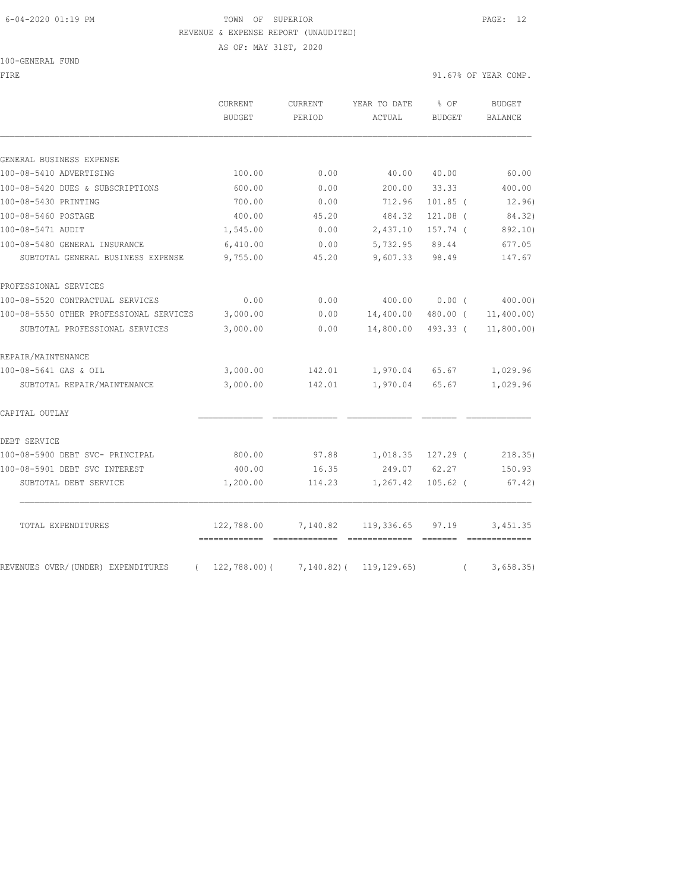TOWN OF SUPERIOR
REVENUE & EXPENSE REPORT (UNAUDITED)
AS OF: MAY 31ST, 2020

100-GENERAL FUND
FIRE

91.67% OF YEAR COMP.

| | CURRENT BUDGET | CURRENT PERIOD | YEAR TO DATE ACTUAL | % OF BUDGET | BUDGET BALANCE |
|---|---|---|---|---|---|
| GENERAL BUSINESS EXPENSE | | | | | |
| 100-08-5410 ADVERTISING | 100.00 | 0.00 | 40.00 | 40.00 | 60.00 |
| 100-08-5420 DUES & SUBSCRIPTIONS | 600.00 | 0.00 | 200.00 | 33.33 | 400.00 |
| 100-08-5430 PRINTING | 700.00 | 0.00 | 712.96 | 101.85 ( | 12.96) |
| 100-08-5460 POSTAGE | 400.00 | 45.20 | 484.32 | 121.08 ( | 84.32) |
| 100-08-5471 AUDIT | 1,545.00 | 0.00 | 2,437.10 | 157.74 ( | 892.10) |
| 100-08-5480 GENERAL INSURANCE | 6,410.00 | 0.00 | 5,732.95 | 89.44 | 677.05 |
| SUBTOTAL GENERAL BUSINESS EXPENSE | 9,755.00 | 45.20 | 9,607.33 | 98.49 | 147.67 |
| PROFESSIONAL SERVICES | | | | | |
| 100-08-5520 CONTRACTUAL SERVICES | 0.00 | 0.00 | 400.00 | 0.00 ( | 400.00) |
| 100-08-5550 OTHER PROFESSIONAL SERVICES | 3,000.00 | 0.00 | 14,400.00 | 480.00 ( | 11,400.00) |
| SUBTOTAL PROFESSIONAL SERVICES | 3,000.00 | 0.00 | 14,800.00 | 493.33 ( | 11,800.00) |
| REPAIR/MAINTENANCE | | | | | |
| 100-08-5641 GAS & OIL | 3,000.00 | 142.01 | 1,970.04 | 65.67 | 1,029.96 |
| SUBTOTAL REPAIR/MAINTENANCE | 3,000.00 | 142.01 | 1,970.04 | 65.67 | 1,029.96 |
| CAPITAL OUTLAY | | | | | |
| DEBT SERVICE | | | | | |
| 100-08-5900 DEBT SVC- PRINCIPAL | 800.00 | 97.88 | 1,018.35 | 127.29 ( | 218.35) |
| 100-08-5901 DEBT SVC INTEREST | 400.00 | 16.35 | 249.07 | 62.27 | 150.93 |
| SUBTOTAL DEBT SERVICE | 1,200.00 | 114.23 | 1,267.42 | 105.62 ( | 67.42) |
| TOTAL EXPENDITURES | 122,788.00 | 7,140.82 | 119,336.65 | 97.19 | 3,451.35 |
| REVENUES OVER/(UNDER) EXPENDITURES | ( 122,788.00)( | 7,140.82)( | 119,129.65) | ( | 3,658.35) |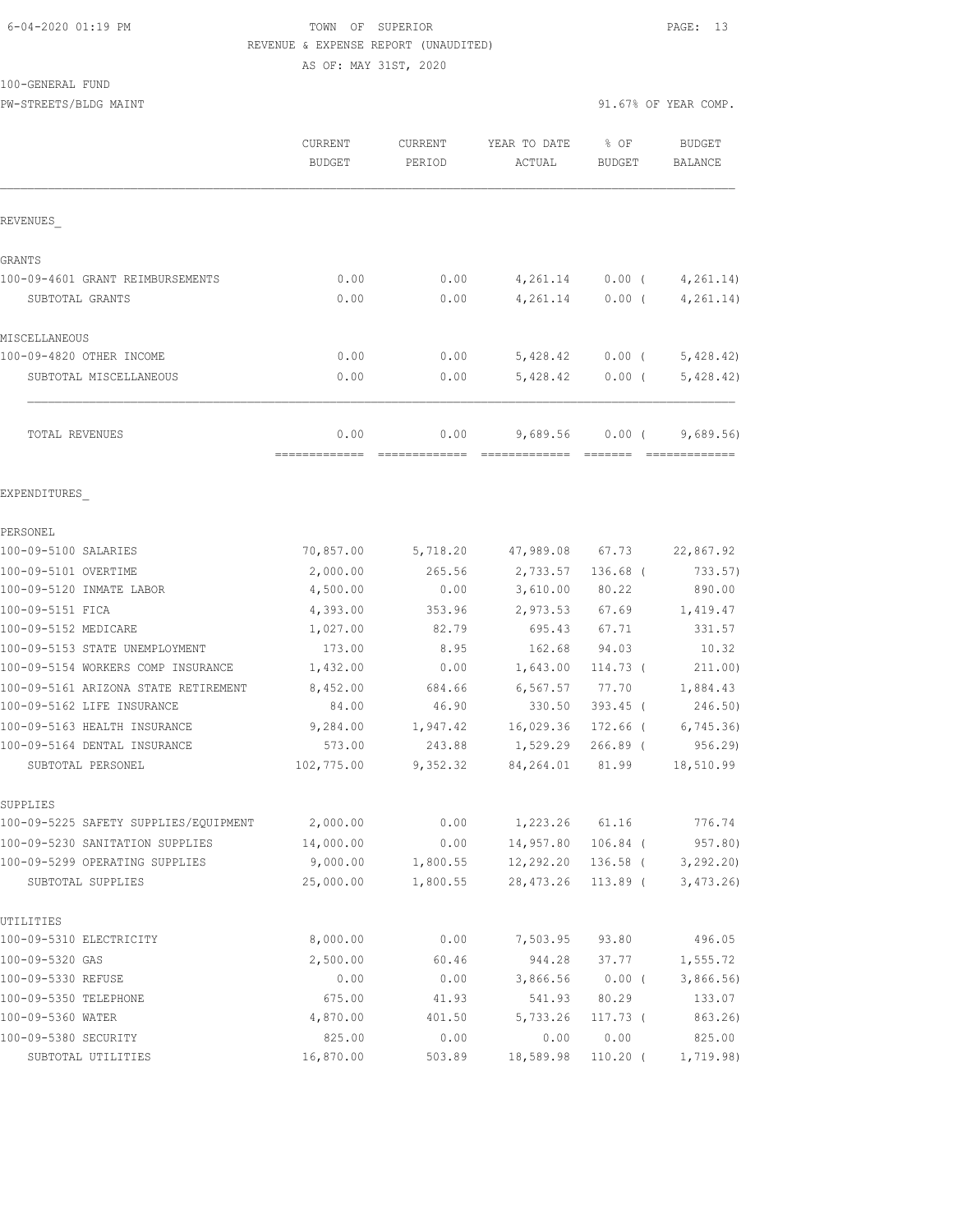6-04-2020 01:19 PM

TOWN OF SUPERIOR
REVENUE & EXPENSE REPORT (UNAUDITED)
AS OF: MAY 31ST, 2020

100-GENERAL FUND
PW-STREETS/BLDG MAINT

91.67% OF YEAR COMP.

| | CURRENT BUDGET | CURRENT PERIOD | YEAR TO DATE ACTUAL | % OF BUDGET | BUDGET BALANCE |
|---|---|---|---|---|---|
| REVENUES_ | | | | | |
| GRANTS | | | | | |
| 100-09-4601 GRANT REIMBURSEMENTS | 0.00 | 0.00 | 4,261.14 | 0.00 ( | 4,261.14) |
| SUBTOTAL GRANTS | 0.00 | 0.00 | 4,261.14 | 0.00 ( | 4,261.14) |
| MISCELLANEOUS | | | | | |
| 100-09-4820 OTHER INCOME | 0.00 | 0.00 | 5,428.42 | 0.00 ( | 5,428.42) |
| SUBTOTAL MISCELLANEOUS | 0.00 | 0.00 | 5,428.42 | 0.00 ( | 5,428.42) |
| TOTAL REVENUES | 0.00 | 0.00 | 9,689.56 | 0.00 ( | 9,689.56) |
| EXPENDITURES_ | | | | | |
| PERSONEL | | | | | |
| 100-09-5100 SALARIES | 70,857.00 | 5,718.20 | 47,989.08 | 67.73 | 22,867.92 |
| 100-09-5101 OVERTIME | 2,000.00 | 265.56 | 2,733.57 | 136.68 ( | 733.57) |
| 100-09-5120 INMATE LABOR | 4,500.00 | 0.00 | 3,610.00 | 80.22 | 890.00 |
| 100-09-5151 FICA | 4,393.00 | 353.96 | 2,973.53 | 67.69 | 1,419.47 |
| 100-09-5152 MEDICARE | 1,027.00 | 82.79 | 695.43 | 67.71 | 331.57 |
| 100-09-5153 STATE UNEMPLOYMENT | 173.00 | 8.95 | 162.68 | 94.03 | 10.32 |
| 100-09-5154 WORKERS COMP INSURANCE | 1,432.00 | 0.00 | 1,643.00 | 114.73 ( | 211.00) |
| 100-09-5161 ARIZONA STATE RETIREMENT | 8,452.00 | 684.66 | 6,567.57 | 77.70 | 1,884.43 |
| 100-09-5162 LIFE INSURANCE | 84.00 | 46.90 | 330.50 | 393.45 ( | 246.50) |
| 100-09-5163 HEALTH INSURANCE | 9,284.00 | 1,947.42 | 16,029.36 | 172.66 ( | 6,745.36) |
| 100-09-5164 DENTAL INSURANCE | 573.00 | 243.88 | 1,529.29 | 266.89 ( | 956.29) |
| SUBTOTAL PERSONEL | 102,775.00 | 9,352.32 | 84,264.01 | 81.99 | 18,510.99 |
| SUPPLIES | | | | | |
| 100-09-5225 SAFETY SUPPLIES/EQUIPMENT | 2,000.00 | 0.00 | 1,223.26 | 61.16 | 776.74 |
| 100-09-5230 SANITATION SUPPLIES | 14,000.00 | 0.00 | 14,957.80 | 106.84 ( | 957.80) |
| 100-09-5299 OPERATING SUPPLIES | 9,000.00 | 1,800.55 | 12,292.20 | 136.58 ( | 3,292.20) |
| SUBTOTAL SUPPLIES | 25,000.00 | 1,800.55 | 28,473.26 | 113.89 ( | 3,473.26) |
| UTILITIES | | | | | |
| 100-09-5310 ELECTRICITY | 8,000.00 | 0.00 | 7,503.95 | 93.80 | 496.05 |
| 100-09-5320 GAS | 2,500.00 | 60.46 | 944.28 | 37.77 | 1,555.72 |
| 100-09-5330 REFUSE | 0.00 | 0.00 | 3,866.56 | 0.00 ( | 3,866.56) |
| 100-09-5350 TELEPHONE | 675.00 | 41.93 | 541.93 | 80.29 | 133.07 |
| 100-09-5360 WATER | 4,870.00 | 401.50 | 5,733.26 | 117.73 ( | 863.26) |
| 100-09-5380 SECURITY | 825.00 | 0.00 | 0.00 | 0.00 | 825.00 |
| SUBTOTAL UTILITIES | 16,870.00 | 503.89 | 18,589.98 | 110.20 ( | 1,719.98) |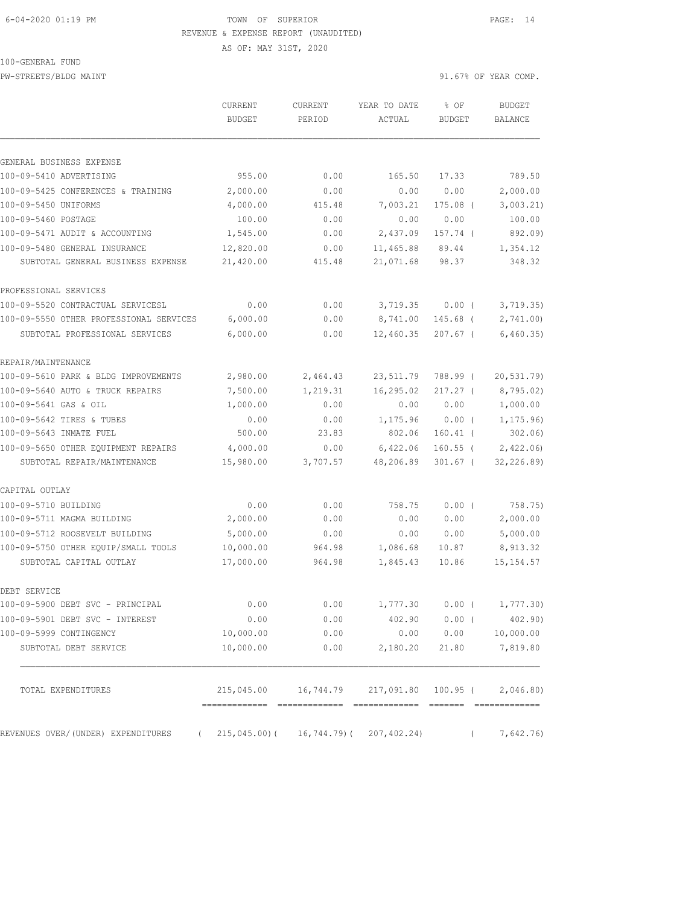TOWN OF SUPERIOR
REVENUE & EXPENSE REPORT (UNAUDITED)
AS OF: MAY 31ST, 2020

100-GENERAL FUND
PW-STREETS/BLDG MAINT

91.67% OF YEAR COMP.

| | CURRENT BUDGET | CURRENT PERIOD | YEAR TO DATE ACTUAL | % OF BUDGET | BUDGET BALANCE |
|---|---|---|---|---|---|
| **GENERAL BUSINESS EXPENSE** | | | | | |
| 100-09-5410 ADVERTISING | 955.00 | 0.00 | 165.50 | 17.33 | 789.50 |
| 100-09-5425 CONFERENCES & TRAINING | 2,000.00 | 0.00 | 0.00 | 0.00 | 2,000.00 |
| 100-09-5450 UNIFORMS | 4,000.00 | 415.48 | 7,003.21 | 175.08 ( | 3,003.21) |
| 100-09-5460 POSTAGE | 100.00 | 0.00 | 0.00 | 0.00 | 100.00 |
| 100-09-5471 AUDIT & ACCOUNTING | 1,545.00 | 0.00 | 2,437.09 | 157.74 ( | 892.09) |
| 100-09-5480 GENERAL INSURANCE | 12,820.00 | 0.00 | 11,465.88 | 89.44 | 1,354.12 |
| SUBTOTAL GENERAL BUSINESS EXPENSE | 21,420.00 | 415.48 | 21,071.68 | 98.37 | 348.32 |
| **PROFESSIONAL SERVICES** | | | | | |
| 100-09-5520 CONTRACTUAL SERVICESL | 0.00 | 0.00 | 3,719.35 | 0.00 ( | 3,719.35) |
| 100-09-5550 OTHER PROFESSIONAL SERVICES | 6,000.00 | 0.00 | 8,741.00 | 145.68 ( | 2,741.00) |
| SUBTOTAL PROFESSIONAL SERVICES | 6,000.00 | 0.00 | 12,460.35 | 207.67 ( | 6,460.35) |
| **REPAIR/MAINTENANCE** | | | | | |
| 100-09-5610 PARK & BLDG IMPROVEMENTS | 2,980.00 | 2,464.43 | 23,511.79 | 788.99 ( | 20,531.79) |
| 100-09-5640 AUTO & TRUCK REPAIRS | 7,500.00 | 1,219.31 | 16,295.02 | 217.27 ( | 8,795.02) |
| 100-09-5641 GAS & OIL | 1,000.00 | 0.00 | 0.00 | 0.00 | 1,000.00 |
| 100-09-5642 TIRES & TUBES | 0.00 | 0.00 | 1,175.96 | 0.00 ( | 1,175.96) |
| 100-09-5643 INMATE FUEL | 500.00 | 23.83 | 802.06 | 160.41 ( | 302.06) |
| 100-09-5650 OTHER EQUIPMENT REPAIRS | 4,000.00 | 0.00 | 6,422.06 | 160.55 ( | 2,422.06) |
| SUBTOTAL REPAIR/MAINTENANCE | 15,980.00 | 3,707.57 | 48,206.89 | 301.67 ( | 32,226.89) |
| **CAPITAL OUTLAY** | | | | | |
| 100-09-5710 BUILDING | 0.00 | 0.00 | 758.75 | 0.00 ( | 758.75) |
| 100-09-5711 MAGMA BUILDING | 2,000.00 | 0.00 | 0.00 | 0.00 | 2,000.00 |
| 100-09-5712 ROOSEVELT BUILDING | 5,000.00 | 0.00 | 0.00 | 0.00 | 5,000.00 |
| 100-09-5750 OTHER EQUIP/SMALL TOOLS | 10,000.00 | 964.98 | 1,086.68 | 10.87 | 8,913.32 |
| SUBTOTAL CAPITAL OUTLAY | 17,000.00 | 964.98 | 1,845.43 | 10.86 | 15,154.57 |
| **DEBT SERVICE** | | | | | |
| 100-09-5900 DEBT SVC - PRINCIPAL | 0.00 | 0.00 | 1,777.30 | 0.00 ( | 1,777.30) |
| 100-09-5901 DEBT SVC - INTEREST | 0.00 | 0.00 | 402.90 | 0.00 ( | 402.90) |
| 100-09-5999 CONTINGENCY | 10,000.00 | 0.00 | 0.00 | 0.00 | 10,000.00 |
| SUBTOTAL DEBT SERVICE | 10,000.00 | 0.00 | 2,180.20 | 21.80 | 7,819.80 |
| TOTAL EXPENDITURES | 215,045.00 | 16,744.79 | 217,091.80 | 100.95 ( | 2,046.80) |
| REVENUES OVER/(UNDER) EXPENDITURES | ( 215,045.00)( | 16,744.79)( | 207,402.24) | ( | 7,642.76) |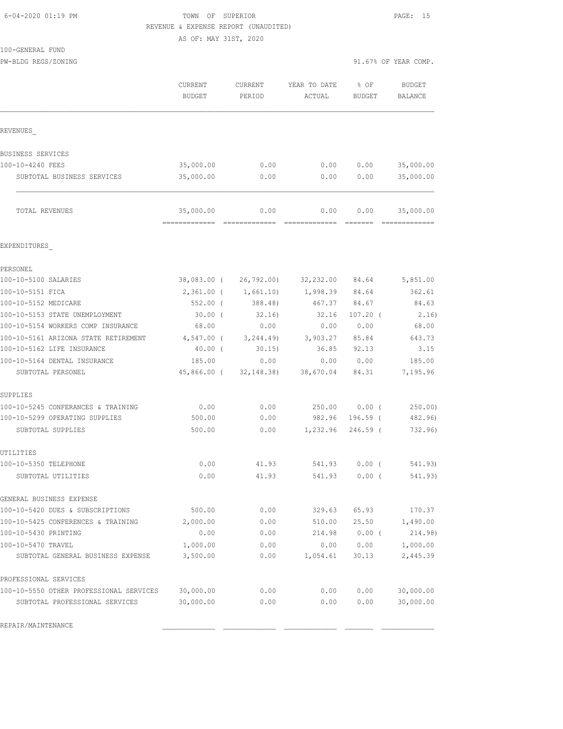6-04-2020 01:19 PM TOWN OF SUPERIOR

REVENUE & EXPENSE REPORT (UNAUDITED)

AS OF: MAY 31ST, 2020

100-GENERAL FUND

PW-BLDG REGS/ZONING 91.67% OF YEAR COMP.

| | CURRENT BUDGET | CURRENT PERIOD | YEAR TO DATE ACTUAL | % OF BUDGET | BUDGET BALANCE |
|---|---|---|---|---|---|
| REVENUES_ | | | | | |
| BUSINESS SERVICES | | | | | |
| 100-10-4240 FEES | 35,000.00 | 0.00 | 0.00 | 0.00 | 35,000.00 |
| SUBTOTAL BUSINESS SERVICES | 35,000.00 | 0.00 | 0.00 | 0.00 | 35,000.00 |
| TOTAL REVENUES | 35,000.00 | 0.00 | 0.00 | 0.00 | 35,000.00 |
| EXPENDITURES_ | | | | | |
| PERSONEL | | | | | |
| 100-10-5100 SALARIES | 38,083.00 | ( 26,792.00) | 32,232.00 | 84.64 | 5,851.00 |
| 100-10-5151 FICA | 2,361.00 | ( 1,661.10) | 1,998.39 | 84.64 | 362.61 |
| 100-10-5152 MEDICARE | 552.00 | ( 388.48) | 467.37 | 84.67 | 84.63 |
| 100-10-5153 STATE UNEMPLOYMENT | 30.00 | ( 32.16) | 32.16 | 107.20 | ( 2.16) |
| 100-10-5154 WORKERS COMP INSURANCE | 68.00 | 0.00 | 0.00 | 0.00 | 68.00 |
| 100-10-5161 ARIZONA STATE RETIREMENT | 4,547.00 | ( 3,244.49) | 3,903.27 | 85.84 | 643.73 |
| 100-10-5162 LIFE INSURANCE | 40.00 | ( 30.15) | 36.85 | 92.13 | 3.15 |
| 100-10-5164 DENTAL INSURANCE | 185.00 | 0.00 | 0.00 | 0.00 | 185.00 |
| SUBTOTAL PERSONEL | 45,866.00 | ( 32,148.38) | 38,670.04 | 84.31 | 7,195.96 |
| SUPPLIES | | | | | |
| 100-10-5245 CONFERANCES & TRAINING | 0.00 | 0.00 | 250.00 | 0.00 | ( 250.00) |
| 100-10-5299 OPERATING SUPPLIES | 500.00 | 0.00 | 982.96 | 196.59 | ( 482.96) |
| SUBTOTAL SUPPLIES | 500.00 | 0.00 | 1,232.96 | 246.59 | ( 732.96) |
| UTILITIES | | | | | |
| 100-10-5350 TELEPHONE | 0.00 | 41.93 | 541.93 | 0.00 | ( 541.93) |
| SUBTOTAL UTILITIES | 0.00 | 41.93 | 541.93 | 0.00 | ( 541.93) |
| GENERAL BUSINESS EXPENSE | | | | | |
| 100-10-5420 DUES & SUBSCRIPTIONS | 500.00 | 0.00 | 329.63 | 65.93 | 170.37 |
| 100-10-5425 CONFERENCES & TRAINING | 2,000.00 | 0.00 | 510.00 | 25.50 | 1,490.00 |
| 100-10-5430 PRINTING | 0.00 | 0.00 | 214.98 | 0.00 | ( 214.98) |
| 100-10-5470 TRAVEL | 1,000.00 | 0.00 | 0.00 | 0.00 | 1,000.00 |
| SUBTOTAL GENERAL BUSINESS EXPENSE | 3,500.00 | 0.00 | 1,054.61 | 30.13 | 2,445.39 |
| PROFESSIONAL SERVICES | | | | | |
| 100-10-5550 OTHER PROFESSIONAL SERVICES | 30,000.00 | 0.00 | 0.00 | 0.00 | 30,000.00 |
| SUBTOTAL PROFESSIONAL SERVICES | 30,000.00 | 0.00 | 0.00 | 0.00 | 30,000.00 |
| REPAIR/MAINTENANCE | | | | | |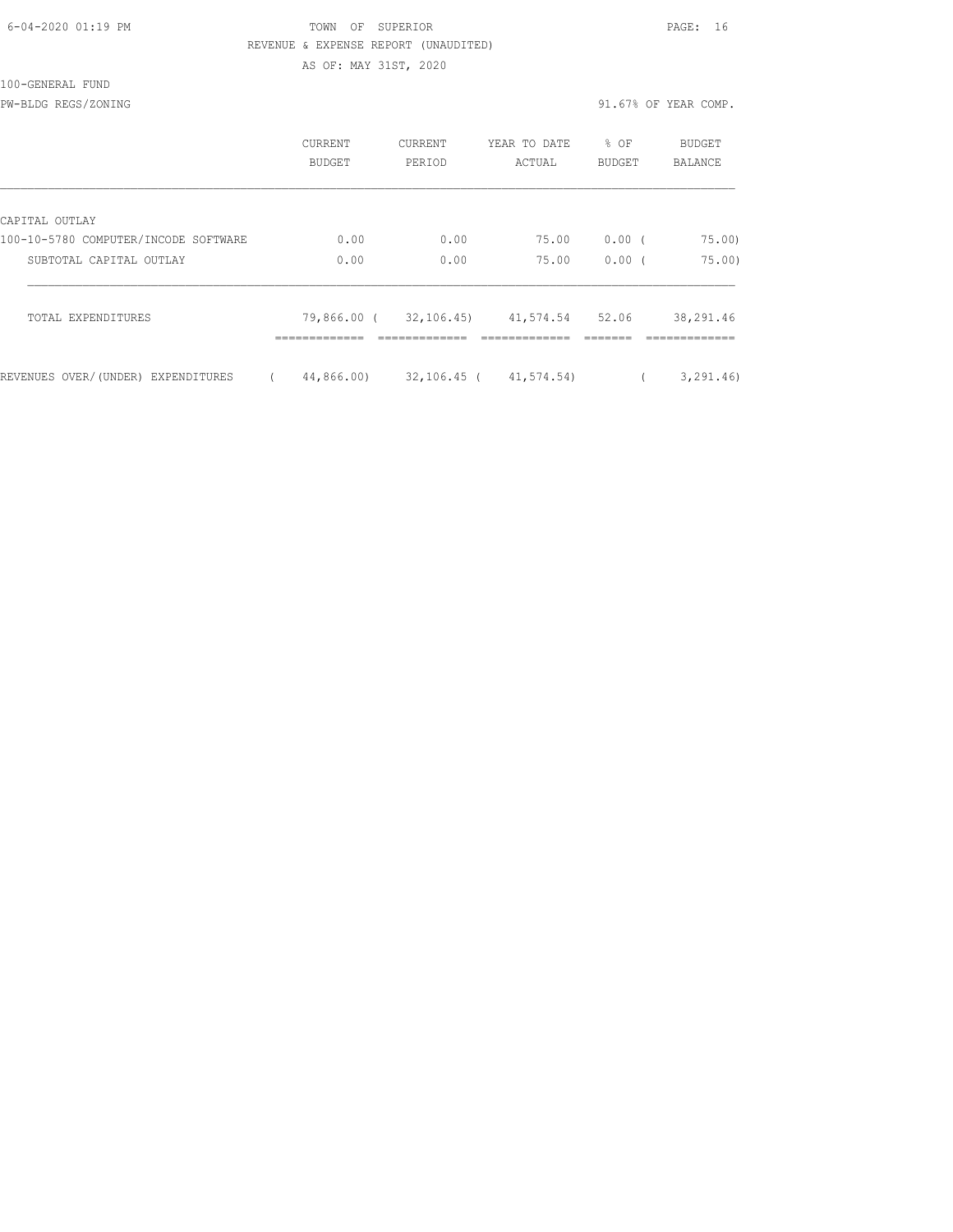TOWN OF SUPERIOR

REVENUE & EXPENSE REPORT (UNAUDITED)

AS OF: MAY 31ST, 2020

100-GENERAL FUND

PW-BLDG REGS/ZONING

91.67% OF YEAR COMP.

| | CURRENT BUDGET | CURRENT PERIOD | YEAR TO DATE ACTUAL | % OF BUDGET | BUDGET BALANCE |
|---|---|---|---|---|---|
| CAPITAL OUTLAY | | | | | |
| 100-10-5780 COMPUTER/INCODE SOFTWARE | 0.00 | 0.00 | 75.00 | 0.00 | ( 75.00) |
| SUBTOTAL CAPITAL OUTLAY | 0.00 | 0.00 | 75.00 | 0.00 | ( 75.00) |
| TOTAL EXPENDITURES | 79,866.00 | ( 32,106.45) | 41,574.54 | 52.06 | 38,291.46 |
| REVENUES OVER/(UNDER) EXPENDITURES | ( 44,866.00) | 32,106.45 | ( 41,574.54) | | ( 3,291.46) |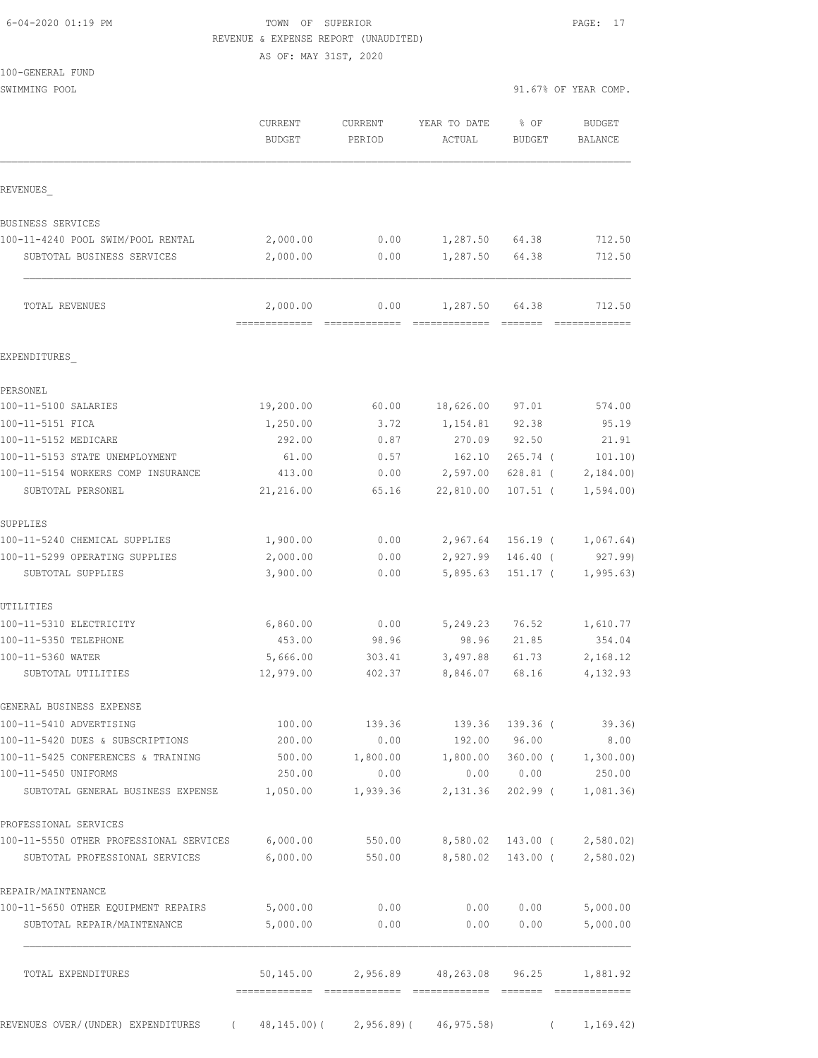6-04-2020 01:19 PM

TOWN OF SUPERIOR

REVENUE & EXPENSE REPORT (UNAUDITED)

AS OF: MAY 31ST, 2020

100-GENERAL FUND

SWIMMING POOL

91.67% OF YEAR COMP.

| | CURRENT BUDGET | CURRENT PERIOD | YEAR TO DATE ACTUAL | % OF BUDGET | BUDGET BALANCE |
|---|---|---|---|---|---|
| REVENUES_ | | | | | |
| BUSINESS SERVICES | | | | | |
| 100-11-4240 POOL SWIM/POOL RENTAL | 2,000.00 | 0.00 | 1,287.50 | 64.38 | 712.50 |
| SUBTOTAL BUSINESS SERVICES | 2,000.00 | 0.00 | 1,287.50 | 64.38 | 712.50 |
| TOTAL REVENUES | 2,000.00 | 0.00 | 1,287.50 | 64.38 | 712.50 |
| EXPENDITURES_ | | | | | |
| PERSONEL | | | | | |
| 100-11-5100 SALARIES | 19,200.00 | 60.00 | 18,626.00 | 97.01 | 574.00 |
| 100-11-5151 FICA | 1,250.00 | 3.72 | 1,154.81 | 92.38 | 95.19 |
| 100-11-5152 MEDICARE | 292.00 | 0.87 | 270.09 | 92.50 | 21.91 |
| 100-11-5153 STATE UNEMPLOYMENT | 61.00 | 0.57 | 162.10 | 265.74 ( | 101.10) |
| 100-11-5154 WORKERS COMP INSURANCE | 413.00 | 0.00 | 2,597.00 | 628.81 ( | 2,184.00) |
| SUBTOTAL PERSONEL | 21,216.00 | 65.16 | 22,810.00 | 107.51 ( | 1,594.00) |
| SUPPLIES | | | | | |
| 100-11-5240 CHEMICAL SUPPLIES | 1,900.00 | 0.00 | 2,967.64 | 156.19 ( | 1,067.64) |
| 100-11-5299 OPERATING SUPPLIES | 2,000.00 | 0.00 | 2,927.99 | 146.40 ( | 927.99) |
| SUBTOTAL SUPPLIES | 3,900.00 | 0.00 | 5,895.63 | 151.17 ( | 1,995.63) |
| UTILITIES | | | | | |
| 100-11-5310 ELECTRICITY | 6,860.00 | 0.00 | 5,249.23 | 76.52 | 1,610.77 |
| 100-11-5350 TELEPHONE | 453.00 | 98.96 | 98.96 | 21.85 | 354.04 |
| 100-11-5360 WATER | 5,666.00 | 303.41 | 3,497.88 | 61.73 | 2,168.12 |
| SUBTOTAL UTILITIES | 12,979.00 | 402.37 | 8,846.07 | 68.16 | 4,132.93 |
| GENERAL BUSINESS EXPENSE | | | | | |
| 100-11-5410 ADVERTISING | 100.00 | 139.36 | 139.36 | 139.36 ( | 39.36) |
| 100-11-5420 DUES & SUBSCRIPTIONS | 200.00 | 0.00 | 192.00 | 96.00 | 8.00 |
| 100-11-5425 CONFERENCES & TRAINING | 500.00 | 1,800.00 | 1,800.00 | 360.00 ( | 1,300.00) |
| 100-11-5450 UNIFORMS | 250.00 | 0.00 | 0.00 | 0.00 | 250.00 |
| SUBTOTAL GENERAL BUSINESS EXPENSE | 1,050.00 | 1,939.36 | 2,131.36 | 202.99 ( | 1,081.36) |
| PROFESSIONAL SERVICES | | | | | |
| 100-11-5550 OTHER PROFESSIONAL SERVICES | 6,000.00 | 550.00 | 8,580.02 | 143.00 ( | 2,580.02) |
| SUBTOTAL PROFESSIONAL SERVICES | 6,000.00 | 550.00 | 8,580.02 | 143.00 ( | 2,580.02) |
| REPAIR/MAINTENANCE | | | | | |
| 100-11-5650 OTHER EQUIPMENT REPAIRS | 5,000.00 | 0.00 | 0.00 | 0.00 | 5,000.00 |
| SUBTOTAL REPAIR/MAINTENANCE | 5,000.00 | 0.00 | 0.00 | 0.00 | 5,000.00 |
| TOTAL EXPENDITURES | 50,145.00 | 2,956.89 | 48,263.08 | 96.25 | 1,881.92 |
| REVENUES OVER/(UNDER) EXPENDITURES | ( 48,145.00)( | 2,956.89)( | 46,975.58) | ( | 1,169.42) |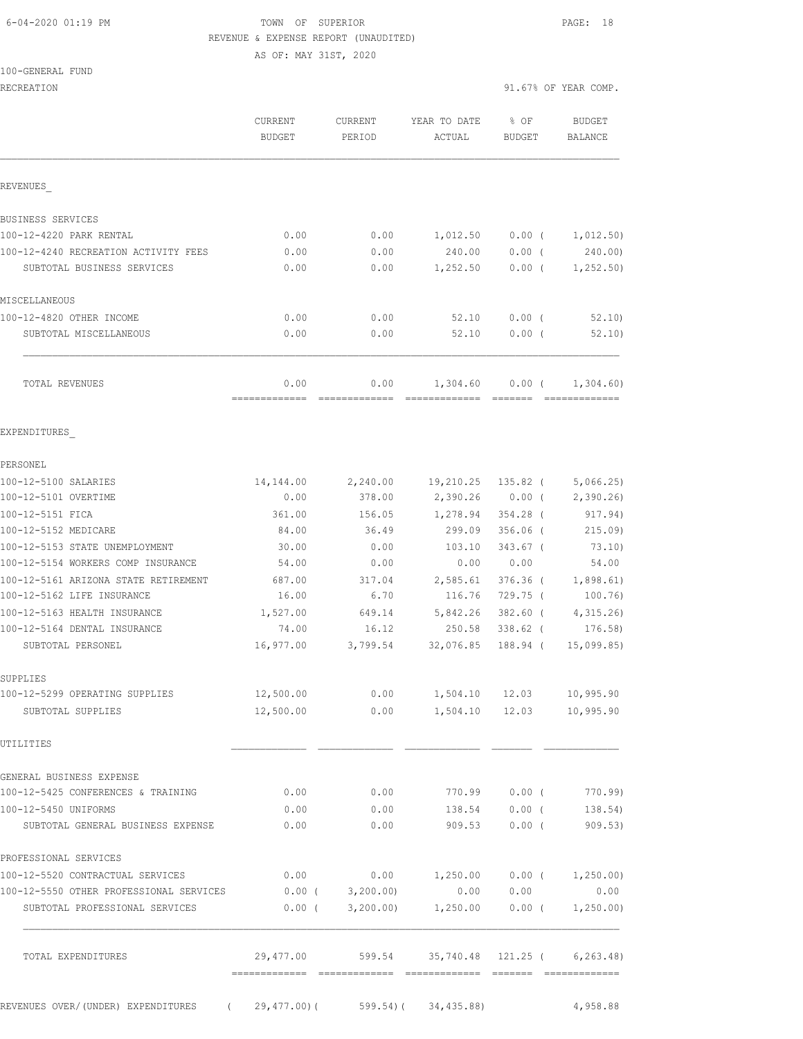6-04-2020 01:19 PM TOWN OF SUPERIOR

REVENUE & EXPENSE REPORT (UNAUDITED)

AS OF: MAY 31ST, 2020

100-GENERAL FUND

RECREATION 91.67% OF YEAR COMP.

| | CURRENT BUDGET | CURRENT PERIOD | YEAR TO DATE ACTUAL | % OF BUDGET | BUDGET BALANCE |
|---|---|---|---|---|---|
| REVENUES_ | | | | | |
| BUSINESS SERVICES | | | | | |
| 100-12-4220 PARK RENTAL | 0.00 | 0.00 | 1,012.50 | 0.00 ( | 1,012.50) |
| 100-12-4240 RECREATION ACTIVITY FEES | 0.00 | 0.00 | 240.00 | 0.00 ( | 240.00) |
| SUBTOTAL BUSINESS SERVICES | 0.00 | 0.00 | 1,252.50 | 0.00 ( | 1,252.50) |
| MISCELLANEOUS | | | | | |
| 100-12-4820 OTHER INCOME | 0.00 | 0.00 | 52.10 | 0.00 ( | 52.10) |
| SUBTOTAL MISCELLANEOUS | 0.00 | 0.00 | 52.10 | 0.00 ( | 52.10) |
| TOTAL REVENUES | 0.00 | 0.00 | 1,304.60 | 0.00 ( | 1,304.60) |
| EXPENDITURES_ | | | | | |
| PERSONEL | | | | | |
| 100-12-5100 SALARIES | 14,144.00 | 2,240.00 | 19,210.25 | 135.82 ( | 5,066.25) |
| 100-12-5101 OVERTIME | 0.00 | 378.00 | 2,390.26 | 0.00 ( | 2,390.26) |
| 100-12-5151 FICA | 361.00 | 156.05 | 1,278.94 | 354.28 ( | 917.94) |
| 100-12-5152 MEDICARE | 84.00 | 36.49 | 299.09 | 356.06 ( | 215.09) |
| 100-12-5153 STATE UNEMPLOYMENT | 30.00 | 0.00 | 103.10 | 343.67 ( | 73.10) |
| 100-12-5154 WORKERS COMP INSURANCE | 54.00 | 0.00 | 0.00 | 0.00 | 54.00 |
| 100-12-5161 ARIZONA STATE RETIREMENT | 687.00 | 317.04 | 2,585.61 | 376.36 ( | 1,898.61) |
| 100-12-5162 LIFE INSURANCE | 16.00 | 6.70 | 116.76 | 729.75 ( | 100.76) |
| 100-12-5163 HEALTH INSURANCE | 1,527.00 | 649.14 | 5,842.26 | 382.60 ( | 4,315.26) |
| 100-12-5164 DENTAL INSURANCE | 74.00 | 16.12 | 250.58 | 338.62 ( | 176.58) |
| SUBTOTAL PERSONEL | 16,977.00 | 3,799.54 | 32,076.85 | 188.94 ( | 15,099.85) |
| SUPPLIES | | | | | |
| 100-12-5299 OPERATING SUPPLIES | 12,500.00 | 0.00 | 1,504.10 | 12.03 | 10,995.90 |
| SUBTOTAL SUPPLIES | 12,500.00 | 0.00 | 1,504.10 | 12.03 | 10,995.90 |
| UTILITIES | | | | | |
| GENERAL BUSINESS EXPENSE | | | | | |
| 100-12-5425 CONFERENCES & TRAINING | 0.00 | 0.00 | 770.99 | 0.00 ( | 770.99) |
| 100-12-5450 UNIFORMS | 0.00 | 0.00 | 138.54 | 0.00 ( | 138.54) |
| SUBTOTAL GENERAL BUSINESS EXPENSE | 0.00 | 0.00 | 909.53 | 0.00 ( | 909.53) |
| PROFESSIONAL SERVICES | | | | | |
| 100-12-5520 CONTRACTUAL SERVICES | 0.00 | 0.00 | 1,250.00 | 0.00 ( | 1,250.00) |
| 100-12-5550 OTHER PROFESSIONAL SERVICES | 0.00 ( | 3,200.00) | 0.00 | 0.00 | 0.00 |
| SUBTOTAL PROFESSIONAL SERVICES | 0.00 ( | 3,200.00) | 1,250.00 | 0.00 ( | 1,250.00) |
| TOTAL EXPENDITURES | 29,477.00 | 599.54 | 35,740.48 | 121.25 ( | 6,263.48) |
| REVENUES OVER/(UNDER) EXPENDITURES | ( 29,477.00)( | 599.54)( | 34,435.88) | | 4,958.88 |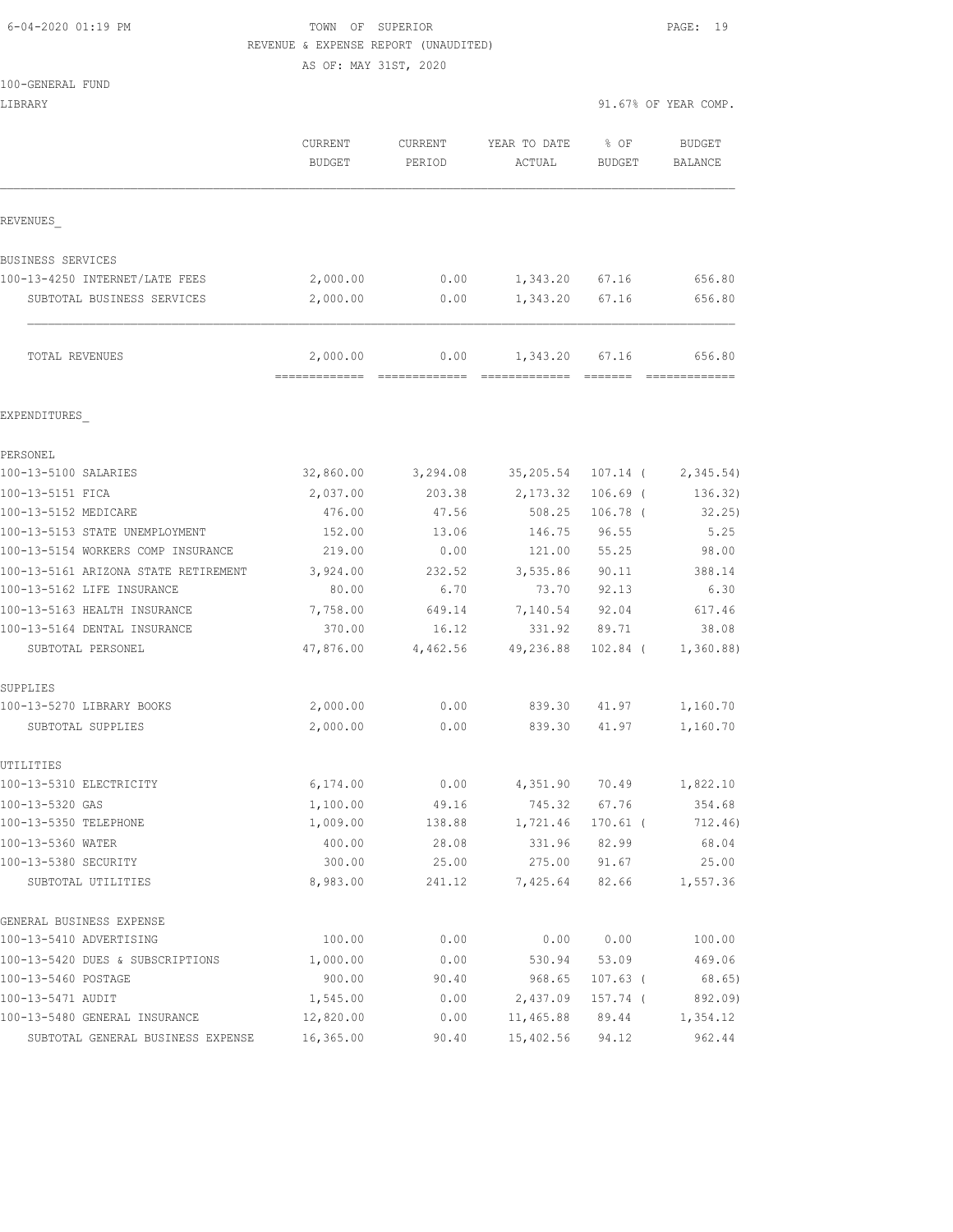TOWN OF SUPERIOR
REVENUE & EXPENSE REPORT (UNAUDITED)
AS OF: MAY 31ST, 2020

100-GENERAL FUND
LIBRARY — 91.67% OF YEAR COMP.

| | CURRENT BUDGET | CURRENT PERIOD | YEAR TO DATE ACTUAL | % OF BUDGET | BUDGET BALANCE |
|---|---|---|---|---|---|
| **REVENUES_** | | | | | |
| BUSINESS SERVICES | | | | | |
| 100-13-4250 INTERNET/LATE FEES | 2,000.00 | 0.00 | 1,343.20 | 67.16 | 656.80 |
| SUBTOTAL BUSINESS SERVICES | 2,000.00 | 0.00 | 1,343.20 | 67.16 | 656.80 |
| TOTAL REVENUES | 2,000.00 | 0.00 | 1,343.20 | 67.16 | 656.80 |
| **EXPENDITURES_** | | | | | |
| PERSONEL | | | | | |
| 100-13-5100 SALARIES | 32,860.00 | 3,294.08 | 35,205.54 | 107.14 ( | 2,345.54) |
| 100-13-5151 FICA | 2,037.00 | 203.38 | 2,173.32 | 106.69 ( | 136.32) |
| 100-13-5152 MEDICARE | 476.00 | 47.56 | 508.25 | 106.78 ( | 32.25) |
| 100-13-5153 STATE UNEMPLOYMENT | 152.00 | 13.06 | 146.75 | 96.55 | 5.25 |
| 100-13-5154 WORKERS COMP INSURANCE | 219.00 | 0.00 | 121.00 | 55.25 | 98.00 |
| 100-13-5161 ARIZONA STATE RETIREMENT | 3,924.00 | 232.52 | 3,535.86 | 90.11 | 388.14 |
| 100-13-5162 LIFE INSURANCE | 80.00 | 6.70 | 73.70 | 92.13 | 6.30 |
| 100-13-5163 HEALTH INSURANCE | 7,758.00 | 649.14 | 7,140.54 | 92.04 | 617.46 |
| 100-13-5164 DENTAL INSURANCE | 370.00 | 16.12 | 331.92 | 89.71 | 38.08 |
| SUBTOTAL PERSONEL | 47,876.00 | 4,462.56 | 49,236.88 | 102.84 ( | 1,360.88) |
| SUPPLIES | | | | | |
| 100-13-5270 LIBRARY BOOKS | 2,000.00 | 0.00 | 839.30 | 41.97 | 1,160.70 |
| SUBTOTAL SUPPLIES | 2,000.00 | 0.00 | 839.30 | 41.97 | 1,160.70 |
| UTILITIES | | | | | |
| 100-13-5310 ELECTRICITY | 6,174.00 | 0.00 | 4,351.90 | 70.49 | 1,822.10 |
| 100-13-5320 GAS | 1,100.00 | 49.16 | 745.32 | 67.76 | 354.68 |
| 100-13-5350 TELEPHONE | 1,009.00 | 138.88 | 1,721.46 | 170.61 ( | 712.46) |
| 100-13-5360 WATER | 400.00 | 28.08 | 331.96 | 82.99 | 68.04 |
| 100-13-5380 SECURITY | 300.00 | 25.00 | 275.00 | 91.67 | 25.00 |
| SUBTOTAL UTILITIES | 8,983.00 | 241.12 | 7,425.64 | 82.66 | 1,557.36 |
| GENERAL BUSINESS EXPENSE | | | | | |
| 100-13-5410 ADVERTISING | 100.00 | 0.00 | 0.00 | 0.00 | 100.00 |
| 100-13-5420 DUES & SUBSCRIPTIONS | 1,000.00 | 0.00 | 530.94 | 53.09 | 469.06 |
| 100-13-5460 POSTAGE | 900.00 | 90.40 | 968.65 | 107.63 ( | 68.65) |
| 100-13-5471 AUDIT | 1,545.00 | 0.00 | 2,437.09 | 157.74 ( | 892.09) |
| 100-13-5480 GENERAL INSURANCE | 12,820.00 | 0.00 | 11,465.88 | 89.44 | 1,354.12 |
| SUBTOTAL GENERAL BUSINESS EXPENSE | 16,365.00 | 90.40 | 15,402.56 | 94.12 | 962.44 |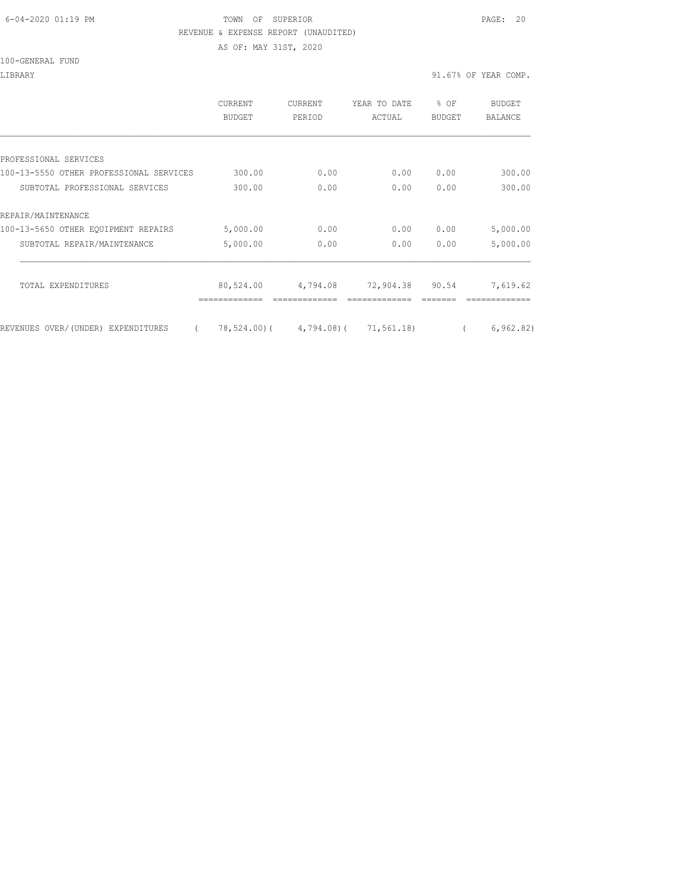6-04-2020 01:19 PM TOWN OF SUPERIOR

REVENUE & EXPENSE REPORT (UNAUDITED)

AS OF: MAY 31ST, 2020

100-GENERAL FUND

LIBRARY 91.67% OF YEAR COMP.

| | CURRENT BUDGET | CURRENT PERIOD | YEAR TO DATE ACTUAL | % OF BUDGET | BUDGET BALANCE |
|---|---|---|---|---|---|
| PROFESSIONAL SERVICES | | | | | |
| 100-13-5550 OTHER PROFESSIONAL SERVICES | 300.00 | 0.00 | 0.00 | 0.00 | 300.00 |
| SUBTOTAL PROFESSIONAL SERVICES | 300.00 | 0.00 | 0.00 | 0.00 | 300.00 |
| REPAIR/MAINTENANCE | | | | | |
| 100-13-5650 OTHER EQUIPMENT REPAIRS | 5,000.00 | 0.00 | 0.00 | 0.00 | 5,000.00 |
| SUBTOTAL REPAIR/MAINTENANCE | 5,000.00 | 0.00 | 0.00 | 0.00 | 5,000.00 |
| TOTAL EXPENDITURES | 80,524.00 | 4,794.08 | 72,904.38 | 90.54 | 7,619.62 |
| REVENUES OVER/(UNDER) EXPENDITURES | ( 78,524.00) | ( 4,794.08) | ( 71,561.18) | | ( 6,962.82) |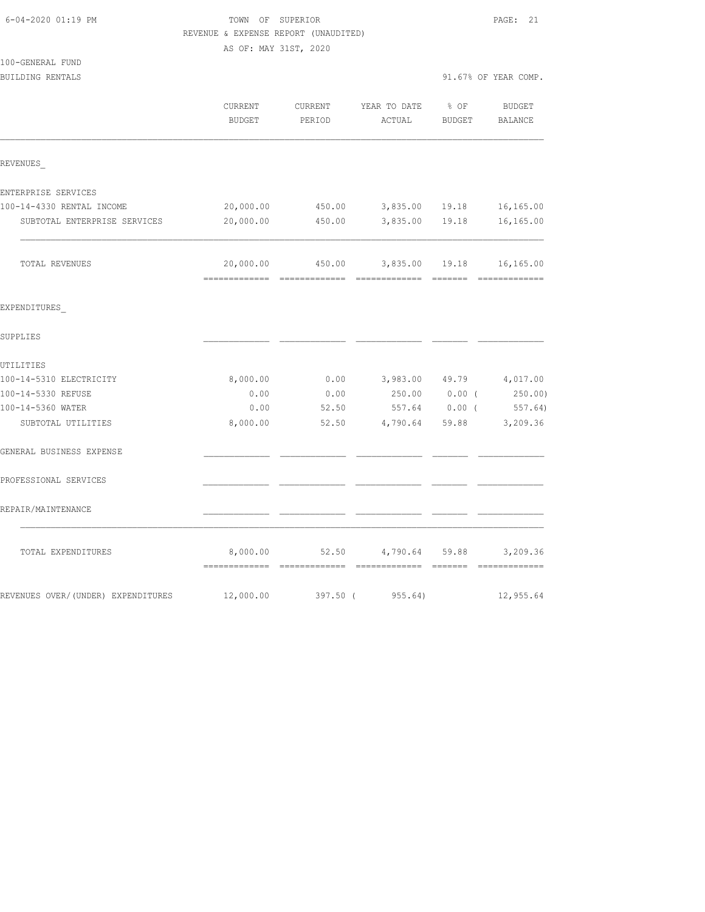6-04-2020 01:19 PM — TOWN OF SUPERIOR

REVENUE & EXPENSE REPORT (UNAUDITED)

AS OF: MAY 31ST, 2020

100-GENERAL FUND

BUILDING RENTALS — 91.67% OF YEAR COMP.

| | CURRENT BUDGET | CURRENT PERIOD | YEAR TO DATE ACTUAL | % OF BUDGET | BUDGET BALANCE |
|---|---|---|---|---|---|
| **REVENUES** | | | | | |
| ENTERPRISE SERVICES | | | | | |
| 100-14-4330 RENTAL INCOME | 20,000.00 | 450.00 | 3,835.00 | 19.18 | 16,165.00 |
| SUBTOTAL ENTERPRISE SERVICES | 20,000.00 | 450.00 | 3,835.00 | 19.18 | 16,165.00 |
| TOTAL REVENUES | 20,000.00 | 450.00 | 3,835.00 | 19.18 | 16,165.00 |
| **EXPENDITURES** | | | | | |
| SUPPLIES | | | | | |
| UTILITIES | | | | | |
| 100-14-5310 ELECTRICITY | 8,000.00 | 0.00 | 3,983.00 | 49.79 | 4,017.00 |
| 100-14-5330 REFUSE | 0.00 | 0.00 | 250.00 | 0.00 | ( 250.00) |
| 100-14-5360 WATER | 0.00 | 52.50 | 557.64 | 0.00 | ( 557.64) |
| SUBTOTAL UTILITIES | 8,000.00 | 52.50 | 4,790.64 | 59.88 | 3,209.36 |
| GENERAL BUSINESS EXPENSE | | | | | |
| PROFESSIONAL SERVICES | | | | | |
| REPAIR/MAINTENANCE | | | | | |
| TOTAL EXPENDITURES | 8,000.00 | 52.50 | 4,790.64 | 59.88 | 3,209.36 |
| REVENUES OVER/(UNDER) EXPENDITURES | 12,000.00 | 397.50 | ( 955.64) | | 12,955.64 |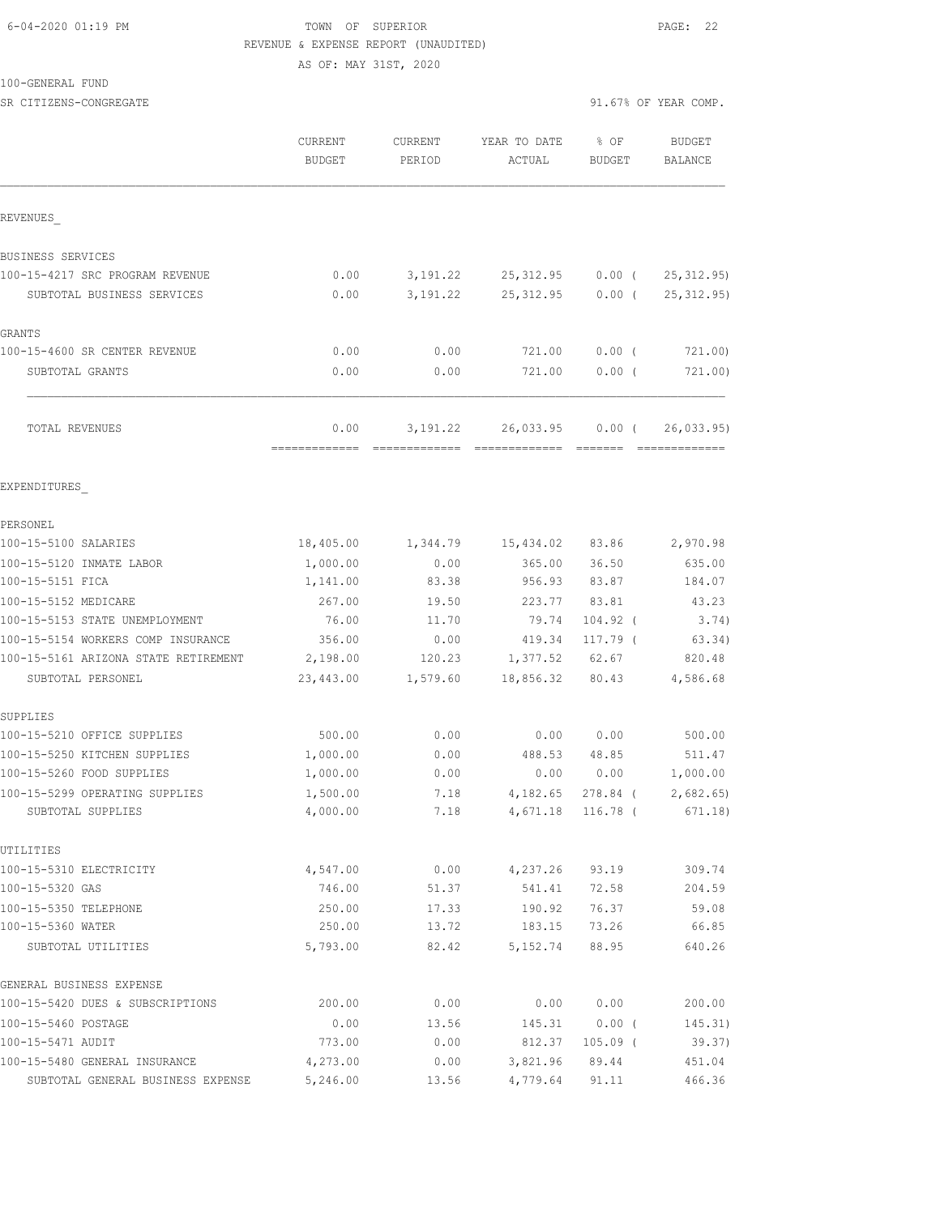TOWN OF SUPERIOR
REVENUE & EXPENSE REPORT (UNAUDITED)
AS OF: MAY 31ST, 2020

100-GENERAL FUND
SR CITIZENS-CONGREGATE

91.67% OF YEAR COMP.

| | CURRENT BUDGET | CURRENT PERIOD | YEAR TO DATE ACTUAL | % OF BUDGET | BUDGET BALANCE |
|---|---|---|---|---|---|
| **REVENUES** | | | | | |
| BUSINESS SERVICES | | | | | |
| 100-15-4217 SRC PROGRAM REVENUE | 0.00 | 3,191.22 | 25,312.95 | 0.00 ( | 25,312.95) |
| SUBTOTAL BUSINESS SERVICES | 0.00 | 3,191.22 | 25,312.95 | 0.00 ( | 25,312.95) |
| GRANTS | | | | | |
| 100-15-4600 SR CENTER REVENUE | 0.00 | 0.00 | 721.00 | 0.00 ( | 721.00) |
| SUBTOTAL GRANTS | 0.00 | 0.00 | 721.00 | 0.00 ( | 721.00) |
| TOTAL REVENUES | 0.00 | 3,191.22 | 26,033.95 | 0.00 ( | 26,033.95) |
| **EXPENDITURES** | | | | | |
| PERSONEL | | | | | |
| 100-15-5100 SALARIES | 18,405.00 | 1,344.79 | 15,434.02 | 83.86 | 2,970.98 |
| 100-15-5120 INMATE LABOR | 1,000.00 | 0.00 | 365.00 | 36.50 | 635.00 |
| 100-15-5151 FICA | 1,141.00 | 83.38 | 956.93 | 83.87 | 184.07 |
| 100-15-5152 MEDICARE | 267.00 | 19.50 | 223.77 | 83.81 | 43.23 |
| 100-15-5153 STATE UNEMPLOYMENT | 76.00 | 11.70 | 79.74 | 104.92 ( | 3.74) |
| 100-15-5154 WORKERS COMP INSURANCE | 356.00 | 0.00 | 419.34 | 117.79 ( | 63.34) |
| 100-15-5161 ARIZONA STATE RETIREMENT | 2,198.00 | 120.23 | 1,377.52 | 62.67 | 820.48 |
| SUBTOTAL PERSONEL | 23,443.00 | 1,579.60 | 18,856.32 | 80.43 | 4,586.68 |
| SUPPLIES | | | | | |
| 100-15-5210 OFFICE SUPPLIES | 500.00 | 0.00 | 0.00 | 0.00 | 500.00 |
| 100-15-5250 KITCHEN SUPPLIES | 1,000.00 | 0.00 | 488.53 | 48.85 | 511.47 |
| 100-15-5260 FOOD SUPPLIES | 1,000.00 | 0.00 | 0.00 | 0.00 | 1,000.00 |
| 100-15-5299 OPERATING SUPPLIES | 1,500.00 | 7.18 | 4,182.65 | 278.84 ( | 2,682.65) |
| SUBTOTAL SUPPLIES | 4,000.00 | 7.18 | 4,671.18 | 116.78 ( | 671.18) |
| UTILITIES | | | | | |
| 100-15-5310 ELECTRICITY | 4,547.00 | 0.00 | 4,237.26 | 93.19 | 309.74 |
| 100-15-5320 GAS | 746.00 | 51.37 | 541.41 | 72.58 | 204.59 |
| 100-15-5350 TELEPHONE | 250.00 | 17.33 | 190.92 | 76.37 | 59.08 |
| 100-15-5360 WATER | 250.00 | 13.72 | 183.15 | 73.26 | 66.85 |
| SUBTOTAL UTILITIES | 5,793.00 | 82.42 | 5,152.74 | 88.95 | 640.26 |
| GENERAL BUSINESS EXPENSE | | | | | |
| 100-15-5420 DUES & SUBSCRIPTIONS | 200.00 | 0.00 | 0.00 | 0.00 | 200.00 |
| 100-15-5460 POSTAGE | 0.00 | 13.56 | 145.31 | 0.00 ( | 145.31) |
| 100-15-5471 AUDIT | 773.00 | 0.00 | 812.37 | 105.09 ( | 39.37) |
| 100-15-5480 GENERAL INSURANCE | 4,273.00 | 0.00 | 3,821.96 | 89.44 | 451.04 |
| SUBTOTAL GENERAL BUSINESS EXPENSE | 5,246.00 | 13.56 | 4,779.64 | 91.11 | 466.36 |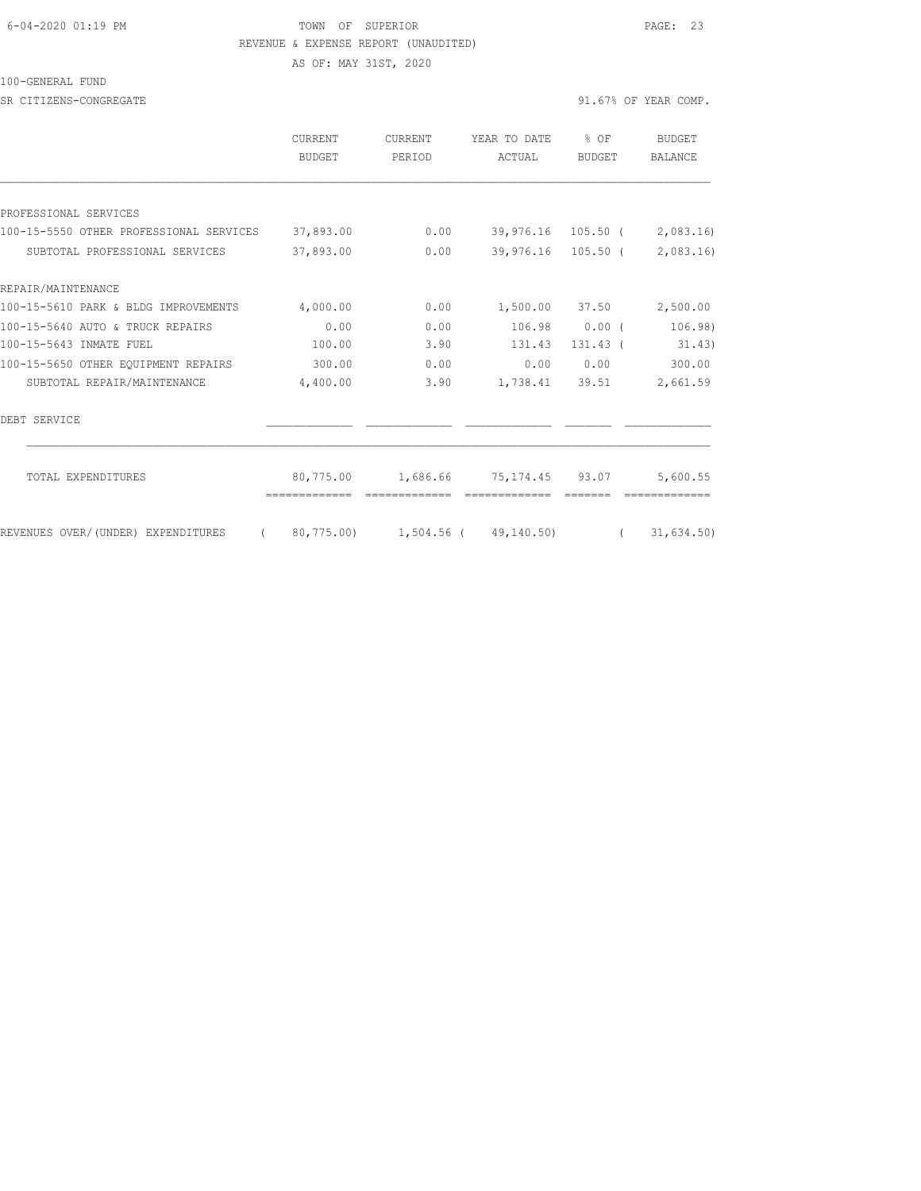6-04-2020 01:19 PM — TOWN OF SUPERIOR

REVENUE & EXPENSE REPORT (UNAUDITED)

AS OF: MAY 31ST, 2020

100-GENERAL FUND

SR CITIZENS-CONGREGATE — 91.67% OF YEAR COMP.

| | CURRENT BUDGET | CURRENT PERIOD | YEAR TO DATE ACTUAL | % OF BUDGET | BUDGET BALANCE |
|---|---|---|---|---|---|
| PROFESSIONAL SERVICES | | | | | |
| 100-15-5550 OTHER PROFESSIONAL SERVICES | 37,893.00 | 0.00 | 39,976.16 | 105.50 | ( 2,083.16) |
| SUBTOTAL PROFESSIONAL SERVICES | 37,893.00 | 0.00 | 39,976.16 | 105.50 | ( 2,083.16) |
| REPAIR/MAINTENANCE | | | | | |
| 100-15-5610 PARK & BLDG IMPROVEMENTS | 4,000.00 | 0.00 | 1,500.00 | 37.50 | 2,500.00 |
| 100-15-5640 AUTO & TRUCK REPAIRS | 0.00 | 0.00 | 106.98 | 0.00 | ( 106.98) |
| 100-15-5643 INMATE FUEL | 100.00 | 3.90 | 131.43 | 131.43 | ( 31.43) |
| 100-15-5650 OTHER EQUIPMENT REPAIRS | 300.00 | 0.00 | 0.00 | 0.00 | 300.00 |
| SUBTOTAL REPAIR/MAINTENANCE | 4,400.00 | 3.90 | 1,738.41 | 39.51 | 2,661.59 |
| DEBT SERVICE | | | | | |
| TOTAL EXPENDITURES | 80,775.00 | 1,686.66 | 75,174.45 | 93.07 | 5,600.55 |
| REVENUES OVER/(UNDER) EXPENDITURES | ( 80,775.00) | 1,504.56 | ( 49,140.50) | | ( 31,634.50) |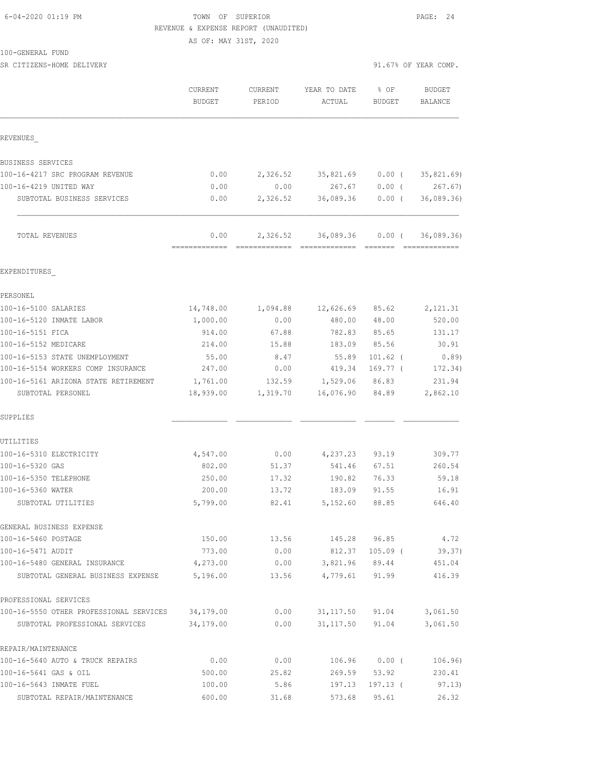6-04-2020 01:19 PM TOWN OF SUPERIOR

REVENUE & EXPENSE REPORT (UNAUDITED)

AS OF: MAY 31ST, 2020

100-GENERAL FUND

SR CITIZENS-HOME DELIVERY 91.67% OF YEAR COMP.

| | CURRENT BUDGET | CURRENT PERIOD | YEAR TO DATE ACTUAL | % OF BUDGET | BUDGET BALANCE |
|---|---|---|---|---|---|
| REVENUES_ | | | | | |
| BUSINESS SERVICES | | | | | |
| 100-16-4217 SRC PROGRAM REVENUE | 0.00 | 2,326.52 | 35,821.69 | 0.00 ( | 35,821.69) |
| 100-16-4219 UNITED WAY | 0.00 | 0.00 | 267.67 | 0.00 ( | 267.67) |
| SUBTOTAL BUSINESS SERVICES | 0.00 | 2,326.52 | 36,089.36 | 0.00 ( | 36,089.36) |
| TOTAL REVENUES | 0.00 | 2,326.52 | 36,089.36 | 0.00 ( | 36,089.36) |
| EXPENDITURES_ | | | | | |
| PERSONEL | | | | | |
| 100-16-5100 SALARIES | 14,748.00 | 1,094.88 | 12,626.69 | 85.62 | 2,121.31 |
| 100-16-5120 INMATE LABOR | 1,000.00 | 0.00 | 480.00 | 48.00 | 520.00 |
| 100-16-5151 FICA | 914.00 | 67.88 | 782.83 | 85.65 | 131.17 |
| 100-16-5152 MEDICARE | 214.00 | 15.88 | 183.09 | 85.56 | 30.91 |
| 100-16-5153 STATE UNEMPLOYMENT | 55.00 | 8.47 | 55.89 | 101.62 ( | 0.89) |
| 100-16-5154 WORKERS COMP INSURANCE | 247.00 | 0.00 | 419.34 | 169.77 ( | 172.34) |
| 100-16-5161 ARIZONA STATE RETIREMENT | 1,761.00 | 132.59 | 1,529.06 | 86.83 | 231.94 |
| SUBTOTAL PERSONEL | 18,939.00 | 1,319.70 | 16,076.90 | 84.89 | 2,862.10 |
| SUPPLIES | | | | | |
| UTILITIES | | | | | |
| 100-16-5310 ELECTRICITY | 4,547.00 | 0.00 | 4,237.23 | 93.19 | 309.77 |
| 100-16-5320 GAS | 802.00 | 51.37 | 541.46 | 67.51 | 260.54 |
| 100-16-5350 TELEPHONE | 250.00 | 17.32 | 190.82 | 76.33 | 59.18 |
| 100-16-5360 WATER | 200.00 | 13.72 | 183.09 | 91.55 | 16.91 |
| SUBTOTAL UTILITIES | 5,799.00 | 82.41 | 5,152.60 | 88.85 | 646.40 |
| GENERAL BUSINESS EXPENSE | | | | | |
| 100-16-5460 POSTAGE | 150.00 | 13.56 | 145.28 | 96.85 | 4.72 |
| 100-16-5471 AUDIT | 773.00 | 0.00 | 812.37 | 105.09 ( | 39.37) |
| 100-16-5480 GENERAL INSURANCE | 4,273.00 | 0.00 | 3,821.96 | 89.44 | 451.04 |
| SUBTOTAL GENERAL BUSINESS EXPENSE | 5,196.00 | 13.56 | 4,779.61 | 91.99 | 416.39 |
| PROFESSIONAL SERVICES | | | | | |
| 100-16-5550 OTHER PROFESSIONAL SERVICES | 34,179.00 | 0.00 | 31,117.50 | 91.04 | 3,061.50 |
| SUBTOTAL PROFESSIONAL SERVICES | 34,179.00 | 0.00 | 31,117.50 | 91.04 | 3,061.50 |
| REPAIR/MAINTENANCE | | | | | |
| 100-16-5640 AUTO & TRUCK REPAIRS | 0.00 | 0.00 | 106.96 | 0.00 ( | 106.96) |
| 100-16-5641 GAS & OIL | 500.00 | 25.82 | 269.59 | 53.92 | 230.41 |
| 100-16-5643 INMATE FUEL | 100.00 | 5.86 | 197.13 | 197.13 ( | 97.13) |
| SUBTOTAL REPAIR/MAINTENANCE | 600.00 | 31.68 | 573.68 | 95.61 | 26.32 |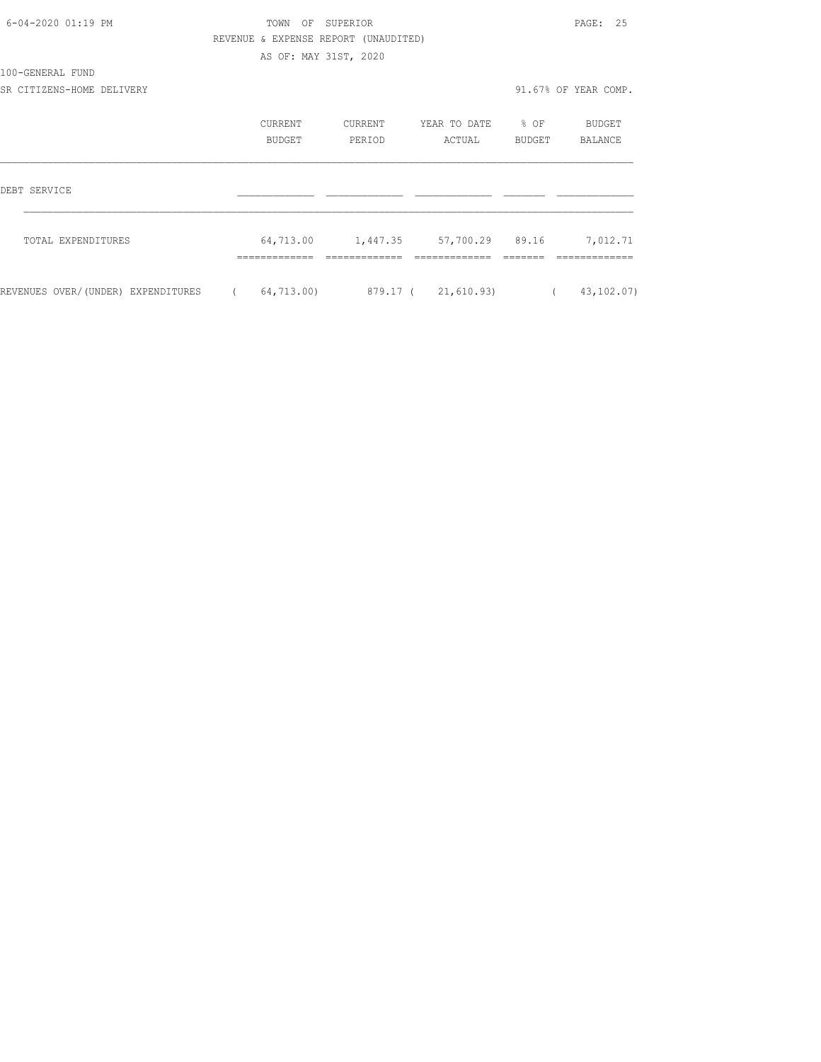TOWN OF SUPERIOR
REVENUE & EXPENSE REPORT (UNAUDITED)
AS OF: MAY 31ST, 2020

100-GENERAL FUND
SR CITIZENS-HOME DELIVERY

91.67% OF YEAR COMP.

| | CURRENT BUDGET | CURRENT PERIOD | YEAR TO DATE ACTUAL | % OF BUDGET | BUDGET BALANCE |
|---|---|---|---|---|---|
| DEBT SERVICE | | | | | |
| TOTAL EXPENDITURES | 64,713.00 | 1,447.35 | 57,700.29 | 89.16 | 7,012.71 |
| REVENUES OVER/(UNDER) EXPENDITURES | ( 64,713.00) | 879.17 | ( 21,610.93) | | ( 43,102.07) |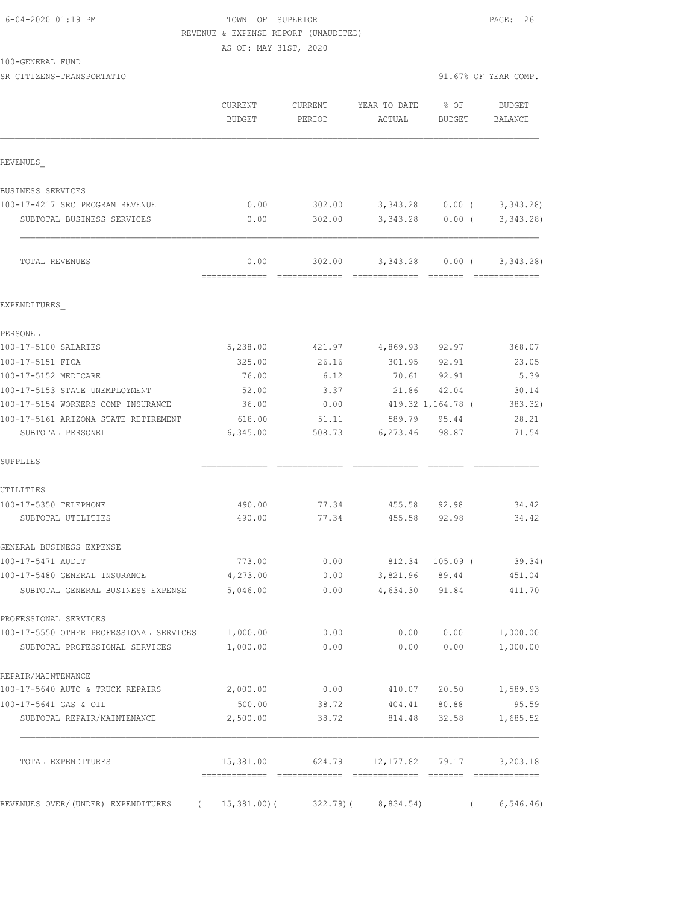TOWN OF SUPERIOR
REVENUE & EXPENSE REPORT (UNAUDITED)
AS OF: MAY 31ST, 2020

100-GENERAL FUND
SR CITIZENS-TRANSPORTATIO — 91.67% OF YEAR COMP.

| | CURRENT BUDGET | CURRENT PERIOD | YEAR TO DATE ACTUAL | % OF BUDGET | BUDGET BALANCE |
|---|---|---|---|---|---|
| **REVENUES** | | | | | |
| BUSINESS SERVICES | | | | | |
| 100-17-4217 SRC PROGRAM REVENUE | 0.00 | 302.00 | 3,343.28 | 0.00 | ( 3,343.28) |
| SUBTOTAL BUSINESS SERVICES | 0.00 | 302.00 | 3,343.28 | 0.00 | ( 3,343.28) |
| TOTAL REVENUES | 0.00 | 302.00 | 3,343.28 | 0.00 | ( 3,343.28) |
| **EXPENDITURES** | | | | | |
| PERSONEL | | | | | |
| 100-17-5100 SALARIES | 5,238.00 | 421.97 | 4,869.93 | 92.97 | 368.07 |
| 100-17-5151 FICA | 325.00 | 26.16 | 301.95 | 92.91 | 23.05 |
| 100-17-5152 MEDICARE | 76.00 | 6.12 | 70.61 | 92.91 | 5.39 |
| 100-17-5153 STATE UNEMPLOYMENT | 52.00 | 3.37 | 21.86 | 42.04 | 30.14 |
| 100-17-5154 WORKERS COMP INSURANCE | 36.00 | 0.00 | 419.32 | 1,164.78 | ( 383.32) |
| 100-17-5161 ARIZONA STATE RETIREMENT | 618.00 | 51.11 | 589.79 | 95.44 | 28.21 |
| SUBTOTAL PERSONEL | 6,345.00 | 508.73 | 6,273.46 | 98.87 | 71.54 |
| SUPPLIES | | | | | |
| UTILITIES | | | | | |
| 100-17-5350 TELEPHONE | 490.00 | 77.34 | 455.58 | 92.98 | 34.42 |
| SUBTOTAL UTILITIES | 490.00 | 77.34 | 455.58 | 92.98 | 34.42 |
| GENERAL BUSINESS EXPENSE | | | | | |
| 100-17-5471 AUDIT | 773.00 | 0.00 | 812.34 | 105.09 | ( 39.34) |
| 100-17-5480 GENERAL INSURANCE | 4,273.00 | 0.00 | 3,821.96 | 89.44 | 451.04 |
| SUBTOTAL GENERAL BUSINESS EXPENSE | 5,046.00 | 0.00 | 4,634.30 | 91.84 | 411.70 |
| PROFESSIONAL SERVICES | | | | | |
| 100-17-5550 OTHER PROFESSIONAL SERVICES | 1,000.00 | 0.00 | 0.00 | 0.00 | 1,000.00 |
| SUBTOTAL PROFESSIONAL SERVICES | 1,000.00 | 0.00 | 0.00 | 0.00 | 1,000.00 |
| REPAIR/MAINTENANCE | | | | | |
| 100-17-5640 AUTO & TRUCK REPAIRS | 2,000.00 | 0.00 | 410.07 | 20.50 | 1,589.93 |
| 100-17-5641 GAS & OIL | 500.00 | 38.72 | 404.41 | 80.88 | 95.59 |
| SUBTOTAL REPAIR/MAINTENANCE | 2,500.00 | 38.72 | 814.48 | 32.58 | 1,685.52 |
| TOTAL EXPENDITURES | 15,381.00 | 624.79 | 12,177.82 | 79.17 | 3,203.18 |
| REVENUES OVER/(UNDER) EXPENDITURES | ( 15,381.00) | ( 322.79) | ( 8,834.54) | | ( 6,546.46) |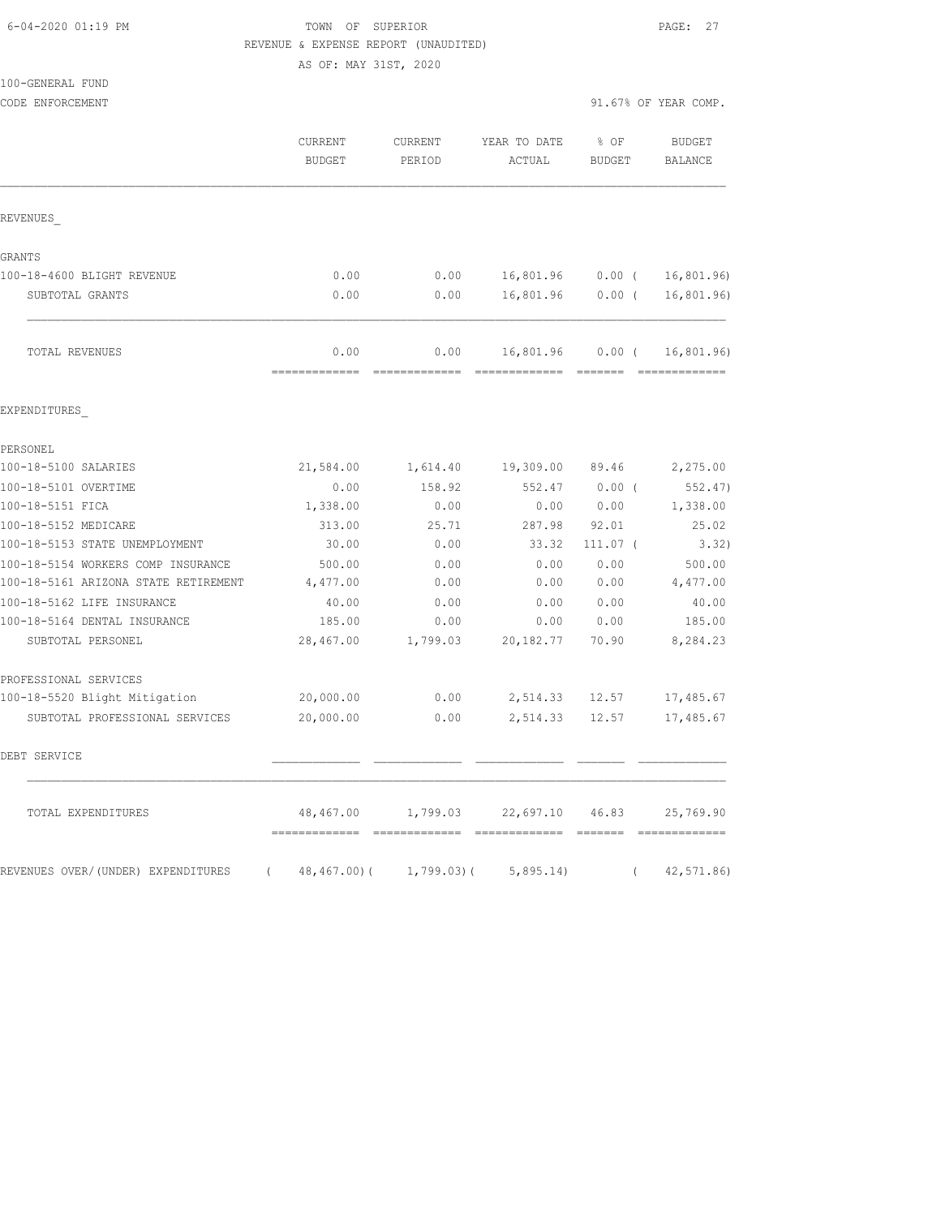TOWN OF SUPERIOR
REVENUE & EXPENSE REPORT (UNAUDITED)
AS OF: MAY 31ST, 2020

100-GENERAL FUND
CODE ENFORCEMENT

91.67% OF YEAR COMP.

| | CURRENT BUDGET | CURRENT PERIOD | YEAR TO DATE ACTUAL | % OF BUDGET | BUDGET BALANCE |
|---|---|---|---|---|---|
| **REVENUES_** | | | | | |
| **GRANTS** | | | | | |
| 100-18-4600 BLIGHT REVENUE | 0.00 | 0.00 | 16,801.96 | 0.00 ( | 16,801.96) |
| SUBTOTAL GRANTS | 0.00 | 0.00 | 16,801.96 | 0.00 ( | 16,801.96) |
| TOTAL REVENUES | 0.00 | 0.00 | 16,801.96 | 0.00 ( | 16,801.96) |
| **EXPENDITURES_** | | | | | |
| **PERSONEL** | | | | | |
| 100-18-5100 SALARIES | 21,584.00 | 1,614.40 | 19,309.00 | 89.46 | 2,275.00 |
| 100-18-5101 OVERTIME | 0.00 | 158.92 | 552.47 | 0.00 ( | 552.47) |
| 100-18-5151 FICA | 1,338.00 | 0.00 | 0.00 | 0.00 | 1,338.00 |
| 100-18-5152 MEDICARE | 313.00 | 25.71 | 287.98 | 92.01 | 25.02 |
| 100-18-5153 STATE UNEMPLOYMENT | 30.00 | 0.00 | 33.32 | 111.07 ( | 3.32) |
| 100-18-5154 WORKERS COMP INSURANCE | 500.00 | 0.00 | 0.00 | 0.00 | 500.00 |
| 100-18-5161 ARIZONA STATE RETIREMENT | 4,477.00 | 0.00 | 0.00 | 0.00 | 4,477.00 |
| 100-18-5162 LIFE INSURANCE | 40.00 | 0.00 | 0.00 | 0.00 | 40.00 |
| 100-18-5164 DENTAL INSURANCE | 185.00 | 0.00 | 0.00 | 0.00 | 185.00 |
| SUBTOTAL PERSONEL | 28,467.00 | 1,799.03 | 20,182.77 | 70.90 | 8,284.23 |
| **PROFESSIONAL SERVICES** | | | | | |
| 100-18-5520 Blight Mitigation | 20,000.00 | 0.00 | 2,514.33 | 12.57 | 17,485.67 |
| SUBTOTAL PROFESSIONAL SERVICES | 20,000.00 | 0.00 | 2,514.33 | 12.57 | 17,485.67 |
| **DEBT SERVICE** | | | | | |
| TOTAL EXPENDITURES | 48,467.00 | 1,799.03 | 22,697.10 | 46.83 | 25,769.90 |
| REVENUES OVER/(UNDER) EXPENDITURES | ( 48,467.00)( | 1,799.03)( | 5,895.14) | ( | 42,571.86) |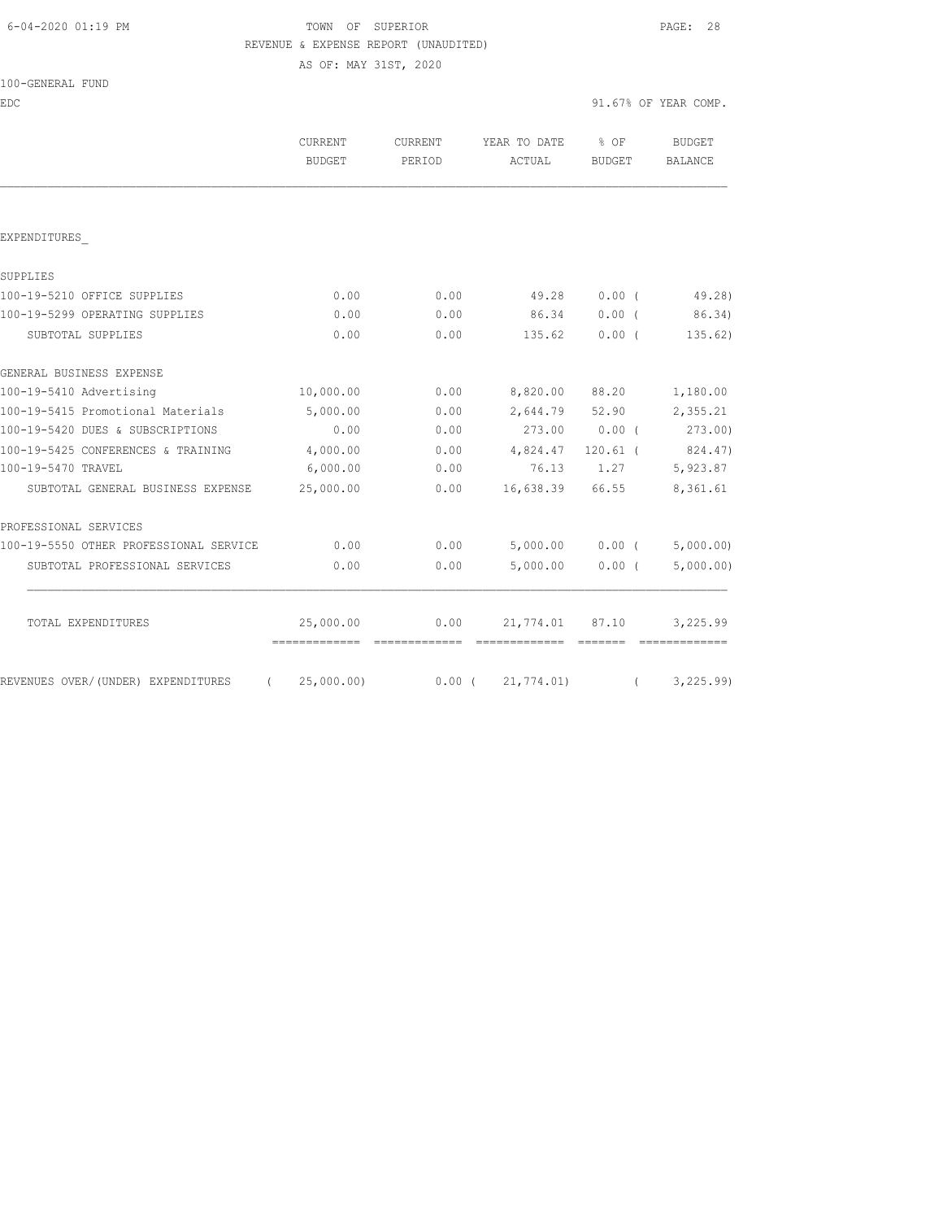6-04-2020 01:19 PM

TOWN OF SUPERIOR

REVENUE & EXPENSE REPORT (UNAUDITED)

AS OF: MAY 31ST, 2020

100-GENERAL FUND

EDC

91.67% OF YEAR COMP.

| | CURRENT BUDGET | CURRENT PERIOD | YEAR TO DATE ACTUAL | % OF BUDGET | BUDGET BALANCE |
|---|---|---|---|---|---|
| EXPENDITURES_ | | | | | |
| SUPPLIES | | | | | |
| 100-19-5210 OFFICE SUPPLIES | 0.00 | 0.00 | 49.28 | 0.00 ( | 49.28) |
| 100-19-5299 OPERATING SUPPLIES | 0.00 | 0.00 | 86.34 | 0.00 ( | 86.34) |
| SUBTOTAL SUPPLIES | 0.00 | 0.00 | 135.62 | 0.00 ( | 135.62) |
| GENERAL BUSINESS EXPENSE | | | | | |
| 100-19-5410 Advertising | 10,000.00 | 0.00 | 8,820.00 | 88.20 | 1,180.00 |
| 100-19-5415 Promotional Materials | 5,000.00 | 0.00 | 2,644.79 | 52.90 | 2,355.21 |
| 100-19-5420 DUES & SUBSCRIPTIONS | 0.00 | 0.00 | 273.00 | 0.00 ( | 273.00) |
| 100-19-5425 CONFERENCES & TRAINING | 4,000.00 | 0.00 | 4,824.47 | 120.61 ( | 824.47) |
| 100-19-5470 TRAVEL | 6,000.00 | 0.00 | 76.13 | 1.27 | 5,923.87 |
| SUBTOTAL GENERAL BUSINESS EXPENSE | 25,000.00 | 0.00 | 16,638.39 | 66.55 | 8,361.61 |
| PROFESSIONAL SERVICES | | | | | |
| 100-19-5550 OTHER PROFESSIONAL SERVICE | 0.00 | 0.00 | 5,000.00 | 0.00 ( | 5,000.00) |
| SUBTOTAL PROFESSIONAL SERVICES | 0.00 | 0.00 | 5,000.00 | 0.00 ( | 5,000.00) |
| TOTAL EXPENDITURES | 25,000.00 | 0.00 | 21,774.01 | 87.10 | 3,225.99 |
| REVENUES OVER/(UNDER) EXPENDITURES | ( 25,000.00) | 0.00 ( | 21,774.01) | ( | 3,225.99) |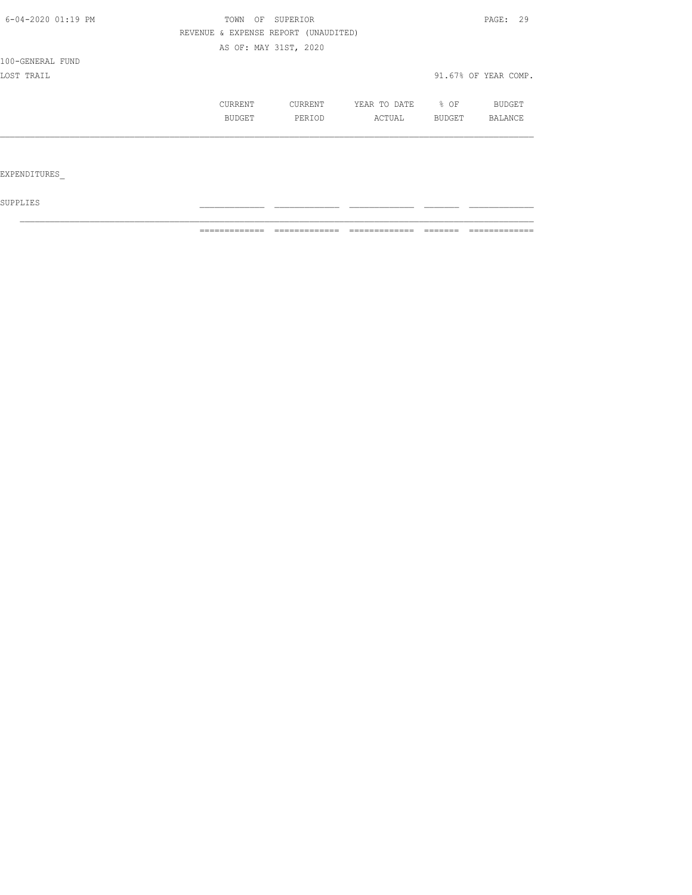TOWN OF SUPERIOR

REVENUE & EXPENSE REPORT (UNAUDITED)

AS OF: MAY 31ST, 2020

100-GENERAL FUND

LOST TRAIL

91.67% OF YEAR COMP.

| | CURRENT BUDGET | CURRENT PERIOD | YEAR TO DATE ACTUAL | % OF BUDGET | BUDGET BALANCE |
|---|---|---|---|---|---|
| EXPENDITURES_ | | | | | |
| SUPPLIES | | | | | |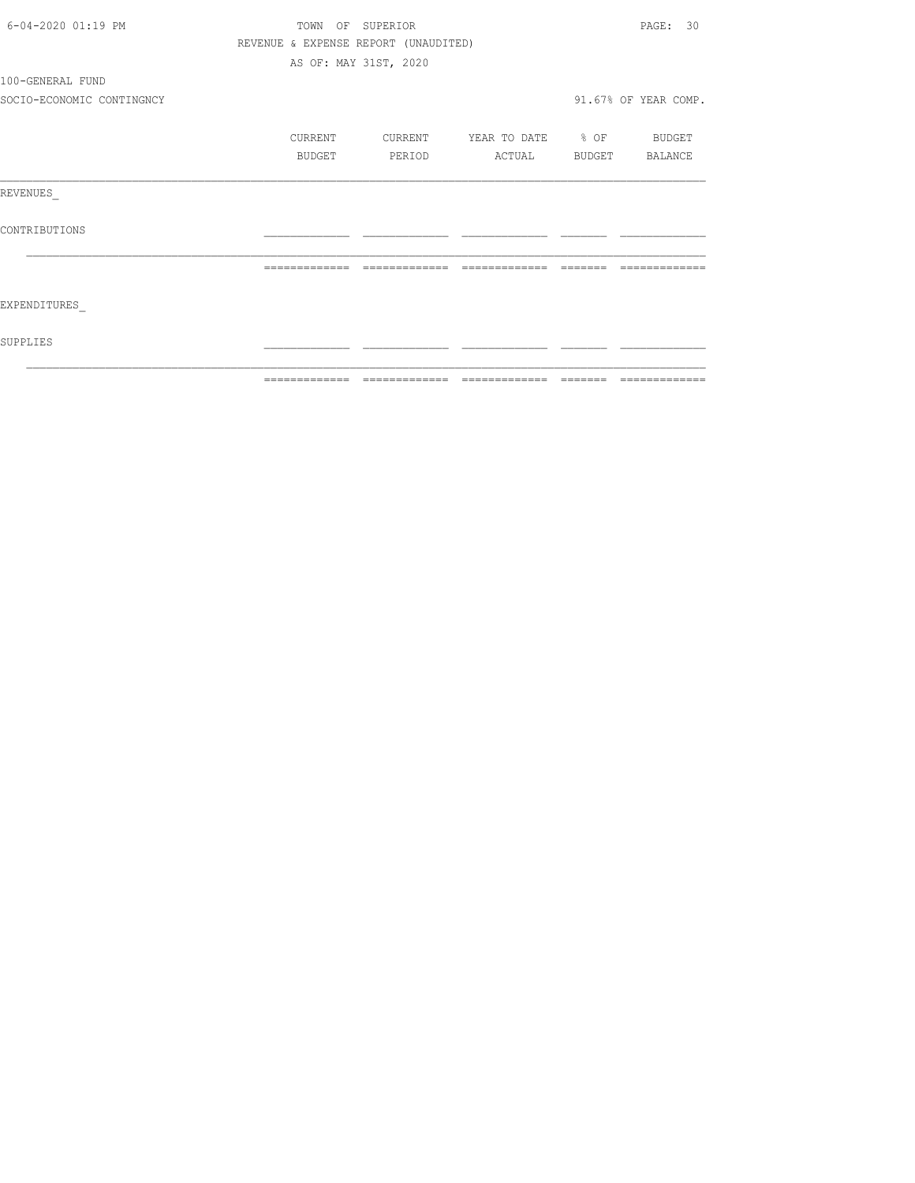TOWN OF SUPERIOR

REVENUE & EXPENSE REPORT (UNAUDITED)

AS OF: MAY 31ST, 2020

100-GENERAL FUND

SOCIO-ECONOMIC CONTINGNCY — 91.67% OF YEAR COMP.

| | CURRENT BUDGET | CURRENT PERIOD | YEAR TO DATE ACTUAL | % OF BUDGET | BUDGET BALANCE |
|---|---|---|---|---|---|
| REVENUES_ | | | | | |
| CONTRIBUTIONS | | | | | |
| EXPENDITURES_ | | | | | |
| SUPPLIES | | | | | |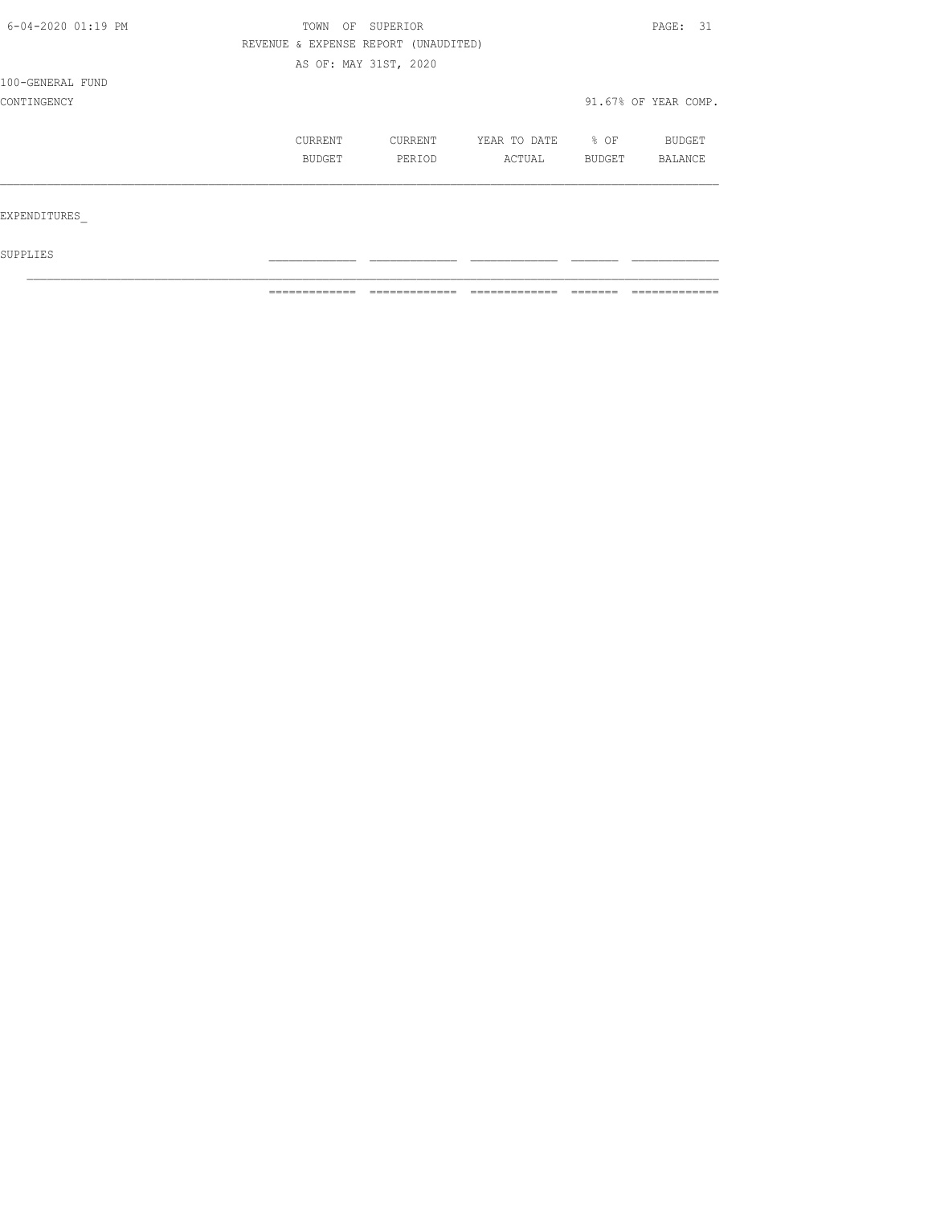TOWN OF SUPERIOR
REVENUE & EXPENSE REPORT (UNAUDITED)
AS OF: MAY 31ST, 2020

100-GENERAL FUND
CONTINGENCY

91.67% OF YEAR COMP.

| | CURRENT BUDGET | CURRENT PERIOD | YEAR TO DATE ACTUAL | % OF BUDGET | BUDGET BALANCE |
|---|---|---|---|---|---|
| EXPENDITURES_ | | | | | |
| SUPPLIES | | | | | |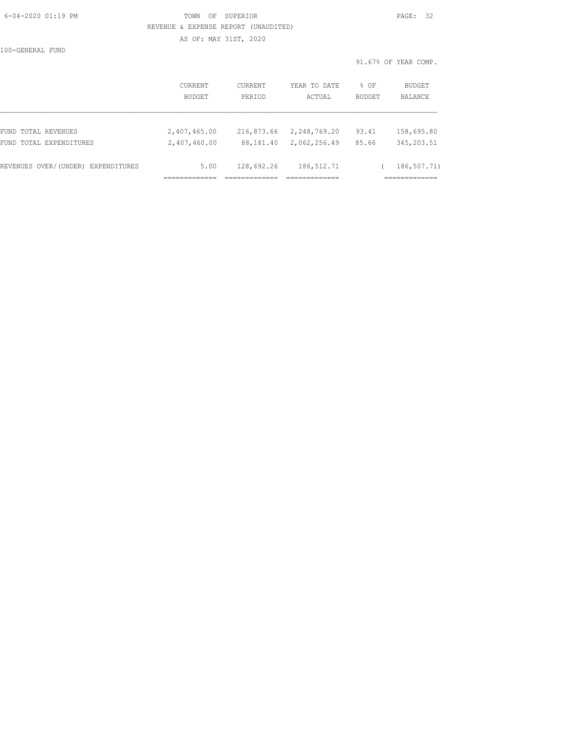# TOWN OF SUPERIOR

REVENUE & EXPENSE REPORT (UNAUDITED)

AS OF: MAY 31ST, 2020

100-GENERAL FUND

91.67% OF YEAR COMP.

| | CURRENT BUDGET | CURRENT PERIOD | YEAR TO DATE ACTUAL | % OF BUDGET | BUDGET BALANCE |
|---|---|---|---|---|---|
| FUND TOTAL REVENUES | 2,407,465.00 | 216,873.66 | 2,248,769.20 | 93.41 | 158,695.80 |
| FUND TOTAL EXPENDITURES | 2,407,460.00 | 88,181.40 | 2,062,256.49 | 85.66 | 345,203.51 |
| REVENUES OVER/(UNDER) EXPENDITURES | 5.00 | 128,692.26 | 186,512.71 | | ( 186,507.71) |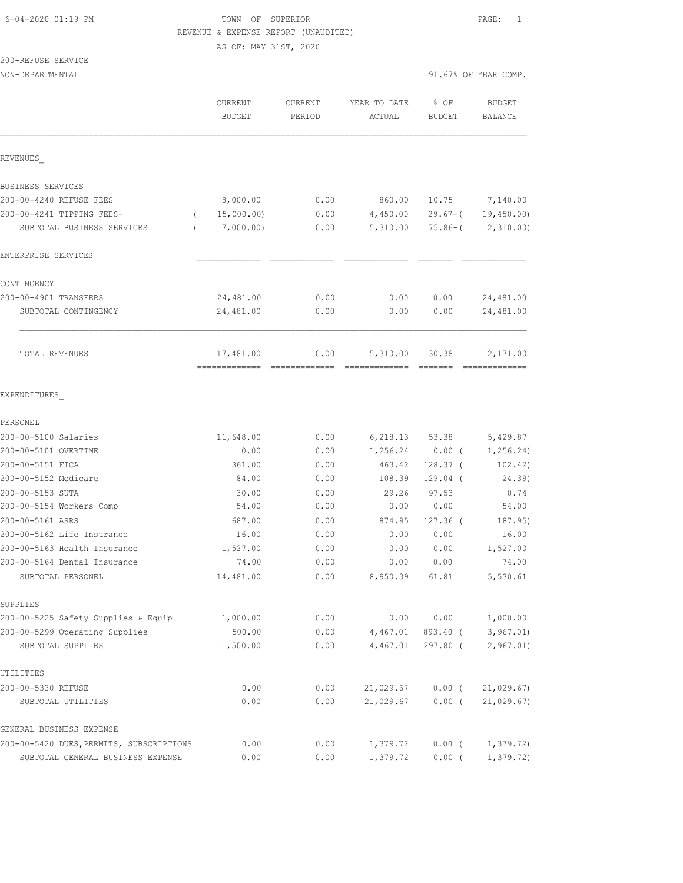6-04-2020 01:19 PM

TOWN OF SUPERIOR

REVENUE & EXPENSE REPORT (UNAUDITED)

AS OF: MAY 31ST, 2020

200-REFUSE SERVICE

NON-DEPARTMENTAL

91.67% OF YEAR COMP.

| | CURRENT BUDGET | CURRENT PERIOD | YEAR TO DATE ACTUAL | % OF BUDGET | BUDGET BALANCE |
|---|---|---|---|---|---|
| **REVENUES_** | | | | | |
| BUSINESS SERVICES | | | | | |
| 200-00-4240 REFUSE FEES | 8,000.00 | 0.00 | 860.00 | 10.75 | 7,140.00 |
| 200-00-4241 TIPPING FEES- | ( 15,000.00) | 0.00 | 4,450.00 | 29.67-( | 19,450.00) |
| SUBTOTAL BUSINESS SERVICES | ( 7,000.00) | 0.00 | 5,310.00 | 75.86-( | 12,310.00) |
| ENTERPRISE SERVICES | | | | | |
| CONTINGENCY | | | | | |
| 200-00-4901 TRANSFERS | 24,481.00 | 0.00 | 0.00 | 0.00 | 24,481.00 |
| SUBTOTAL CONTINGENCY | 24,481.00 | 0.00 | 0.00 | 0.00 | 24,481.00 |
| TOTAL REVENUES | 17,481.00 | 0.00 | 5,310.00 | 30.38 | 12,171.00 |
| **EXPENDITURES_** | | | | | |
| PERSONEL | | | | | |
| 200-00-5100 Salaries | 11,648.00 | 0.00 | 6,218.13 | 53.38 | 5,429.87 |
| 200-00-5101 OVERTIME | 0.00 | 0.00 | 1,256.24 | 0.00 ( | 1,256.24) |
| 200-00-5151 FICA | 361.00 | 0.00 | 463.42 | 128.37 ( | 102.42) |
| 200-00-5152 Medicare | 84.00 | 0.00 | 108.39 | 129.04 ( | 24.39) |
| 200-00-5153 SUTA | 30.00 | 0.00 | 29.26 | 97.53 | 0.74 |
| 200-00-5154 Workers Comp | 54.00 | 0.00 | 0.00 | 0.00 | 54.00 |
| 200-00-5161 ASRS | 687.00 | 0.00 | 874.95 | 127.36 ( | 187.95) |
| 200-00-5162 Life Insurance | 16.00 | 0.00 | 0.00 | 0.00 | 16.00 |
| 200-00-5163 Health Insurance | 1,527.00 | 0.00 | 0.00 | 0.00 | 1,527.00 |
| 200-00-5164 Dental Insurance | 74.00 | 0.00 | 0.00 | 0.00 | 74.00 |
| SUBTOTAL PERSONEL | 14,481.00 | 0.00 | 8,950.39 | 61.81 | 5,530.61 |
| SUPPLIES | | | | | |
| 200-00-5225 Safety Supplies & Equip | 1,000.00 | 0.00 | 0.00 | 0.00 | 1,000.00 |
| 200-00-5299 Operating Supplies | 500.00 | 0.00 | 4,467.01 | 893.40 ( | 3,967.01) |
| SUBTOTAL SUPPLIES | 1,500.00 | 0.00 | 4,467.01 | 297.80 ( | 2,967.01) |
| UTILITIES | | | | | |
| 200-00-5330 REFUSE | 0.00 | 0.00 | 21,029.67 | 0.00 ( | 21,029.67) |
| SUBTOTAL UTILITIES | 0.00 | 0.00 | 21,029.67 | 0.00 ( | 21,029.67) |
| GENERAL BUSINESS EXPENSE | | | | | |
| 200-00-5420 DUES,PERMITS, SUBSCRIPTIONS | 0.00 | 0.00 | 1,379.72 | 0.00 ( | 1,379.72) |
| SUBTOTAL GENERAL BUSINESS EXPENSE | 0.00 | 0.00 | 1,379.72 | 0.00 ( | 1,379.72) |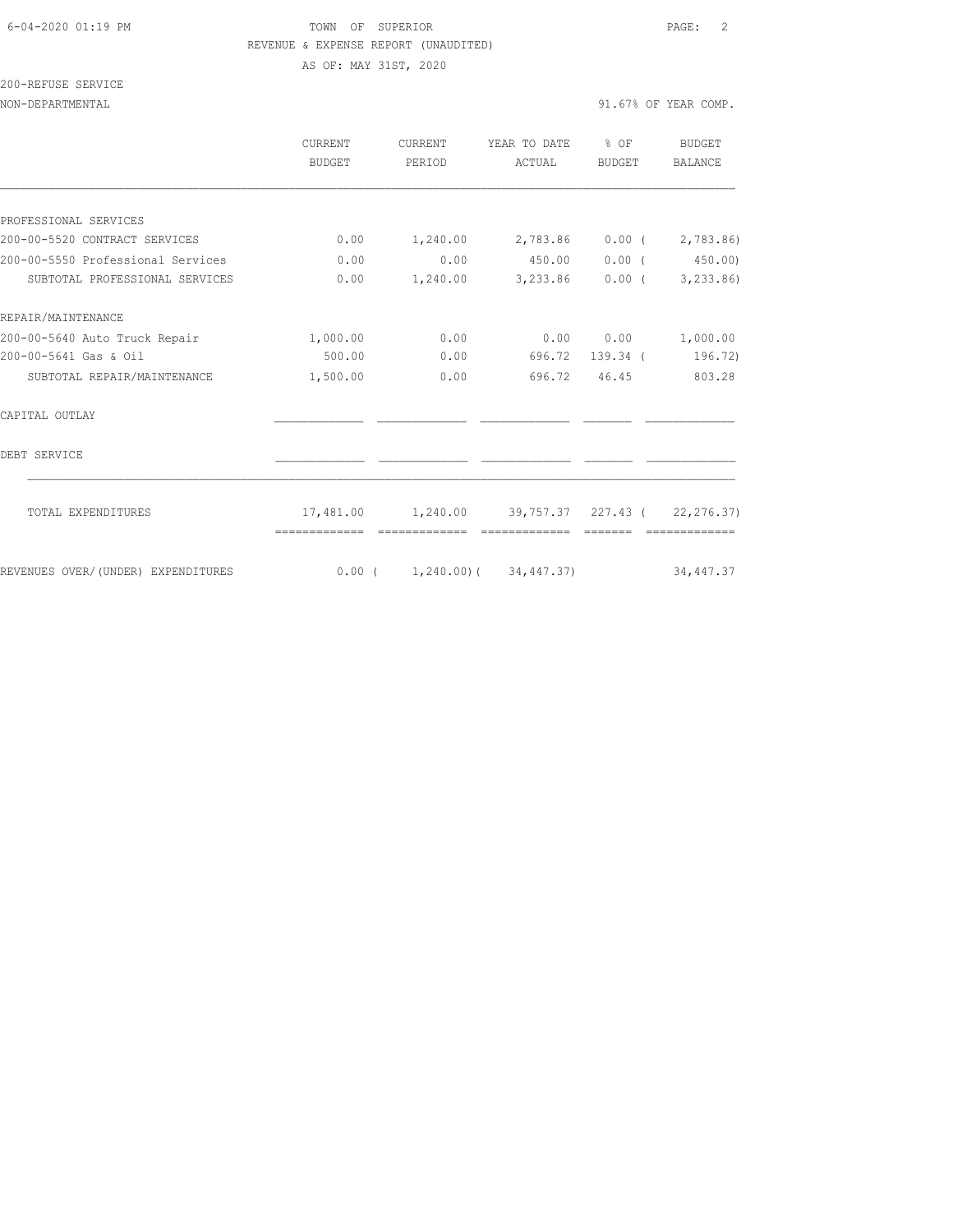TOWN OF SUPERIOR
REVENUE & EXPENSE REPORT (UNAUDITED)
AS OF: MAY 31ST, 2020

200-REFUSE SERVICE
NON-DEPARTMENTAL

91.67% OF YEAR COMP.

| | CURRENT BUDGET | CURRENT PERIOD | YEAR TO DATE ACTUAL | % OF BUDGET | BUDGET BALANCE |
|---|---|---|---|---|---|
| PROFESSIONAL SERVICES | | | | | |
| 200-00-5520 CONTRACT SERVICES | 0.00 | 1,240.00 | 2,783.86 | 0.00 | ( 2,783.86) |
| 200-00-5550 Professional Services | 0.00 | 0.00 | 450.00 | 0.00 | ( 450.00) |
| SUBTOTAL PROFESSIONAL SERVICES | 0.00 | 1,240.00 | 3,233.86 | 0.00 | ( 3,233.86) |
| REPAIR/MAINTENANCE | | | | | |
| 200-00-5640 Auto Truck Repair | 1,000.00 | 0.00 | 0.00 | 0.00 | 1,000.00 |
| 200-00-5641 Gas & Oil | 500.00 | 0.00 | 696.72 | 139.34 | ( 196.72) |
| SUBTOTAL REPAIR/MAINTENANCE | 1,500.00 | 0.00 | 696.72 | 46.45 | 803.28 |
| CAPITAL OUTLAY | | | | | |
| DEBT SERVICE | | | | | |
| TOTAL EXPENDITURES | 17,481.00 | 1,240.00 | 39,757.37 | 227.43 | ( 22,276.37) |
| REVENUES OVER/(UNDER) EXPENDITURES | 0.00 | ( 1,240.00) | ( 34,447.37) | | 34,447.37 |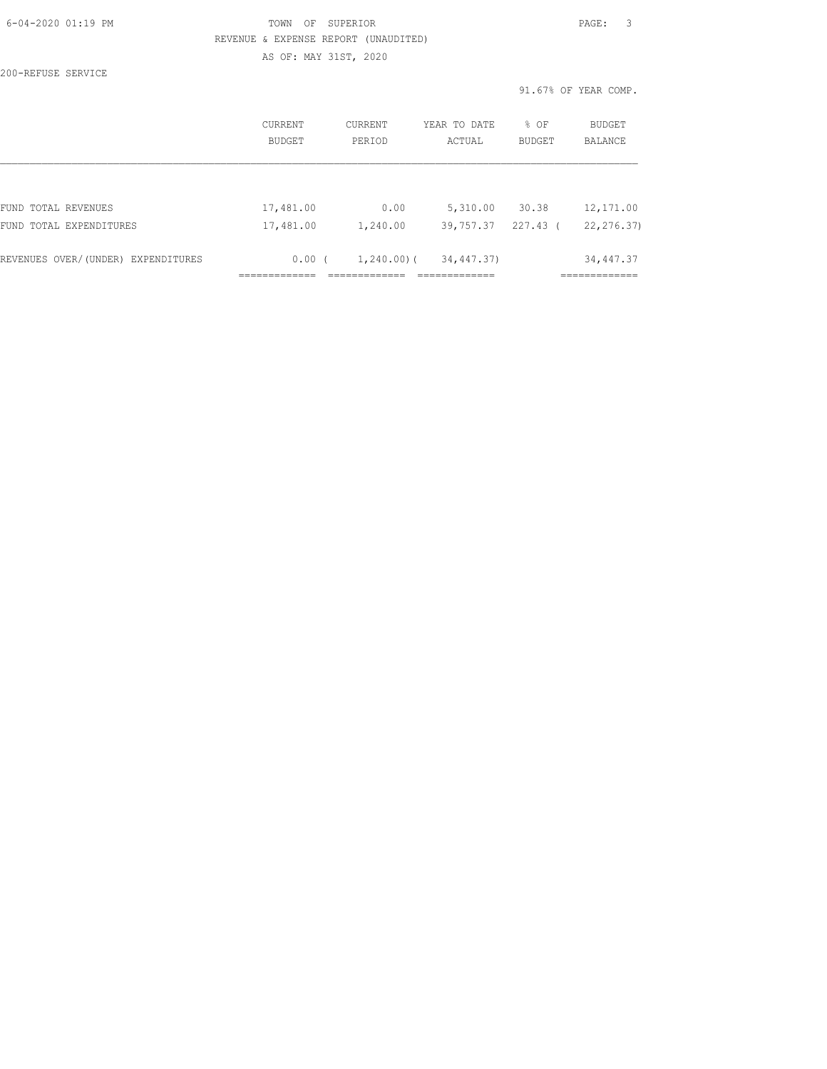TOWN OF SUPERIOR

REVENUE & EXPENSE REPORT (UNAUDITED)

AS OF: MAY 31ST, 2020

200-REFUSE SERVICE

91.67% OF YEAR COMP.

| | CURRENT BUDGET | CURRENT PERIOD | YEAR TO DATE ACTUAL | % OF BUDGET | BUDGET BALANCE |
|---|---|---|---|---|---|
| FUND TOTAL REVENUES | 17,481.00 | 0.00 | 5,310.00 | 30.38 | 12,171.00 |
| FUND TOTAL EXPENDITURES | 17,481.00 | 1,240.00 | 39,757.37 | 227.43 | ( 22,276.37) |
| REVENUES OVER/(UNDER) EXPENDITURES | 0.00 | ( 1,240.00) | ( 34,447.37) | | 34,447.37 |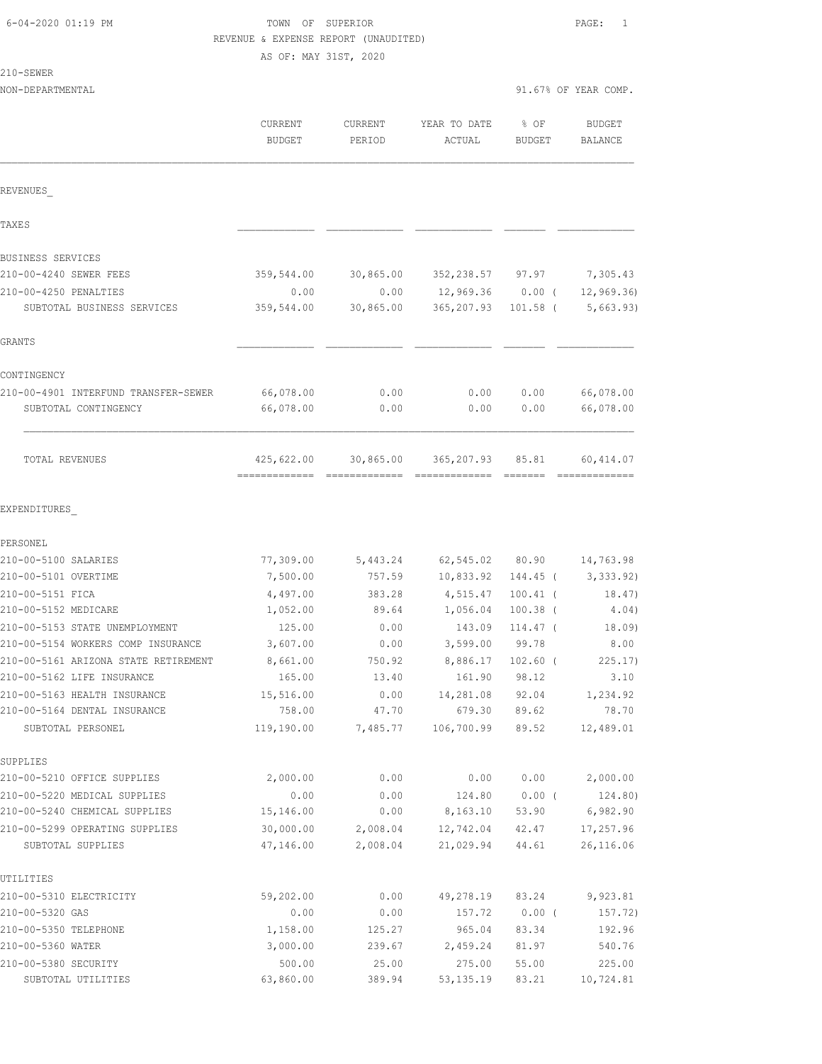6-04-2020 01:19 PM

TOWN OF SUPERIOR

REVENUE & EXPENSE REPORT (UNAUDITED)

AS OF: MAY 31ST, 2020

210-SEWER

NON-DEPARTMENTAL — 91.67% OF YEAR COMP.

| | CURRENT BUDGET | CURRENT PERIOD | YEAR TO DATE ACTUAL | % OF BUDGET | BUDGET BALANCE |
|---|---|---|---|---|---|
| **REVENUES_** | | | | | |
| **TAXES** | | | | | |
| **BUSINESS SERVICES** | | | | | |
| 210-00-4240 SEWER FEES | 359,544.00 | 30,865.00 | 352,238.57 | 97.97 | 7,305.43 |
| 210-00-4250 PENALTIES | 0.00 | 0.00 | 12,969.36 | 0.00 ( | 12,969.36) |
| SUBTOTAL BUSINESS SERVICES | 359,544.00 | 30,865.00 | 365,207.93 | 101.58 ( | 5,663.93) |
| **GRANTS** | | | | | |
| **CONTINGENCY** | | | | | |
| 210-00-4901 INTERFUND TRANSFER-SEWER | 66,078.00 | 0.00 | 0.00 | 0.00 | 66,078.00 |
| SUBTOTAL CONTINGENCY | 66,078.00 | 0.00 | 0.00 | 0.00 | 66,078.00 |
| TOTAL REVENUES | 425,622.00 | 30,865.00 | 365,207.93 | 85.81 | 60,414.07 |
| **EXPENDITURES_** | | | | | |
| **PERSONEL** | | | | | |
| 210-00-5100 SALARIES | 77,309.00 | 5,443.24 | 62,545.02 | 80.90 | 14,763.98 |
| 210-00-5101 OVERTIME | 7,500.00 | 757.59 | 10,833.92 | 144.45 ( | 3,333.92) |
| 210-00-5151 FICA | 4,497.00 | 383.28 | 4,515.47 | 100.41 ( | 18.47) |
| 210-00-5152 MEDICARE | 1,052.00 | 89.64 | 1,056.04 | 100.38 ( | 4.04) |
| 210-00-5153 STATE UNEMPLOYMENT | 125.00 | 0.00 | 143.09 | 114.47 ( | 18.09) |
| 210-00-5154 WORKERS COMP INSURANCE | 3,607.00 | 0.00 | 3,599.00 | 99.78 | 8.00 |
| 210-00-5161 ARIZONA STATE RETIREMENT | 8,661.00 | 750.92 | 8,886.17 | 102.60 ( | 225.17) |
| 210-00-5162 LIFE INSURANCE | 165.00 | 13.40 | 161.90 | 98.12 | 3.10 |
| 210-00-5163 HEALTH INSURANCE | 15,516.00 | 0.00 | 14,281.08 | 92.04 | 1,234.92 |
| 210-00-5164 DENTAL INSURANCE | 758.00 | 47.70 | 679.30 | 89.62 | 78.70 |
| SUBTOTAL PERSONEL | 119,190.00 | 7,485.77 | 106,700.99 | 89.52 | 12,489.01 |
| **SUPPLIES** | | | | | |
| 210-00-5210 OFFICE SUPPLIES | 2,000.00 | 0.00 | 0.00 | 0.00 | 2,000.00 |
| 210-00-5220 MEDICAL SUPPLIES | 0.00 | 0.00 | 124.80 | 0.00 ( | 124.80) |
| 210-00-5240 CHEMICAL SUPPLIES | 15,146.00 | 0.00 | 8,163.10 | 53.90 | 6,982.90 |
| 210-00-5299 OPERATING SUPPLIES | 30,000.00 | 2,008.04 | 12,742.04 | 42.47 | 17,257.96 |
| SUBTOTAL SUPPLIES | 47,146.00 | 2,008.04 | 21,029.94 | 44.61 | 26,116.06 |
| **UTILITIES** | | | | | |
| 210-00-5310 ELECTRICITY | 59,202.00 | 0.00 | 49,278.19 | 83.24 | 9,923.81 |
| 210-00-5320 GAS | 0.00 | 0.00 | 157.72 | 0.00 ( | 157.72) |
| 210-00-5350 TELEPHONE | 1,158.00 | 125.27 | 965.04 | 83.34 | 192.96 |
| 210-00-5360 WATER | 3,000.00 | 239.67 | 2,459.24 | 81.97 | 540.76 |
| 210-00-5380 SECURITY | 500.00 | 25.00 | 275.00 | 55.00 | 225.00 |
| SUBTOTAL UTILITIES | 63,860.00 | 389.94 | 53,135.19 | 83.21 | 10,724.81 |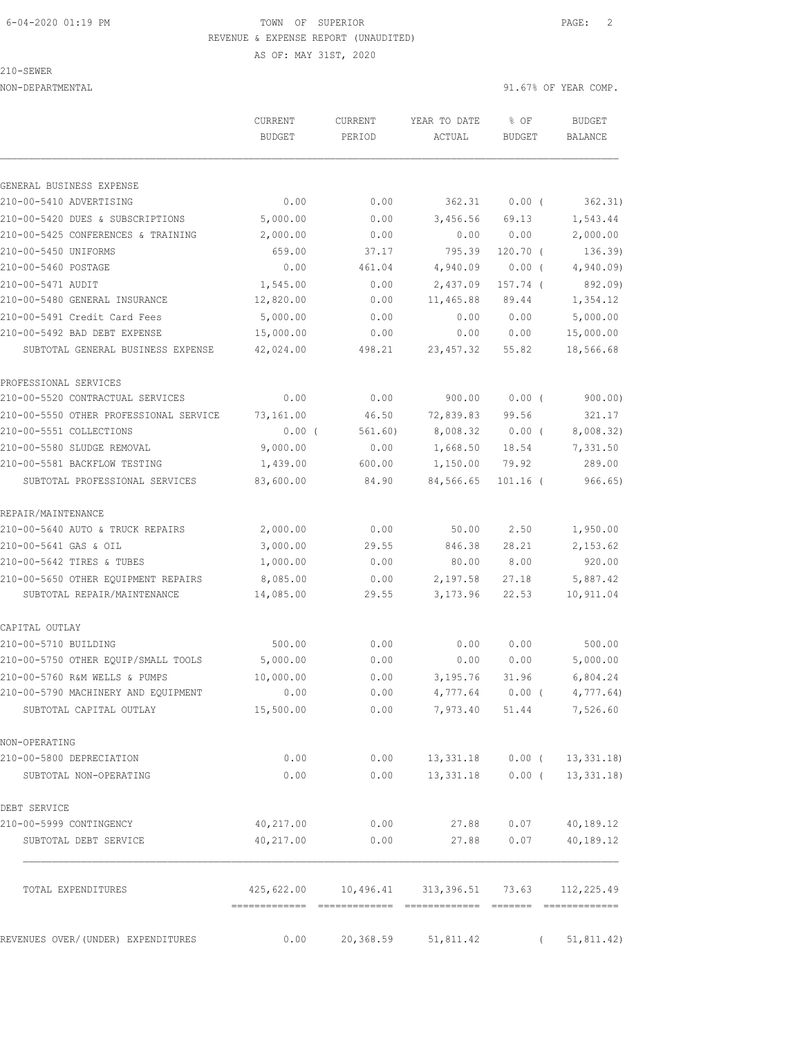TOWN OF SUPERIOR

REVENUE & EXPENSE REPORT (UNAUDITED)

AS OF: MAY 31ST, 2020

210-SEWER

NON-DEPARTMENTAL — 91.67% OF YEAR COMP.

| | CURRENT BUDGET | CURRENT PERIOD | YEAR TO DATE ACTUAL | % OF BUDGET | BUDGET BALANCE |
|---|---|---|---|---|---|
| **GENERAL BUSINESS EXPENSE** | | | | | |
| 210-00-5410 ADVERTISING | 0.00 | 0.00 | 362.31 | 0.00 ( | 362.31) |
| 210-00-5420 DUES & SUBSCRIPTIONS | 5,000.00 | 0.00 | 3,456.56 | 69.13 | 1,543.44 |
| 210-00-5425 CONFERENCES & TRAINING | 2,000.00 | 0.00 | 0.00 | 0.00 | 2,000.00 |
| 210-00-5450 UNIFORMS | 659.00 | 37.17 | 795.39 | 120.70 ( | 136.39) |
| 210-00-5460 POSTAGE | 0.00 | 461.04 | 4,940.09 | 0.00 ( | 4,940.09) |
| 210-00-5471 AUDIT | 1,545.00 | 0.00 | 2,437.09 | 157.74 ( | 892.09) |
| 210-00-5480 GENERAL INSURANCE | 12,820.00 | 0.00 | 11,465.88 | 89.44 | 1,354.12 |
| 210-00-5491 Credit Card Fees | 5,000.00 | 0.00 | 0.00 | 0.00 | 5,000.00 |
| 210-00-5492 BAD DEBT EXPENSE | 15,000.00 | 0.00 | 0.00 | 0.00 | 15,000.00 |
| SUBTOTAL GENERAL BUSINESS EXPENSE | 42,024.00 | 498.21 | 23,457.32 | 55.82 | 18,566.68 |
| **PROFESSIONAL SERVICES** | | | | | |
| 210-00-5520 CONTRACTUAL SERVICES | 0.00 | 0.00 | 900.00 | 0.00 ( | 900.00) |
| 210-00-5550 OTHER PROFESSIONAL SERVICE | 73,161.00 | 46.50 | 72,839.83 | 99.56 | 321.17 |
| 210-00-5551 COLLECTIONS | 0.00 ( | 561.60) | 8,008.32 | 0.00 ( | 8,008.32) |
| 210-00-5580 SLUDGE REMOVAL | 9,000.00 | 0.00 | 1,668.50 | 18.54 | 7,331.50 |
| 210-00-5581 BACKFLOW TESTING | 1,439.00 | 600.00 | 1,150.00 | 79.92 | 289.00 |
| SUBTOTAL PROFESSIONAL SERVICES | 83,600.00 | 84.90 | 84,566.65 | 101.16 ( | 966.65) |
| **REPAIR/MAINTENANCE** | | | | | |
| 210-00-5640 AUTO & TRUCK REPAIRS | 2,000.00 | 0.00 | 50.00 | 2.50 | 1,950.00 |
| 210-00-5641 GAS & OIL | 3,000.00 | 29.55 | 846.38 | 28.21 | 2,153.62 |
| 210-00-5642 TIRES & TUBES | 1,000.00 | 0.00 | 80.00 | 8.00 | 920.00 |
| 210-00-5650 OTHER EQUIPMENT REPAIRS | 8,085.00 | 0.00 | 2,197.58 | 27.18 | 5,887.42 |
| SUBTOTAL REPAIR/MAINTENANCE | 14,085.00 | 29.55 | 3,173.96 | 22.53 | 10,911.04 |
| **CAPITAL OUTLAY** | | | | | |
| 210-00-5710 BUILDING | 500.00 | 0.00 | 0.00 | 0.00 | 500.00 |
| 210-00-5750 OTHER EQUIP/SMALL TOOLS | 5,000.00 | 0.00 | 0.00 | 0.00 | 5,000.00 |
| 210-00-5760 R&M WELLS & PUMPS | 10,000.00 | 0.00 | 3,195.76 | 31.96 | 6,804.24 |
| 210-00-5790 MACHINERY AND EQUIPMENT | 0.00 | 0.00 | 4,777.64 | 0.00 ( | 4,777.64) |
| SUBTOTAL CAPITAL OUTLAY | 15,500.00 | 0.00 | 7,973.40 | 51.44 | 7,526.60 |
| **NON-OPERATING** | | | | | |
| 210-00-5800 DEPRECIATION | 0.00 | 0.00 | 13,331.18 | 0.00 ( | 13,331.18) |
| SUBTOTAL NON-OPERATING | 0.00 | 0.00 | 13,331.18 | 0.00 ( | 13,331.18) |
| **DEBT SERVICE** | | | | | |
| 210-00-5999 CONTINGENCY | 40,217.00 | 0.00 | 27.88 | 0.07 | 40,189.12 |
| SUBTOTAL DEBT SERVICE | 40,217.00 | 0.00 | 27.88 | 0.07 | 40,189.12 |
| TOTAL EXPENDITURES | 425,622.00 | 10,496.41 | 313,396.51 | 73.63 | 112,225.49 |
| REVENUES OVER/(UNDER) EXPENDITURES | 0.00 | 20,368.59 | 51,811.42 | ( | 51,811.42) |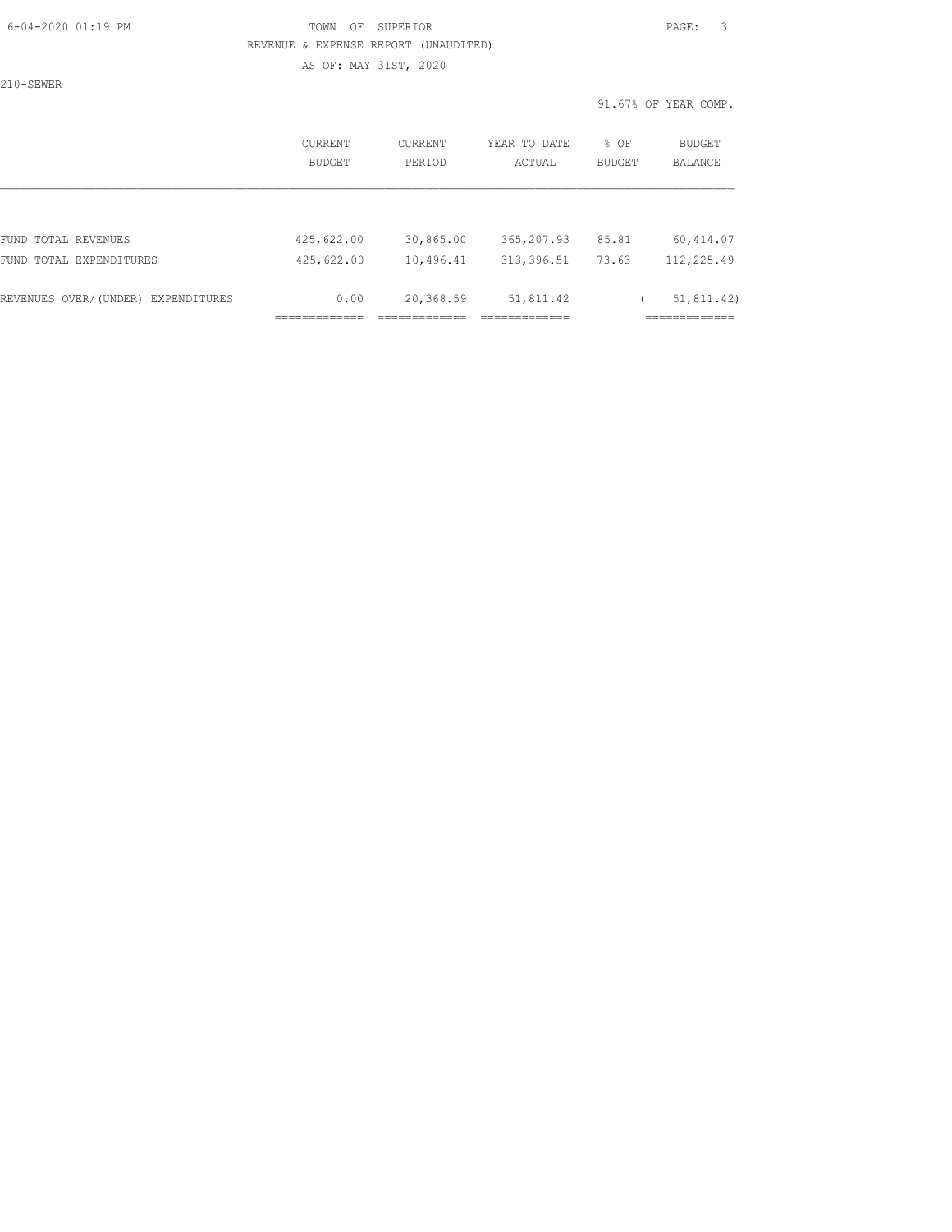TOWN OF SUPERIOR

REVENUE & EXPENSE REPORT (UNAUDITED)

AS OF: MAY 31ST, 2020

210-SEWER

91.67% OF YEAR COMP.

| | CURRENT BUDGET | CURRENT PERIOD | YEAR TO DATE ACTUAL | % OF BUDGET | BUDGET BALANCE |
|---|---|---|---|---|---|
| FUND TOTAL REVENUES | 425,622.00 | 30,865.00 | 365,207.93 | 85.81 | 60,414.07 |
| FUND TOTAL EXPENDITURES | 425,622.00 | 10,496.41 | 313,396.51 | 73.63 | 112,225.49 |
| REVENUES OVER/(UNDER) EXPENDITURES | 0.00 | 20,368.59 | 51,811.42 | | ( 51,811.42) |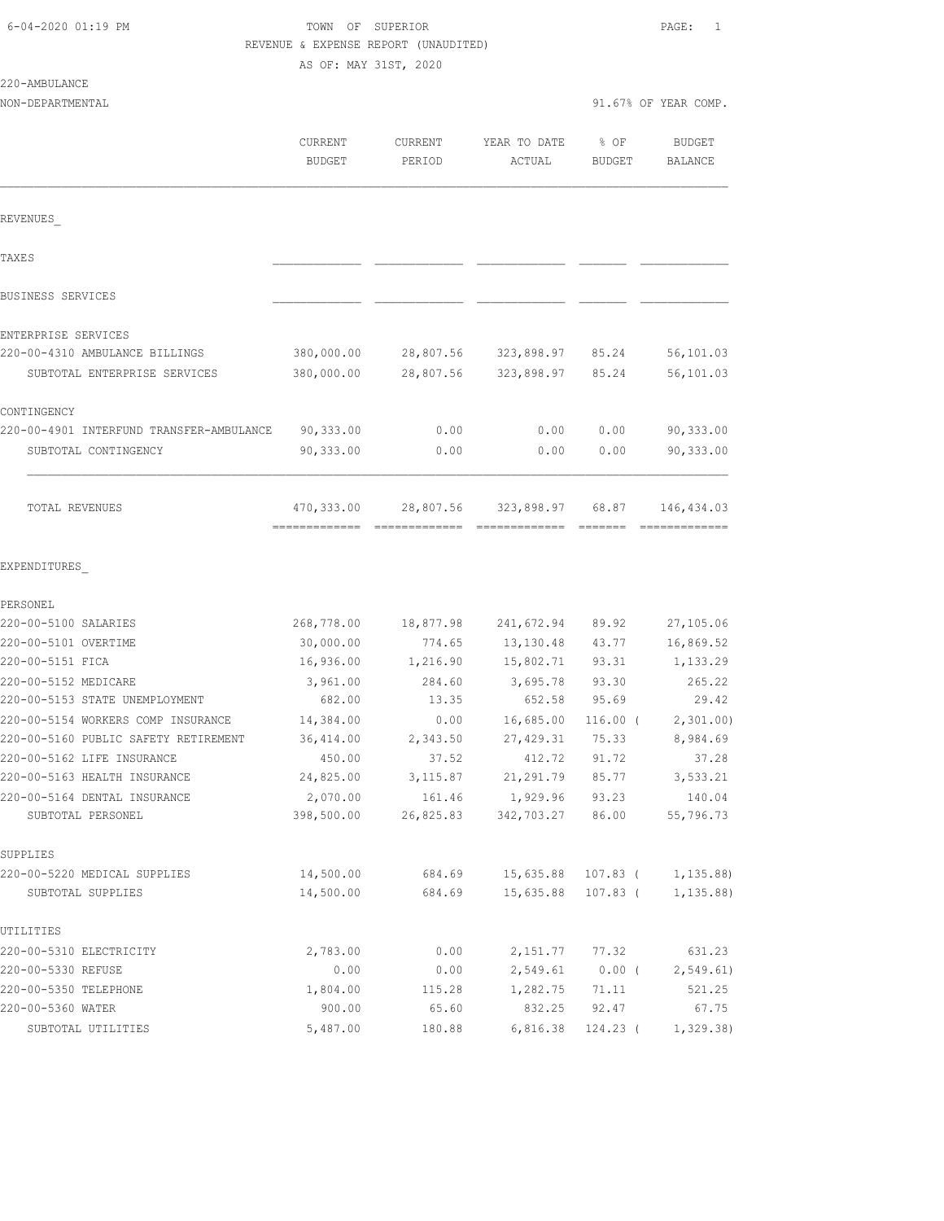6-04-2020 01:19 PM

TOWN OF SUPERIOR

REVENUE & EXPENSE REPORT (UNAUDITED)

AS OF: MAY 31ST, 2020

220-AMBULANCE

NON-DEPARTMENTAL — 91.67% OF YEAR COMP.

| | CURRENT BUDGET | CURRENT PERIOD | YEAR TO DATE ACTUAL | % OF BUDGET | BUDGET BALANCE |
|---|---|---|---|---|---|
| **REVENUES** | | | | | |
| TAXES | | | | | |
| BUSINESS SERVICES | | | | | |
| ENTERPRISE SERVICES | | | | | |
| 220-00-4310 AMBULANCE BILLINGS | 380,000.00 | 28,807.56 | 323,898.97 | 85.24 | 56,101.03 |
| SUBTOTAL ENTERPRISE SERVICES | 380,000.00 | 28,807.56 | 323,898.97 | 85.24 | 56,101.03 |
| CONTINGENCY | | | | | |
| 220-00-4901 INTERFUND TRANSFER-AMBULANCE | 90,333.00 | 0.00 | 0.00 | 0.00 | 90,333.00 |
| SUBTOTAL CONTINGENCY | 90,333.00 | 0.00 | 0.00 | 0.00 | 90,333.00 |
| TOTAL REVENUES | 470,333.00 | 28,807.56 | 323,898.97 | 68.87 | 146,434.03 |
| **EXPENDITURES** | | | | | |
| PERSONEL | | | | | |
| 220-00-5100 SALARIES | 268,778.00 | 18,877.98 | 241,672.94 | 89.92 | 27,105.06 |
| 220-00-5101 OVERTIME | 30,000.00 | 774.65 | 13,130.48 | 43.77 | 16,869.52 |
| 220-00-5151 FICA | 16,936.00 | 1,216.90 | 15,802.71 | 93.31 | 1,133.29 |
| 220-00-5152 MEDICARE | 3,961.00 | 284.60 | 3,695.78 | 93.30 | 265.22 |
| 220-00-5153 STATE UNEMPLOYMENT | 682.00 | 13.35 | 652.58 | 95.69 | 29.42 |
| 220-00-5154 WORKERS COMP INSURANCE | 14,384.00 | 0.00 | 16,685.00 | 116.00 | ( 2,301.00) |
| 220-00-5160 PUBLIC SAFETY RETIREMENT | 36,414.00 | 2,343.50 | 27,429.31 | 75.33 | 8,984.69 |
| 220-00-5162 LIFE INSURANCE | 450.00 | 37.52 | 412.72 | 91.72 | 37.28 |
| 220-00-5163 HEALTH INSURANCE | 24,825.00 | 3,115.87 | 21,291.79 | 85.77 | 3,533.21 |
| 220-00-5164 DENTAL INSURANCE | 2,070.00 | 161.46 | 1,929.96 | 93.23 | 140.04 |
| SUBTOTAL PERSONEL | 398,500.00 | 26,825.83 | 342,703.27 | 86.00 | 55,796.73 |
| SUPPLIES | | | | | |
| 220-00-5220 MEDICAL SUPPLIES | 14,500.00 | 684.69 | 15,635.88 | 107.83 | ( 1,135.88) |
| SUBTOTAL SUPPLIES | 14,500.00 | 684.69 | 15,635.88 | 107.83 | ( 1,135.88) |
| UTILITIES | | | | | |
| 220-00-5310 ELECTRICITY | 2,783.00 | 0.00 | 2,151.77 | 77.32 | 631.23 |
| 220-00-5330 REFUSE | 0.00 | 0.00 | 2,549.61 | 0.00 | ( 2,549.61) |
| 220-00-5350 TELEPHONE | 1,804.00 | 115.28 | 1,282.75 | 71.11 | 521.25 |
| 220-00-5360 WATER | 900.00 | 65.60 | 832.25 | 92.47 | 67.75 |
| SUBTOTAL UTILITIES | 5,487.00 | 180.88 | 6,816.38 | 124.23 | ( 1,329.38) |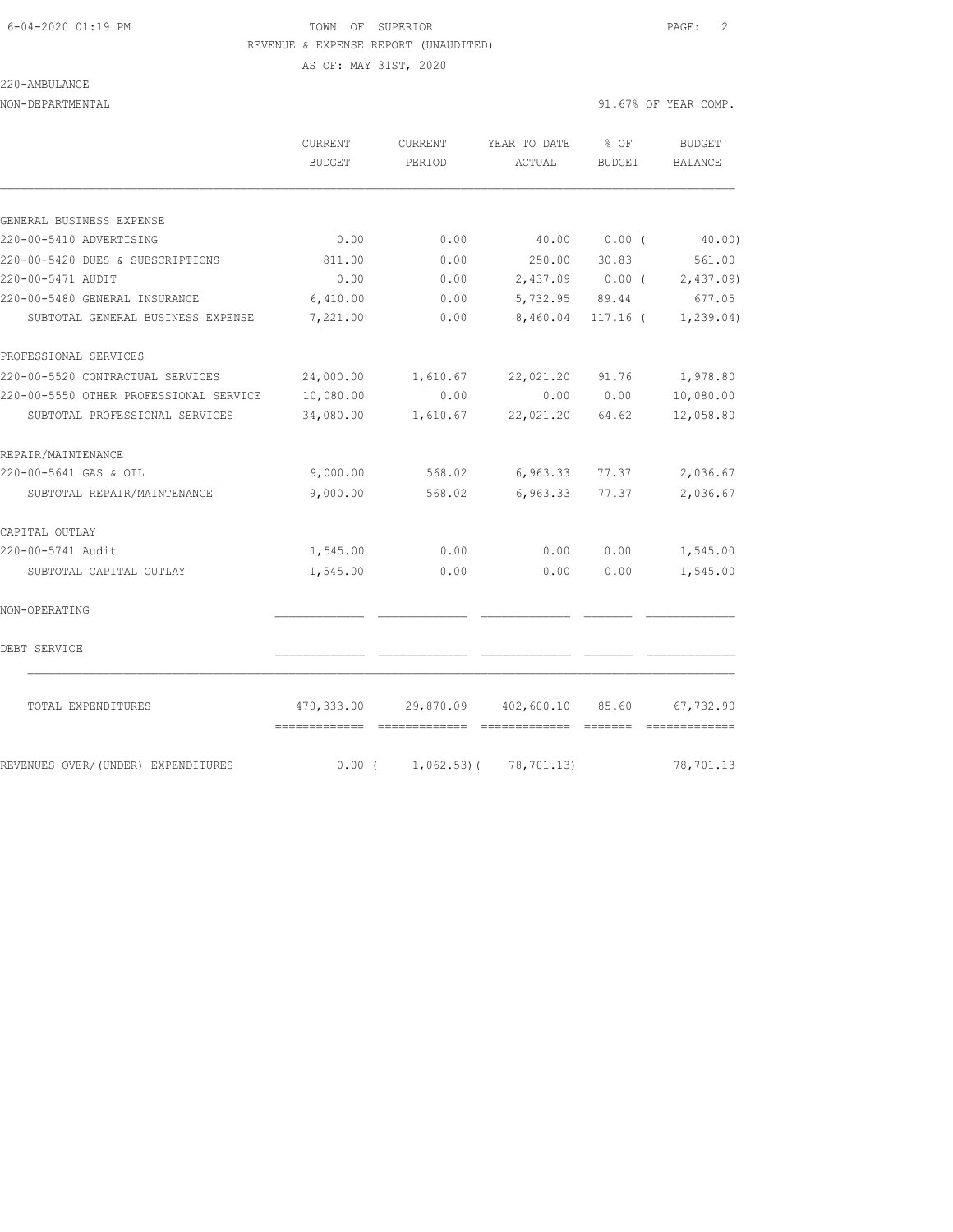TOWN OF SUPERIOR

REVENUE & EXPENSE REPORT (UNAUDITED)

AS OF: MAY 31ST, 2020

220-AMBULANCE

NON-DEPARTMENTAL — 91.67% OF YEAR COMP.

| | CURRENT BUDGET | CURRENT PERIOD | YEAR TO DATE ACTUAL | % OF BUDGET | BUDGET BALANCE |
|---|---|---|---|---|---|
| **GENERAL BUSINESS EXPENSE** | | | | | |
| 220-00-5410 ADVERTISING | 0.00 | 0.00 | 40.00 | 0.00 | ( 40.00) |
| 220-00-5420 DUES & SUBSCRIPTIONS | 811.00 | 0.00 | 250.00 | 30.83 | 561.00 |
| 220-00-5471 AUDIT | 0.00 | 0.00 | 2,437.09 | 0.00 | ( 2,437.09) |
| 220-00-5480 GENERAL INSURANCE | 6,410.00 | 0.00 | 5,732.95 | 89.44 | 677.05 |
| SUBTOTAL GENERAL BUSINESS EXPENSE | 7,221.00 | 0.00 | 8,460.04 | 117.16 | ( 1,239.04) |
| **PROFESSIONAL SERVICES** | | | | | |
| 220-00-5520 CONTRACTUAL SERVICES | 24,000.00 | 1,610.67 | 22,021.20 | 91.76 | 1,978.80 |
| 220-00-5550 OTHER PROFESSIONAL SERVICE | 10,080.00 | 0.00 | 0.00 | 0.00 | 10,080.00 |
| SUBTOTAL PROFESSIONAL SERVICES | 34,080.00 | 1,610.67 | 22,021.20 | 64.62 | 12,058.80 |
| **REPAIR/MAINTENANCE** | | | | | |
| 220-00-5641 GAS & OIL | 9,000.00 | 568.02 | 6,963.33 | 77.37 | 2,036.67 |
| SUBTOTAL REPAIR/MAINTENANCE | 9,000.00 | 568.02 | 6,963.33 | 77.37 | 2,036.67 |
| **CAPITAL OUTLAY** | | | | | |
| 220-00-5741 Audit | 1,545.00 | 0.00 | 0.00 | 0.00 | 1,545.00 |
| SUBTOTAL CAPITAL OUTLAY | 1,545.00 | 0.00 | 0.00 | 0.00 | 1,545.00 |
| **NON-OPERATING** | | | | | |
| **DEBT SERVICE** | | | | | |
| TOTAL EXPENDITURES | 470,333.00 | 29,870.09 | 402,600.10 | 85.60 | 67,732.90 |
| REVENUES OVER/(UNDER) EXPENDITURES | 0.00 | ( 1,062.53) | ( 78,701.13) | | 78,701.13 |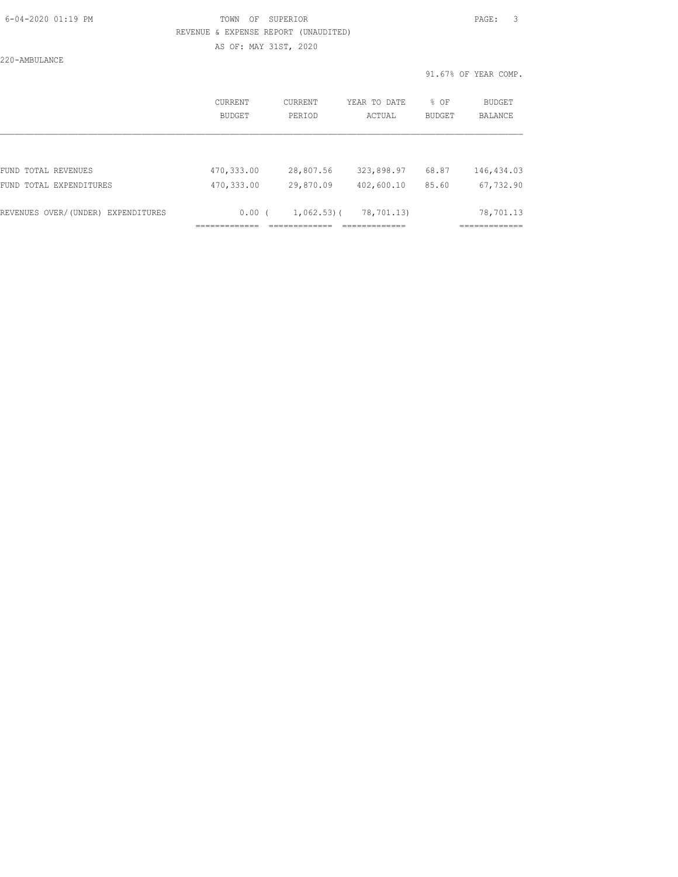TOWN OF SUPERIOR

REVENUE & EXPENSE REPORT (UNAUDITED)

AS OF: MAY 31ST, 2020

220-AMBULANCE

91.67% OF YEAR COMP.

| | CURRENT BUDGET | CURRENT PERIOD | YEAR TO DATE ACTUAL | % OF BUDGET | BUDGET BALANCE |
|---|---|---|---|---|---|
| FUND TOTAL REVENUES | 470,333.00 | 28,807.56 | 323,898.97 | 68.87 | 146,434.03 |
| FUND TOTAL EXPENDITURES | 470,333.00 | 29,870.09 | 402,600.10 | 85.60 | 67,732.90 |
| REVENUES OVER/(UNDER) EXPENDITURES | 0.00 | ( 1,062.53) | ( 78,701.13) | | 78,701.13 |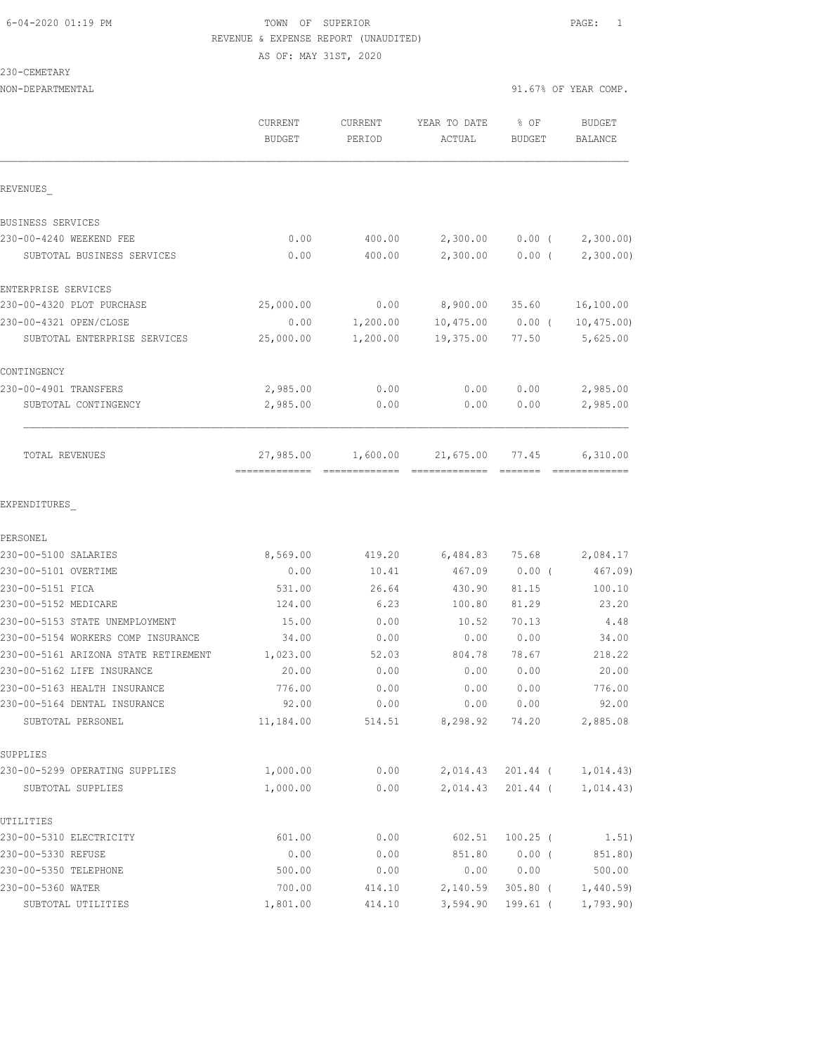6-04-2020 01:19 PM TOWN OF SUPERIOR

REVENUE & EXPENSE REPORT (UNAUDITED)

AS OF: MAY 31ST, 2020

230-CEMETARY

NON-DEPARTMENTAL 91.67% OF YEAR COMP.

| | CURRENT BUDGET | CURRENT PERIOD | YEAR TO DATE ACTUAL | % OF BUDGET | BUDGET BALANCE |
|---|---|---|---|---|---|
| REVENUES_ | | | | | |
| BUSINESS SERVICES | | | | | |
| 230-00-4240 WEEKEND FEE | 0.00 | 400.00 | 2,300.00 | 0.00 ( | 2,300.00) |
| SUBTOTAL BUSINESS SERVICES | 0.00 | 400.00 | 2,300.00 | 0.00 ( | 2,300.00) |
| ENTERPRISE SERVICES | | | | | |
| 230-00-4320 PLOT PURCHASE | 25,000.00 | 0.00 | 8,900.00 | 35.60 | 16,100.00 |
| 230-00-4321 OPEN/CLOSE | 0.00 | 1,200.00 | 10,475.00 | 0.00 ( | 10,475.00) |
| SUBTOTAL ENTERPRISE SERVICES | 25,000.00 | 1,200.00 | 19,375.00 | 77.50 | 5,625.00 |
| CONTINGENCY | | | | | |
| 230-00-4901 TRANSFERS | 2,985.00 | 0.00 | 0.00 | 0.00 | 2,985.00 |
| SUBTOTAL CONTINGENCY | 2,985.00 | 0.00 | 0.00 | 0.00 | 2,985.00 |
| TOTAL REVENUES | 27,985.00 | 1,600.00 | 21,675.00 | 77.45 | 6,310.00 |
| EXPENDITURES_ | | | | | |
| PERSONEL | | | | | |
| 230-00-5100 SALARIES | 8,569.00 | 419.20 | 6,484.83 | 75.68 | 2,084.17 |
| 230-00-5101 OVERTIME | 0.00 | 10.41 | 467.09 | 0.00 ( | 467.09) |
| 230-00-5151 FICA | 531.00 | 26.64 | 430.90 | 81.15 | 100.10 |
| 230-00-5152 MEDICARE | 124.00 | 6.23 | 100.80 | 81.29 | 23.20 |
| 230-00-5153 STATE UNEMPLOYMENT | 15.00 | 0.00 | 10.52 | 70.13 | 4.48 |
| 230-00-5154 WORKERS COMP INSURANCE | 34.00 | 0.00 | 0.00 | 0.00 | 34.00 |
| 230-00-5161 ARIZONA STATE RETIREMENT | 1,023.00 | 52.03 | 804.78 | 78.67 | 218.22 |
| 230-00-5162 LIFE INSURANCE | 20.00 | 0.00 | 0.00 | 0.00 | 20.00 |
| 230-00-5163 HEALTH INSURANCE | 776.00 | 0.00 | 0.00 | 0.00 | 776.00 |
| 230-00-5164 DENTAL INSURANCE | 92.00 | 0.00 | 0.00 | 0.00 | 92.00 |
| SUBTOTAL PERSONEL | 11,184.00 | 514.51 | 8,298.92 | 74.20 | 2,885.08 |
| SUPPLIES | | | | | |
| 230-00-5299 OPERATING SUPPLIES | 1,000.00 | 0.00 | 2,014.43 | 201.44 ( | 1,014.43) |
| SUBTOTAL SUPPLIES | 1,000.00 | 0.00 | 2,014.43 | 201.44 ( | 1,014.43) |
| UTILITIES | | | | | |
| 230-00-5310 ELECTRICITY | 601.00 | 0.00 | 602.51 | 100.25 ( | 1.51) |
| 230-00-5330 REFUSE | 0.00 | 0.00 | 851.80 | 0.00 ( | 851.80) |
| 230-00-5350 TELEPHONE | 500.00 | 0.00 | 0.00 | 0.00 | 500.00 |
| 230-00-5360 WATER | 700.00 | 414.10 | 2,140.59 | 305.80 ( | 1,440.59) |
| SUBTOTAL UTILITIES | 1,801.00 | 414.10 | 3,594.90 | 199.61 ( | 1,793.90) |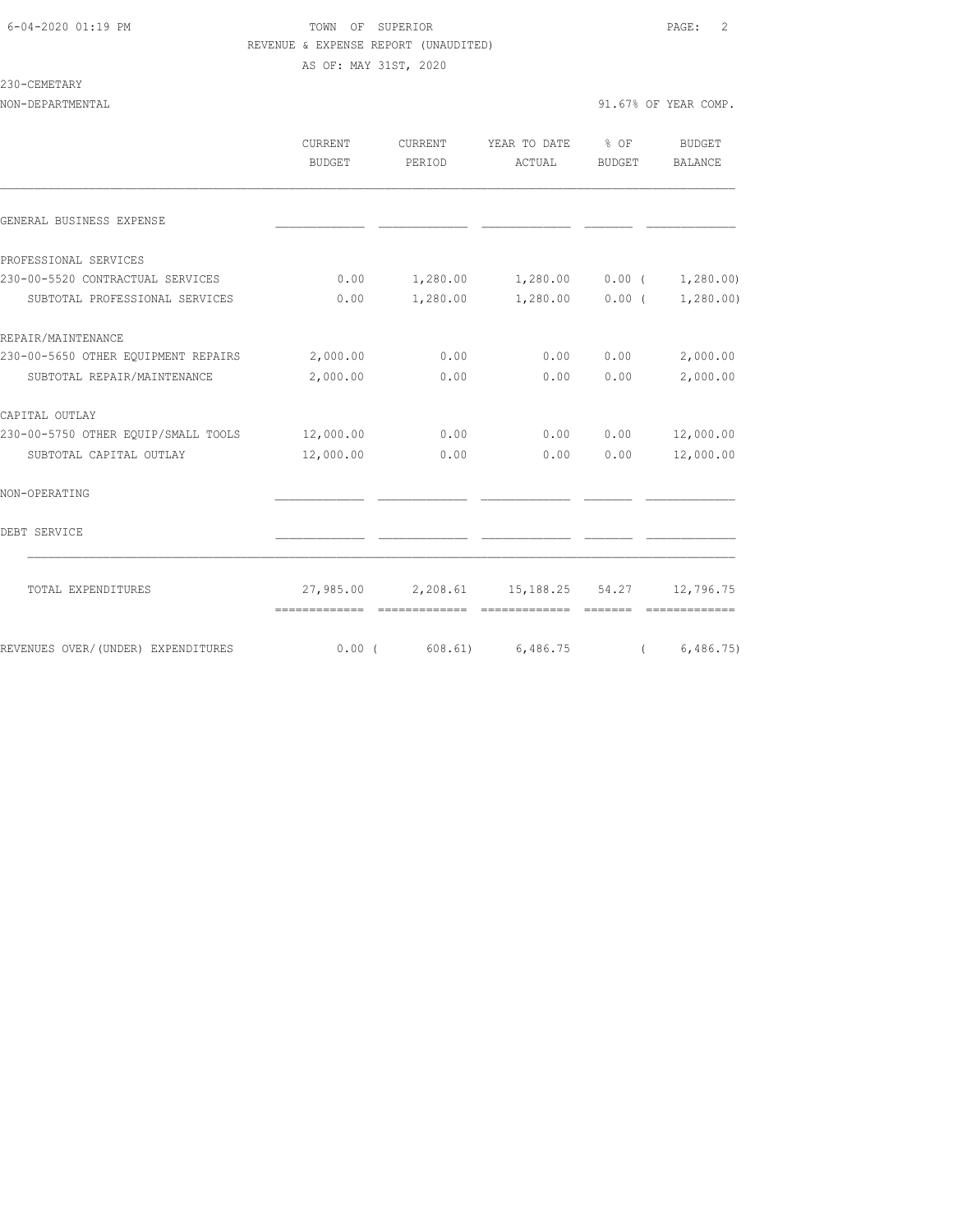TOWN OF SUPERIOR

REVENUE & EXPENSE REPORT (UNAUDITED)

AS OF: MAY 31ST, 2020

230-CEMETARY

NON-DEPARTMENTAL — 91.67% OF YEAR COMP.

| | CURRENT BUDGET | CURRENT PERIOD | YEAR TO DATE ACTUAL | % OF BUDGET | BUDGET BALANCE |
|---|---|---|---|---|---|
| GENERAL BUSINESS EXPENSE | | | | | |
| PROFESSIONAL SERVICES | | | | | |
| 230-00-5520 CONTRACTUAL SERVICES | 0.00 | 1,280.00 | 1,280.00 | 0.00 | ( 1,280.00) |
| SUBTOTAL PROFESSIONAL SERVICES | 0.00 | 1,280.00 | 1,280.00 | 0.00 | ( 1,280.00) |
| REPAIR/MAINTENANCE | | | | | |
| 230-00-5650 OTHER EQUIPMENT REPAIRS | 2,000.00 | 0.00 | 0.00 | 0.00 | 2,000.00 |
| SUBTOTAL REPAIR/MAINTENANCE | 2,000.00 | 0.00 | 0.00 | 0.00 | 2,000.00 |
| CAPITAL OUTLAY | | | | | |
| 230-00-5750 OTHER EQUIP/SMALL TOOLS | 12,000.00 | 0.00 | 0.00 | 0.00 | 12,000.00 |
| SUBTOTAL CAPITAL OUTLAY | 12,000.00 | 0.00 | 0.00 | 0.00 | 12,000.00 |
| NON-OPERATING | | | | | |
| DEBT SERVICE | | | | | |
| TOTAL EXPENDITURES | 27,985.00 | 2,208.61 | 15,188.25 | 54.27 | 12,796.75 |
| REVENUES OVER/(UNDER) EXPENDITURES | 0.00 | ( 608.61) | 6,486.75 | | ( 6,486.75) |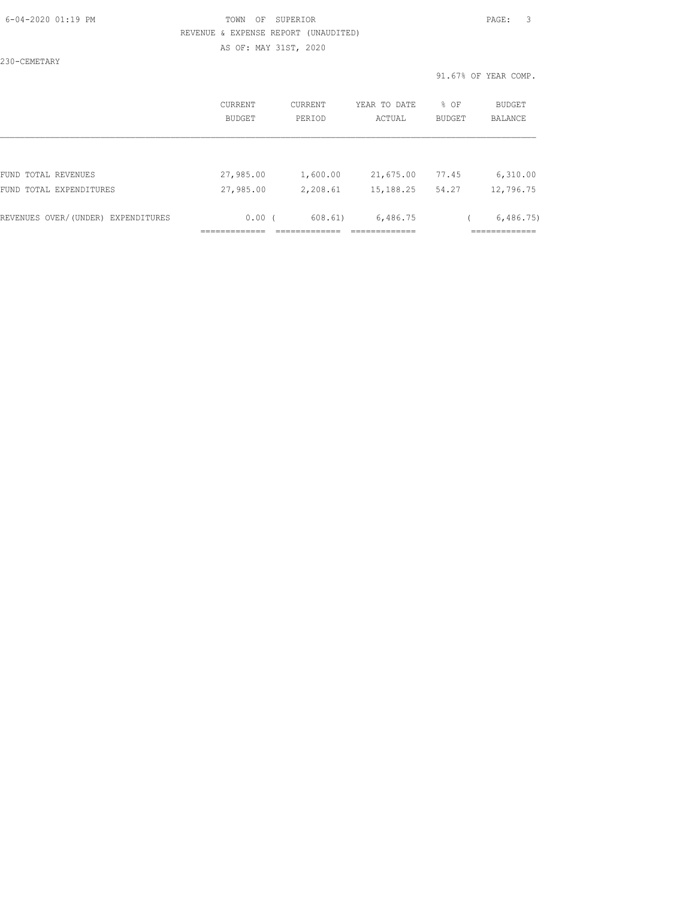TOWN OF SUPERIOR

REVENUE & EXPENSE REPORT (UNAUDITED)

AS OF: MAY 31ST, 2020

230-CEMETARY

91.67% OF YEAR COMP.

| | CURRENT BUDGET | CURRENT PERIOD | YEAR TO DATE ACTUAL | % OF BUDGET | BUDGET BALANCE |
|---|---|---|---|---|---|
| FUND TOTAL REVENUES | 27,985.00 | 1,600.00 | 21,675.00 | 77.45 | 6,310.00 |
| FUND TOTAL EXPENDITURES | 27,985.00 | 2,208.61 | 15,188.25 | 54.27 | 12,796.75 |
| REVENUES OVER/(UNDER) EXPENDITURES | 0.00 | ( 608.61) | 6,486.75 | | ( 6,486.75) |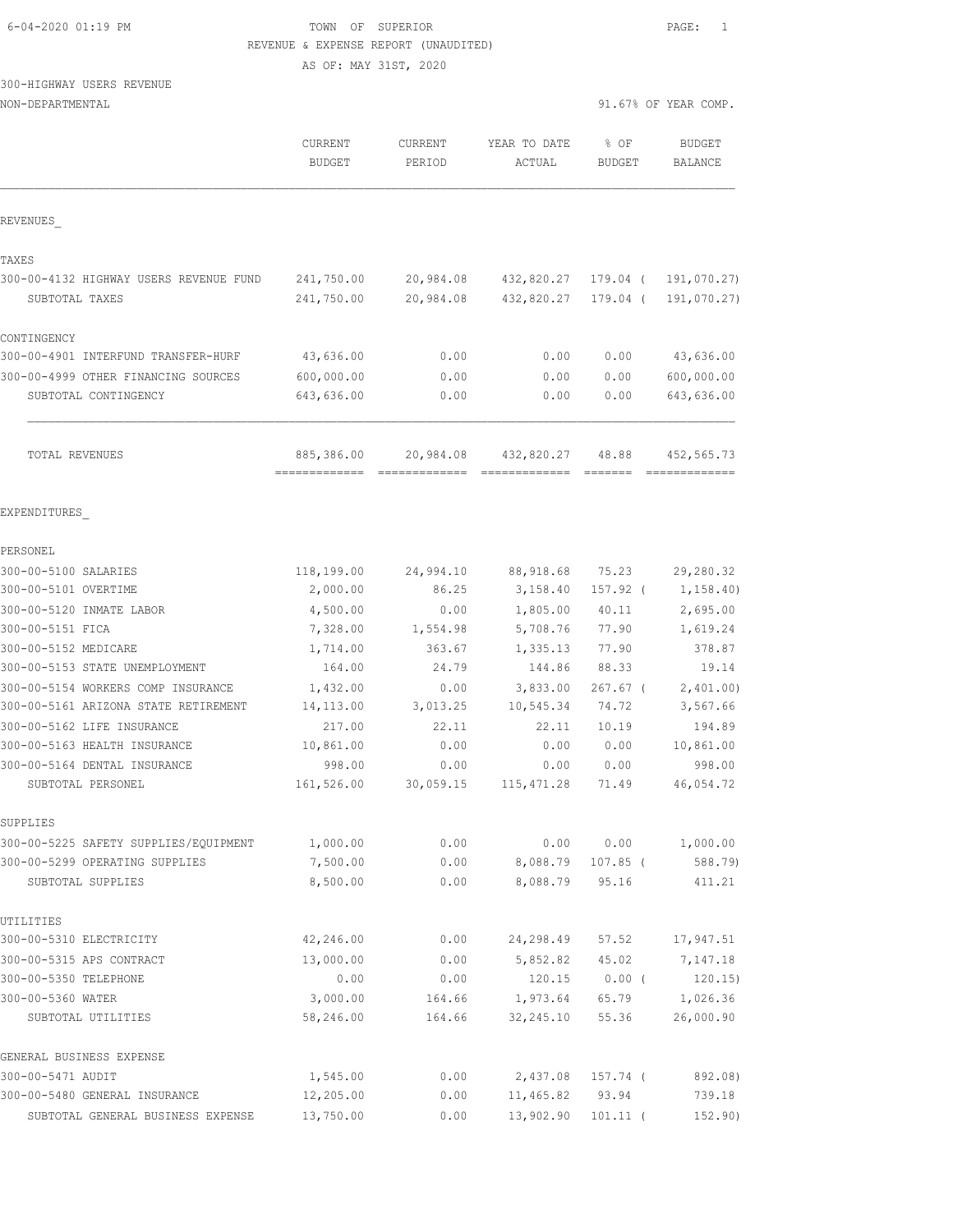TOWN OF SUPERIOR

REVENUE & EXPENSE REPORT (UNAUDITED)

AS OF: MAY 31ST, 2020

300-HIGHWAY USERS REVENUE

NON-DEPARTMENTAL

91.67% OF YEAR COMP.

| | CURRENT BUDGET | CURRENT PERIOD | YEAR TO DATE ACTUAL | % OF BUDGET | BUDGET BALANCE |
|---|---|---|---|---|---|
| **REVENUES** | | | | | |
| TAXES | | | | | |
| 300-00-4132 HIGHWAY USERS REVENUE FUND | 241,750.00 | 20,984.08 | 432,820.27 | 179.04 ( | 191,070.27) |
| SUBTOTAL TAXES | 241,750.00 | 20,984.08 | 432,820.27 | 179.04 ( | 191,070.27) |
| CONTINGENCY | | | | | |
| 300-00-4901 INTERFUND TRANSFER-HURF | 43,636.00 | 0.00 | 0.00 | 0.00 | 43,636.00 |
| 300-00-4999 OTHER FINANCING SOURCES | 600,000.00 | 0.00 | 0.00 | 0.00 | 600,000.00 |
| SUBTOTAL CONTINGENCY | 643,636.00 | 0.00 | 0.00 | 0.00 | 643,636.00 |
| TOTAL REVENUES | 885,386.00 | 20,984.08 | 432,820.27 | 48.88 | 452,565.73 |
| **EXPENDITURES** | | | | | |
| PERSONEL | | | | | |
| 300-00-5100 SALARIES | 118,199.00 | 24,994.10 | 88,918.68 | 75.23 | 29,280.32 |
| 300-00-5101 OVERTIME | 2,000.00 | 86.25 | 3,158.40 | 157.92 ( | 1,158.40) |
| 300-00-5120 INMATE LABOR | 4,500.00 | 0.00 | 1,805.00 | 40.11 | 2,695.00 |
| 300-00-5151 FICA | 7,328.00 | 1,554.98 | 5,708.76 | 77.90 | 1,619.24 |
| 300-00-5152 MEDICARE | 1,714.00 | 363.67 | 1,335.13 | 77.90 | 378.87 |
| 300-00-5153 STATE UNEMPLOYMENT | 164.00 | 24.79 | 144.86 | 88.33 | 19.14 |
| 300-00-5154 WORKERS COMP INSURANCE | 1,432.00 | 0.00 | 3,833.00 | 267.67 ( | 2,401.00) |
| 300-00-5161 ARIZONA STATE RETIREMENT | 14,113.00 | 3,013.25 | 10,545.34 | 74.72 | 3,567.66 |
| 300-00-5162 LIFE INSURANCE | 217.00 | 22.11 | 22.11 | 10.19 | 194.89 |
| 300-00-5163 HEALTH INSURANCE | 10,861.00 | 0.00 | 0.00 | 0.00 | 10,861.00 |
| 300-00-5164 DENTAL INSURANCE | 998.00 | 0.00 | 0.00 | 0.00 | 998.00 |
| SUBTOTAL PERSONEL | 161,526.00 | 30,059.15 | 115,471.28 | 71.49 | 46,054.72 |
| SUPPLIES | | | | | |
| 300-00-5225 SAFETY SUPPLIES/EQUIPMENT | 1,000.00 | 0.00 | 0.00 | 0.00 | 1,000.00 |
| 300-00-5299 OPERATING SUPPLIES | 7,500.00 | 0.00 | 8,088.79 | 107.85 ( | 588.79) |
| SUBTOTAL SUPPLIES | 8,500.00 | 0.00 | 8,088.79 | 95.16 | 411.21 |
| UTILITIES | | | | | |
| 300-00-5310 ELECTRICITY | 42,246.00 | 0.00 | 24,298.49 | 57.52 | 17,947.51 |
| 300-00-5315 APS CONTRACT | 13,000.00 | 0.00 | 5,852.82 | 45.02 | 7,147.18 |
| 300-00-5350 TELEPHONE | 0.00 | 0.00 | 120.15 | 0.00 ( | 120.15) |
| 300-00-5360 WATER | 3,000.00 | 164.66 | 1,973.64 | 65.79 | 1,026.36 |
| SUBTOTAL UTILITIES | 58,246.00 | 164.66 | 32,245.10 | 55.36 | 26,000.90 |
| GENERAL BUSINESS EXPENSE | | | | | |
| 300-00-5471 AUDIT | 1,545.00 | 0.00 | 2,437.08 | 157.74 ( | 892.08) |
| 300-00-5480 GENERAL INSURANCE | 12,205.00 | 0.00 | 11,465.82 | 93.94 | 739.18 |
| SUBTOTAL GENERAL BUSINESS EXPENSE | 13,750.00 | 0.00 | 13,902.90 | 101.11 ( | 152.90) |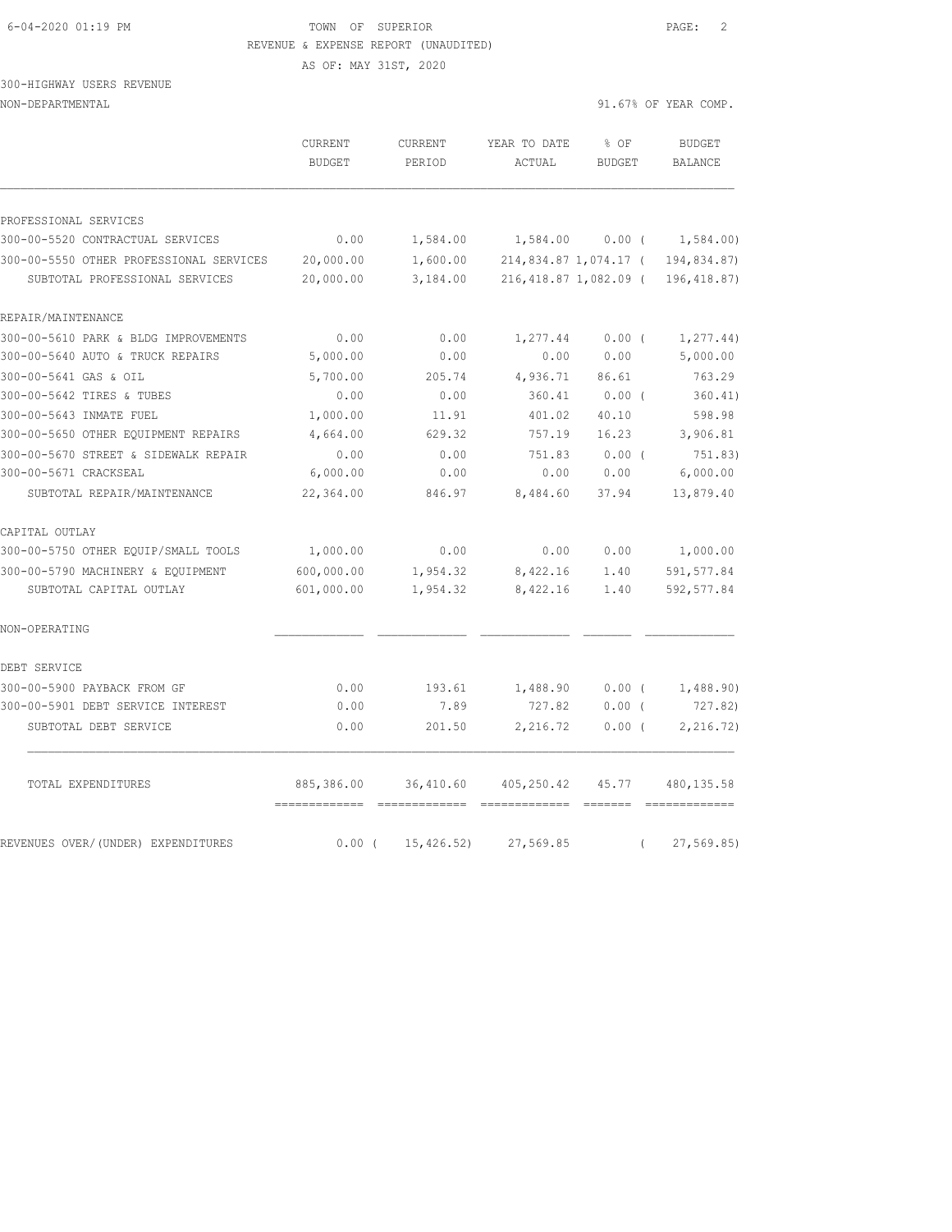TOWN OF SUPERIOR
REVENUE & EXPENSE REPORT (UNAUDITED)
AS OF: MAY 31ST, 2020

300-HIGHWAY USERS REVENUE
NON-DEPARTMENTAL — 91.67% OF YEAR COMP.

| | CURRENT BUDGET | CURRENT PERIOD | YEAR TO DATE ACTUAL | % OF BUDGET | BUDGET BALANCE |
|---|---|---|---|---|---|
| **PROFESSIONAL SERVICES** | | | | | |
| 300-00-5520 CONTRACTUAL SERVICES | 0.00 | 1,584.00 | 1,584.00 | 0.00 | ( 1,584.00) |
| 300-00-5550 OTHER PROFESSIONAL SERVICES | 20,000.00 | 1,600.00 | 214,834.87 | 1,074.17 | ( 194,834.87) |
| SUBTOTAL PROFESSIONAL SERVICES | 20,000.00 | 3,184.00 | 216,418.87 | 1,082.09 | ( 196,418.87) |
| **REPAIR/MAINTENANCE** | | | | | |
| 300-00-5610 PARK & BLDG IMPROVEMENTS | 0.00 | 0.00 | 1,277.44 | 0.00 | ( 1,277.44) |
| 300-00-5640 AUTO & TRUCK REPAIRS | 5,000.00 | 0.00 | 0.00 | 0.00 | 5,000.00 |
| 300-00-5641 GAS & OIL | 5,700.00 | 205.74 | 4,936.71 | 86.61 | 763.29 |
| 300-00-5642 TIRES & TUBES | 0.00 | 0.00 | 360.41 | 0.00 | ( 360.41) |
| 300-00-5643 INMATE FUEL | 1,000.00 | 11.91 | 401.02 | 40.10 | 598.98 |
| 300-00-5650 OTHER EQUIPMENT REPAIRS | 4,664.00 | 629.32 | 757.19 | 16.23 | 3,906.81 |
| 300-00-5670 STREET & SIDEWALK REPAIR | 0.00 | 0.00 | 751.83 | 0.00 | ( 751.83) |
| 300-00-5671 CRACKSEAL | 6,000.00 | 0.00 | 0.00 | 0.00 | 6,000.00 |
| SUBTOTAL REPAIR/MAINTENANCE | 22,364.00 | 846.97 | 8,484.60 | 37.94 | 13,879.40 |
| **CAPITAL OUTLAY** | | | | | |
| 300-00-5750 OTHER EQUIP/SMALL TOOLS | 1,000.00 | 0.00 | 0.00 | 0.00 | 1,000.00 |
| 300-00-5790 MACHINERY & EQUIPMENT | 600,000.00 | 1,954.32 | 8,422.16 | 1.40 | 591,577.84 |
| SUBTOTAL CAPITAL OUTLAY | 601,000.00 | 1,954.32 | 8,422.16 | 1.40 | 592,577.84 |
| **NON-OPERATING** | | | | | |
| **DEBT SERVICE** | | | | | |
| 300-00-5900 PAYBACK FROM GF | 0.00 | 193.61 | 1,488.90 | 0.00 | ( 1,488.90) |
| 300-00-5901 DEBT SERVICE INTEREST | 0.00 | 7.89 | 727.82 | 0.00 | ( 727.82) |
| SUBTOTAL DEBT SERVICE | 0.00 | 201.50 | 2,216.72 | 0.00 | ( 2,216.72) |
| TOTAL EXPENDITURES | 885,386.00 | 36,410.60 | 405,250.42 | 45.77 | 480,135.58 |
| REVENUES OVER/(UNDER) EXPENDITURES | 0.00 | ( 15,426.52) | 27,569.85 | | ( 27,569.85) |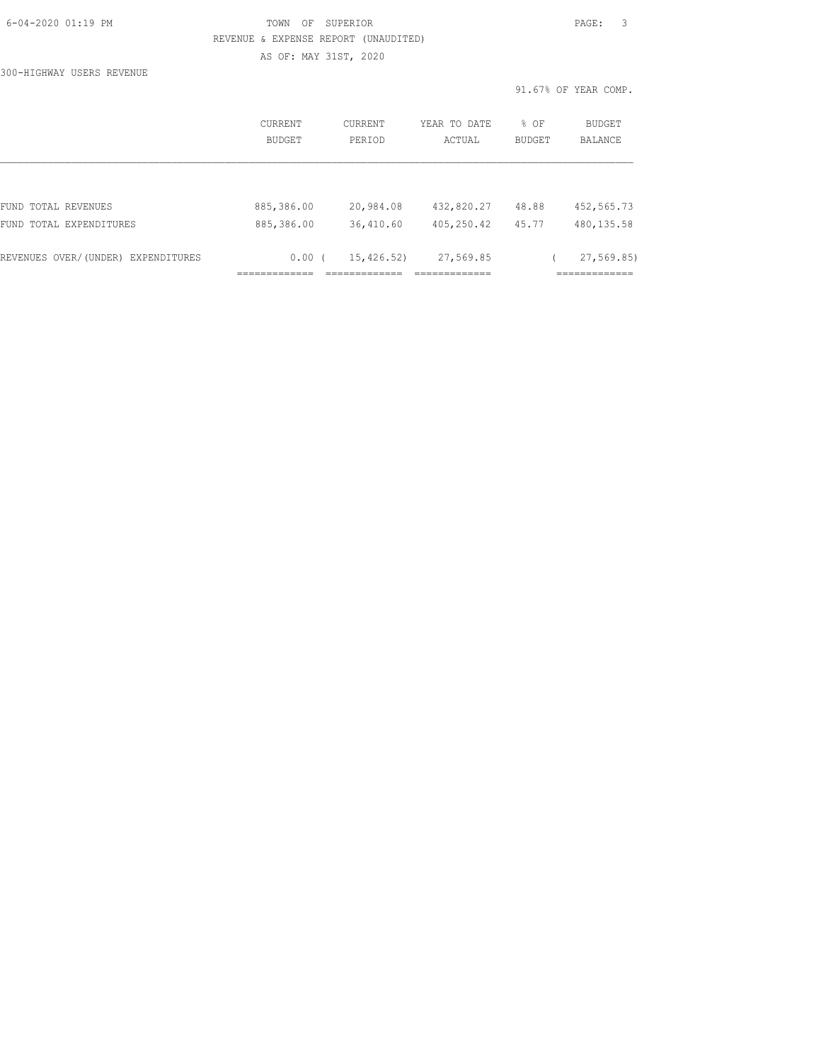TOWN OF SUPERIOR

REVENUE & EXPENSE REPORT (UNAUDITED)

AS OF: MAY 31ST, 2020

300-HIGHWAY USERS REVENUE

91.67% OF YEAR COMP.

| | CURRENT BUDGET | CURRENT PERIOD | YEAR TO DATE ACTUAL | % OF BUDGET | BUDGET BALANCE |
|---|---|---|---|---|---|
| FUND TOTAL REVENUES | 885,386.00 | 20,984.08 | 432,820.27 | 48.88 | 452,565.73 |
| FUND TOTAL EXPENDITURES | 885,386.00 | 36,410.60 | 405,250.42 | 45.77 | 480,135.58 |
| REVENUES OVER/(UNDER) EXPENDITURES | 0.00 | ( 15,426.52) | 27,569.85 | | ( 27,569.85) |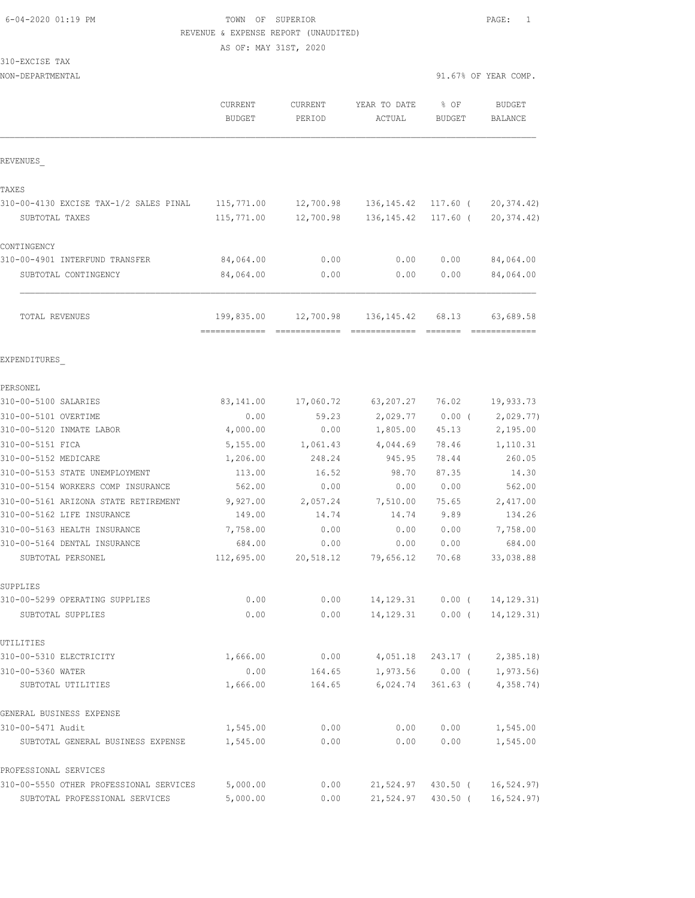6-04-2020 01:19 PM

# TOWN OF SUPERIOR
## REVENUE & EXPENSE REPORT (UNAUDITED)
AS OF: MAY 31ST, 2020

310-EXCISE TAX
NON-DEPARTMENTAL

91.67% OF YEAR COMP.

| | CURRENT BUDGET | CURRENT PERIOD | YEAR TO DATE ACTUAL | % OF BUDGET | BUDGET BALANCE |
|---|---|---|---|---|---|
| **REVENUES** | | | | | |
| **TAXES** | | | | | |
| 310-00-4130 EXCISE TAX-1/2 SALES PINAL | 115,771.00 | 12,700.98 | 136,145.42 | 117.60 | ( 20,374.42) |
| SUBTOTAL TAXES | 115,771.00 | 12,700.98 | 136,145.42 | 117.60 | ( 20,374.42) |
| **CONTINGENCY** | | | | | |
| 310-00-4901 INTERFUND TRANSFER | 84,064.00 | 0.00 | 0.00 | 0.00 | 84,064.00 |
| SUBTOTAL CONTINGENCY | 84,064.00 | 0.00 | 0.00 | 0.00 | 84,064.00 |
| TOTAL REVENUES | 199,835.00 | 12,700.98 | 136,145.42 | 68.13 | 63,689.58 |
| **EXPENDITURES** | | | | | |
| **PERSONEL** | | | | | |
| 310-00-5100 SALARIES | 83,141.00 | 17,060.72 | 63,207.27 | 76.02 | 19,933.73 |
| 310-00-5101 OVERTIME | 0.00 | 59.23 | 2,029.77 | 0.00 | ( 2,029.77) |
| 310-00-5120 INMATE LABOR | 4,000.00 | 0.00 | 1,805.00 | 45.13 | 2,195.00 |
| 310-00-5151 FICA | 5,155.00 | 1,061.43 | 4,044.69 | 78.46 | 1,110.31 |
| 310-00-5152 MEDICARE | 1,206.00 | 248.24 | 945.95 | 78.44 | 260.05 |
| 310-00-5153 STATE UNEMPLOYMENT | 113.00 | 16.52 | 98.70 | 87.35 | 14.30 |
| 310-00-5154 WORKERS COMP INSURANCE | 562.00 | 0.00 | 0.00 | 0.00 | 562.00 |
| 310-00-5161 ARIZONA STATE RETIREMENT | 9,927.00 | 2,057.24 | 7,510.00 | 75.65 | 2,417.00 |
| 310-00-5162 LIFE INSURANCE | 149.00 | 14.74 | 14.74 | 9.89 | 134.26 |
| 310-00-5163 HEALTH INSURANCE | 7,758.00 | 0.00 | 0.00 | 0.00 | 7,758.00 |
| 310-00-5164 DENTAL INSURANCE | 684.00 | 0.00 | 0.00 | 0.00 | 684.00 |
| SUBTOTAL PERSONEL | 112,695.00 | 20,518.12 | 79,656.12 | 70.68 | 33,038.88 |
| **SUPPLIES** | | | | | |
| 310-00-5299 OPERATING SUPPLIES | 0.00 | 0.00 | 14,129.31 | 0.00 | ( 14,129.31) |
| SUBTOTAL SUPPLIES | 0.00 | 0.00 | 14,129.31 | 0.00 | ( 14,129.31) |
| **UTILITIES** | | | | | |
| 310-00-5310 ELECTRICITY | 1,666.00 | 0.00 | 4,051.18 | 243.17 | ( 2,385.18) |
| 310-00-5360 WATER | 0.00 | 164.65 | 1,973.56 | 0.00 | ( 1,973.56) |
| SUBTOTAL UTILITIES | 1,666.00 | 164.65 | 6,024.74 | 361.63 | ( 4,358.74) |
| **GENERAL BUSINESS EXPENSE** | | | | | |
| 310-00-5471 Audit | 1,545.00 | 0.00 | 0.00 | 0.00 | 1,545.00 |
| SUBTOTAL GENERAL BUSINESS EXPENSE | 1,545.00 | 0.00 | 0.00 | 0.00 | 1,545.00 |
| **PROFESSIONAL SERVICES** | | | | | |
| 310-00-5550 OTHER PROFESSIONAL SERVICES | 5,000.00 | 0.00 | 21,524.97 | 430.50 | ( 16,524.97) |
| SUBTOTAL PROFESSIONAL SERVICES | 5,000.00 | 0.00 | 21,524.97 | 430.50 | ( 16,524.97) |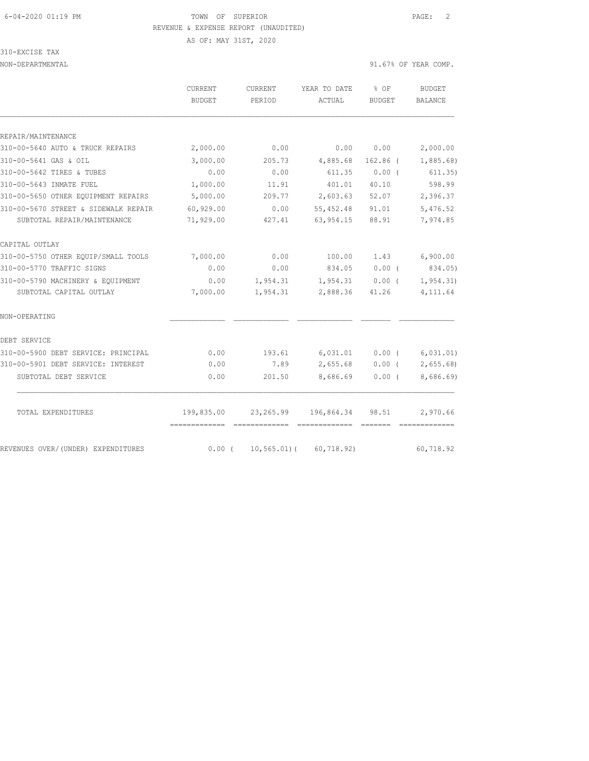6-04-2020 01:19 PM TOWN OF SUPERIOR PAGE: 2

REVENUE & EXPENSE REPORT (UNAUDITED)

AS OF: MAY 31ST, 2020

310-EXCISE TAX

NON-DEPARTMENTAL 91.67% OF YEAR COMP.

| | CURRENT BUDGET | CURRENT PERIOD | YEAR TO DATE ACTUAL | % OF BUDGET | BUDGET BALANCE |
|---|---|---|---|---|---|
| REPAIR/MAINTENANCE | | | | | |
| 310-00-5640 AUTO & TRUCK REPAIRS | 2,000.00 | 0.00 | 0.00 | 0.00 | 2,000.00 |
| 310-00-5641 GAS & OIL | 3,000.00 | 205.73 | 4,885.68 | 162.86 ( | 1,885.68) |
| 310-00-5642 TIRES & TUBES | 0.00 | 0.00 | 611.35 | 0.00 ( | 611.35) |
| 310-00-5643 INMATE FUEL | 1,000.00 | 11.91 | 401.01 | 40.10 | 598.99 |
| 310-00-5650 OTHER EQUIPMENT REPAIRS | 5,000.00 | 209.77 | 2,603.63 | 52.07 | 2,396.37 |
| 310-00-5670 STREET & SIDEWALK REPAIR | 60,929.00 | 0.00 | 55,452.48 | 91.01 | 5,476.52 |
| SUBTOTAL REPAIR/MAINTENANCE | 71,929.00 | 427.41 | 63,954.15 | 88.91 | 7,974.85 |
| CAPITAL OUTLAY | | | | | |
| 310-00-5750 OTHER EQUIP/SMALL TOOLS | 7,000.00 | 0.00 | 100.00 | 1.43 | 6,900.00 |
| 310-00-5770 TRAFFIC SIGNS | 0.00 | 0.00 | 834.05 | 0.00 ( | 834.05) |
| 310-00-5790 MACHINERY & EQUIPMENT | 0.00 | 1,954.31 | 1,954.31 | 0.00 ( | 1,954.31) |
| SUBTOTAL CAPITAL OUTLAY | 7,000.00 | 1,954.31 | 2,888.36 | 41.26 | 4,111.64 |
| NON-OPERATING | | | | | |
| DEBT SERVICE | | | | | |
| 310-00-5900 DEBT SERVICE: PRINCIPAL | 0.00 | 193.61 | 6,031.01 | 0.00 ( | 6,031.01) |
| 310-00-5901 DEBT SERVICE: INTEREST | 0.00 | 7.89 | 2,655.68 | 0.00 ( | 2,655.68) |
| SUBTOTAL DEBT SERVICE | 0.00 | 201.50 | 8,686.69 | 0.00 ( | 8,686.69) |
| TOTAL EXPENDITURES | 199,835.00 | 23,265.99 | 196,864.34 | 98.51 | 2,970.66 |
| REVENUES OVER/(UNDER) EXPENDITURES | 0.00 ( | 10,565.01)( | 60,718.92) | | 60,718.92 |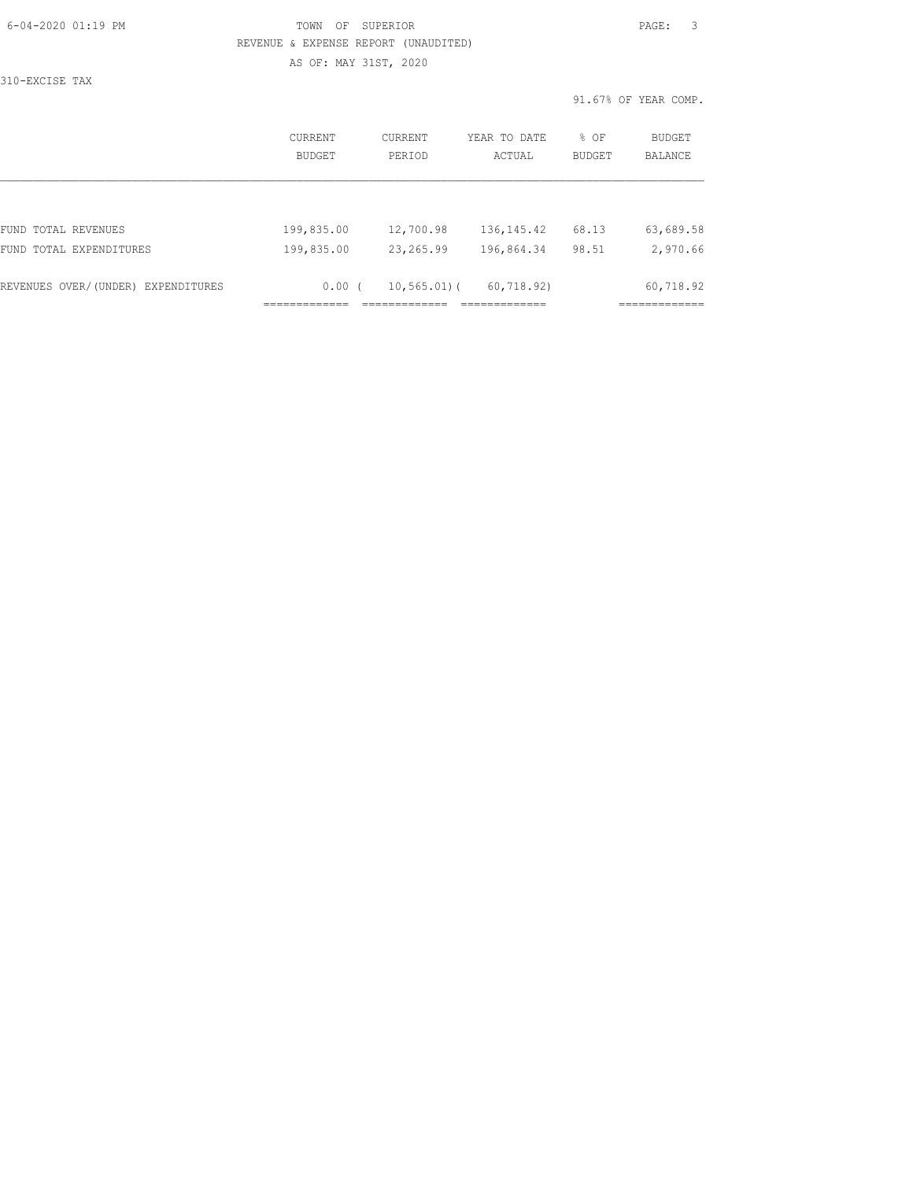6-04-2020 01:19 PM

TOWN OF SUPERIOR

REVENUE & EXPENSE REPORT (UNAUDITED)

AS OF: MAY 31ST, 2020

310-EXCISE TAX

91.67% OF YEAR COMP.

| | CURRENT BUDGET | CURRENT PERIOD | YEAR TO DATE ACTUAL | % OF BUDGET | BUDGET BALANCE |
|---|---|---|---|---|---|
| FUND TOTAL REVENUES | 199,835.00 | 12,700.98 | 136,145.42 | 68.13 | 63,689.58 |
| FUND TOTAL EXPENDITURES | 199,835.00 | 23,265.99 | 196,864.34 | 98.51 | 2,970.66 |
| REVENUES OVER/(UNDER) EXPENDITURES | 0.00 | ( 10,565.01) | ( 60,718.92) | | 60,718.92 |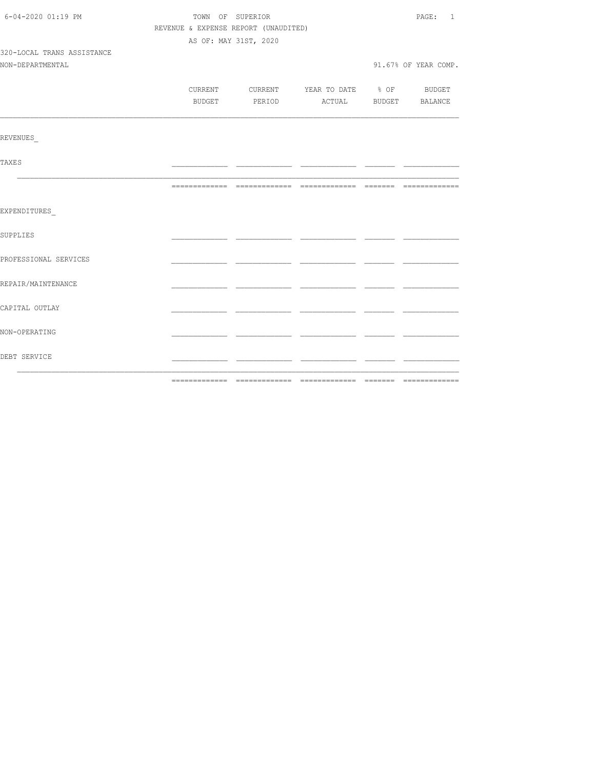6-04-2020 01:19 PM

TOWN OF SUPERIOR

REVENUE & EXPENSE REPORT (UNAUDITED)

AS OF: MAY 31ST, 2020

320-LOCAL TRANS ASSISTANCE

NON-DEPARTMENTAL

91.67% OF YEAR COMP.

| | CURRENT BUDGET | CURRENT PERIOD | YEAR TO DATE ACTUAL | % OF BUDGET | BUDGET BALANCE |
|---|---|---|---|---|---|
| REVENUES_ | | | | | |
| TAXES | | | | | |
| | | | | | |
| EXPENDITURES_ | | | | | |
| SUPPLIES | | | | | |
| PROFESSIONAL SERVICES | | | | | |
| REPAIR/MAINTENANCE | | | | | |
| CAPITAL OUTLAY | | | | | |
| NON-OPERATING | | | | | |
| DEBT SERVICE | | | | | |
| | | | | | |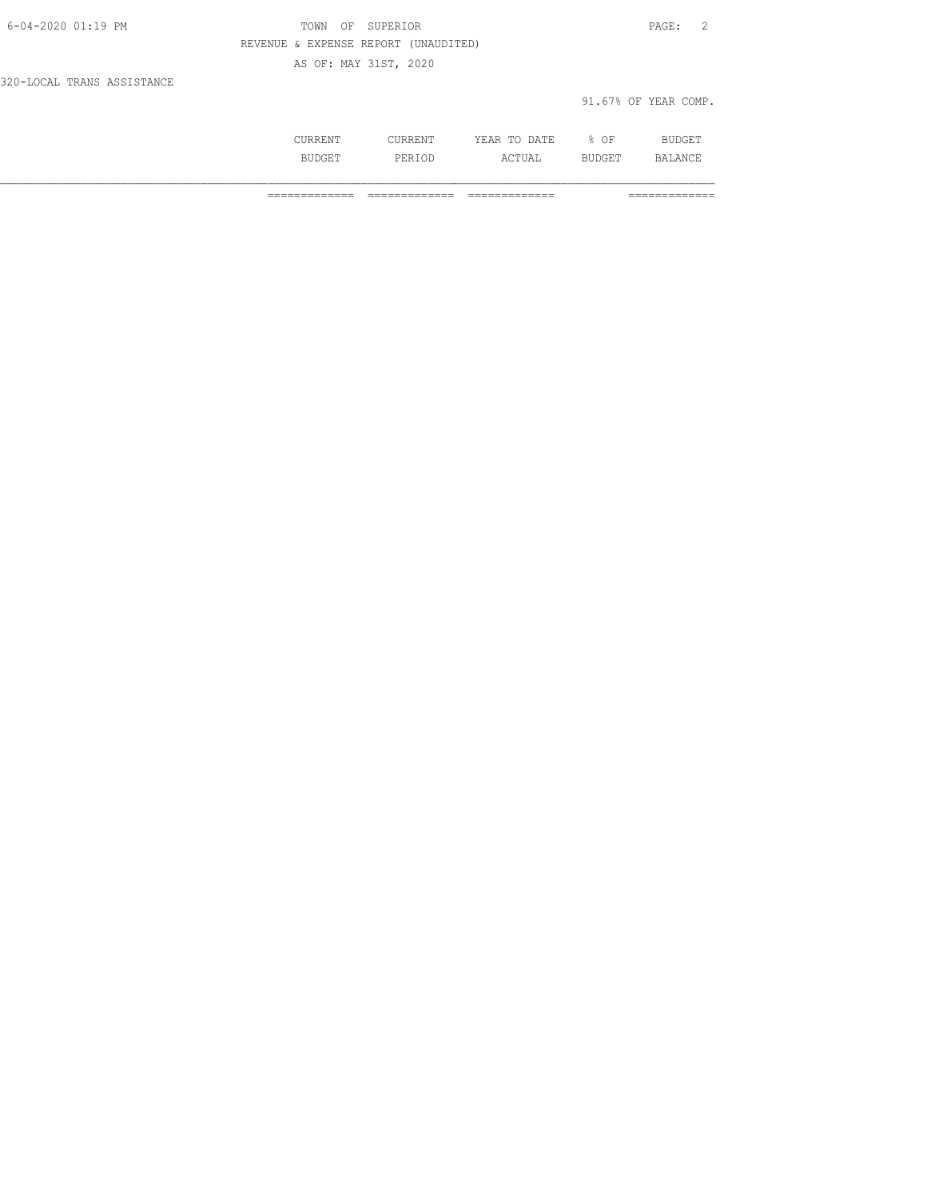TOWN OF SUPERIOR

REVENUE & EXPENSE REPORT (UNAUDITED)

AS OF: MAY 31ST, 2020

320-LOCAL TRANS ASSISTANCE

91.67% OF YEAR COMP.

| | CURRENT BUDGET | CURRENT PERIOD | YEAR TO DATE ACTUAL | % OF BUDGET | BUDGET BALANCE |
|---|---|---|---|---|---|
| | ============= | ============= | ============= | | ============= |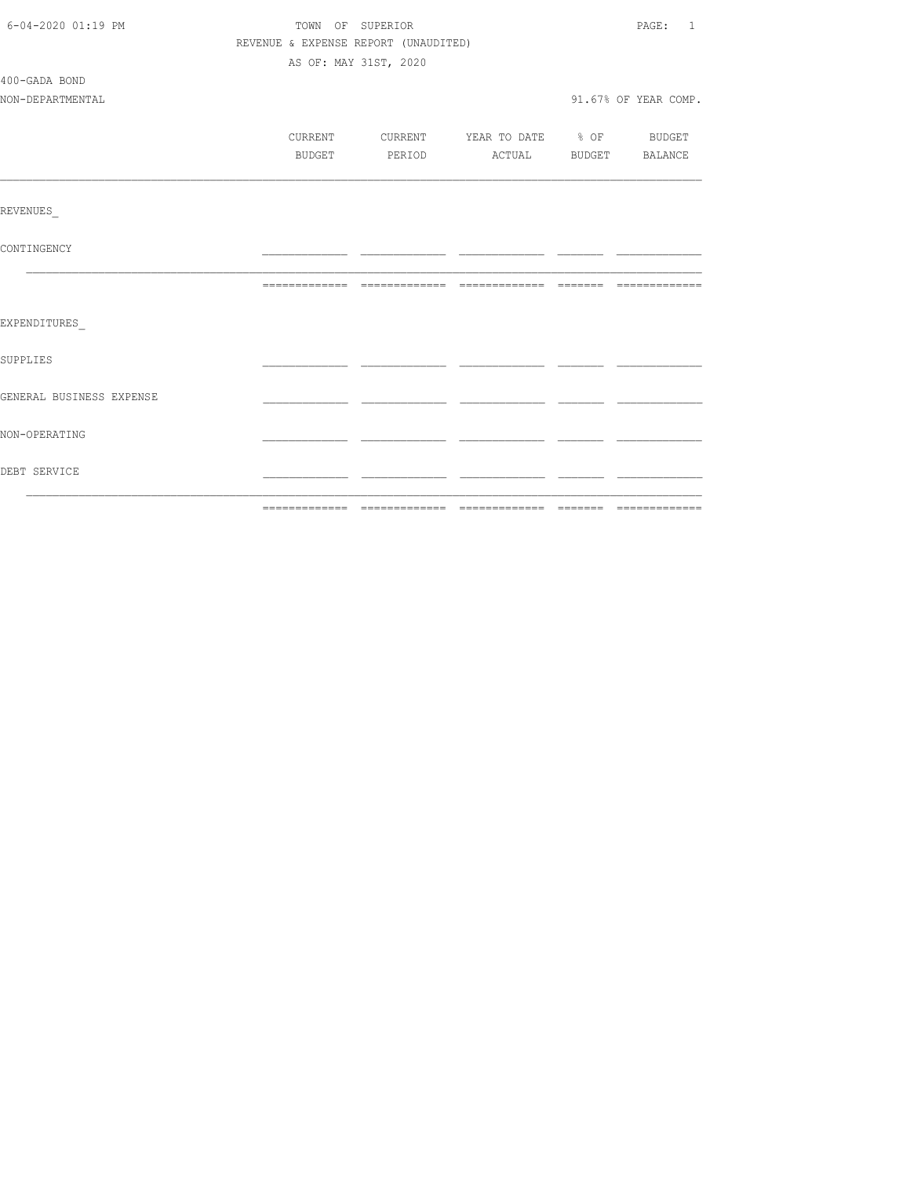TOWN OF SUPERIOR

REVENUE & EXPENSE REPORT (UNAUDITED)

AS OF: MAY 31ST, 2020

400-GADA BOND

NON-DEPARTMENTAL

91.67% OF YEAR COMP.

| | CURRENT BUDGET | CURRENT PERIOD | YEAR TO DATE ACTUAL | % OF BUDGET | BUDGET BALANCE |
|---|---|---|---|---|---|
| **REVENUES** | | | | | |
| CONTINGENCY | | | | | |
| | | | | | |
| **EXPENDITURES** | | | | | |
| SUPPLIES | | | | | |
| GENERAL BUSINESS EXPENSE | | | | | |
| NON-OPERATING | | | | | |
| DEBT SERVICE | | | | | |
| | | | | | |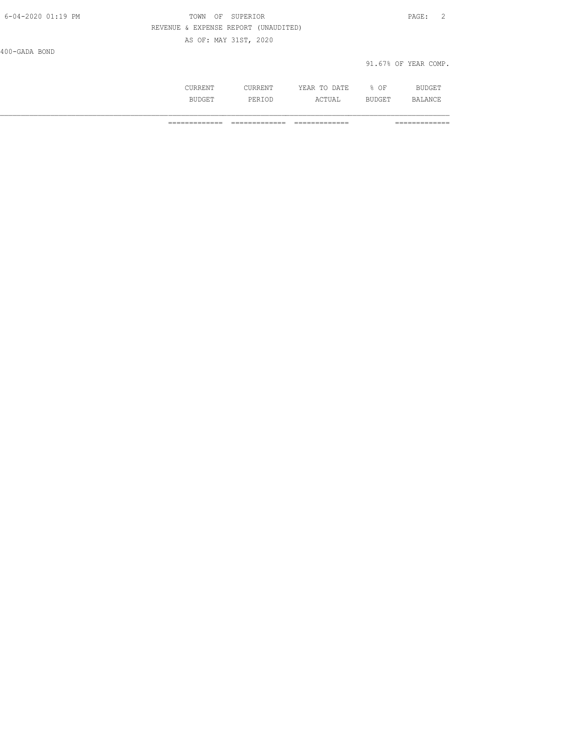## TOWN OF SUPERIOR

REVENUE & EXPENSE REPORT (UNAUDITED)

AS OF: MAY 31ST, 2020

400-GADA BOND

91.67% OF YEAR COMP.

| | CURRENT BUDGET | CURRENT PERIOD | YEAR TO DATE ACTUAL | % OF BUDGET | BUDGET BALANCE |
|---|---|---|---|---|---|
| | ============= | ============= | ============= | | ============= |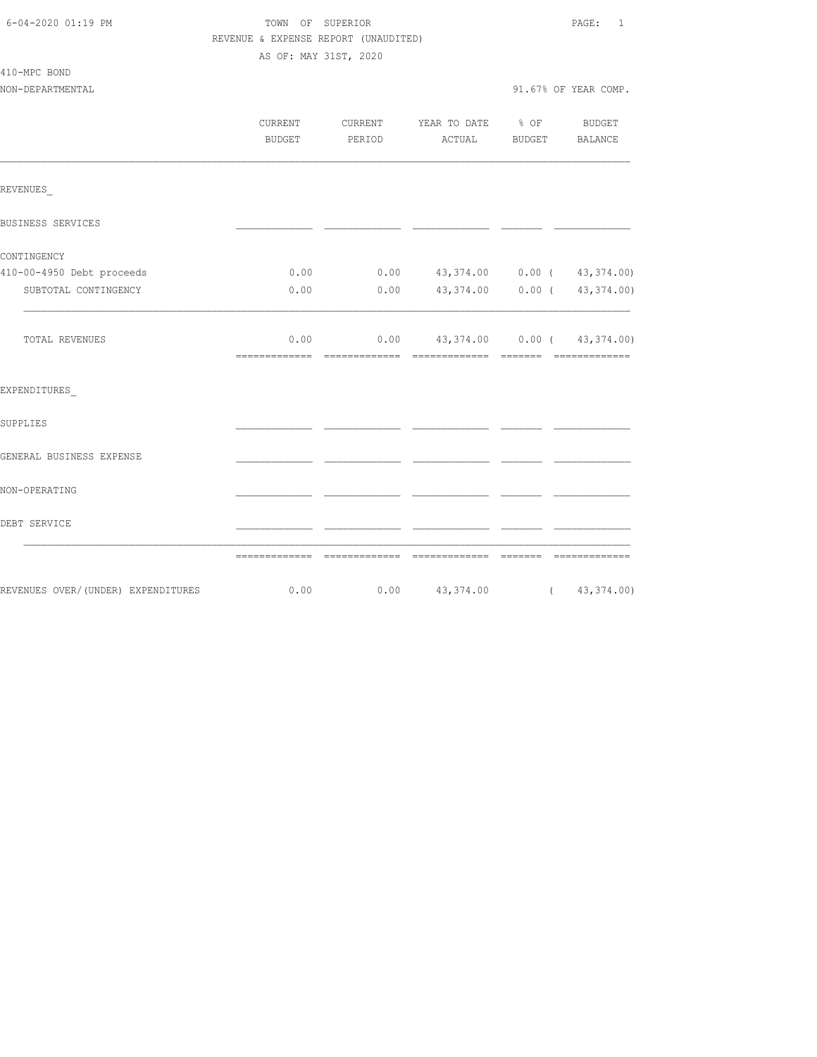6-04-2020 01:19 PM

TOWN OF SUPERIOR

REVENUE & EXPENSE REPORT (UNAUDITED)

AS OF: MAY 31ST, 2020

410-MPC BOND

NON-DEPARTMENTAL

91.67% OF YEAR COMP.

| | CURRENT BUDGET | CURRENT PERIOD | YEAR TO DATE ACTUAL | % OF BUDGET | BUDGET BALANCE |
|---|---|---|---|---|---|
| REVENUES_ | | | | | |
| BUSINESS SERVICES | | | | | |
| CONTINGENCY | | | | | |
| 410-00-4950 Debt proceeds | 0.00 | 0.00 | 43,374.00 | 0.00 | ( 43,374.00) |
| SUBTOTAL CONTINGENCY | 0.00 | 0.00 | 43,374.00 | 0.00 | ( 43,374.00) |
| TOTAL REVENUES | 0.00 | 0.00 | 43,374.00 | 0.00 | ( 43,374.00) |
| EXPENDITURES_ | | | | | |
| SUPPLIES | | | | | |
| GENERAL BUSINESS EXPENSE | | | | | |
| NON-OPERATING | | | | | |
| DEBT SERVICE | | | | | |
| REVENUES OVER/(UNDER) EXPENDITURES | 0.00 | 0.00 | 43,374.00 | | ( 43,374.00) |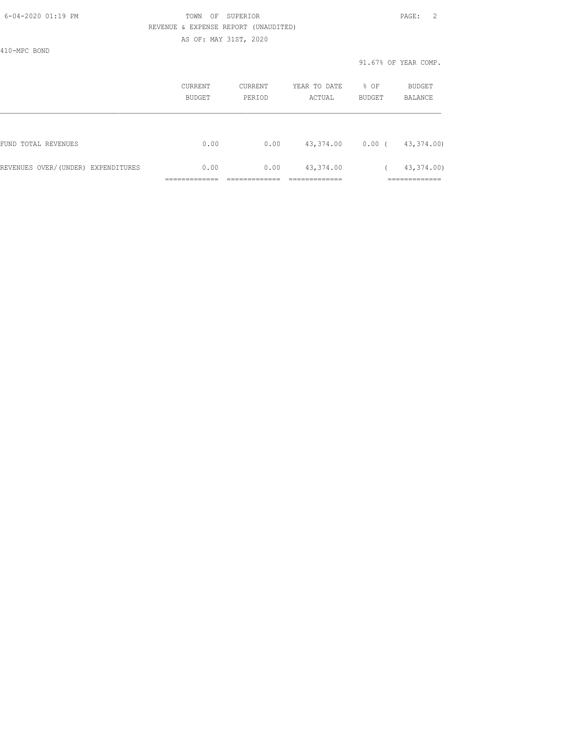TOWN OF SUPERIOR
REVENUE & EXPENSE REPORT (UNAUDITED)
AS OF: MAY 31ST, 2020

410-MPC BOND

91.67% OF YEAR COMP.

| | CURRENT BUDGET | CURRENT PERIOD | YEAR TO DATE ACTUAL | % OF BUDGET | BUDGET BALANCE |
|---|---|---|---|---|---|
| FUND TOTAL REVENUES | 0.00 | 0.00 | 43,374.00 | 0.00 | ( 43,374.00) |
| REVENUES OVER/(UNDER) EXPENDITURES | 0.00 | 0.00 | 43,374.00 | | ( 43,374.00) |
| | ============= | ============= | ============= | | ============= |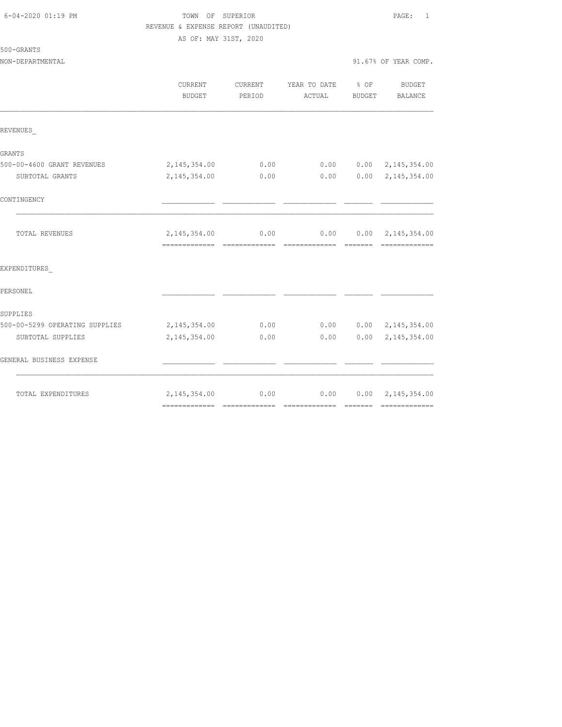6-04-2020 01:19 PM

TOWN OF SUPERIOR

REVENUE & EXPENSE REPORT (UNAUDITED)

AS OF: MAY 31ST, 2020

500-GRANTS

NON-DEPARTMENTAL — 91.67% OF YEAR COMP.

| | CURRENT BUDGET | CURRENT PERIOD | YEAR TO DATE ACTUAL | % OF BUDGET | BUDGET BALANCE |
|---|---|---|---|---|---|
| **REVENUES_** | | | | | |
| GRANTS | | | | | |
| 500-00-4600 GRANT REVENUES | 2,145,354.00 | 0.00 | 0.00 | 0.00 | 2,145,354.00 |
| SUBTOTAL GRANTS | 2,145,354.00 | 0.00 | 0.00 | 0.00 | 2,145,354.00 |
| CONTINGENCY | | | | | |
| TOTAL REVENUES | 2,145,354.00 | 0.00 | 0.00 | 0.00 | 2,145,354.00 |
| **EXPENDITURES_** | | | | | |
| PERSONEL | | | | | |
| SUPPLIES | | | | | |
| 500-00-5299 OPERATING SUPPLIES | 2,145,354.00 | 0.00 | 0.00 | 0.00 | 2,145,354.00 |
| SUBTOTAL SUPPLIES | 2,145,354.00 | 0.00 | 0.00 | 0.00 | 2,145,354.00 |
| GENERAL BUSINESS EXPENSE | | | | | |
| TOTAL EXPENDITURES | 2,145,354.00 | 0.00 | 0.00 | 0.00 | 2,145,354.00 |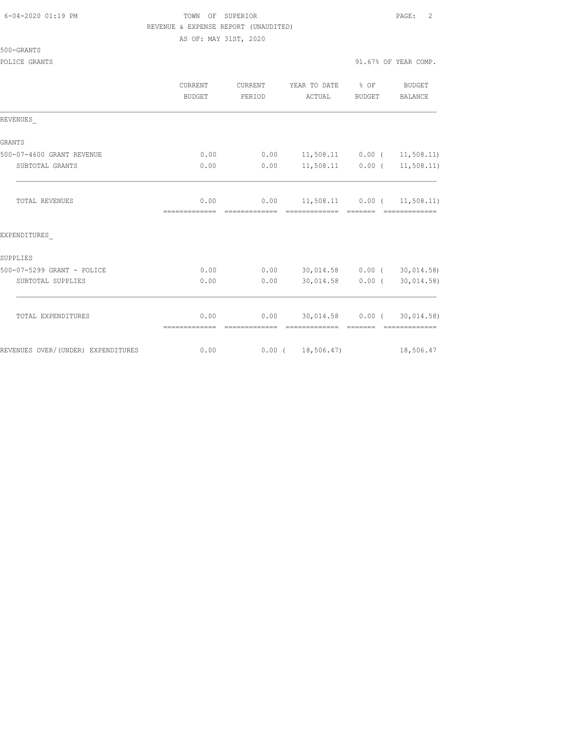6-04-2020 01:19 PM

TOWN OF SUPERIOR

REVENUE & EXPENSE REPORT (UNAUDITED)

AS OF: MAY 31ST, 2020

500-GRANTS

POLICE GRANTS

91.67% OF YEAR COMP.

| | CURRENT BUDGET | CURRENT PERIOD | YEAR TO DATE ACTUAL | % OF BUDGET | BUDGET BALANCE |
|---|---|---|---|---|---|
| REVENUES_ | | | | | |
| GRANTS | | | | | |
| 500-07-4600 GRANT REVENUE | 0.00 | 0.00 | 11,508.11 | 0.00 | ( 11,508.11) |
| SUBTOTAL GRANTS | 0.00 | 0.00 | 11,508.11 | 0.00 | ( 11,508.11) |
| TOTAL REVENUES | 0.00 | 0.00 | 11,508.11 | 0.00 | ( 11,508.11) |
| EXPENDITURES_ | | | | | |
| SUPPLIES | | | | | |
| 500-07-5299 GRANT - POLICE | 0.00 | 0.00 | 30,014.58 | 0.00 | ( 30,014.58) |
| SUBTOTAL SUPPLIES | 0.00 | 0.00 | 30,014.58 | 0.00 | ( 30,014.58) |
| TOTAL EXPENDITURES | 0.00 | 0.00 | 30,014.58 | 0.00 | ( 30,014.58) |
| REVENUES OVER/(UNDER) EXPENDITURES | 0.00 | 0.00 | ( 18,506.47) | | 18,506.47 |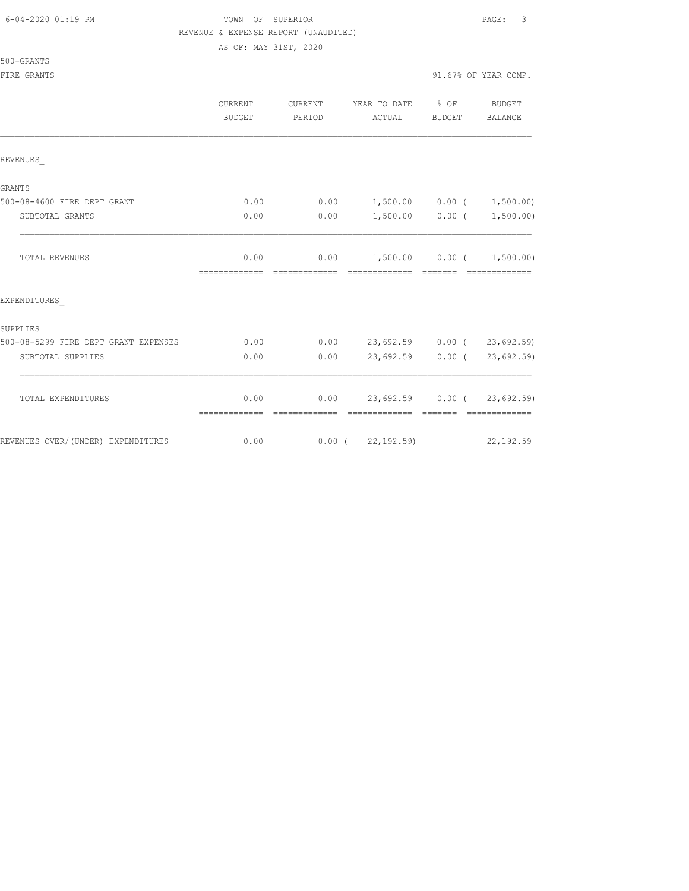TOWN OF SUPERIOR
REVENUE & EXPENSE REPORT (UNAUDITED)
AS OF: MAY 31ST, 2020

6-04-2020 01:19 PM

500-GRANTS

FIRE GRANTS — 91.67% OF YEAR COMP.

| | CURRENT BUDGET | CURRENT PERIOD | YEAR TO DATE ACTUAL | % OF BUDGET | BUDGET BALANCE |
|---|---|---|---|---|---|
| REVENUES_ | | | | | |
| GRANTS | | | | | |
| 500-08-4600 FIRE DEPT GRANT | 0.00 | 0.00 | 1,500.00 | 0.00 | ( 1,500.00) |
| SUBTOTAL GRANTS | 0.00 | 0.00 | 1,500.00 | 0.00 | ( 1,500.00) |
| TOTAL REVENUES | 0.00 | 0.00 | 1,500.00 | 0.00 | ( 1,500.00) |
| EXPENDITURES_ | | | | | |
| SUPPLIES | | | | | |
| 500-08-5299 FIRE DEPT GRANT EXPENSES | 0.00 | 0.00 | 23,692.59 | 0.00 | ( 23,692.59) |
| SUBTOTAL SUPPLIES | 0.00 | 0.00 | 23,692.59 | 0.00 | ( 23,692.59) |
| TOTAL EXPENDITURES | 0.00 | 0.00 | 23,692.59 | 0.00 | ( 23,692.59) |
| REVENUES OVER/(UNDER) EXPENDITURES | 0.00 | 0.00 | ( 22,192.59) | | 22,192.59 |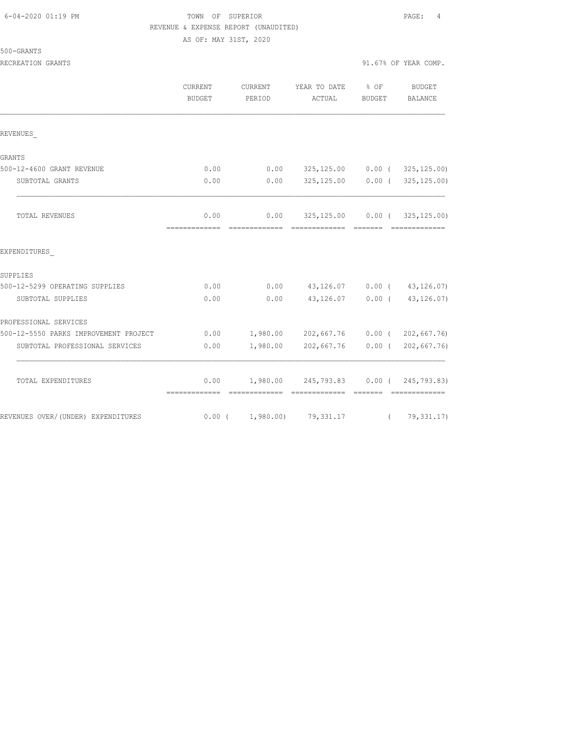TOWN OF SUPERIOR
REVENUE & EXPENSE REPORT (UNAUDITED)
AS OF: MAY 31ST, 2020

500-GRANTS
RECREATION GRANTS — 91.67% OF YEAR COMP.

| | CURRENT BUDGET | CURRENT PERIOD | YEAR TO DATE ACTUAL | % OF BUDGET | BUDGET BALANCE |
|---|---|---|---|---|---|
| REVENUES_ | | | | | |
| GRANTS | | | | | |
| 500-12-4600 GRANT REVENUE | 0.00 | 0.00 | 325,125.00 | 0.00 | ( 325,125.00) |
| SUBTOTAL GRANTS | 0.00 | 0.00 | 325,125.00 | 0.00 | ( 325,125.00) |
| TOTAL REVENUES | 0.00 | 0.00 | 325,125.00 | 0.00 | ( 325,125.00) |
| EXPENDITURES_ | | | | | |
| SUPPLIES | | | | | |
| 500-12-5299 OPERATING SUPPLIES | 0.00 | 0.00 | 43,126.07 | 0.00 | ( 43,126.07) |
| SUBTOTAL SUPPLIES | 0.00 | 0.00 | 43,126.07 | 0.00 | ( 43,126.07) |
| PROFESSIONAL SERVICES | | | | | |
| 500-12-5550 PARKS IMPROVEMENT PROJECT | 0.00 | 1,980.00 | 202,667.76 | 0.00 | ( 202,667.76) |
| SUBTOTAL PROFESSIONAL SERVICES | 0.00 | 1,980.00 | 202,667.76 | 0.00 | ( 202,667.76) |
| TOTAL EXPENDITURES | 0.00 | 1,980.00 | 245,793.83 | 0.00 | ( 245,793.83) |
| REVENUES OVER/(UNDER) EXPENDITURES | 0.00 | ( 1,980.00) | 79,331.17 | | ( 79,331.17) |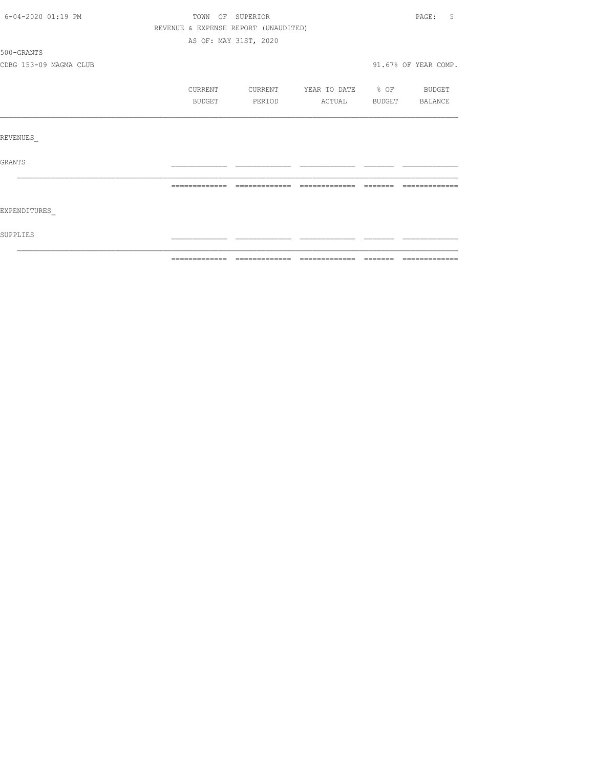TOWN OF SUPERIOR

REVENUE & EXPENSE REPORT (UNAUDITED)

AS OF: MAY 31ST, 2020

500-GRANTS

CDBG 153-09 MAGMA CLUB

91.67% OF YEAR COMP.

|  | CURRENT BUDGET | CURRENT PERIOD | YEAR TO DATE ACTUAL | % OF BUDGET | BUDGET BALANCE |
|---|---|---|---|---|---|
| REVENUES_ |  |  |  |  |  |
| GRANTS |  |  |  |  |  |
| EXPENDITURES_ |  |  |  |  |  |
| SUPPLIES |  |  |  |  |  |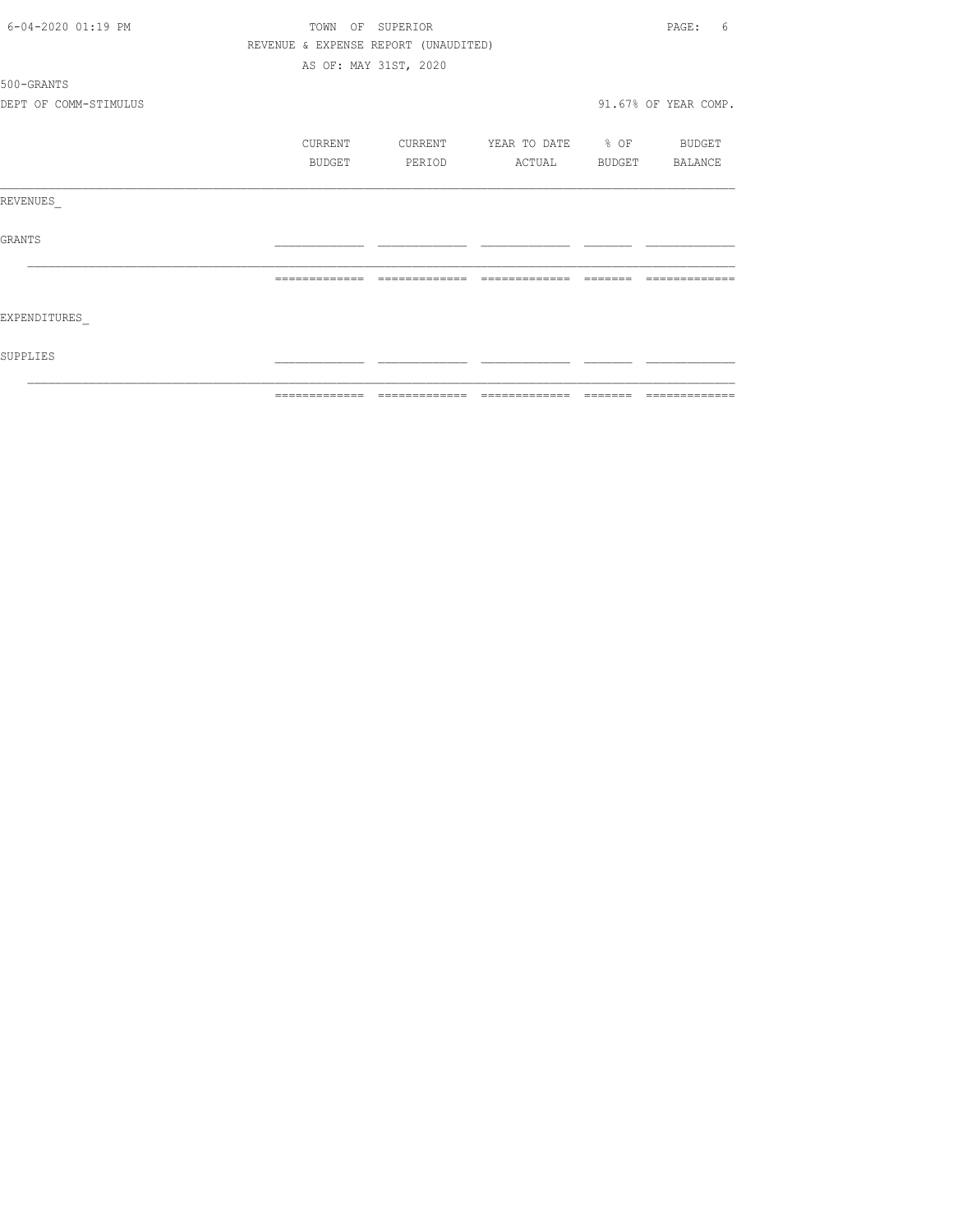TOWN OF SUPERIOR

REVENUE & EXPENSE REPORT (UNAUDITED)

AS OF: MAY 31ST, 2020

500-GRANTS

DEPT OF COMM-STIMULUS

91.67% OF YEAR COMP.

| | CURRENT BUDGET | CURRENT PERIOD | YEAR TO DATE ACTUAL | % OF BUDGET | BUDGET BALANCE |
|---|---|---|---|---|---|
| REVENUES_ | | | | | |
| GRANTS | | | | | |
| | | | | | |
| EXPENDITURES_ | | | | | |
| SUPPLIES | | | | | |
| | | | | | |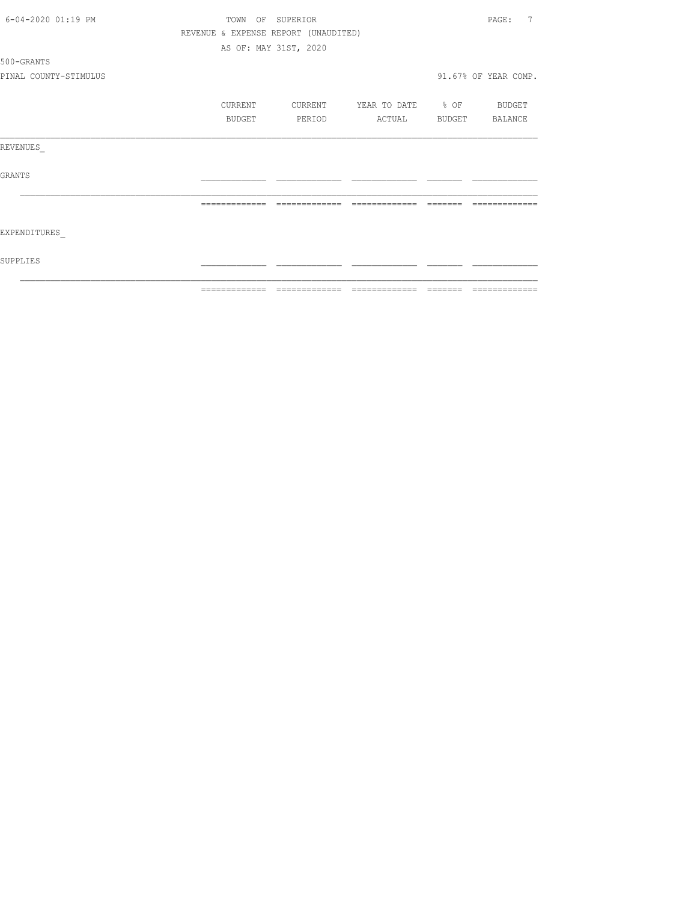REVENUE & EXPENSE REPORT (UNAUDITED)

AS OF: MAY 31ST, 2020

500-GRANTS

PINAL COUNTY-STIMULUS

91.67% OF YEAR COMP.

| | CURRENT BUDGET | CURRENT PERIOD | YEAR TO DATE ACTUAL | % OF BUDGET | BUDGET BALANCE |
|---|---|---|---|---|---|
| REVENUES_ | | | | | |
| GRANTS | | | | | |
| | | | | | |
| EXPENDITURES_ | | | | | |
| SUPPLIES | | | | | |
| | | | | | |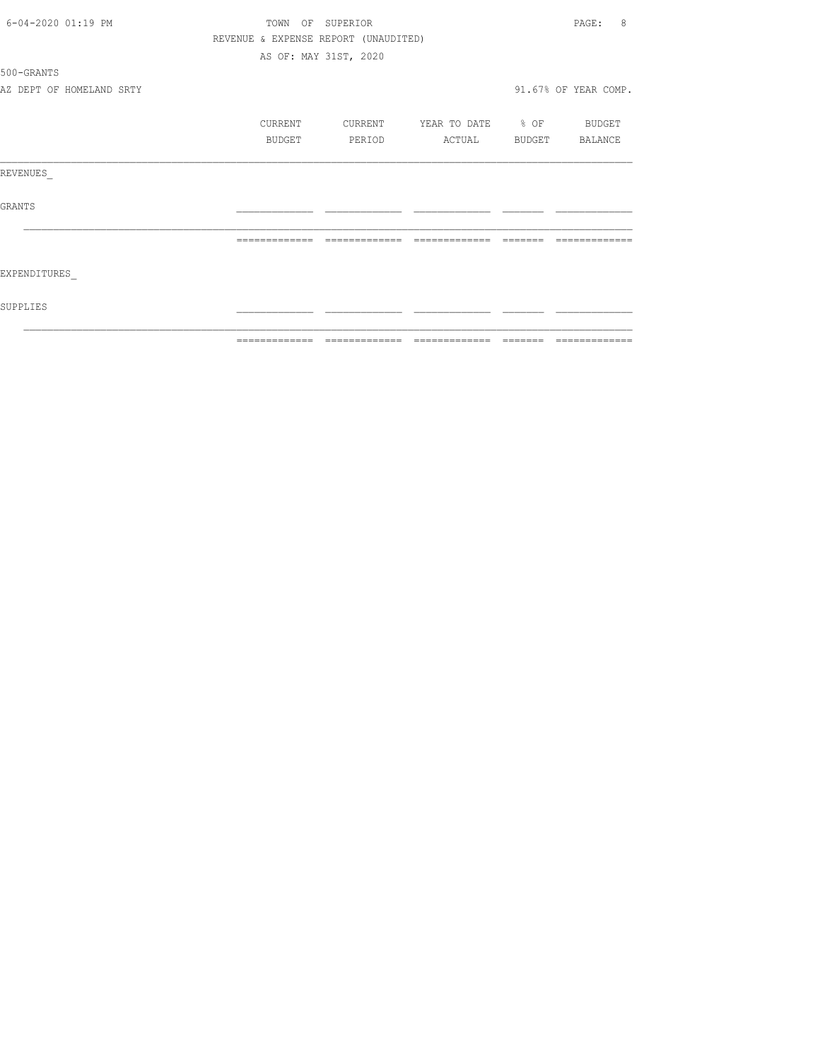TOWN OF SUPERIOR

REVENUE & EXPENSE REPORT (UNAUDITED)

AS OF: MAY 31ST, 2020

500-GRANTS

AZ DEPT OF HOMELAND SRTY

91.67% OF YEAR COMP.

| | CURRENT BUDGET | CURRENT PERIOD | YEAR TO DATE ACTUAL | % OF BUDGET | BUDGET BALANCE |
|---|---|---|---|---|---|
| REVENUES_ | | | | | |
| GRANTS | | | | | |
| EXPENDITURES_ | | | | | |
| SUPPLIES | | | | | |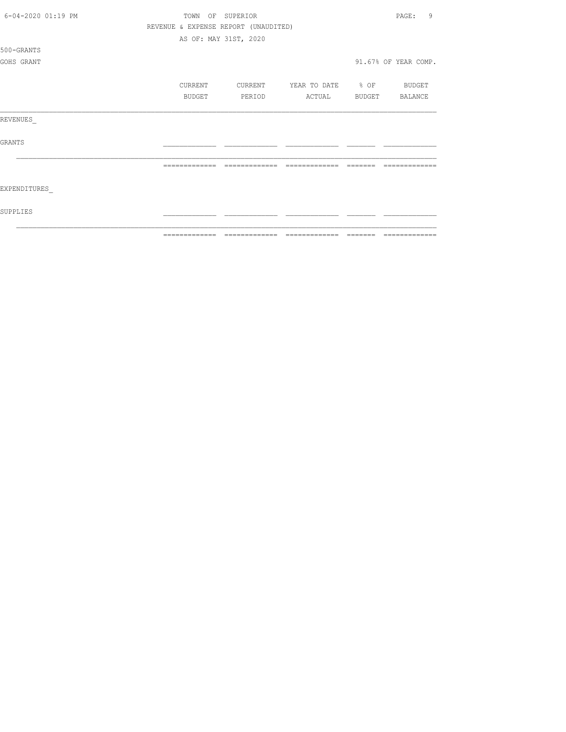TOWN OF SUPERIOR

REVENUE & EXPENSE REPORT (UNAUDITED)

AS OF: MAY 31ST, 2020

500-GRANTS

GOHS GRANT

91.67% OF YEAR COMP.

| | CURRENT BUDGET | CURRENT PERIOD | YEAR TO DATE ACTUAL | % OF BUDGET | BUDGET BALANCE |
|---|---|---|---|---|---|
| REVENUES_ | | | | | |
| GRANTS | | | | | |
| | | | | | |
| EXPENDITURES_ | | | | | |
| SUPPLIES | | | | | |
| | | | | | |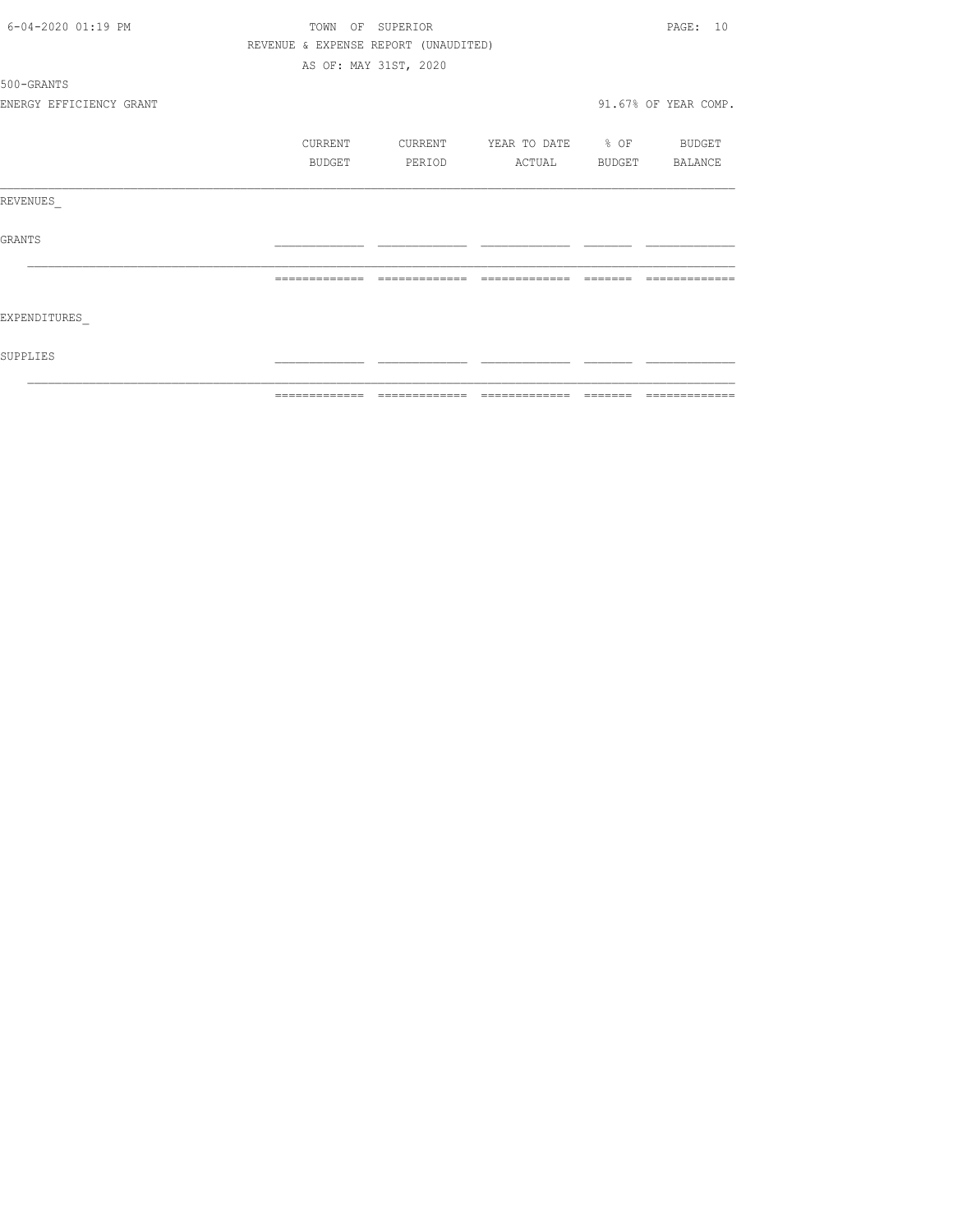TOWN OF SUPERIOR

REVENUE & EXPENSE REPORT (UNAUDITED)

AS OF: MAY 31ST, 2020

500-GRANTS

ENERGY EFFICIENCY GRANT

91.67% OF YEAR COMP.

| | CURRENT BUDGET | CURRENT PERIOD | YEAR TO DATE ACTUAL | % OF BUDGET | BUDGET BALANCE |
|---|---|---|---|---|---|
| REVENUES_ | | | | | |
| GRANTS | | | | | |
| | | | | | |
| EXPENDITURES_ | | | | | |
| SUPPLIES | | | | | |
| | | | | | |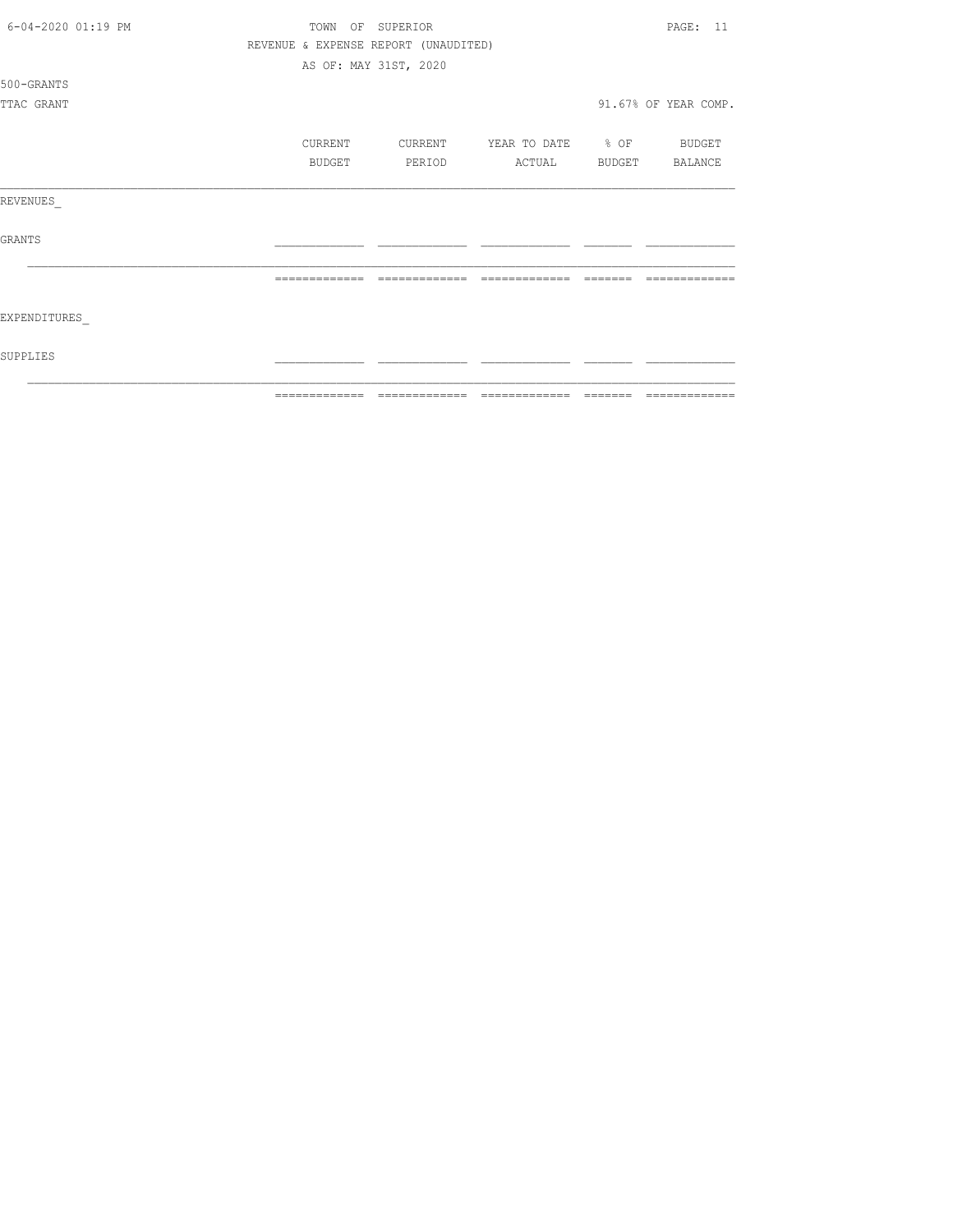TOWN OF SUPERIOR

REVENUE & EXPENSE REPORT (UNAUDITED)

AS OF: MAY 31ST, 2020

500-GRANTS

TTAC GRANT

91.67% OF YEAR COMP.

| | CURRENT BUDGET | CURRENT PERIOD | YEAR TO DATE ACTUAL | % OF BUDGET | BUDGET BALANCE |
|---|---|---|---|---|---|
| REVENUES_ | | | | | |
| GRANTS | | | | | |
| | | | | | |
| EXPENDITURES_ | | | | | |
| SUPPLIES | | | | | |
| | | | | | |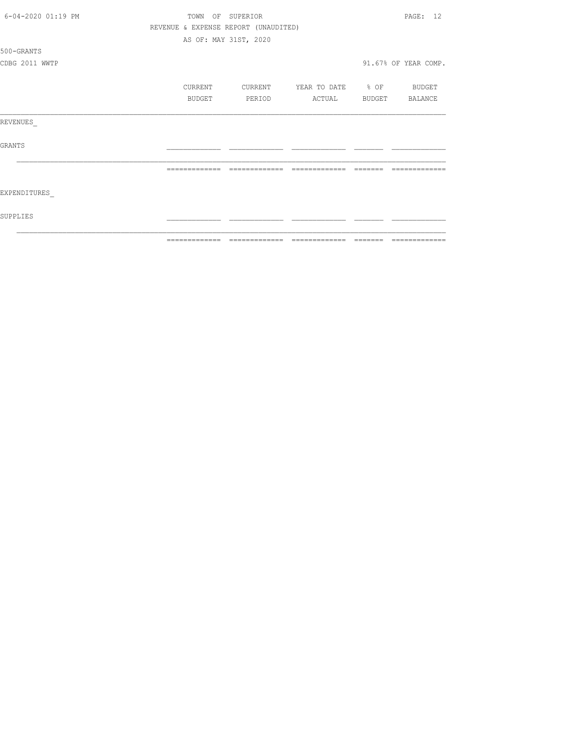TOWN OF SUPERIOR

REVENUE & EXPENSE REPORT (UNAUDITED)

AS OF: MAY 31ST, 2020

500-GRANTS

CDBG 2011 WWTP

91.67% OF YEAR COMP.

| | CURRENT BUDGET | CURRENT PERIOD | YEAR TO DATE ACTUAL | % OF BUDGET | BUDGET BALANCE |
|---|---|---|---|---|---|
| REVENUES_ | | | | | |
| GRANTS | | | | | |
| EXPENDITURES_ | | | | | |
| SUPPLIES | | | | | |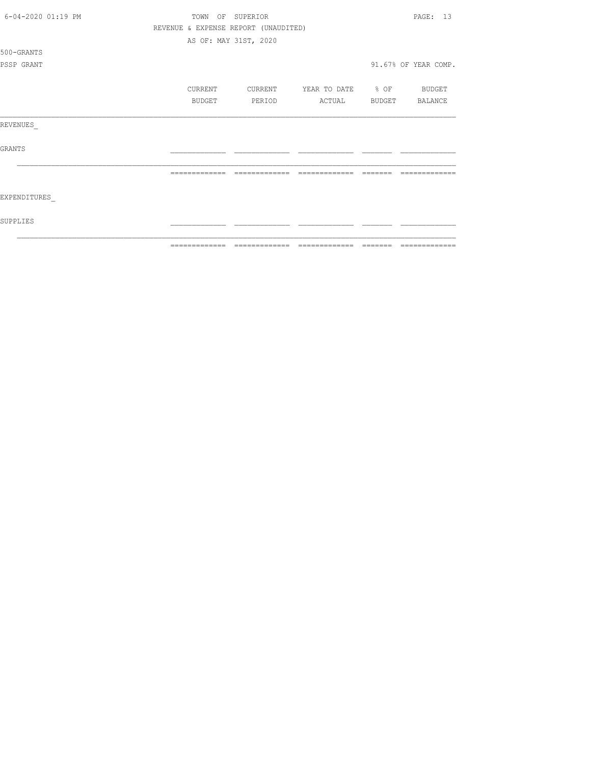REVENUE & EXPENSE REPORT (UNAUDITED)

AS OF: MAY 31ST, 2020

500-GRANTS

PSSP GRANT

91.67% OF YEAR COMP.

| | CURRENT BUDGET | CURRENT PERIOD | YEAR TO DATE ACTUAL | % OF BUDGET | BUDGET BALANCE |
|---|---|---|---|---|---|
| REVENUES_ | | | | | |
| GRANTS | | | | | |
| | | | | | |
| EXPENDITURES_ | | | | | |
| SUPPLIES | | | | | |
| | | | | | |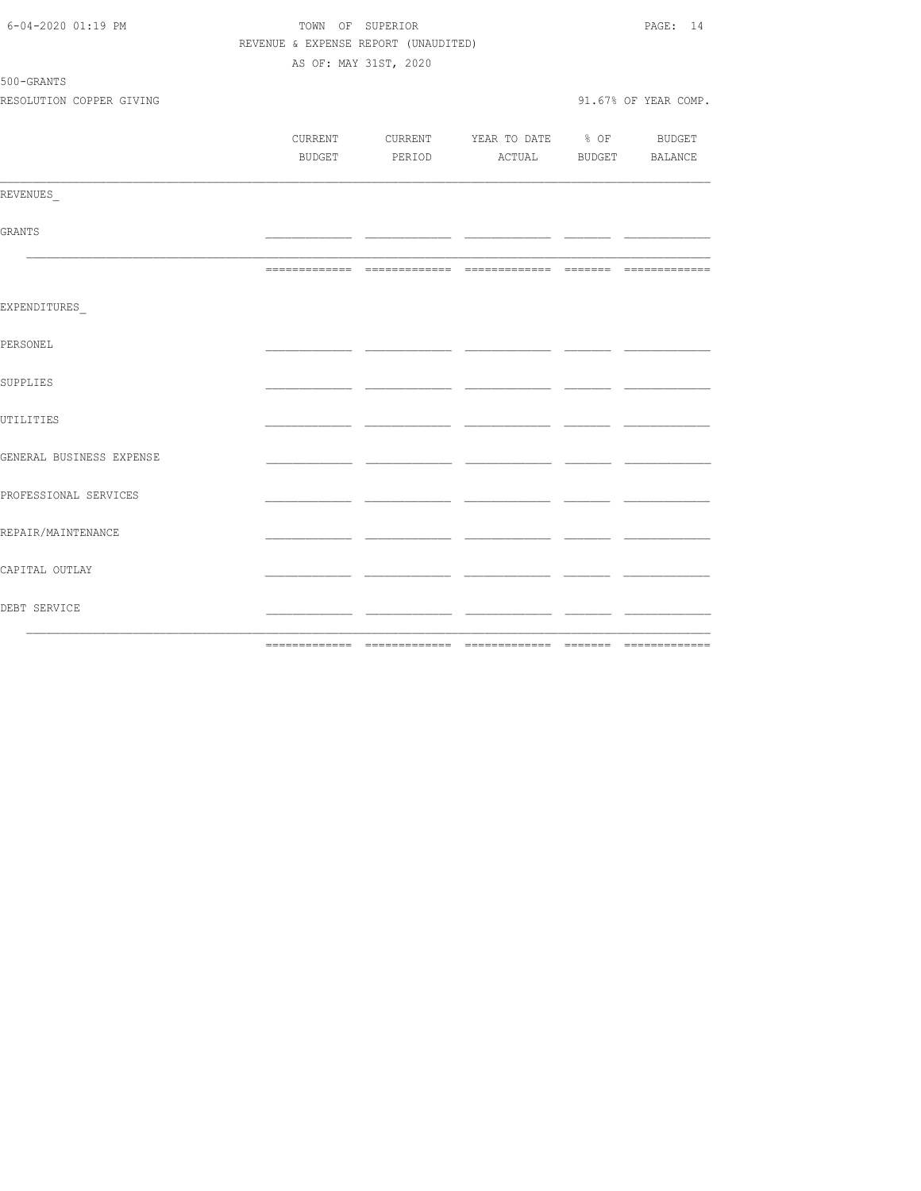TOWN OF SUPERIOR
REVENUE & EXPENSE REPORT (UNAUDITED)
AS OF: MAY 31ST, 2020

500-GRANTS

RESOLUTION COPPER GIVING

91.67% OF YEAR COMP.

| | CURRENT BUDGET | CURRENT PERIOD | YEAR TO DATE ACTUAL | % OF BUDGET | BUDGET BALANCE |
|---|---|---|---|---|---|
| **REVENUES_** | | | | | |
| GRANTS | | | | | |
| | | | | | |
| **EXPENDITURES_** | | | | | |
| PERSONEL | | | | | |
| SUPPLIES | | | | | |
| UTILITIES | | | | | |
| GENERAL BUSINESS EXPENSE | | | | | |
| PROFESSIONAL SERVICES | | | | | |
| REPAIR/MAINTENANCE | | | | | |
| CAPITAL OUTLAY | | | | | |
| DEBT SERVICE | | | | | |
| | | | | | |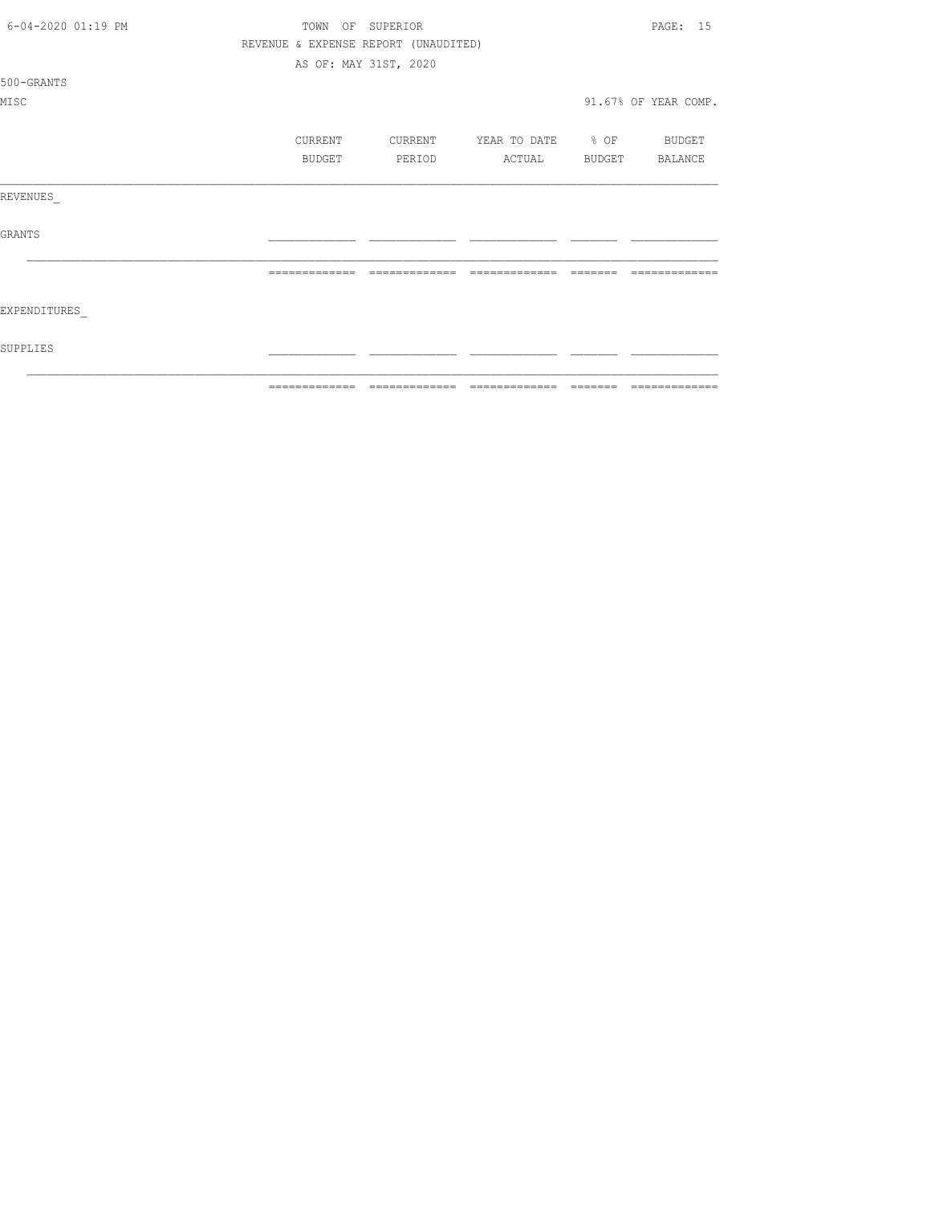TOWN OF SUPERIOR

REVENUE & EXPENSE REPORT (UNAUDITED)

AS OF: MAY 31ST, 2020

500-GRANTS

MISC

91.67% OF YEAR COMP.

| | CURRENT BUDGET | CURRENT PERIOD | YEAR TO DATE ACTUAL | % OF BUDGET | BUDGET BALANCE |
|---|---|---|---|---|---|
| REVENUES_ | | | | | |
| GRANTS | | | | | |
| EXPENDITURES_ | | | | | |
| SUPPLIES | | | | | |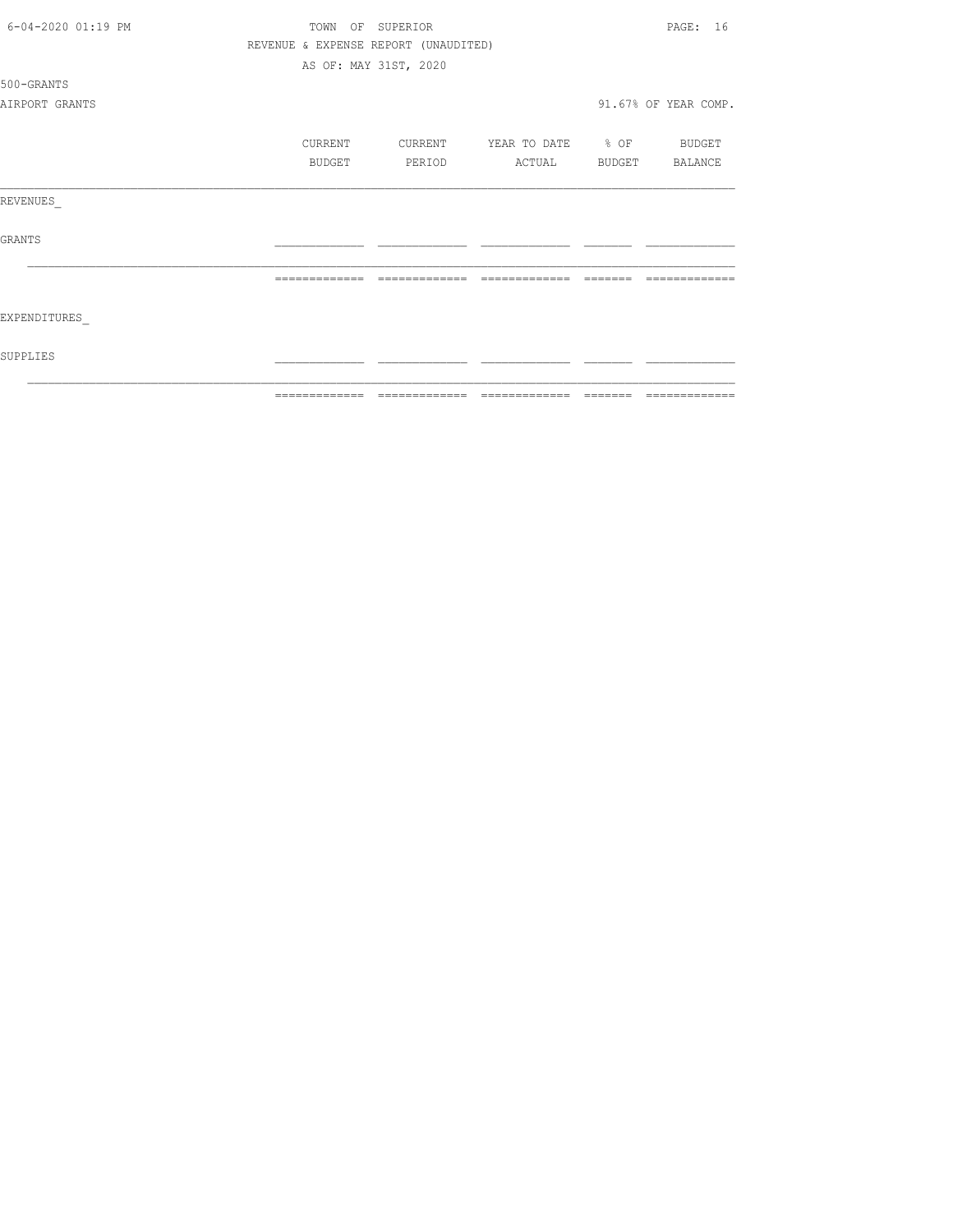TOWN OF SUPERIOR
REVENUE & EXPENSE REPORT (UNAUDITED)
AS OF: MAY 31ST, 2020

500-GRANTS

AIRPORT GRANTS

91.67% OF YEAR COMP.

| | CURRENT BUDGET | CURRENT PERIOD | YEAR TO DATE ACTUAL | % OF BUDGET | BUDGET BALANCE |
|---|---|---|---|---|---|
| REVENUES_ | | | | | |
| GRANTS | | | | | |
| | | | | | |
| EXPENDITURES_ | | | | | |
| SUPPLIES | | | | | |
| | | | | | |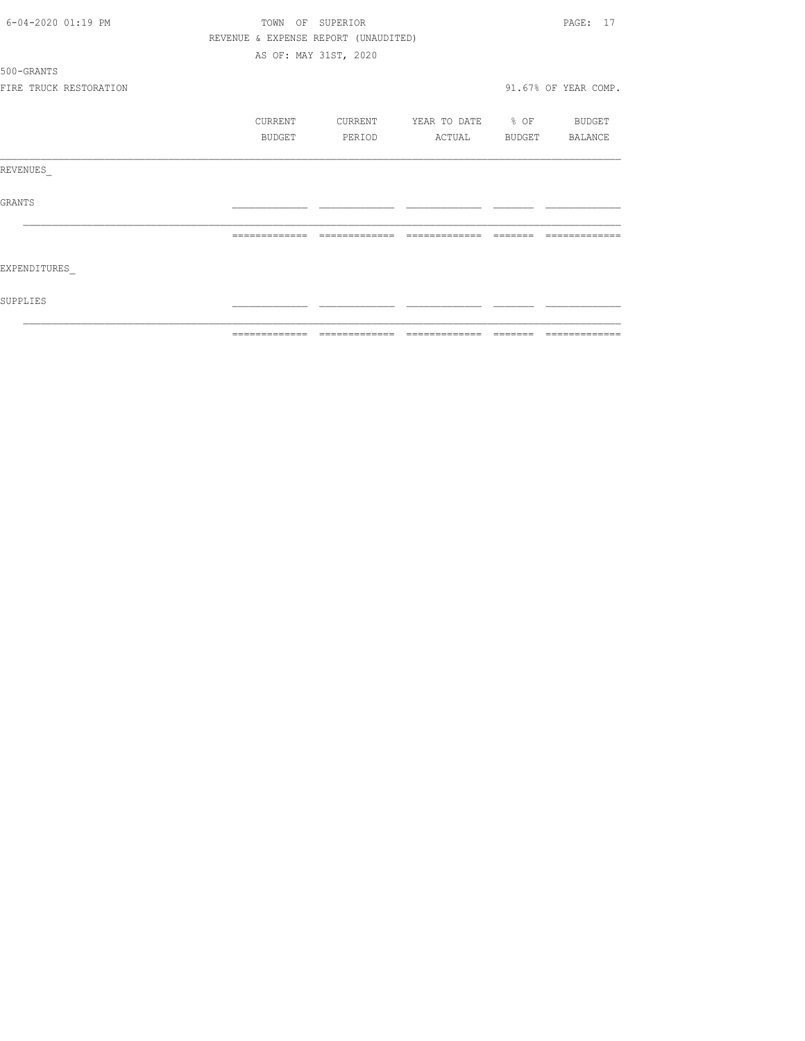TOWN OF SUPERIOR

REVENUE & EXPENSE REPORT (UNAUDITED)

AS OF: MAY 31ST, 2020

500-GRANTS

FIRE TRUCK RESTORATION

91.67% OF YEAR COMP.

| | CURRENT BUDGET | CURRENT PERIOD | YEAR TO DATE ACTUAL | % OF BUDGET | BUDGET BALANCE |
|---|---|---|---|---|---|
| REVENUES_ | | | | | |
| GRANTS | | | | | |
| EXPENDITURES_ | | | | | |
| SUPPLIES | | | | | |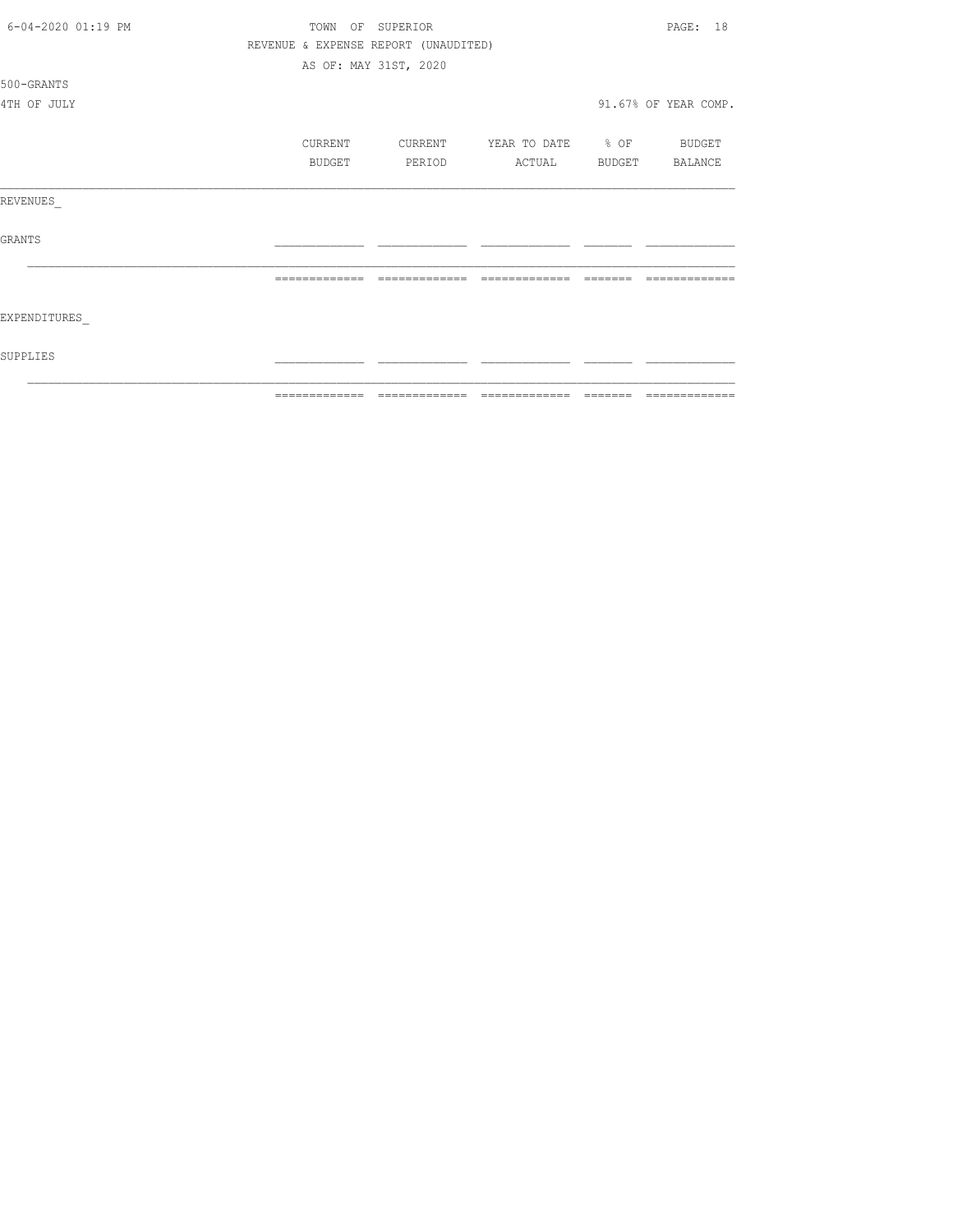TOWN OF SUPERIOR

REVENUE & EXPENSE REPORT (UNAUDITED)

AS OF: MAY 31ST, 2020

500-GRANTS

4TH OF JULY

91.67% OF YEAR COMP.

| | CURRENT BUDGET | CURRENT PERIOD | YEAR TO DATE ACTUAL | % OF BUDGET | BUDGET BALANCE |
|---|---|---|---|---|---|
| REVENUES_ | | | | | |
| GRANTS | | | | | |
| | | | | | |
| EXPENDITURES_ | | | | | |
| SUPPLIES | | | | | |
| | | | | | |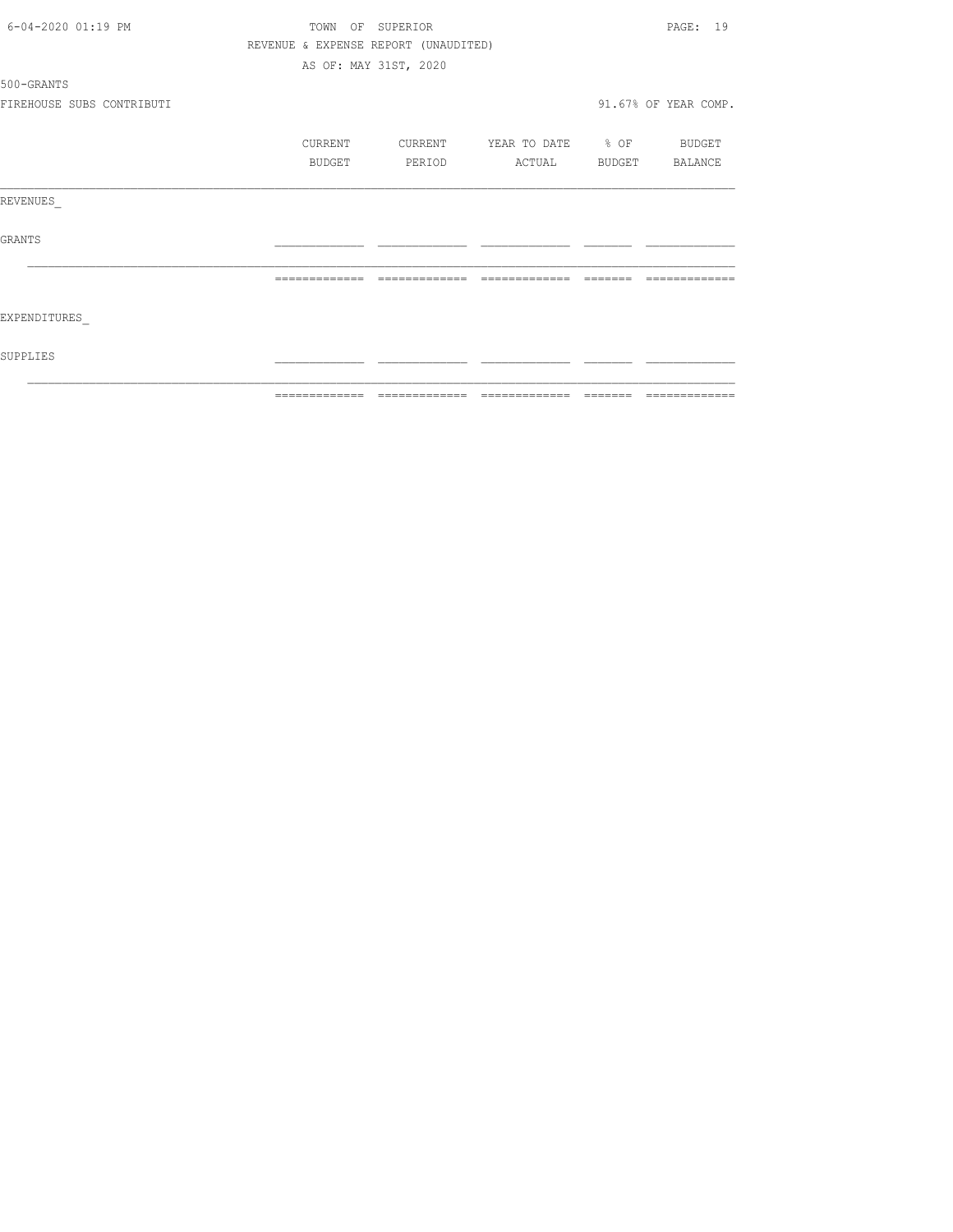TOWN OF SUPERIOR

REVENUE & EXPENSE REPORT (UNAUDITED)

AS OF: MAY 31ST, 2020

500-GRANTS

FIREHOUSE SUBS CONTRIBUTI

91.67% OF YEAR COMP.

| | CURRENT BUDGET | CURRENT PERIOD | YEAR TO DATE ACTUAL | % OF BUDGET | BUDGET BALANCE |
|---|---|---|---|---|---|
| REVENUES_ | | | | | |
| GRANTS | | | | | |
| | | | | | |
| EXPENDITURES_ | | | | | |
| SUPPLIES | | | | | |
| | | | | | |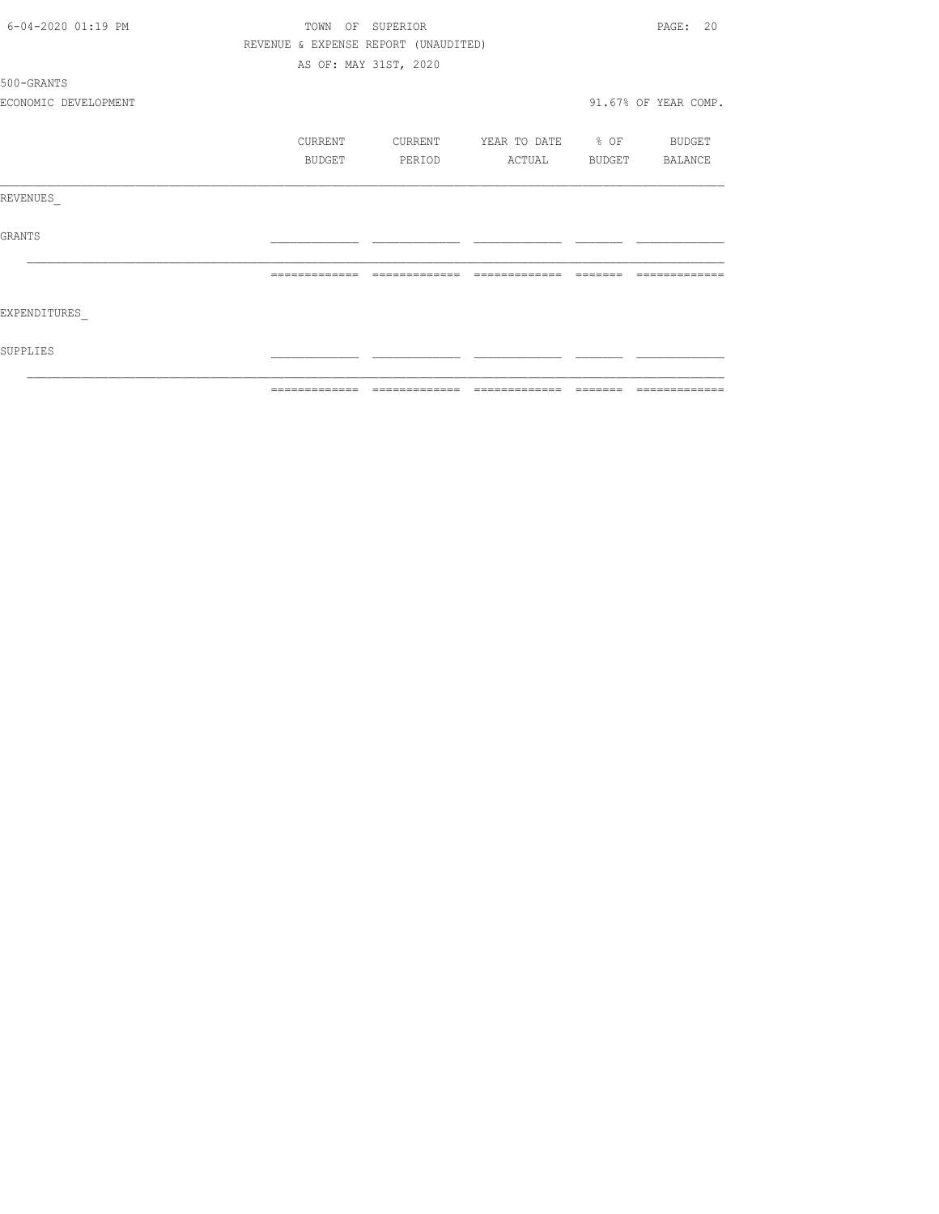TOWN OF SUPERIOR

REVENUE & EXPENSE REPORT (UNAUDITED)

AS OF: MAY 31ST, 2020

500-GRANTS

ECONOMIC DEVELOPMENT

91.67% OF YEAR COMP.

| | CURRENT BUDGET | CURRENT PERIOD | YEAR TO DATE ACTUAL | % OF BUDGET | BUDGET BALANCE |
|---|---|---|---|---|---|
| REVENUES_ | | | | | |
| GRANTS | | | | | |
| | | | | | |
| EXPENDITURES_ | | | | | |
| SUPPLIES | | | | | |
| | | | | | |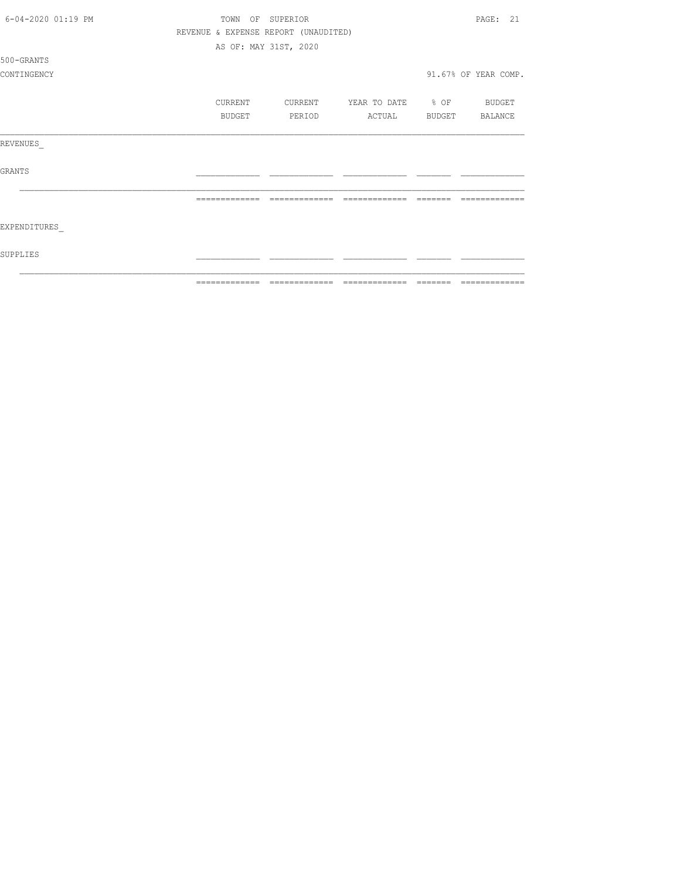TOWN OF SUPERIOR

REVENUE & EXPENSE REPORT (UNAUDITED)

AS OF: MAY 31ST, 2020

500-GRANTS

CONTINGENCY — 91.67% OF YEAR COMP.

| | CURRENT BUDGET | CURRENT PERIOD | YEAR TO DATE ACTUAL | % OF BUDGET | BUDGET BALANCE |
|---|---|---|---|---|---|
| REVENUES_ | | | | | |
| GRANTS | | | | | |
| EXPENDITURES_ | | | | | |
| SUPPLIES | | | | | |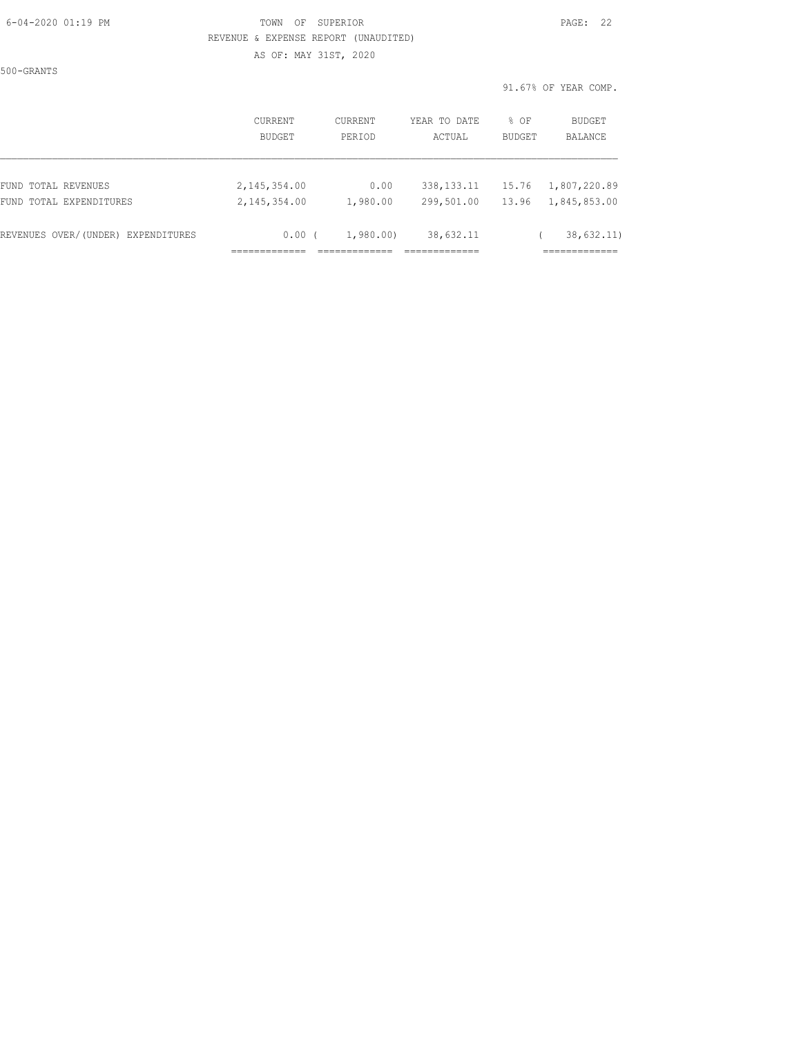TOWN OF SUPERIOR

REVENUE & EXPENSE REPORT (UNAUDITED)

AS OF: MAY 31ST, 2020

500-GRANTS

91.67% OF YEAR COMP.

| | CURRENT BUDGET | CURRENT PERIOD | YEAR TO DATE ACTUAL | % OF BUDGET | BUDGET BALANCE |
|---|---|---|---|---|---|
| FUND TOTAL REVENUES | 2,145,354.00 | 0.00 | 338,133.11 | 15.76 | 1,807,220.89 |
| FUND TOTAL EXPENDITURES | 2,145,354.00 | 1,980.00 | 299,501.00 | 13.96 | 1,845,853.00 |
| REVENUES OVER/(UNDER) EXPENDITURES | 0.00 | ( 1,980.00) | 38,632.11 | | ( 38,632.11) |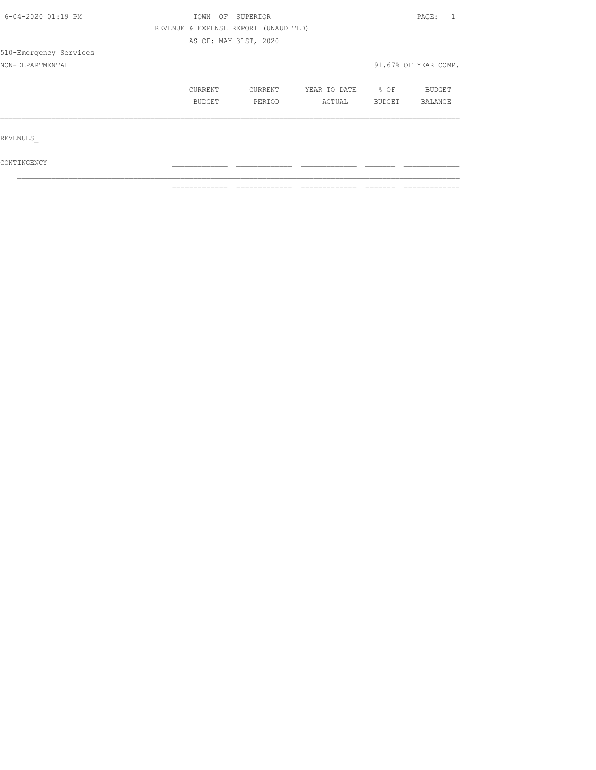TOWN OF SUPERIOR

REVENUE & EXPENSE REPORT (UNAUDITED)

AS OF: MAY 31ST, 2020

510-Emergency Services

NON-DEPARTMENTAL

91.67% OF YEAR COMP.

| | CURRENT BUDGET | CURRENT PERIOD | YEAR TO DATE ACTUAL | % OF BUDGET | BUDGET BALANCE |
|---|---|---|---|---|---|
| REVENUES_ | | | | | |
| CONTINGENCY | | | | | |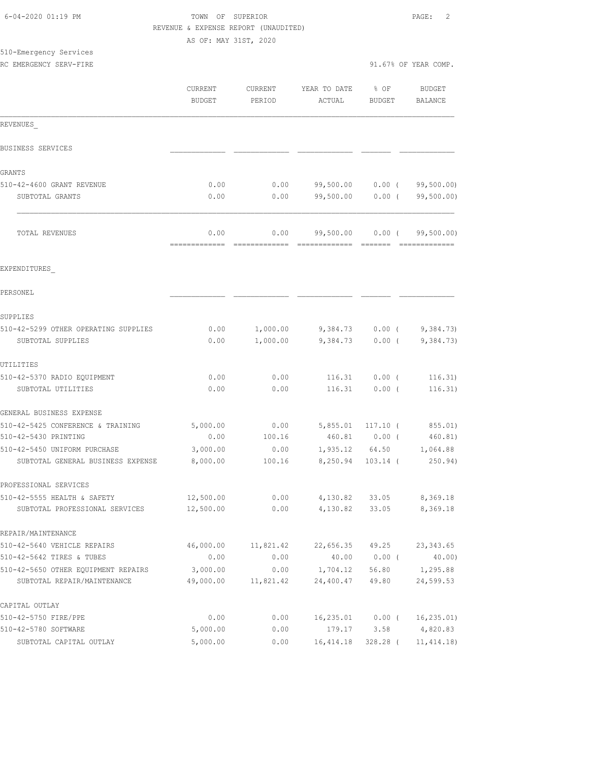TOWN OF SUPERIOR
REVENUE & EXPENSE REPORT (UNAUDITED)
AS OF: MAY 31ST, 2020

510-Emergency Services
RC EMERGENCY SERV-FIRE

91.67% OF YEAR COMP.

| | CURRENT BUDGET | CURRENT PERIOD | YEAR TO DATE ACTUAL | % OF BUDGET | BUDGET BALANCE |
|---|---|---|---|---|---|
| **REVENUES** | | | | | |
| BUSINESS SERVICES | | | | | |
| GRANTS | | | | | |
| 510-42-4600 GRANT REVENUE | 0.00 | 0.00 | 99,500.00 | 0.00 | ( 99,500.00) |
| SUBTOTAL GRANTS | 0.00 | 0.00 | 99,500.00 | 0.00 | ( 99,500.00) |
| TOTAL REVENUES | 0.00 | 0.00 | 99,500.00 | 0.00 | ( 99,500.00) |
| **EXPENDITURES** | | | | | |
| PERSONEL | | | | | |
| SUPPLIES | | | | | |
| 510-42-5299 OTHER OPERATING SUPPLIES | 0.00 | 1,000.00 | 9,384.73 | 0.00 | ( 9,384.73) |
| SUBTOTAL SUPPLIES | 0.00 | 1,000.00 | 9,384.73 | 0.00 | ( 9,384.73) |
| UTILITIES | | | | | |
| 510-42-5370 RADIO EQUIPMENT | 0.00 | 0.00 | 116.31 | 0.00 | ( 116.31) |
| SUBTOTAL UTILITIES | 0.00 | 0.00 | 116.31 | 0.00 | ( 116.31) |
| GENERAL BUSINESS EXPENSE | | | | | |
| 510-42-5425 CONFERENCE & TRAINING | 5,000.00 | 0.00 | 5,855.01 | 117.10 | ( 855.01) |
| 510-42-5430 PRINTING | 0.00 | 100.16 | 460.81 | 0.00 | ( 460.81) |
| 510-42-5450 UNIFORM PURCHASE | 3,000.00 | 0.00 | 1,935.12 | 64.50 | 1,064.88 |
| SUBTOTAL GENERAL BUSINESS EXPENSE | 8,000.00 | 100.16 | 8,250.94 | 103.14 | ( 250.94) |
| PROFESSIONAL SERVICES | | | | | |
| 510-42-5555 HEALTH & SAFETY | 12,500.00 | 0.00 | 4,130.82 | 33.05 | 8,369.18 |
| SUBTOTAL PROFESSIONAL SERVICES | 12,500.00 | 0.00 | 4,130.82 | 33.05 | 8,369.18 |
| REPAIR/MAINTENANCE | | | | | |
| 510-42-5640 VEHICLE REPAIRS | 46,000.00 | 11,821.42 | 22,656.35 | 49.25 | 23,343.65 |
| 510-42-5642 TIRES & TUBES | 0.00 | 0.00 | 40.00 | 0.00 | ( 40.00) |
| 510-42-5650 OTHER EQUIPMENT REPAIRS | 3,000.00 | 0.00 | 1,704.12 | 56.80 | 1,295.88 |
| SUBTOTAL REPAIR/MAINTENANCE | 49,000.00 | 11,821.42 | 24,400.47 | 49.80 | 24,599.53 |
| CAPITAL OUTLAY | | | | | |
| 510-42-5750 FIRE/PPE | 0.00 | 0.00 | 16,235.01 | 0.00 | ( 16,235.01) |
| 510-42-5780 SOFTWARE | 5,000.00 | 0.00 | 179.17 | 3.58 | 4,820.83 |
| SUBTOTAL CAPITAL OUTLAY | 5,000.00 | 0.00 | 16,414.18 | 328.28 | ( 11,414.18) |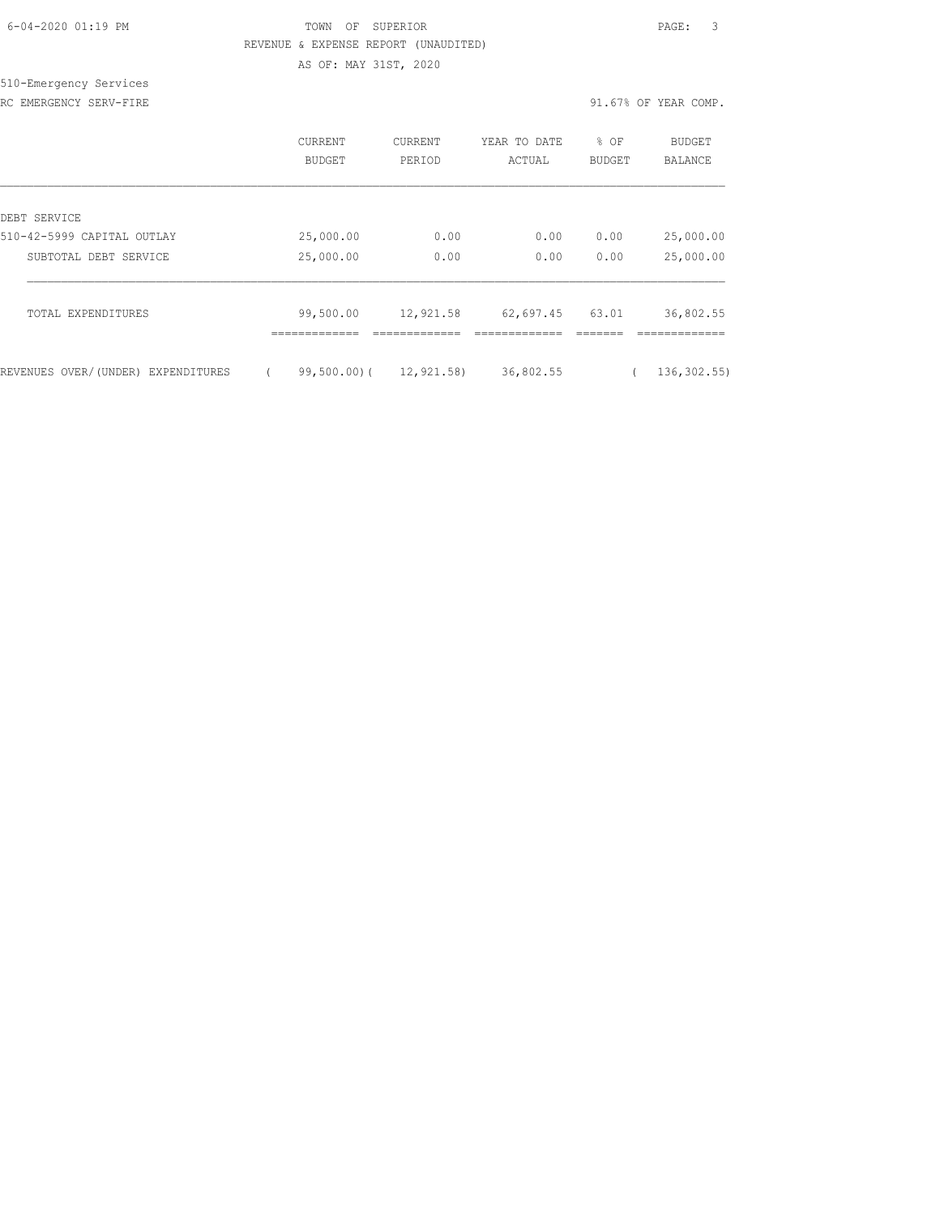TOWN OF SUPERIOR

REVENUE & EXPENSE REPORT (UNAUDITED)

AS OF: MAY 31ST, 2020

510-Emergency Services

RC EMERGENCY SERV-FIRE

91.67% OF YEAR COMP.

| | CURRENT BUDGET | CURRENT PERIOD | YEAR TO DATE ACTUAL | % OF BUDGET | BUDGET BALANCE |
|---|---|---|---|---|---|
| DEBT SERVICE | | | | | |
| 510-42-5999 CAPITAL OUTLAY | 25,000.00 | 0.00 | 0.00 | 0.00 | 25,000.00 |
| SUBTOTAL DEBT SERVICE | 25,000.00 | 0.00 | 0.00 | 0.00 | 25,000.00 |
| TOTAL EXPENDITURES | 99,500.00 | 12,921.58 | 62,697.45 | 63.01 | 36,802.55 |
| REVENUES OVER/(UNDER) EXPENDITURES | ( 99,500.00) | ( 12,921.58) | 36,802.55 | | ( 136,302.55) |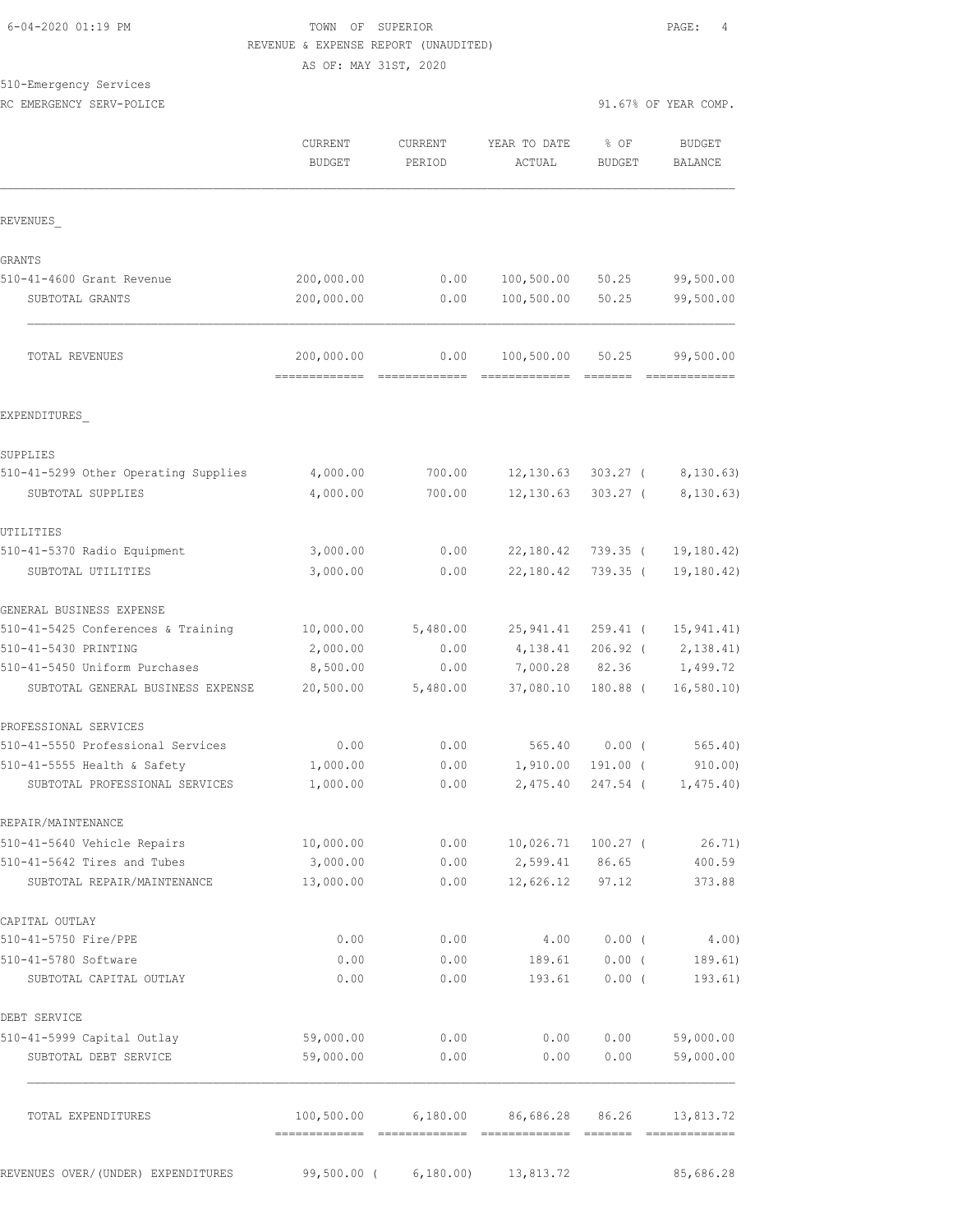6-04-2020 01:19 PM

TOWN OF SUPERIOR

REVENUE & EXPENSE REPORT (UNAUDITED)

AS OF: MAY 31ST, 2020

510-Emergency Services

RC EMERGENCY SERV-POLICE

91.67% OF YEAR COMP.

| | CURRENT BUDGET | CURRENT PERIOD | YEAR TO DATE ACTUAL | % OF BUDGET | BUDGET BALANCE |
|---|---|---|---|---|---|
| **REVENUES** | | | | | |
| GRANTS | | | | | |
| 510-41-4600 Grant Revenue | 200,000.00 | 0.00 | 100,500.00 | 50.25 | 99,500.00 |
| SUBTOTAL GRANTS | 200,000.00 | 0.00 | 100,500.00 | 50.25 | 99,500.00 |
| TOTAL REVENUES | 200,000.00 | 0.00 | 100,500.00 | 50.25 | 99,500.00 |
| **EXPENDITURES** | | | | | |
| SUPPLIES | | | | | |
| 510-41-5299 Other Operating Supplies | 4,000.00 | 700.00 | 12,130.63 | 303.27 | ( 8,130.63) |
| SUBTOTAL SUPPLIES | 4,000.00 | 700.00 | 12,130.63 | 303.27 | ( 8,130.63) |
| UTILITIES | | | | | |
| 510-41-5370 Radio Equipment | 3,000.00 | 0.00 | 22,180.42 | 739.35 | ( 19,180.42) |
| SUBTOTAL UTILITIES | 3,000.00 | 0.00 | 22,180.42 | 739.35 | ( 19,180.42) |
| GENERAL BUSINESS EXPENSE | | | | | |
| 510-41-5425 Conferences & Training | 10,000.00 | 5,480.00 | 25,941.41 | 259.41 | ( 15,941.41) |
| 510-41-5430 PRINTING | 2,000.00 | 0.00 | 4,138.41 | 206.92 | ( 2,138.41) |
| 510-41-5450 Uniform Purchases | 8,500.00 | 0.00 | 7,000.28 | 82.36 | 1,499.72 |
| SUBTOTAL GENERAL BUSINESS EXPENSE | 20,500.00 | 5,480.00 | 37,080.10 | 180.88 | ( 16,580.10) |
| PROFESSIONAL SERVICES | | | | | |
| 510-41-5550 Professional Services | 0.00 | 0.00 | 565.40 | 0.00 | ( 565.40) |
| 510-41-5555 Health & Safety | 1,000.00 | 0.00 | 1,910.00 | 191.00 | ( 910.00) |
| SUBTOTAL PROFESSIONAL SERVICES | 1,000.00 | 0.00 | 2,475.40 | 247.54 | ( 1,475.40) |
| REPAIR/MAINTENANCE | | | | | |
| 510-41-5640 Vehicle Repairs | 10,000.00 | 0.00 | 10,026.71 | 100.27 | ( 26.71) |
| 510-41-5642 Tires and Tubes | 3,000.00 | 0.00 | 2,599.41 | 86.65 | 400.59 |
| SUBTOTAL REPAIR/MAINTENANCE | 13,000.00 | 0.00 | 12,626.12 | 97.12 | 373.88 |
| CAPITAL OUTLAY | | | | | |
| 510-41-5750 Fire/PPE | 0.00 | 0.00 | 4.00 | 0.00 | ( 4.00) |
| 510-41-5780 Software | 0.00 | 0.00 | 189.61 | 0.00 | ( 189.61) |
| SUBTOTAL CAPITAL OUTLAY | 0.00 | 0.00 | 193.61 | 0.00 | ( 193.61) |
| DEBT SERVICE | | | | | |
| 510-41-5999 Capital Outlay | 59,000.00 | 0.00 | 0.00 | 0.00 | 59,000.00 |
| SUBTOTAL DEBT SERVICE | 59,000.00 | 0.00 | 0.00 | 0.00 | 59,000.00 |
| TOTAL EXPENDITURES | 100,500.00 | 6,180.00 | 86,686.28 | 86.26 | 13,813.72 |
| REVENUES OVER/(UNDER) EXPENDITURES | 99,500.00 | ( 6,180.00) | 13,813.72 | | 85,686.28 |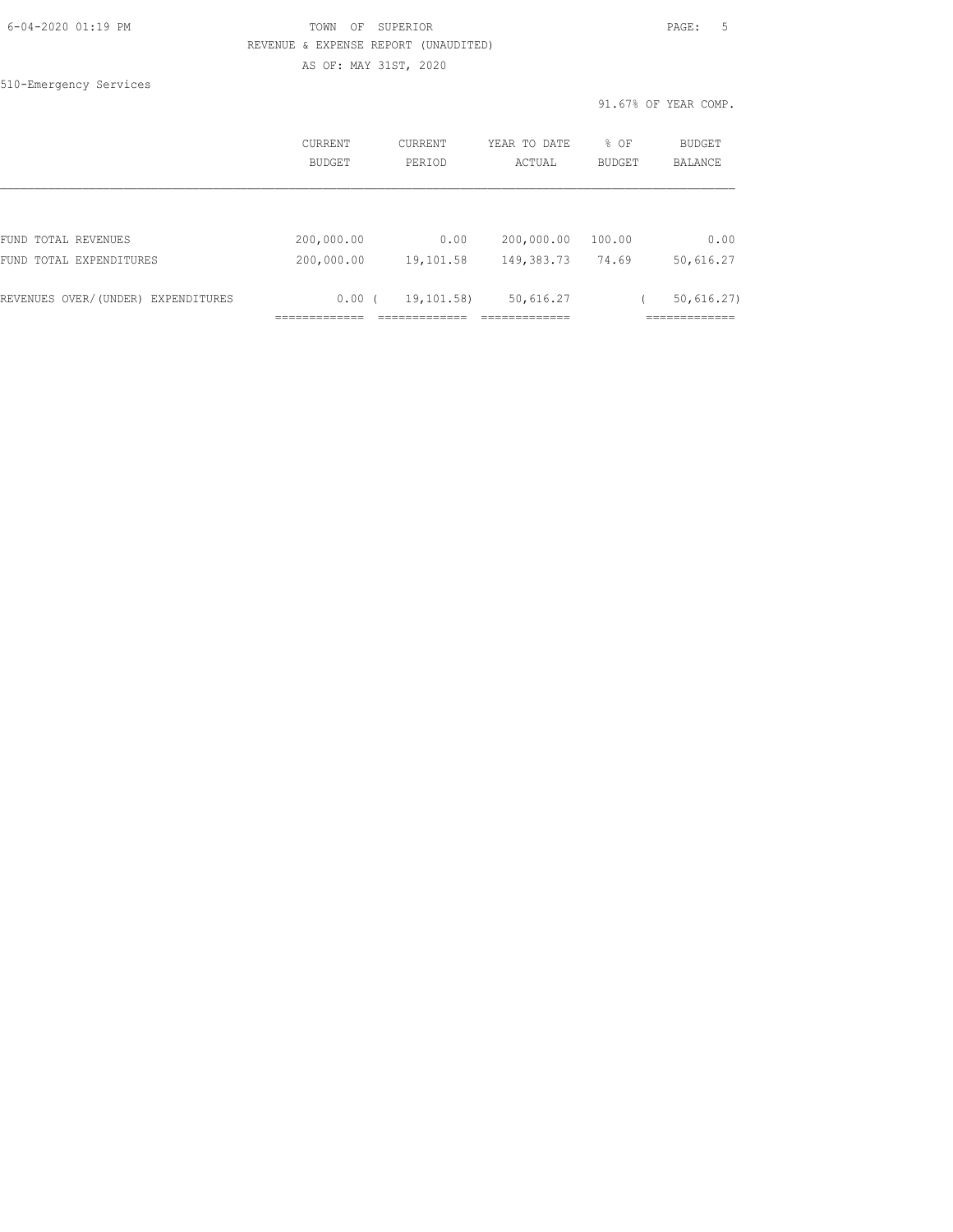TOWN OF SUPERIOR

REVENUE & EXPENSE REPORT (UNAUDITED)

AS OF: MAY 31ST, 2020

510-Emergency Services

91.67% OF YEAR COMP.

| | CURRENT BUDGET | CURRENT PERIOD | YEAR TO DATE ACTUAL | % OF BUDGET | BUDGET BALANCE |
|---|---|---|---|---|---|
| FUND TOTAL REVENUES | 200,000.00 | 0.00 | 200,000.00 | 100.00 | 0.00 |
| FUND TOTAL EXPENDITURES | 200,000.00 | 19,101.58 | 149,383.73 | 74.69 | 50,616.27 |
| REVENUES OVER/(UNDER) EXPENDITURES | 0.00 | ( 19,101.58) | 50,616.27 | | ( 50,616.27) |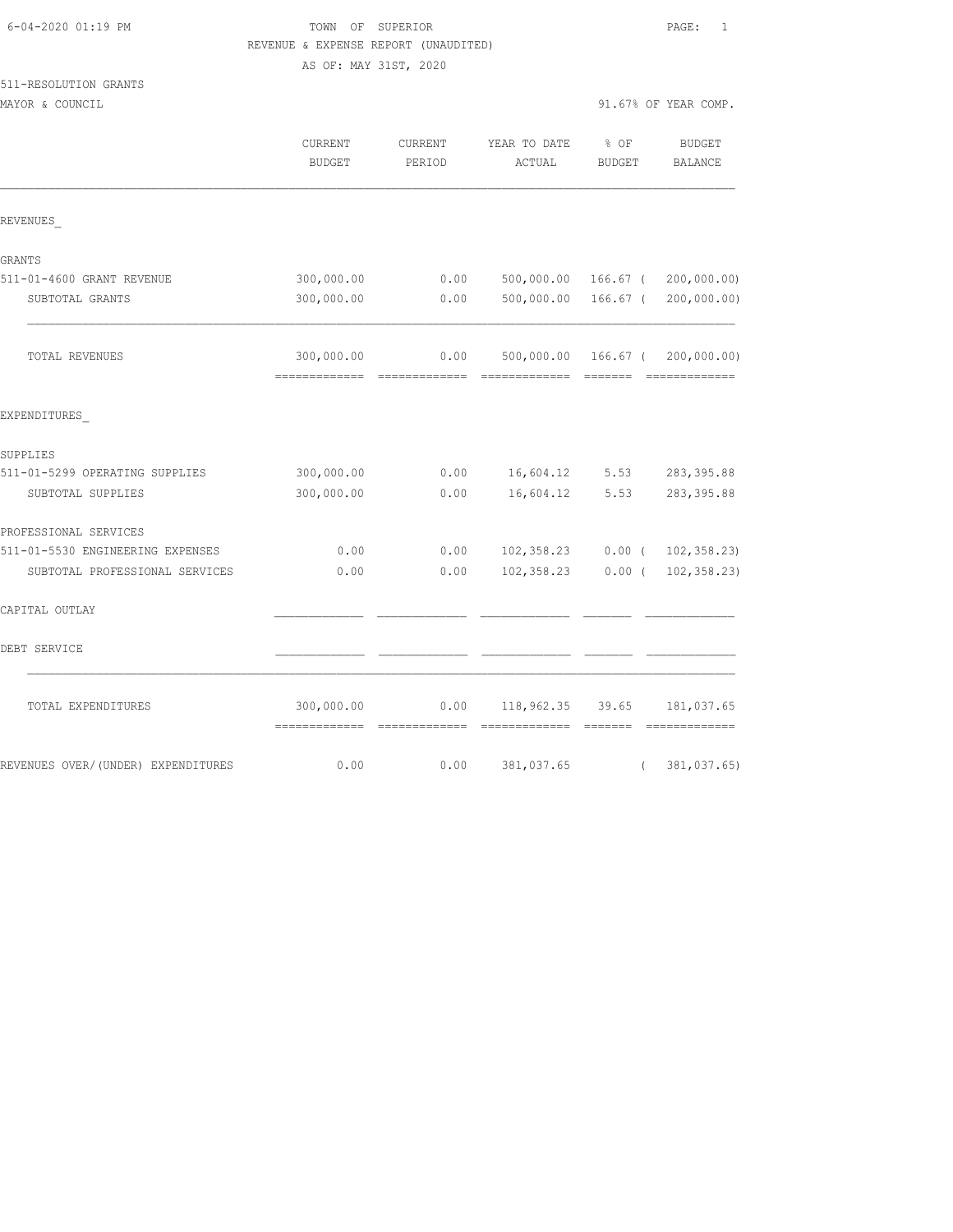6-04-2020 01:19 PM

TOWN OF SUPERIOR

REVENUE & EXPENSE REPORT (UNAUDITED)

AS OF: MAY 31ST, 2020

511-RESOLUTION GRANTS

MAYOR & COUNCIL

91.67% OF YEAR COMP.

| | CURRENT BUDGET | CURRENT PERIOD | YEAR TO DATE ACTUAL | % OF BUDGET | BUDGET BALANCE |
|---|---|---|---|---|---|
| REVENUES_ | | | | | |
| GRANTS | | | | | |
| 511-01-4600 GRANT REVENUE | 300,000.00 | 0.00 | 500,000.00 | 166.67 | ( 200,000.00) |
| SUBTOTAL GRANTS | 300,000.00 | 0.00 | 500,000.00 | 166.67 | ( 200,000.00) |
| TOTAL REVENUES | 300,000.00 | 0.00 | 500,000.00 | 166.67 | ( 200,000.00) |
| EXPENDITURES_ | | | | | |
| SUPPLIES | | | | | |
| 511-01-5299 OPERATING SUPPLIES | 300,000.00 | 0.00 | 16,604.12 | 5.53 | 283,395.88 |
| SUBTOTAL SUPPLIES | 300,000.00 | 0.00 | 16,604.12 | 5.53 | 283,395.88 |
| PROFESSIONAL SERVICES | | | | | |
| 511-01-5530 ENGINEERING EXPENSES | 0.00 | 0.00 | 102,358.23 | 0.00 | ( 102,358.23) |
| SUBTOTAL PROFESSIONAL SERVICES | 0.00 | 0.00 | 102,358.23 | 0.00 | ( 102,358.23) |
| CAPITAL OUTLAY | | | | | |
| DEBT SERVICE | | | | | |
| TOTAL EXPENDITURES | 300,000.00 | 0.00 | 118,962.35 | 39.65 | 181,037.65 |
| REVENUES OVER/(UNDER) EXPENDITURES | 0.00 | 0.00 | 381,037.65 | | ( 381,037.65) |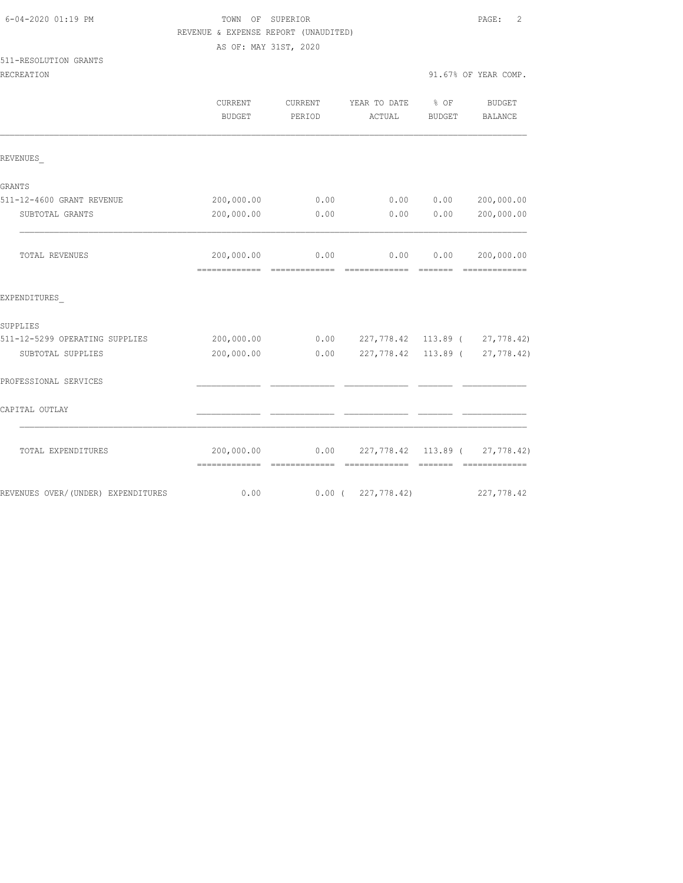6-04-2020 01:19 PM

TOWN OF SUPERIOR

REVENUE & EXPENSE REPORT (UNAUDITED)

AS OF: MAY 31ST, 2020

511-RESOLUTION GRANTS

RECREATION

91.67% OF YEAR COMP.

| | CURRENT BUDGET | CURRENT PERIOD | YEAR TO DATE ACTUAL | % OF BUDGET | BUDGET BALANCE |
|---|---|---|---|---|---|
| REVENUES_ | | | | | |
| GRANTS | | | | | |
| 511-12-4600 GRANT REVENUE | 200,000.00 | 0.00 | 0.00 | 0.00 | 200,000.00 |
| SUBTOTAL GRANTS | 200,000.00 | 0.00 | 0.00 | 0.00 | 200,000.00 |
| TOTAL REVENUES | 200,000.00 | 0.00 | 0.00 | 0.00 | 200,000.00 |
| EXPENDITURES_ | | | | | |
| SUPPLIES | | | | | |
| 511-12-5299 OPERATING SUPPLIES | 200,000.00 | 0.00 | 227,778.42 | 113.89 | ( 27,778.42) |
| SUBTOTAL SUPPLIES | 200,000.00 | 0.00 | 227,778.42 | 113.89 | ( 27,778.42) |
| PROFESSIONAL SERVICES | | | | | |
| CAPITAL OUTLAY | | | | | |
| TOTAL EXPENDITURES | 200,000.00 | 0.00 | 227,778.42 | 113.89 | ( 27,778.42) |
| REVENUES OVER/(UNDER) EXPENDITURES | 0.00 | 0.00 | ( 227,778.42) | | 227,778.42 |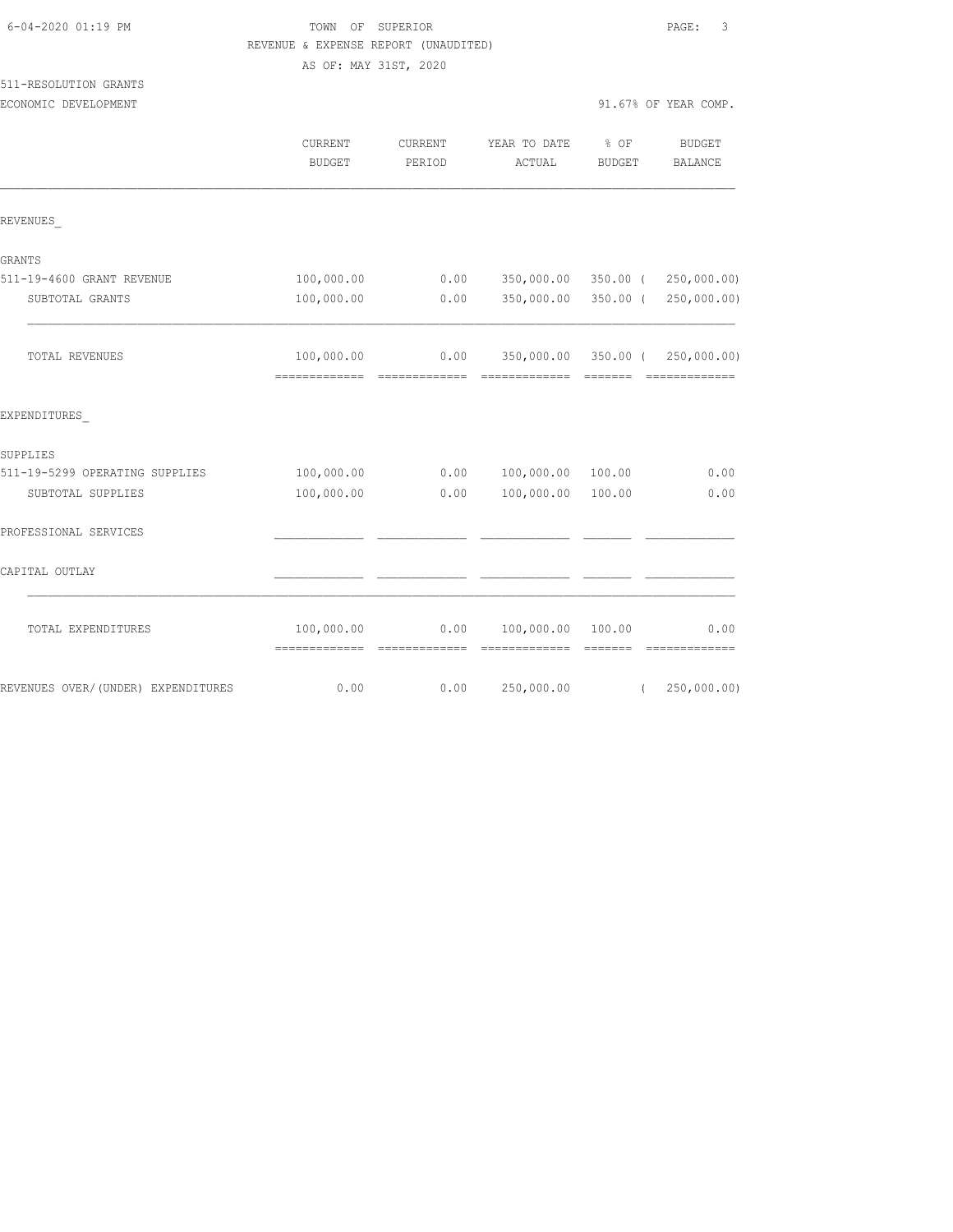TOWN OF SUPERIOR

REVENUE & EXPENSE REPORT (UNAUDITED)

AS OF: MAY 31ST, 2020

511-RESOLUTION GRANTS

ECONOMIC DEVELOPMENT

91.67% OF YEAR COMP.

| | CURRENT BUDGET | CURRENT PERIOD | YEAR TO DATE ACTUAL | % OF BUDGET | BUDGET BALANCE |
|---|---|---|---|---|---|
| **REVENUES** | | | | | |
| GRANTS | | | | | |
| 511-19-4600 GRANT REVENUE | 100,000.00 | 0.00 | 350,000.00 | 350.00 | ( 250,000.00) |
| SUBTOTAL GRANTS | 100,000.00 | 0.00 | 350,000.00 | 350.00 | ( 250,000.00) |
| TOTAL REVENUES | 100,000.00 | 0.00 | 350,000.00 | 350.00 | ( 250,000.00) |
| **EXPENDITURES** | | | | | |
| SUPPLIES | | | | | |
| 511-19-5299 OPERATING SUPPLIES | 100,000.00 | 0.00 | 100,000.00 | 100.00 | 0.00 |
| SUBTOTAL SUPPLIES | 100,000.00 | 0.00 | 100,000.00 | 100.00 | 0.00 |
| PROFESSIONAL SERVICES | | | | | |
| CAPITAL OUTLAY | | | | | |
| TOTAL EXPENDITURES | 100,000.00 | 0.00 | 100,000.00 | 100.00 | 0.00 |
| REVENUES OVER/(UNDER) EXPENDITURES | 0.00 | 0.00 | 250,000.00 | | ( 250,000.00) |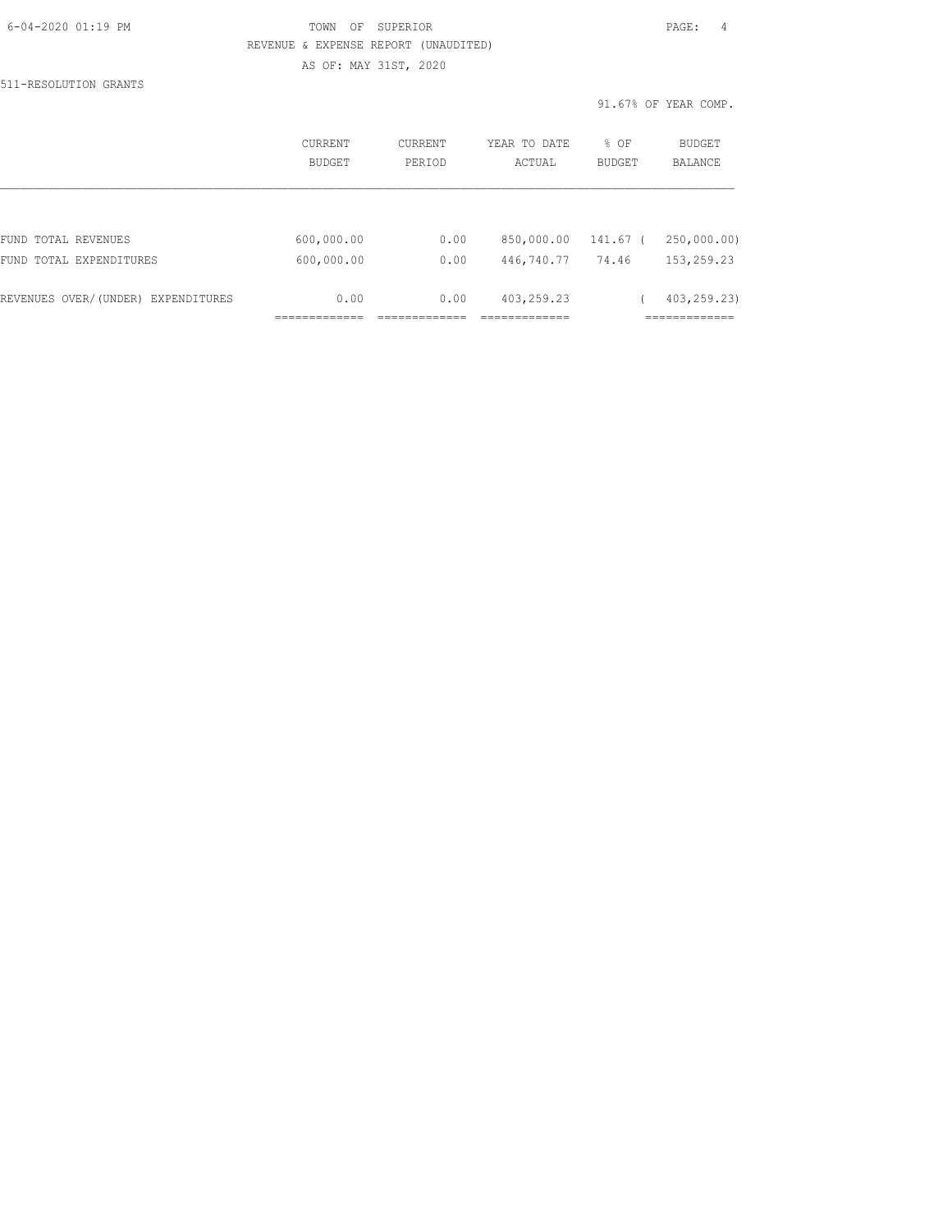TOWN OF SUPERIOR

REVENUE & EXPENSE REPORT (UNAUDITED)

AS OF: MAY 31ST, 2020

511-RESOLUTION GRANTS

91.67% OF YEAR COMP.

| | CURRENT BUDGET | CURRENT PERIOD | YEAR TO DATE ACTUAL | % OF BUDGET | BUDGET BALANCE |
|---|---|---|---|---|---|
| FUND TOTAL REVENUES | 600,000.00 | 0.00 | 850,000.00 | 141.67 | ( 250,000.00) |
| FUND TOTAL EXPENDITURES | 600,000.00 | 0.00 | 446,740.77 | 74.46 | 153,259.23 |
| REVENUES OVER/(UNDER) EXPENDITURES | 0.00 | 0.00 | 403,259.23 | | ( 403,259.23) |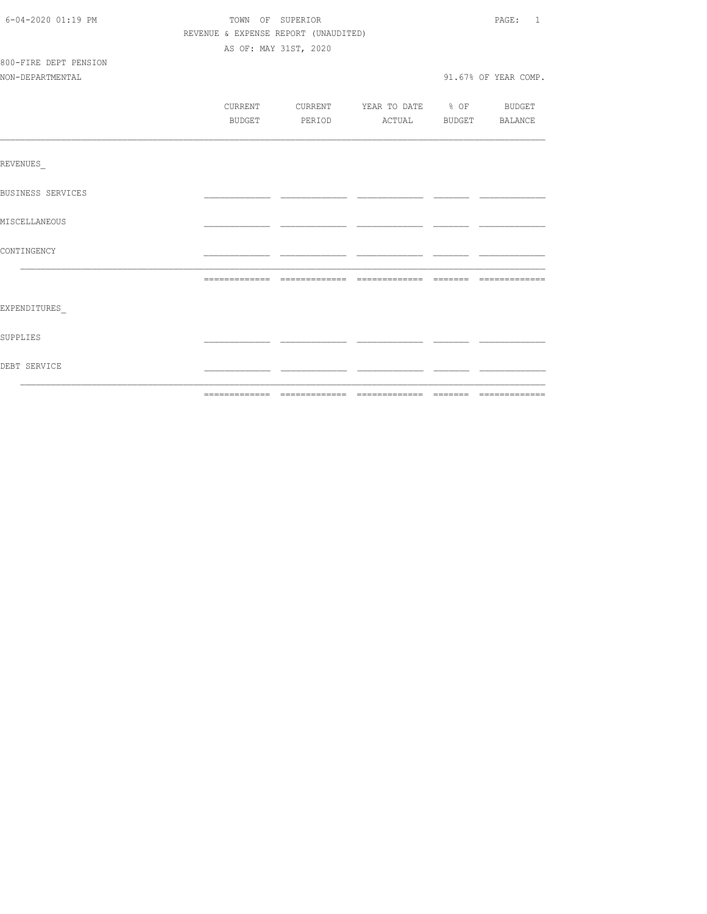6-04-2020 01:19 PM

TOWN OF SUPERIOR

REVENUE & EXPENSE REPORT (UNAUDITED)

AS OF: MAY 31ST, 2020

800-FIRE DEPT PENSION

NON-DEPARTMENTAL

91.67% OF YEAR COMP.

| | CURRENT BUDGET | CURRENT PERIOD | YEAR TO DATE ACTUAL | % OF BUDGET | BUDGET BALANCE |
|---|---|---|---|---|---|
| REVENUES_ | | | | | |
| BUSINESS SERVICES | | | | | |
| MISCELLANEOUS | | | | | |
| CONTINGENCY | | | | | |
| | | | | | |
| EXPENDITURES_ | | | | | |
| SUPPLIES | | | | | |
| DEBT SERVICE | | | | | |
| | | | | | |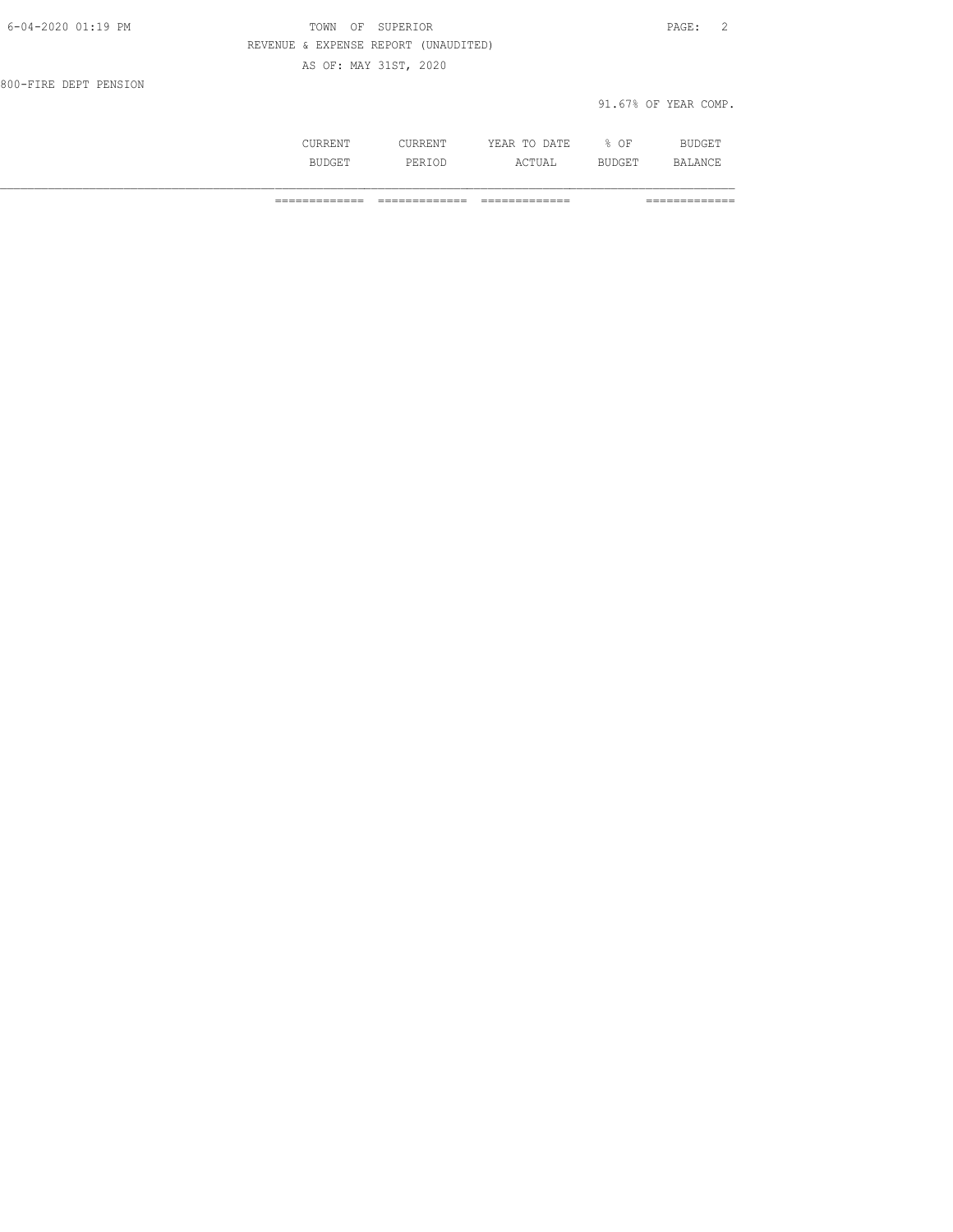TOWN OF SUPERIOR

REVENUE & EXPENSE REPORT (UNAUDITED)

AS OF: MAY 31ST, 2020

800-FIRE DEPT PENSION

91.67% OF YEAR COMP.

| | CURRENT BUDGET | CURRENT PERIOD | YEAR TO DATE ACTUAL | % OF BUDGET | BUDGET BALANCE |
|---|---|---|---|---|---|
| | ============= | ============= | ============= | | ============= |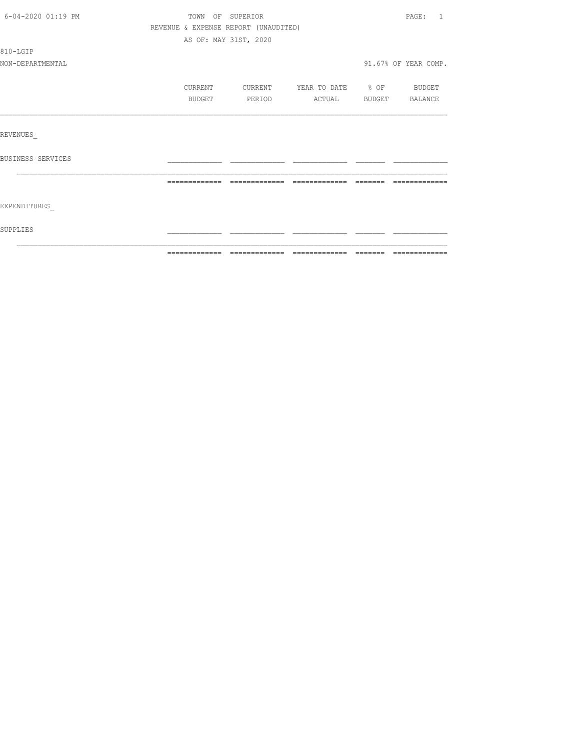TOWN OF SUPERIOR

REVENUE & EXPENSE REPORT (UNAUDITED)

AS OF: MAY 31ST, 2020

810-LGIP

NON-DEPARTMENTAL

91.67% OF YEAR COMP.

| | CURRENT BUDGET | CURRENT PERIOD | YEAR TO DATE ACTUAL | % OF BUDGET | BUDGET BALANCE |
|---|---|---|---|---|---|
| REVENUES_ | | | | | |
| BUSINESS SERVICES | | | | | |
| EXPENDITURES_ | | | | | |
| SUPPLIES | | | | | |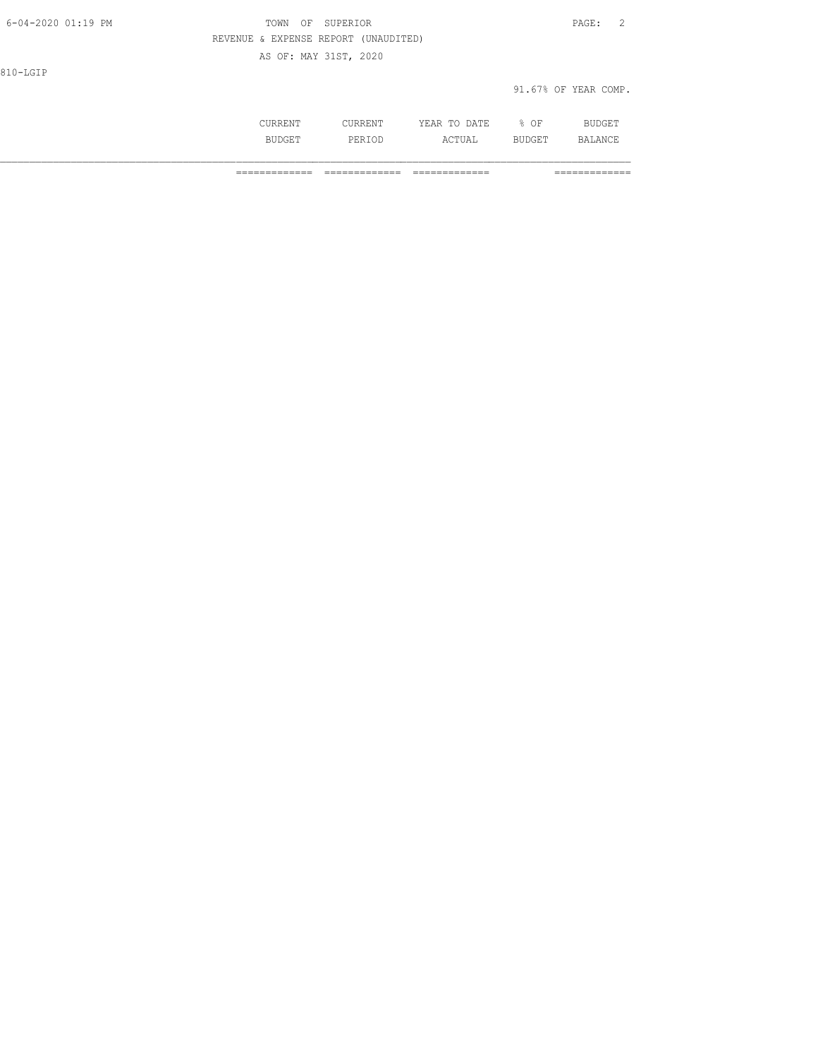REVENUE & EXPENSE REPORT (UNAUDITED)

AS OF: MAY 31ST, 2020

810-LGIP

91.67% OF YEAR COMP.

| | CURRENT BUDGET | CURRENT PERIOD | YEAR TO DATE ACTUAL | % OF BUDGET | BUDGET BALANCE |
|---|---|---|---|---|---|
| | ============= | ============= | ============= | | ============= |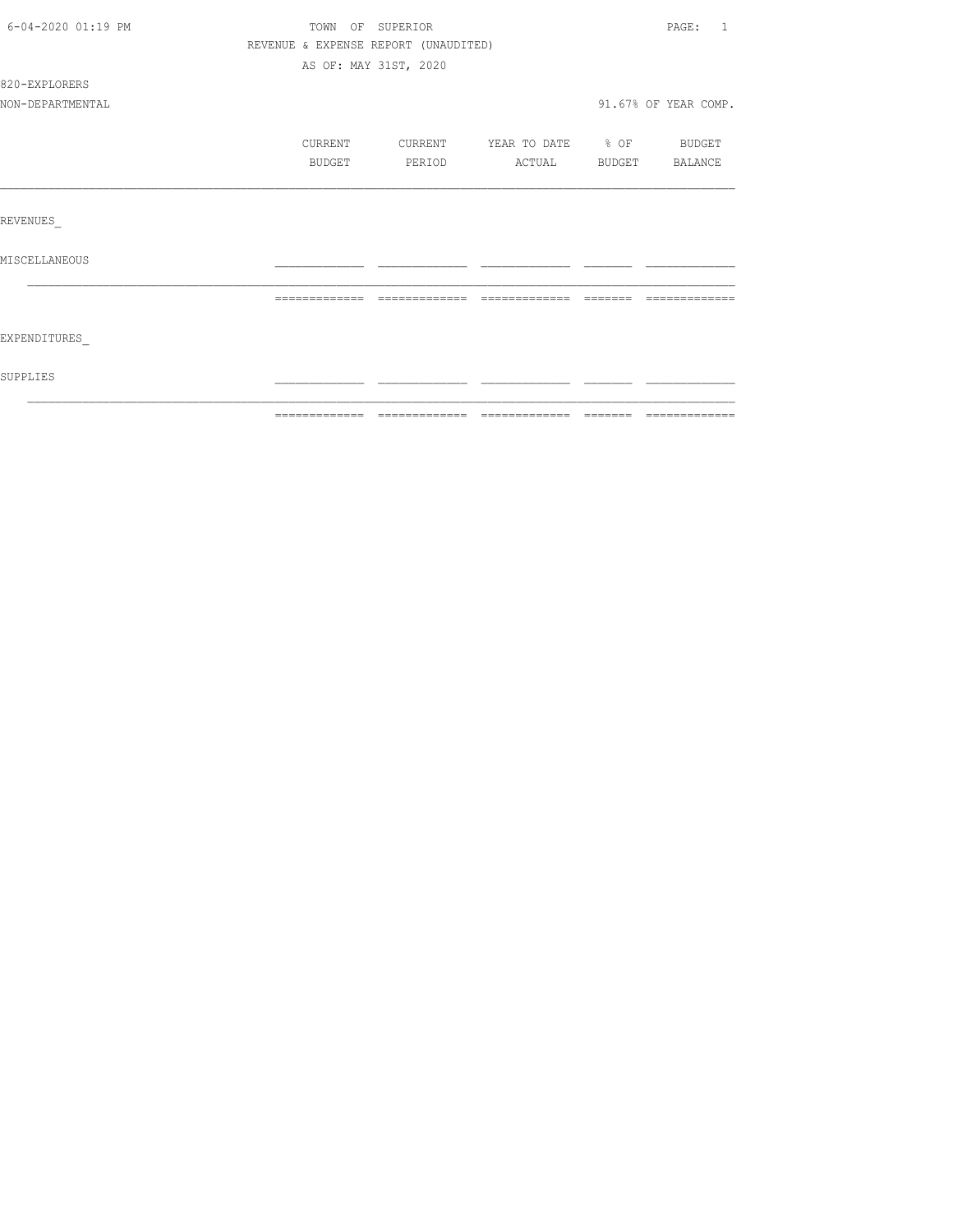6-04-2020 01:19 PM

TOWN OF SUPERIOR

REVENUE & EXPENSE REPORT (UNAUDITED)

AS OF: MAY 31ST, 2020

820-EXPLORERS

NON-DEPARTMENTAL

91.67% OF YEAR COMP.

| | CURRENT BUDGET | CURRENT PERIOD | YEAR TO DATE ACTUAL | % OF BUDGET | BUDGET BALANCE |
|---|---|---|---|---|---|
| REVENUES_ | | | | | |
| MISCELLANEOUS | | | | | |
| EXPENDITURES_ | | | | | |
| SUPPLIES | | | | | |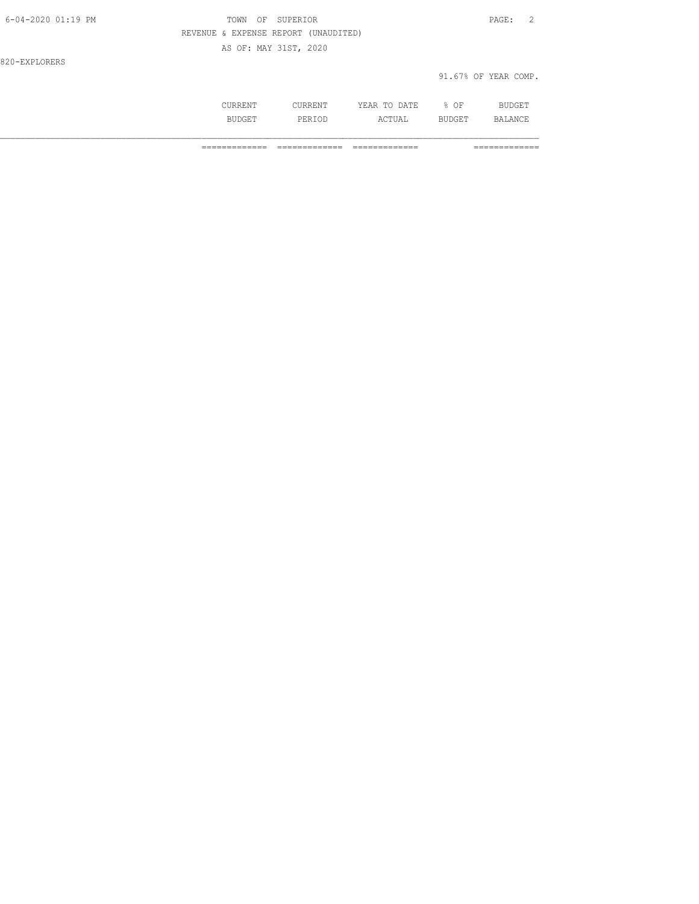820-EXPLORERS

91.67% OF YEAR COMP.

| | CURRENT BUDGET | CURRENT PERIOD | YEAR TO DATE ACTUAL | % OF BUDGET | BUDGET BALANCE |
|---|---|---|---|---|---|
| | ============= | ============= | ============= | | ============= |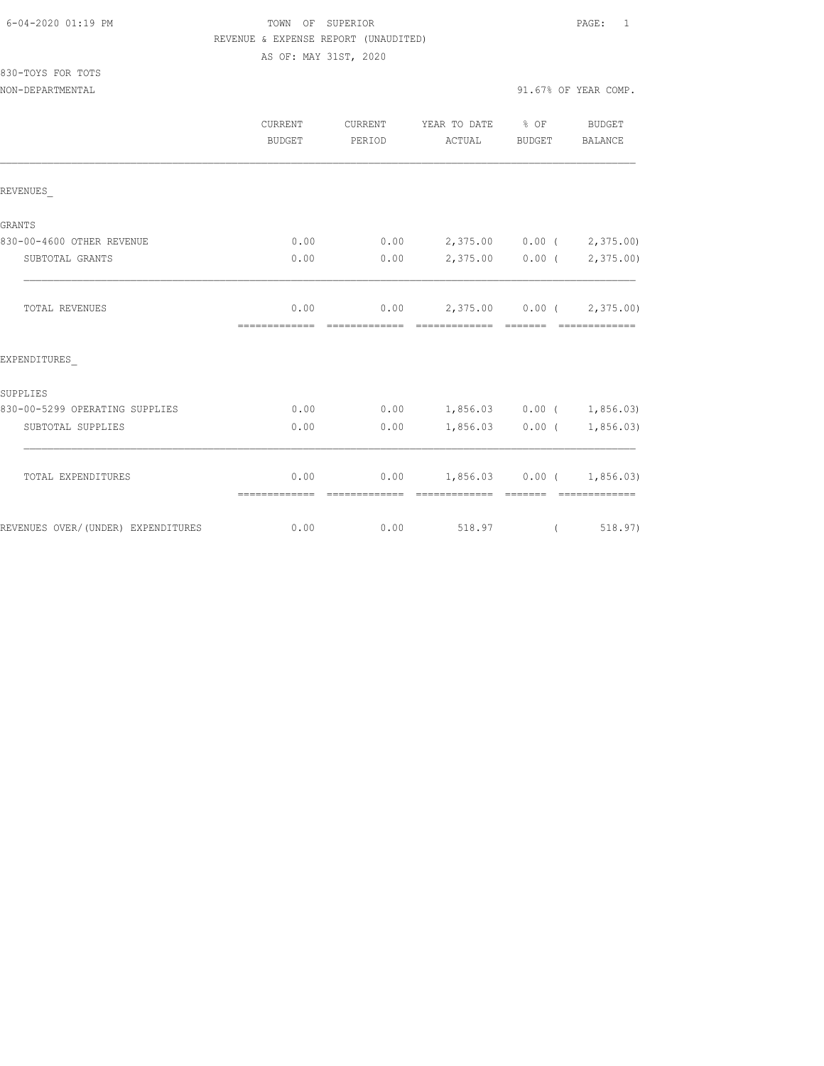6-04-2020 01:19 PM

TOWN OF SUPERIOR

REVENUE & EXPENSE REPORT (UNAUDITED)

AS OF: MAY 31ST, 2020

830-TOYS FOR TOTS

NON-DEPARTMENTAL

91.67% OF YEAR COMP.

| | CURRENT BUDGET | CURRENT PERIOD | YEAR TO DATE ACTUAL | % OF BUDGET | BUDGET BALANCE |
|---|---|---|---|---|---|
| REVENUES_ | | | | | |
| GRANTS | | | | | |
| 830-00-4600 OTHER REVENUE | 0.00 | 0.00 | 2,375.00 | 0.00 | ( 2,375.00) |
| SUBTOTAL GRANTS | 0.00 | 0.00 | 2,375.00 | 0.00 | ( 2,375.00) |
| TOTAL REVENUES | 0.00 | 0.00 | 2,375.00 | 0.00 | ( 2,375.00) |
| EXPENDITURES_ | | | | | |
| SUPPLIES | | | | | |
| 830-00-5299 OPERATING SUPPLIES | 0.00 | 0.00 | 1,856.03 | 0.00 | ( 1,856.03) |
| SUBTOTAL SUPPLIES | 0.00 | 0.00 | 1,856.03 | 0.00 | ( 1,856.03) |
| TOTAL EXPENDITURES | 0.00 | 0.00 | 1,856.03 | 0.00 | ( 1,856.03) |
| REVENUES OVER/(UNDER) EXPENDITURES | 0.00 | 0.00 | 518.97 | | ( 518.97) |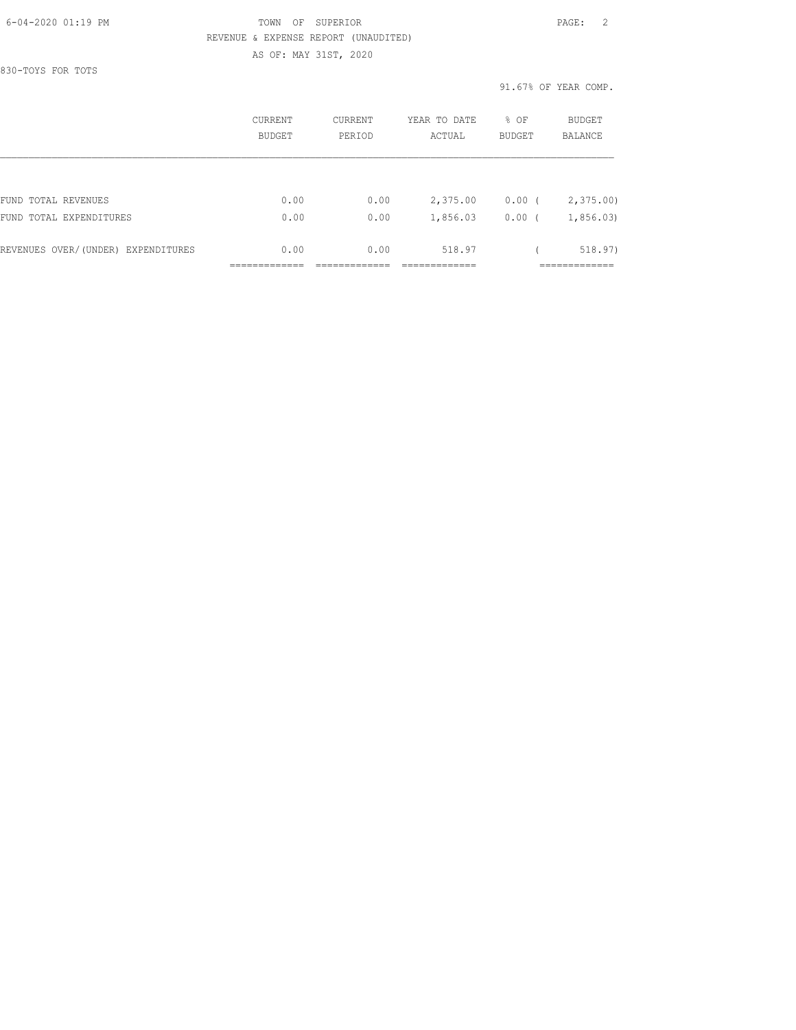TOWN OF SUPERIOR
REVENUE & EXPENSE REPORT (UNAUDITED)
AS OF: MAY 31ST, 2020

830-TOYS FOR TOTS

91.67% OF YEAR COMP.

| | CURRENT BUDGET | CURRENT PERIOD | YEAR TO DATE ACTUAL | % OF BUDGET | BUDGET BALANCE |
|---|---|---|---|---|---|
| FUND TOTAL REVENUES | 0.00 | 0.00 | 2,375.00 | 0.00 | ( 2,375.00) |
| FUND TOTAL EXPENDITURES | 0.00 | 0.00 | 1,856.03 | 0.00 | ( 1,856.03) |
| REVENUES OVER/(UNDER) EXPENDITURES | 0.00 | 0.00 | 518.97 | | ( 518.97) |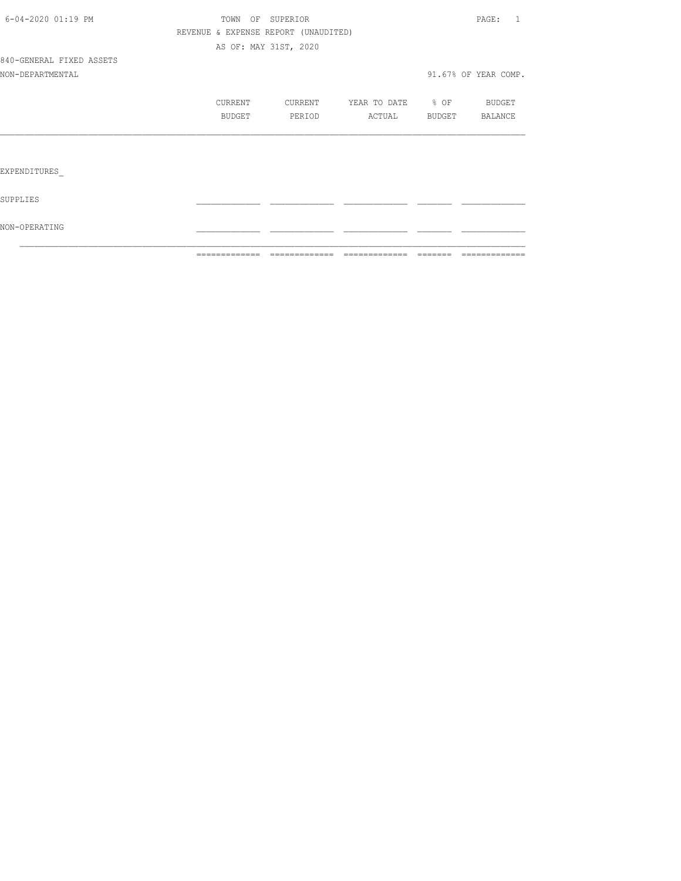6-04-2020 01:19 PM

TOWN OF SUPERIOR

REVENUE & EXPENSE REPORT (UNAUDITED)

AS OF: MAY 31ST, 2020

840-GENERAL FIXED ASSETS

NON-DEPARTMENTAL

91.67% OF YEAR COMP.

| | CURRENT BUDGET | CURRENT PERIOD | YEAR TO DATE ACTUAL | % OF BUDGET | BUDGET BALANCE |
|---|---|---|---|---|---|
| EXPENDITURES_ | | | | | |
| SUPPLIES | | | | | |
| NON-OPERATING | | | | | |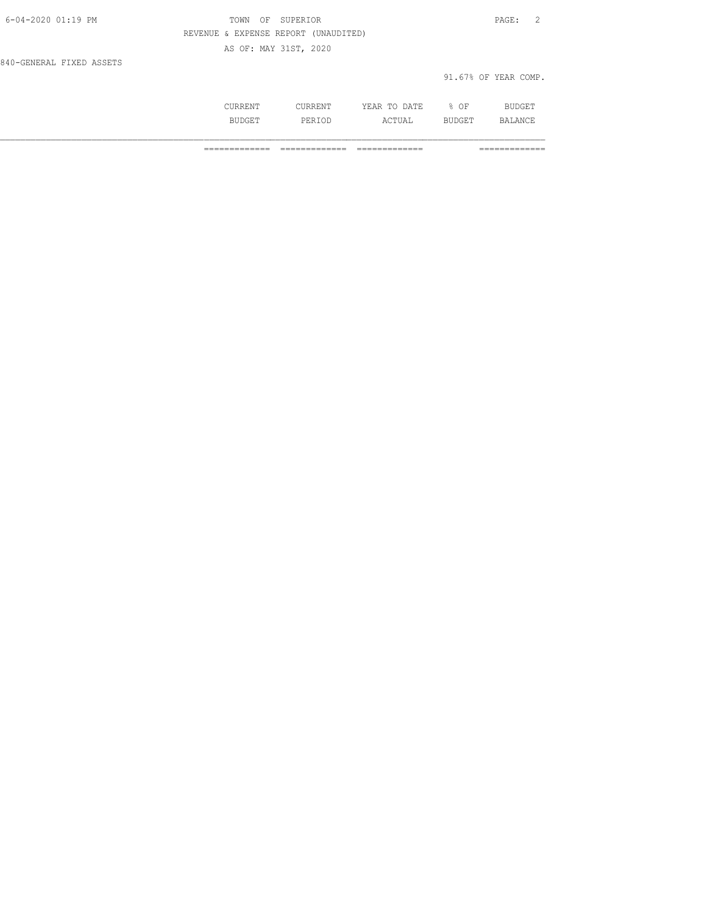REVENUE & EXPENSE REPORT (UNAUDITED)

AS OF: MAY 31ST, 2020

840-GENERAL FIXED ASSETS

91.67% OF YEAR COMP.

| | CURRENT BUDGET | CURRENT PERIOD | YEAR TO DATE ACTUAL | % OF BUDGET | BUDGET BALANCE |
|---|---|---|---|---|---|
| | ============= | ============= | ============= | | ============= |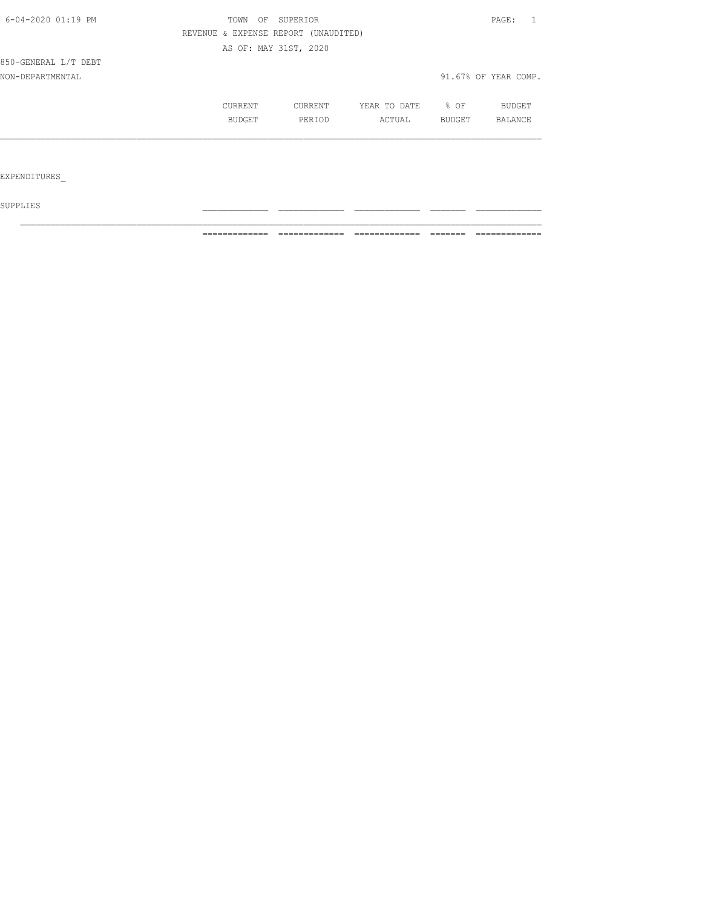TOWN OF SUPERIOR

REVENUE & EXPENSE REPORT (UNAUDITED)

AS OF: MAY 31ST, 2020

850-GENERAL L/T DEBT

NON-DEPARTMENTAL

91.67% OF YEAR COMP.

| | CURRENT BUDGET | CURRENT PERIOD | YEAR TO DATE ACTUAL | % OF BUDGET | BUDGET BALANCE |
|---|---|---|---|---|---|
| EXPENDITURES_ | | | | | |
| SUPPLIES | | | | | |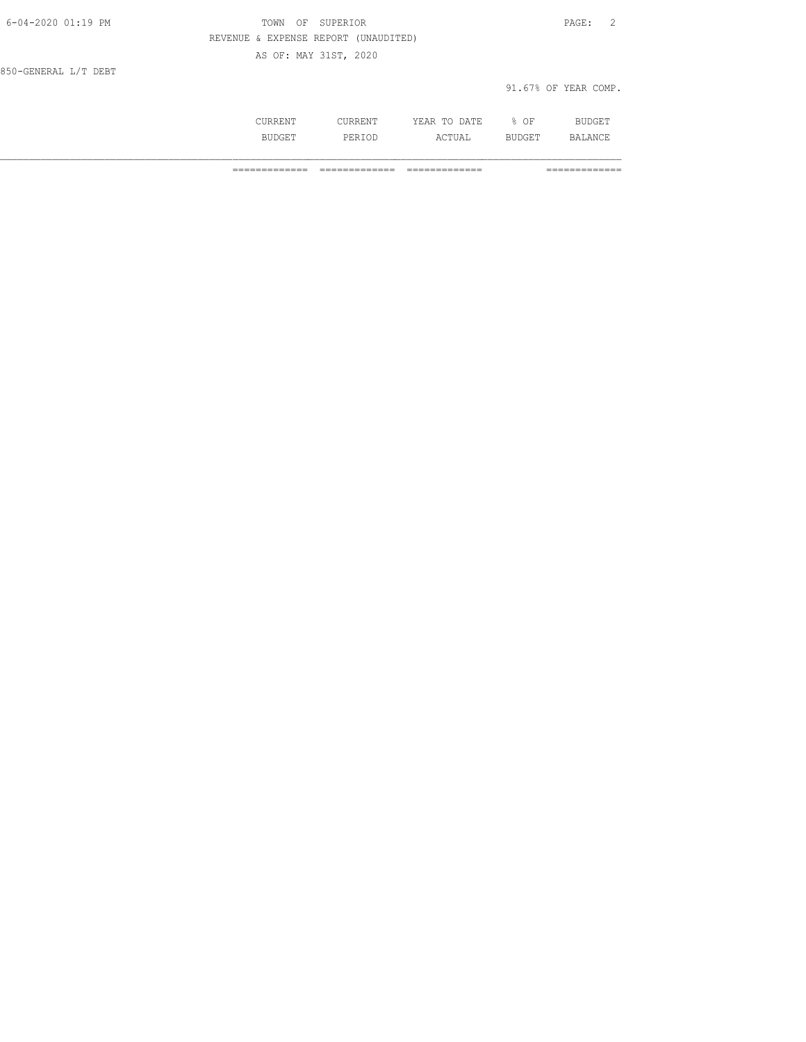6-04-2020 01:19 PM TOWN OF SUPERIOR

REVENUE & EXPENSE REPORT (UNAUDITED)

AS OF: MAY 31ST, 2020

850-GENERAL L/T DEBT

91.67% OF YEAR COMP.

| | CURRENT BUDGET | CURRENT PERIOD | YEAR TO DATE ACTUAL | % OF BUDGET | BUDGET BALANCE |
|---|---|---|---|---|---|
| | ============= | ============= | ============= | | ============= |